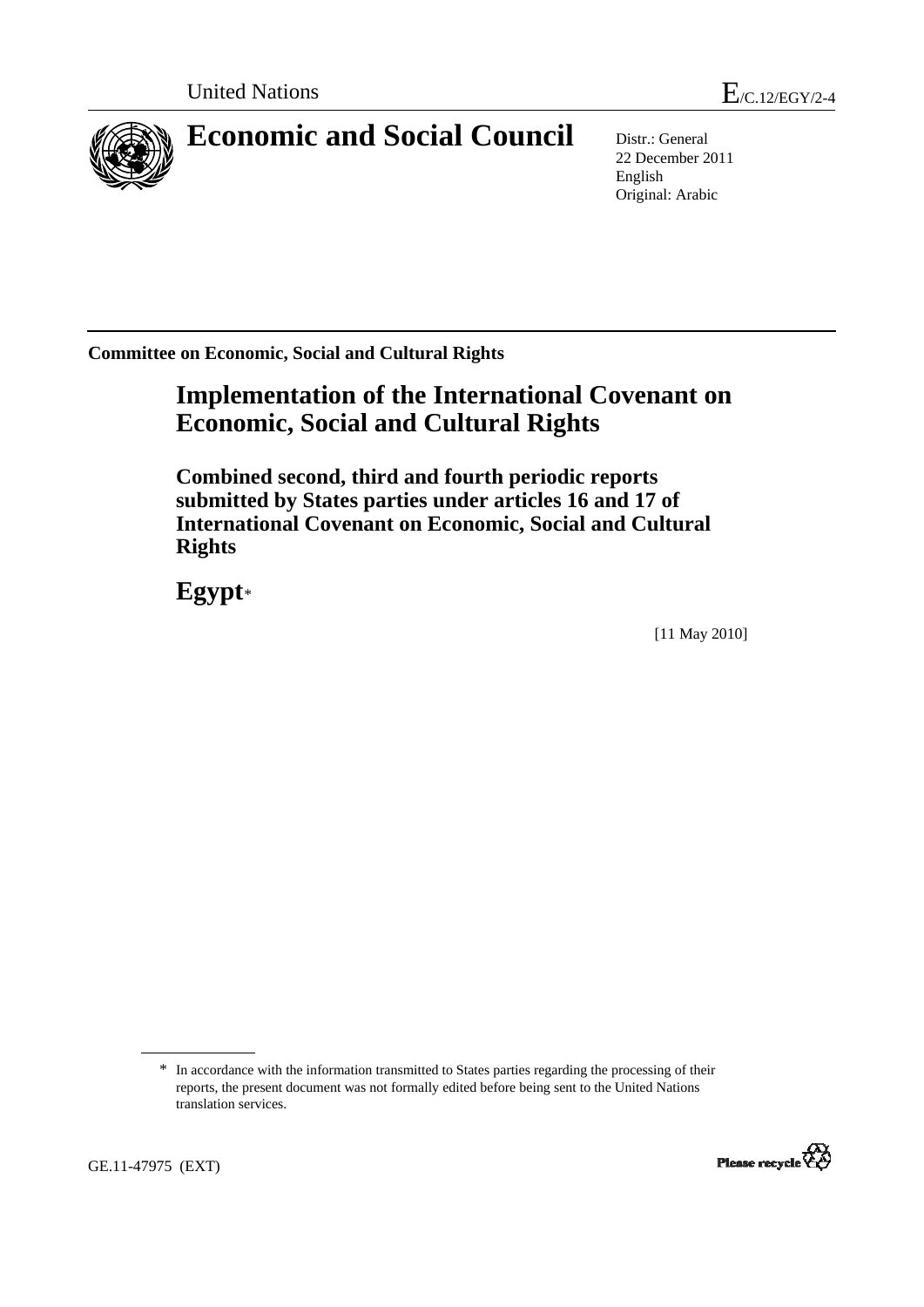United Nations

E/C.12/EGY/2-4

# Economic and Social Council

Distr.: General
22 December 2011
English
Original: Arabic

**Committee on Economic, Social and Cultural Rights**

## Implementation of the International Covenant on Economic, Social and Cultural Rights

### Combined second, third and fourth periodic reports submitted by States parties under articles 16 and 17 of International Covenant on Economic, Social and Cultural Rights

## Egypt*

[11 May 2010]

\* In accordance with the information transmitted to States parties regarding the processing of their reports, the present document was not formally edited before being sent to the United Nations translation services.

GE.11-47975 (EXT)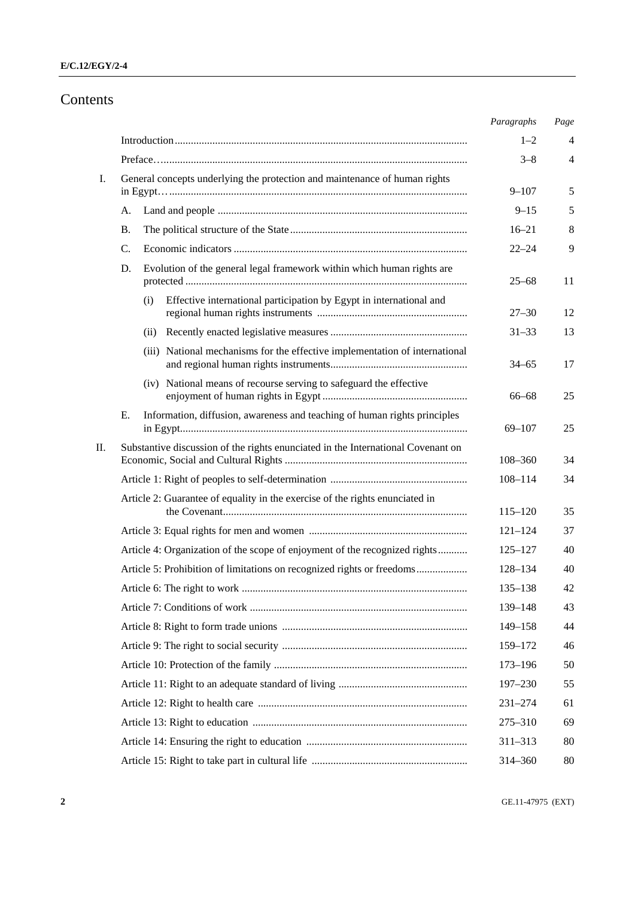# Contents

| | | Paragraphs | Page |
|---|---|---|---|
| | Introduction | 1–2 | 4 |
| | Preface | 3–8 | 4 |
| I. | General concepts underlying the protection and maintenance of human rights in Egypt | 9–107 | 5 |
| | A. Land and people | 9–15 | 5 |
| | B. The political structure of the State | 16–21 | 8 |
| | C. Economic indicators | 22–24 | 9 |
| | D. Evolution of the general legal framework within which human rights are protected | 25–68 | 11 |
| | (i) Effective international participation by Egypt in international and regional human rights instruments | 27–30 | 12 |
| | (ii) Recently enacted legislative measures | 31–33 | 13 |
| | (iii) National mechanisms for the effective implementation of international and regional human rights instruments | 34–65 | 17 |
| | (iv) National means of recourse serving to safeguard the effective enjoyment of human rights in Egypt | 66–68 | 25 |
| | E. Information, diffusion, awareness and teaching of human rights principles in Egypt | 69–107 | 25 |
| II. | Substantive discussion of the rights enunciated in the International Covenant on Economic, Social and Cultural Rights | 108–360 | 34 |
| | Article 1: Right of peoples to self-determination | 108–114 | 34 |
| | Article 2: Guarantee of equality in the exercise of the rights enunciated in the Covenant | 115–120 | 35 |
| | Article 3: Equal rights for men and women | 121–124 | 37 |
| | Article 4: Organization of the scope of enjoyment of the recognized rights | 125–127 | 40 |
| | Article 5: Prohibition of limitations on recognized rights or freedoms | 128–134 | 40 |
| | Article 6: The right to work | 135–138 | 42 |
| | Article 7: Conditions of work | 139–148 | 43 |
| | Article 8: Right to form trade unions | 149–158 | 44 |
| | Article 9: The right to social security | 159–172 | 46 |
| | Article 10: Protection of the family | 173–196 | 50 |
| | Article 11: Right to an adequate standard of living | 197–230 | 55 |
| | Article 12: Right to health care | 231–274 | 61 |
| | Article 13: Right to education | 275–310 | 69 |
| | Article 14: Ensuring the right to education | 311–313 | 80 |
| | Article 15: Right to take part in cultural life | 314–360 | 80 |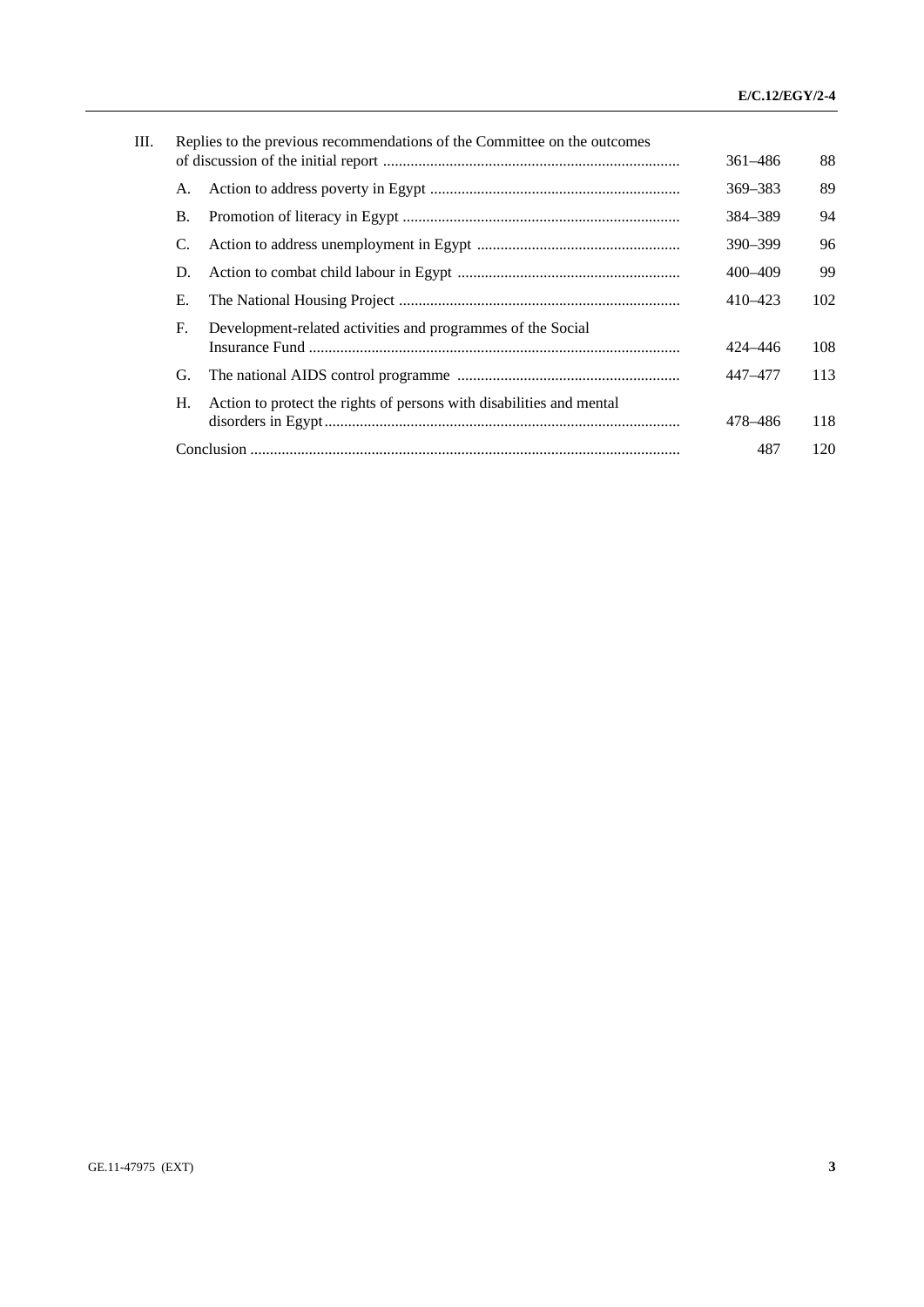| | | | Paragraphs | Page |
|---|---|---|---|---|
| III. | Replies to the previous recommendations of the Committee on the outcomes of discussion of the initial report | | 361–486 | 88 |
| | A. | Action to address poverty in Egypt | 369–383 | 89 |
| | B. | Promotion of literacy in Egypt | 384–389 | 94 |
| | C. | Action to address unemployment in Egypt | 390–399 | 96 |
| | D. | Action to combat child labour in Egypt | 400–409 | 99 |
| | E. | The National Housing Project | 410–423 | 102 |
| | F. | Development-related activities and programmes of the Social Insurance Fund | 424–446 | 108 |
| | G. | The national AIDS control programme | 447–477 | 113 |
| | H. | Action to protect the rights of persons with disabilities and mental disorders in Egypt | 478–486 | 118 |
| | Conclusion | | 487 | 120 |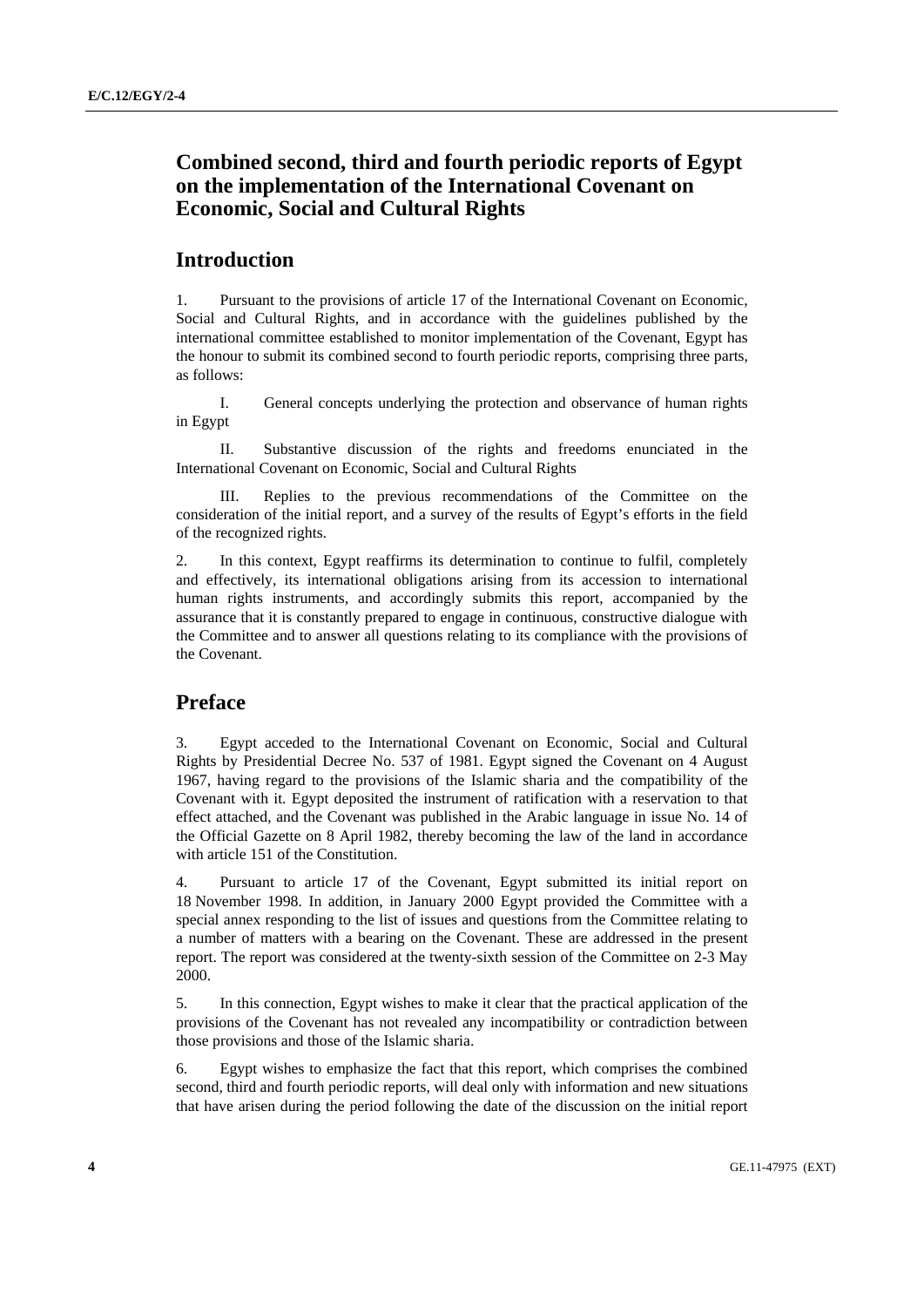# Combined second, third and fourth periodic reports of Egypt on the implementation of the International Covenant on Economic, Social and Cultural Rights

## Introduction

1. Pursuant to the provisions of article 17 of the International Covenant on Economic, Social and Cultural Rights, and in accordance with the guidelines published by the international committee established to monitor implementation of the Covenant, Egypt has the honour to submit its combined second to fourth periodic reports, comprising three parts, as follows:

I. General concepts underlying the protection and observance of human rights in Egypt

II. Substantive discussion of the rights and freedoms enunciated in the International Covenant on Economic, Social and Cultural Rights

III. Replies to the previous recommendations of the Committee on the consideration of the initial report, and a survey of the results of Egypt's efforts in the field of the recognized rights.

2. In this context, Egypt reaffirms its determination to continue to fulfil, completely and effectively, its international obligations arising from its accession to international human rights instruments, and accordingly submits this report, accompanied by the assurance that it is constantly prepared to engage in continuous, constructive dialogue with the Committee and to answer all questions relating to its compliance with the provisions of the Covenant.

## Preface

3. Egypt acceded to the International Covenant on Economic, Social and Cultural Rights by Presidential Decree No. 537 of 1981. Egypt signed the Covenant on 4 August 1967, having regard to the provisions of the Islamic sharia and the compatibility of the Covenant with it. Egypt deposited the instrument of ratification with a reservation to that effect attached, and the Covenant was published in the Arabic language in issue No. 14 of the Official Gazette on 8 April 1982, thereby becoming the law of the land in accordance with article 151 of the Constitution.

4. Pursuant to article 17 of the Covenant, Egypt submitted its initial report on 18 November 1998. In addition, in January 2000 Egypt provided the Committee with a special annex responding to the list of issues and questions from the Committee relating to a number of matters with a bearing on the Covenant. These are addressed in the present report. The report was considered at the twenty-sixth session of the Committee on 2-3 May 2000.

5. In this connection, Egypt wishes to make it clear that the practical application of the provisions of the Covenant has not revealed any incompatibility or contradiction between those provisions and those of the Islamic sharia.

6. Egypt wishes to emphasize the fact that this report, which comprises the combined second, third and fourth periodic reports, will deal only with information and new situations that have arisen during the period following the date of the discussion on the initial report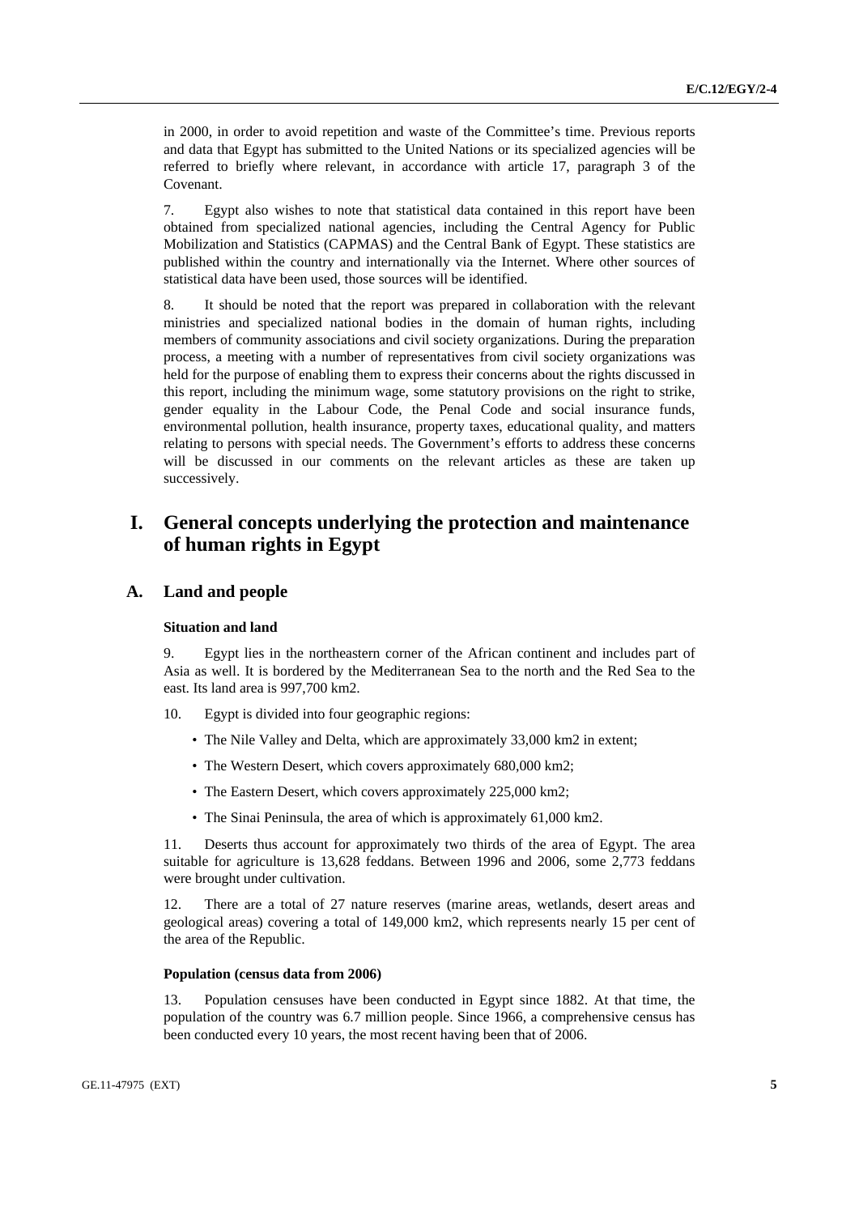in 2000, in order to avoid repetition and waste of the Committee's time. Previous reports and data that Egypt has submitted to the United Nations or its specialized agencies will be referred to briefly where relevant, in accordance with article 17, paragraph 3 of the Covenant.

7. Egypt also wishes to note that statistical data contained in this report have been obtained from specialized national agencies, including the Central Agency for Public Mobilization and Statistics (CAPMAS) and the Central Bank of Egypt. These statistics are published within the country and internationally via the Internet. Where other sources of statistical data have been used, those sources will be identified.

8. It should be noted that the report was prepared in collaboration with the relevant ministries and specialized national bodies in the domain of human rights, including members of community associations and civil society organizations. During the preparation process, a meeting with a number of representatives from civil society organizations was held for the purpose of enabling them to express their concerns about the rights discussed in this report, including the minimum wage, some statutory provisions on the right to strike, gender equality in the Labour Code, the Penal Code and social insurance funds, environmental pollution, health insurance, property taxes, educational quality, and matters relating to persons with special needs. The Government's efforts to address these concerns will be discussed in our comments on the relevant articles as these are taken up successively.

# I. General concepts underlying the protection and maintenance of human rights in Egypt

## A. Land and people

### Situation and land

9. Egypt lies in the northeastern corner of the African continent and includes part of Asia as well. It is bordered by the Mediterranean Sea to the north and the Red Sea to the east. Its land area is 997,700 km2.

10. Egypt is divided into four geographic regions:

- The Nile Valley and Delta, which are approximately 33,000 km2 in extent;
- The Western Desert, which covers approximately 680,000 km2;
- The Eastern Desert, which covers approximately 225,000 km2;
- The Sinai Peninsula, the area of which is approximately 61,000 km2.

11. Deserts thus account for approximately two thirds of the area of Egypt. The area suitable for agriculture is 13,628 feddans. Between 1996 and 2006, some 2,773 feddans were brought under cultivation.

12. There are a total of 27 nature reserves (marine areas, wetlands, desert areas and geological areas) covering a total of 149,000 km2, which represents nearly 15 per cent of the area of the Republic.

### Population (census data from 2006)

13. Population censuses have been conducted in Egypt since 1882. At that time, the population of the country was 6.7 million people. Since 1966, a comprehensive census has been conducted every 10 years, the most recent having been that of 2006.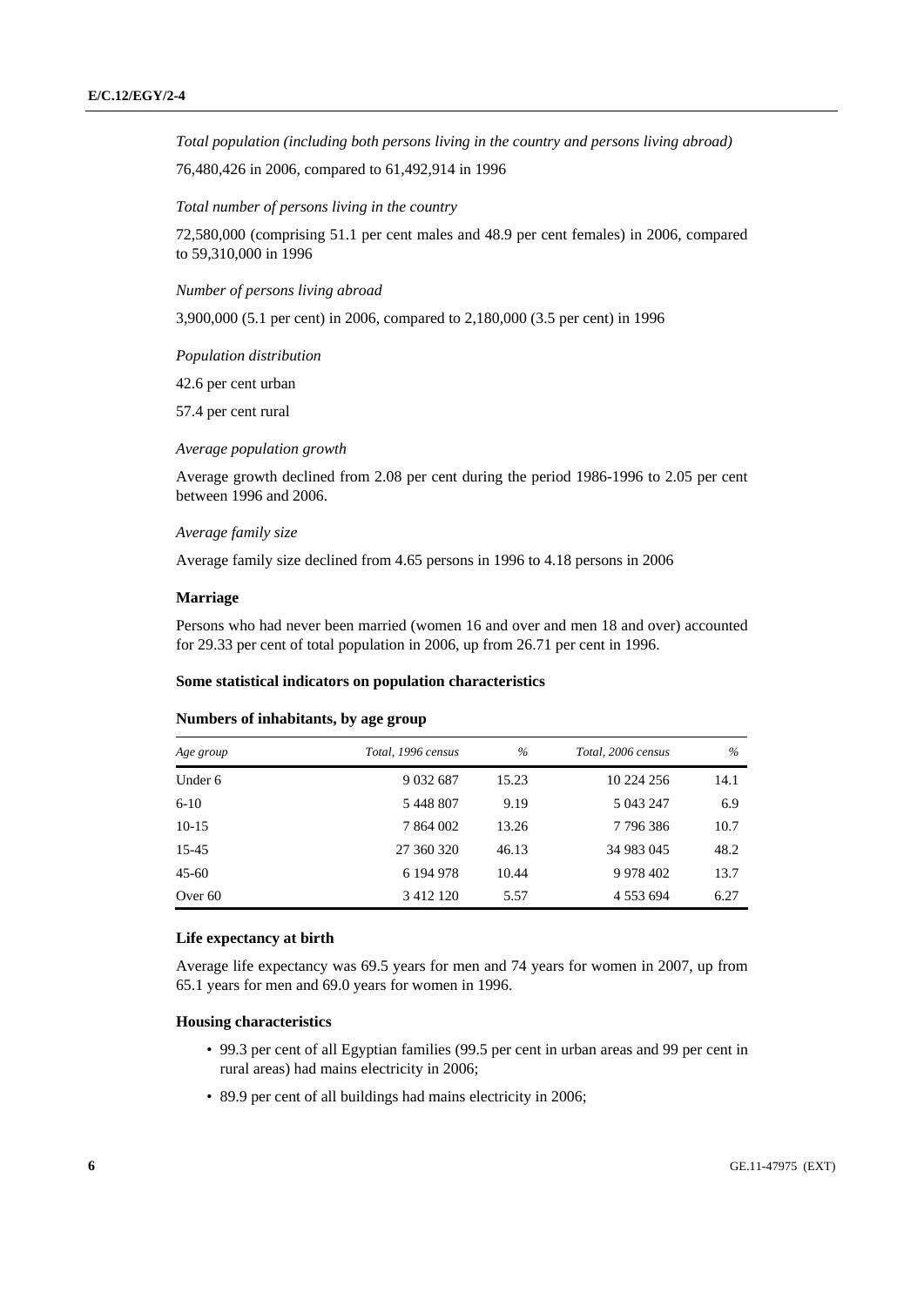*Total population (including both persons living in the country and persons living abroad)*

76,480,426 in 2006, compared to 61,492,914 in 1996

*Total number of persons living in the country*

72,580,000 (comprising 51.1 per cent males and 48.9 per cent females) in 2006, compared to 59,310,000 in 1996

*Number of persons living abroad*

3,900,000 (5.1 per cent) in 2006, compared to 2,180,000 (3.5 per cent) in 1996

*Population distribution*

42.6 per cent urban

57.4 per cent rural

*Average population growth*

Average growth declined from 2.08 per cent during the period 1986-1996 to 2.05 per cent between 1996 and 2006.

*Average family size*

Average family size declined from 4.65 persons in 1996 to 4.18 persons in 2006

**Marriage**

Persons who had never been married (women 16 and over and men 18 and over) accounted for 29.33 per cent of total population in 2006, up from 26.71 per cent in 1996.

**Some statistical indicators on population characteristics**

**Numbers of inhabitants, by age group**

| *Age group* | *Total, 1996 census* | *%* | *Total, 2006 census* | *%* |
|---|---|---|---|---|
| Under 6 | 9 032 687 | 15.23 | 10 224 256 | 14.1 |
| 6-10 | 5 448 807 | 9.19 | 5 043 247 | 6.9 |
| 10-15 | 7 864 002 | 13.26 | 7 796 386 | 10.7 |
| 15-45 | 27 360 320 | 46.13 | 34 983 045 | 48.2 |
| 45-60 | 6 194 978 | 10.44 | 9 978 402 | 13.7 |
| Over 60 | 3 412 120 | 5.57 | 4 553 694 | 6.27 |

**Life expectancy at birth**

Average life expectancy was 69.5 years for men and 74 years for women in 2007, up from 65.1 years for men and 69.0 years for women in 1996.

**Housing characteristics**

- 99.3 per cent of all Egyptian families (99.5 per cent in urban areas and 99 per cent in rural areas) had mains electricity in 2006;
- 89.9 per cent of all buildings had mains electricity in 2006;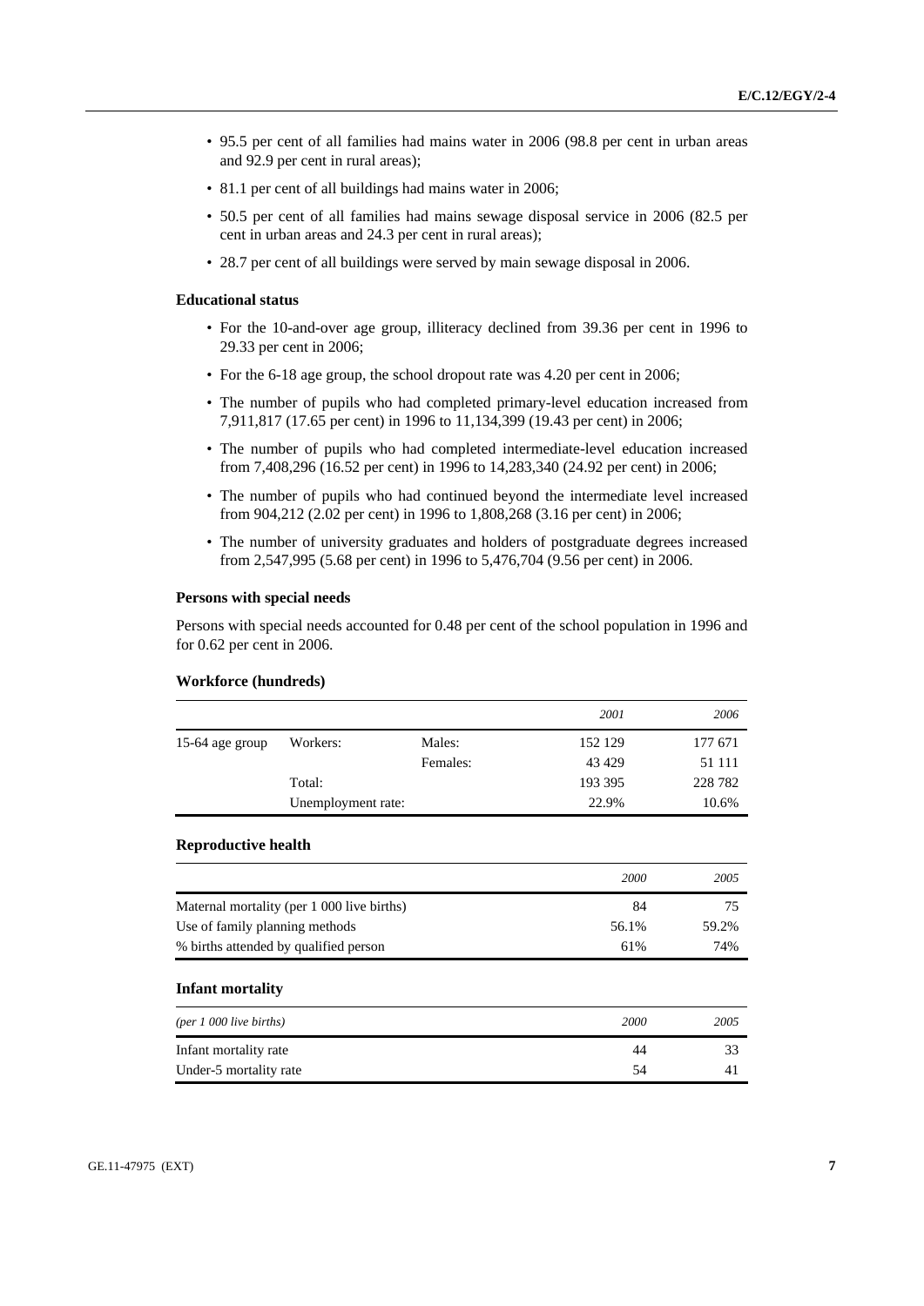- 95.5 per cent of all families had mains water in 2006 (98.8 per cent in urban areas and 92.9 per cent in rural areas);
- 81.1 per cent of all buildings had mains water in 2006;
- 50.5 per cent of all families had mains sewage disposal service in 2006 (82.5 per cent in urban areas and 24.3 per cent in rural areas);
- 28.7 per cent of all buildings were served by main sewage disposal in 2006.

### Educational status

- For the 10-and-over age group, illiteracy declined from 39.36 per cent in 1996 to 29.33 per cent in 2006;
- For the 6-18 age group, the school dropout rate was 4.20 per cent in 2006;
- The number of pupils who had completed primary-level education increased from 7,911,817 (17.65 per cent) in 1996 to 11,134,399 (19.43 per cent) in 2006;
- The number of pupils who had completed intermediate-level education increased from 7,408,296 (16.52 per cent) in 1996 to 14,283,340 (24.92 per cent) in 2006;
- The number of pupils who had continued beyond the intermediate level increased from 904,212 (2.02 per cent) in 1996 to 1,808,268 (3.16 per cent) in 2006;
- The number of university graduates and holders of postgraduate degrees increased from 2,547,995 (5.68 per cent) in 1996 to 5,476,704 (9.56 per cent) in 2006.

### Persons with special needs

Persons with special needs accounted for 0.48 per cent of the school population in 1996 and for 0.62 per cent in 2006.

### Workforce (hundreds)

| | | | *2001* | *2006* |
|---|---|---|---|---|
| 15-64 age group | Workers: | Males: | 152 129 | 177 671 |
| | | Females: | 43 429 | 51 111 |
| | Total: | | 193 395 | 228 782 |
| | Unemployment rate: | | 22.9% | 10.6% |

### Reproductive health

| | *2000* | *2005* |
|---|---|---|
| Maternal mortality (per 1 000 live births) | 84 | 75 |
| Use of family planning methods | 56.1% | 59.2% |
| % births attended by qualified person | 61% | 74% |

### Infant mortality

| *(per 1 000 live births)* | *2000* | *2005* |
|---|---|---|
| Infant mortality rate | 44 | 33 |
| Under-5 mortality rate | 54 | 41 |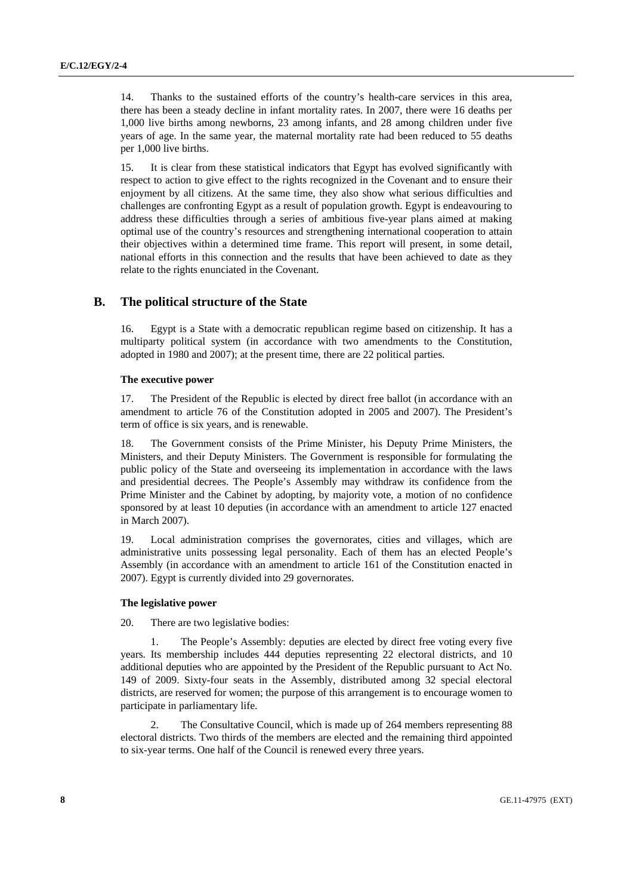14. Thanks to the sustained efforts of the country's health-care services in this area, there has been a steady decline in infant mortality rates. In 2007, there were 16 deaths per 1,000 live births among newborns, 23 among infants, and 28 among children under five years of age. In the same year, the maternal mortality rate had been reduced to 55 deaths per 1,000 live births.

15. It is clear from these statistical indicators that Egypt has evolved significantly with respect to action to give effect to the rights recognized in the Covenant and to ensure their enjoyment by all citizens. At the same time, they also show what serious difficulties and challenges are confronting Egypt as a result of population growth. Egypt is endeavouring to address these difficulties through a series of ambitious five-year plans aimed at making optimal use of the country's resources and strengthening international cooperation to attain their objectives within a determined time frame. This report will present, in some detail, national efforts in this connection and the results that have been achieved to date as they relate to the rights enunciated in the Covenant.

## B. The political structure of the State

16. Egypt is a State with a democratic republican regime based on citizenship. It has a multiparty political system (in accordance with two amendments to the Constitution, adopted in 1980 and 2007); at the present time, there are 22 political parties.

#### The executive power

17. The President of the Republic is elected by direct free ballot (in accordance with an amendment to article 76 of the Constitution adopted in 2005 and 2007). The President's term of office is six years, and is renewable.

18. The Government consists of the Prime Minister, his Deputy Prime Ministers, the Ministers, and their Deputy Ministers. The Government is responsible for formulating the public policy of the State and overseeing its implementation in accordance with the laws and presidential decrees. The People's Assembly may withdraw its confidence from the Prime Minister and the Cabinet by adopting, by majority vote, a motion of no confidence sponsored by at least 10 deputies (in accordance with an amendment to article 127 enacted in March 2007).

19. Local administration comprises the governorates, cities and villages, which are administrative units possessing legal personality. Each of them has an elected People's Assembly (in accordance with an amendment to article 161 of the Constitution enacted in 2007). Egypt is currently divided into 29 governorates.

#### The legislative power

20. There are two legislative bodies:

1. The People's Assembly: deputies are elected by direct free voting every five years. Its membership includes 444 deputies representing 22 electoral districts, and 10 additional deputies who are appointed by the President of the Republic pursuant to Act No. 149 of 2009. Sixty-four seats in the Assembly, distributed among 32 special electoral districts, are reserved for women; the purpose of this arrangement is to encourage women to participate in parliamentary life.

2. The Consultative Council, which is made up of 264 members representing 88 electoral districts. Two thirds of the members are elected and the remaining third appointed to six-year terms. One half of the Council is renewed every three years.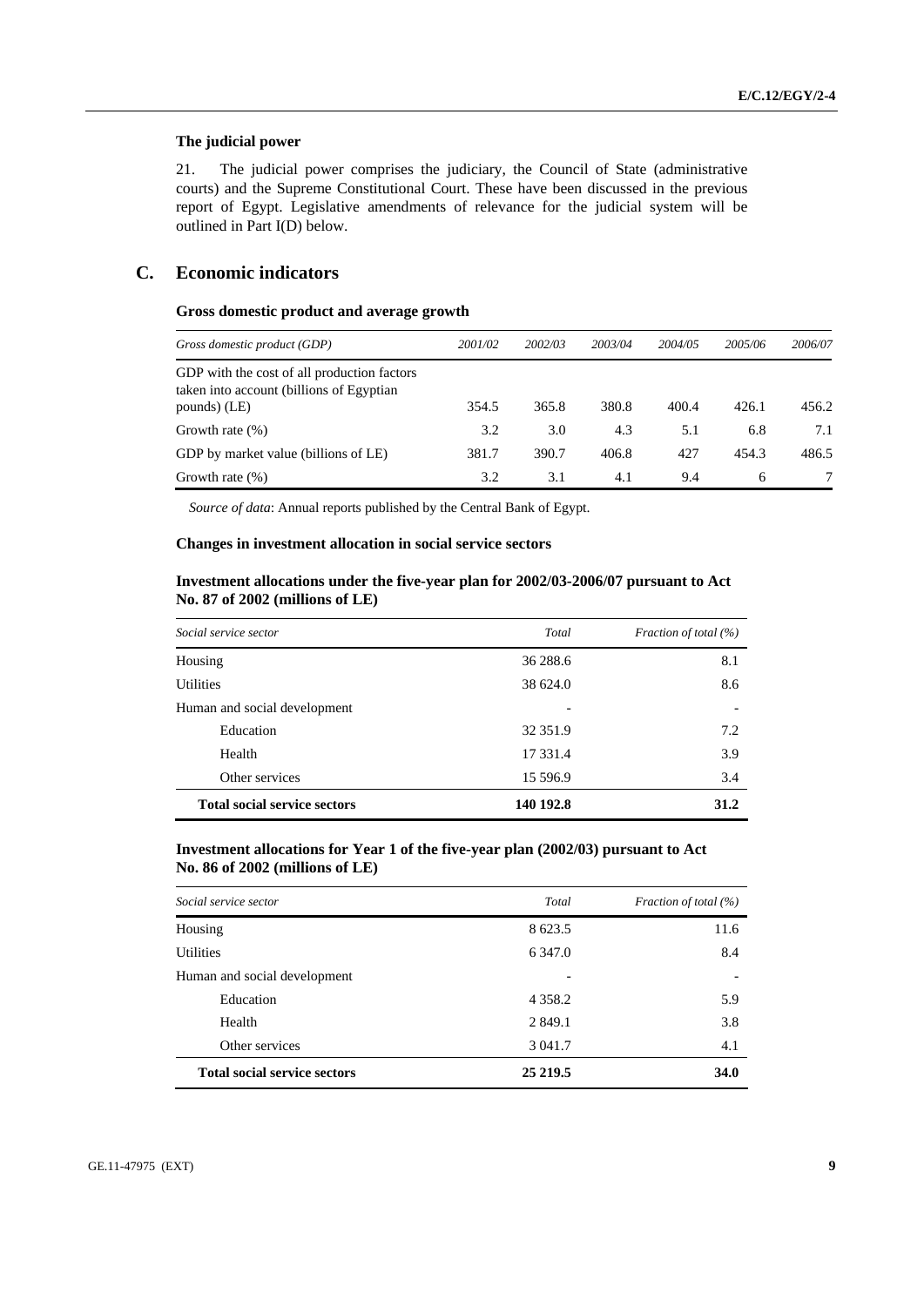### The judicial power

21. The judicial power comprises the judiciary, the Council of State (administrative courts) and the Supreme Constitutional Court. These have been discussed in the previous report of Egypt. Legislative amendments of relevance for the judicial system will be outlined in Part I(D) below.

## C. Economic indicators

### Gross domestic product and average growth

| *Gross domestic product (GDP)* | *2001/02* | *2002/03* | *2003/04* | *2004/05* | *2005/06* | *2006/07* |
|---|---|---|---|---|---|---|
| GDP with the cost of all production factors taken into account (billions of Egyptian pounds) (LE) | 354.5 | 365.8 | 380.8 | 400.4 | 426.1 | 456.2 |
| Growth rate (%) | 3.2 | 3.0 | 4.3 | 5.1 | 6.8 | 7.1 |
| GDP by market value (billions of LE) | 381.7 | 390.7 | 406.8 | 427 | 454.3 | 486.5 |
| Growth rate (%) | 3.2 | 3.1 | 4.1 | 9.4 | 6 | 7 |

*Source of data*: Annual reports published by the Central Bank of Egypt.

### Changes in investment allocation in social service sectors

### Investment allocations under the five-year plan for 2002/03-2006/07 pursuant to Act No. 87 of 2002 (millions of LE)

| *Social service sector* | *Total* | *Fraction of total (%)* |
|---|---|---|
| Housing | 36 288.6 | 8.1 |
| Utilities | 38 624.0 | 8.6 |
| Human and social development | - | - |
| Education | 32 351.9 | 7.2 |
| Health | 17 331.4 | 3.9 |
| Other services | 15 596.9 | 3.4 |
| **Total social service sectors** | **140 192.8** | **31.2** |

### Investment allocations for Year 1 of the five-year plan (2002/03) pursuant to Act No. 86 of 2002 (millions of LE)

| *Social service sector* | *Total* | *Fraction of total (%)* |
|---|---|---|
| Housing | 8 623.5 | 11.6 |
| Utilities | 6 347.0 | 8.4 |
| Human and social development | - | - |
| Education | 4 358.2 | 5.9 |
| Health | 2 849.1 | 3.8 |
| Other services | 3 041.7 | 4.1 |
| **Total social service sectors** | **25 219.5** | **34.0** |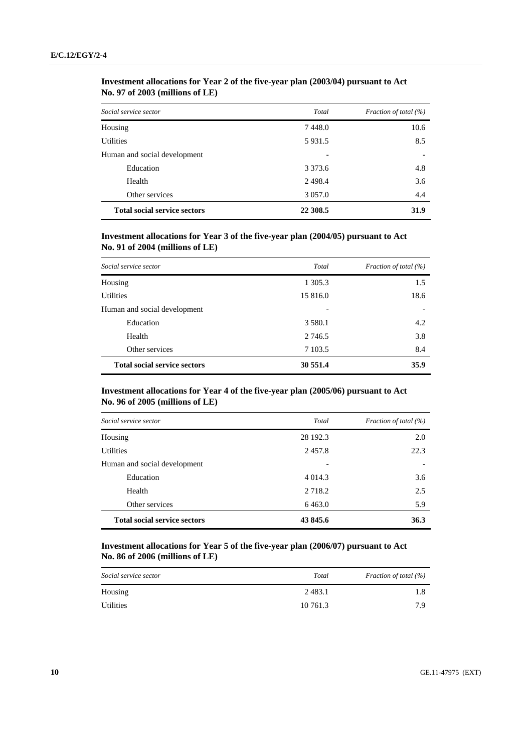**Investment allocations for Year 2 of the five-year plan (2003/04) pursuant to Act No. 97 of 2003 (millions of LE)**

| *Social service sector* | *Total* | *Fraction of total (%)* |
|---|---|---|
| Housing | 7 448.0 | 10.6 |
| Utilities | 5 931.5 | 8.5 |
| Human and social development | - | - |
| Education | 3 373.6 | 4.8 |
| Health | 2 498.4 | 3.6 |
| Other services | 3 057.0 | 4.4 |
| **Total social service sectors** | **22 308.5** | **31.9** |

**Investment allocations for Year 3 of the five-year plan (2004/05) pursuant to Act No. 91 of 2004 (millions of LE)**

| *Social service sector* | *Total* | *Fraction of total (%)* |
|---|---|---|
| Housing | 1 305.3 | 1.5 |
| Utilities | 15 816.0 | 18.6 |
| Human and social development | - | - |
| Education | 3 580.1 | 4.2 |
| Health | 2 746.5 | 3.8 |
| Other services | 7 103.5 | 8.4 |
| **Total social service sectors** | **30 551.4** | **35.9** |

**Investment allocations for Year 4 of the five-year plan (2005/06) pursuant to Act No. 96 of 2005 (millions of LE)**

| *Social service sector* | *Total* | *Fraction of total (%)* |
|---|---|---|
| Housing | 28 192.3 | 2.0 |
| Utilities | 2 457.8 | 22.3 |
| Human and social development | - | - |
| Education | 4 014.3 | 3.6 |
| Health | 2 718.2 | 2.5 |
| Other services | 6 463.0 | 5.9 |
| **Total social service sectors** | **43 845.6** | **36.3** |

**Investment allocations for Year 5 of the five-year plan (2006/07) pursuant to Act No. 86 of 2006 (millions of LE)**

| *Social service sector* | *Total* | *Fraction of total (%)* |
|---|---|---|
| Housing | 2 483.1 | 1.8 |
| Utilities | 10 761.3 | 7.9 |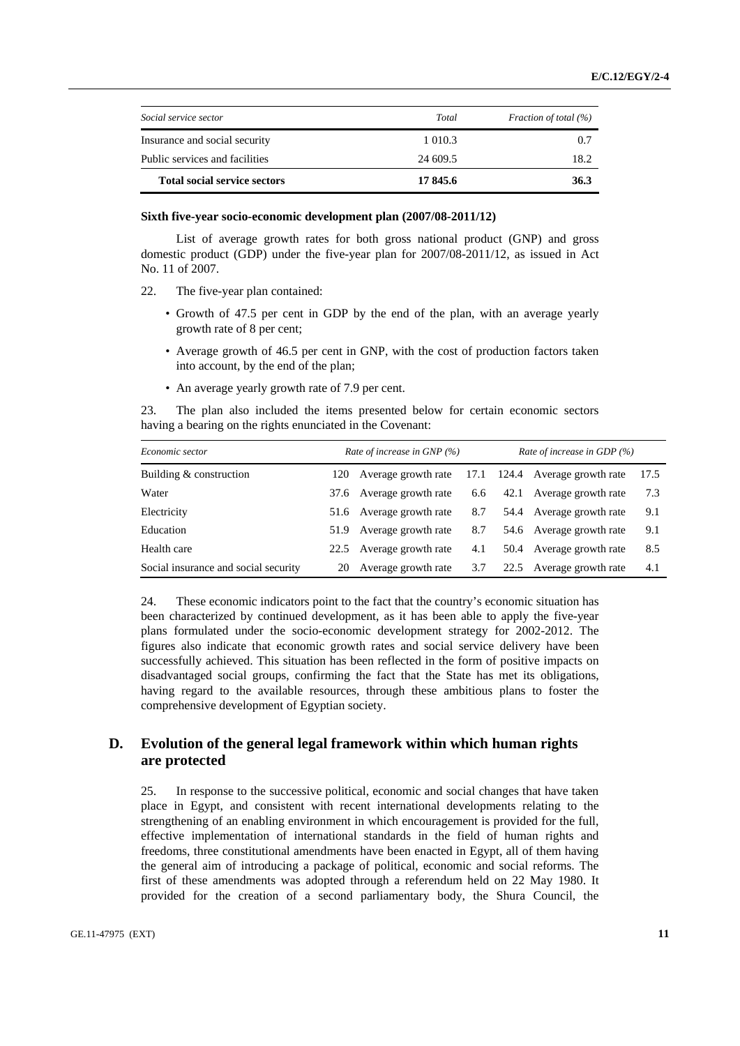| *Social service sector* | *Total* | *Fraction of total (%)* |
|---|---|---|
| Insurance and social security | 1 010.3 | 0.7 |
| Public services and facilities | 24 609.5 | 18.2 |
| **Total social service sectors** | **17 845.6** | **36.3** |

**Sixth five-year socio-economic development plan (2007/08-2011/12)**

List of average growth rates for both gross national product (GNP) and gross domestic product (GDP) under the five-year plan for 2007/08-2011/12, as issued in Act No. 11 of 2007.

22. The five-year plan contained:

- Growth of 47.5 per cent in GDP by the end of the plan, with an average yearly growth rate of 8 per cent;
- Average growth of 46.5 per cent in GNP, with the cost of production factors taken into account, by the end of the plan;
- An average yearly growth rate of 7.9 per cent.

23. The plan also included the items presented below for certain economic sectors having a bearing on the rights enunciated in the Covenant:

| *Economic sector* | *Rate of increase in GNP (%)* | | | *Rate of increase in GDP (%)* | | |
|---|---|---|---|---|---|---|
| Building & construction | 120 | Average growth rate | 17.1 | 124.4 | Average growth rate | 17.5 |
| Water | 37.6 | Average growth rate | 6.6 | 42.1 | Average growth rate | 7.3 |
| Electricity | 51.6 | Average growth rate | 8.7 | 54.4 | Average growth rate | 9.1 |
| Education | 51.9 | Average growth rate | 8.7 | 54.6 | Average growth rate | 9.1 |
| Health care | 22.5 | Average growth rate | 4.1 | 50.4 | Average growth rate | 8.5 |
| Social insurance and social security | 20 | Average growth rate | 3.7 | 22.5 | Average growth rate | 4.1 |

24. These economic indicators point to the fact that the country's economic situation has been characterized by continued development, as it has been able to apply the five-year plans formulated under the socio-economic development strategy for 2002-2012. The figures also indicate that economic growth rates and social service delivery have been successfully achieved. This situation has been reflected in the form of positive impacts on disadvantaged social groups, confirming the fact that the State has met its obligations, having regard to the available resources, through these ambitious plans to foster the comprehensive development of Egyptian society.

## D. Evolution of the general legal framework within which human rights are protected

25. In response to the successive political, economic and social changes that have taken place in Egypt, and consistent with recent international developments relating to the strengthening of an enabling environment in which encouragement is provided for the full, effective implementation of international standards in the field of human rights and freedoms, three constitutional amendments have been enacted in Egypt, all of them having the general aim of introducing a package of political, economic and social reforms. The first of these amendments was adopted through a referendum held on 22 May 1980. It provided for the creation of a second parliamentary body, the Shura Council, the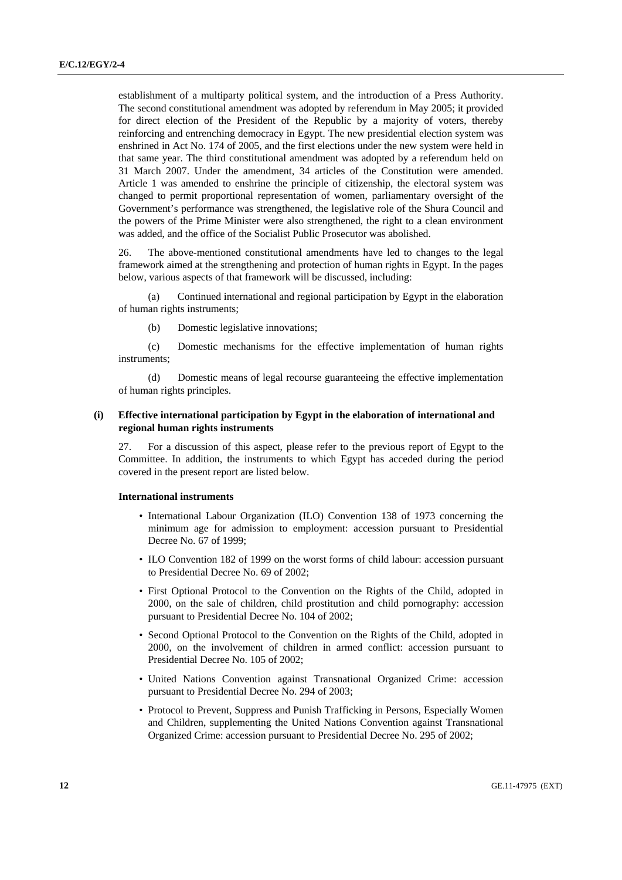establishment of a multiparty political system, and the introduction of a Press Authority. The second constitutional amendment was adopted by referendum in May 2005; it provided for direct election of the President of the Republic by a majority of voters, thereby reinforcing and entrenching democracy in Egypt. The new presidential election system was enshrined in Act No. 174 of 2005, and the first elections under the new system were held in that same year. The third constitutional amendment was adopted by a referendum held on 31 March 2007. Under the amendment, 34 articles of the Constitution were amended. Article 1 was amended to enshrine the principle of citizenship, the electoral system was changed to permit proportional representation of women, parliamentary oversight of the Government's performance was strengthened, the legislative role of the Shura Council and the powers of the Prime Minister were also strengthened, the right to a clean environment was added, and the office of the Socialist Public Prosecutor was abolished.

26. The above-mentioned constitutional amendments have led to changes to the legal framework aimed at the strengthening and protection of human rights in Egypt. In the pages below, various aspects of that framework will be discussed, including:

(a) Continued international and regional participation by Egypt in the elaboration of human rights instruments;

(b) Domestic legislative innovations;

(c) Domestic mechanisms for the effective implementation of human rights instruments;

(d) Domestic means of legal recourse guaranteeing the effective implementation of human rights principles.

### (i) Effective international participation by Egypt in the elaboration of international and regional human rights instruments

27. For a discussion of this aspect, please refer to the previous report of Egypt to the Committee. In addition, the instruments to which Egypt has acceded during the period covered in the present report are listed below.

#### International instruments

- International Labour Organization (ILO) Convention 138 of 1973 concerning the minimum age for admission to employment: accession pursuant to Presidential Decree No. 67 of 1999;
- ILO Convention 182 of 1999 on the worst forms of child labour: accession pursuant to Presidential Decree No. 69 of 2002;
- First Optional Protocol to the Convention on the Rights of the Child, adopted in 2000, on the sale of children, child prostitution and child pornography: accession pursuant to Presidential Decree No. 104 of 2002;
- Second Optional Protocol to the Convention on the Rights of the Child, adopted in 2000, on the involvement of children in armed conflict: accession pursuant to Presidential Decree No. 105 of 2002;
- United Nations Convention against Transnational Organized Crime: accession pursuant to Presidential Decree No. 294 of 2003;
- Protocol to Prevent, Suppress and Punish Trafficking in Persons, Especially Women and Children, supplementing the United Nations Convention against Transnational Organized Crime: accession pursuant to Presidential Decree No. 295 of 2002;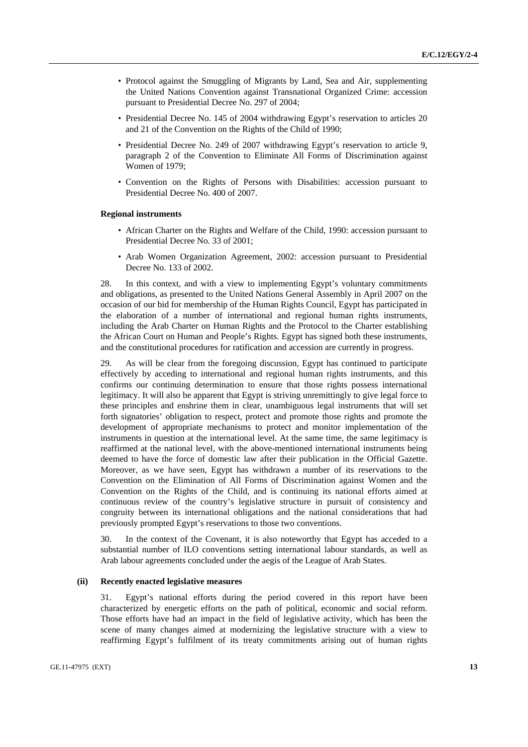- Protocol against the Smuggling of Migrants by Land, Sea and Air, supplementing the United Nations Convention against Transnational Organized Crime: accession pursuant to Presidential Decree No. 297 of 2004;
- Presidential Decree No. 145 of 2004 withdrawing Egypt's reservation to articles 20 and 21 of the Convention on the Rights of the Child of 1990;
- Presidential Decree No. 249 of 2007 withdrawing Egypt's reservation to article 9, paragraph 2 of the Convention to Eliminate All Forms of Discrimination against Women of 1979;
- Convention on the Rights of Persons with Disabilities: accession pursuant to Presidential Decree No. 400 of 2007.

**Regional instruments**

- African Charter on the Rights and Welfare of the Child, 1990: accession pursuant to Presidential Decree No. 33 of 2001;
- Arab Women Organization Agreement, 2002: accession pursuant to Presidential Decree No. 133 of 2002.

28. In this context, and with a view to implementing Egypt's voluntary commitments and obligations, as presented to the United Nations General Assembly in April 2007 on the occasion of our bid for membership of the Human Rights Council, Egypt has participated in the elaboration of a number of international and regional human rights instruments, including the Arab Charter on Human Rights and the Protocol to the Charter establishing the African Court on Human and People's Rights. Egypt has signed both these instruments, and the constitutional procedures for ratification and accession are currently in progress.

29. As will be clear from the foregoing discussion, Egypt has continued to participate effectively by acceding to international and regional human rights instruments, and this confirms our continuing determination to ensure that those rights possess international legitimacy. It will also be apparent that Egypt is striving unremittingly to give legal force to these principles and enshrine them in clear, unambiguous legal instruments that will set forth signatories' obligation to respect, protect and promote those rights and promote the development of appropriate mechanisms to protect and monitor implementation of the instruments in question at the international level. At the same time, the same legitimacy is reaffirmed at the national level, with the above-mentioned international instruments being deemed to have the force of domestic law after their publication in the Official Gazette. Moreover, as we have seen, Egypt has withdrawn a number of its reservations to the Convention on the Elimination of All Forms of Discrimination against Women and the Convention on the Rights of the Child, and is continuing its national efforts aimed at continuous review of the country's legislative structure in pursuit of consistency and congruity between its international obligations and the national considerations that had previously prompted Egypt's reservations to those two conventions.

30. In the context of the Covenant, it is also noteworthy that Egypt has acceded to a substantial number of ILO conventions setting international labour standards, as well as Arab labour agreements concluded under the aegis of the League of Arab States.

#### (ii) Recently enacted legislative measures

31. Egypt's national efforts during the period covered in this report have been characterized by energetic efforts on the path of political, economic and social reform. Those efforts have had an impact in the field of legislative activity, which has been the scene of many changes aimed at modernizing the legislative structure with a view to reaffirming Egypt's fulfilment of its treaty commitments arising out of human rights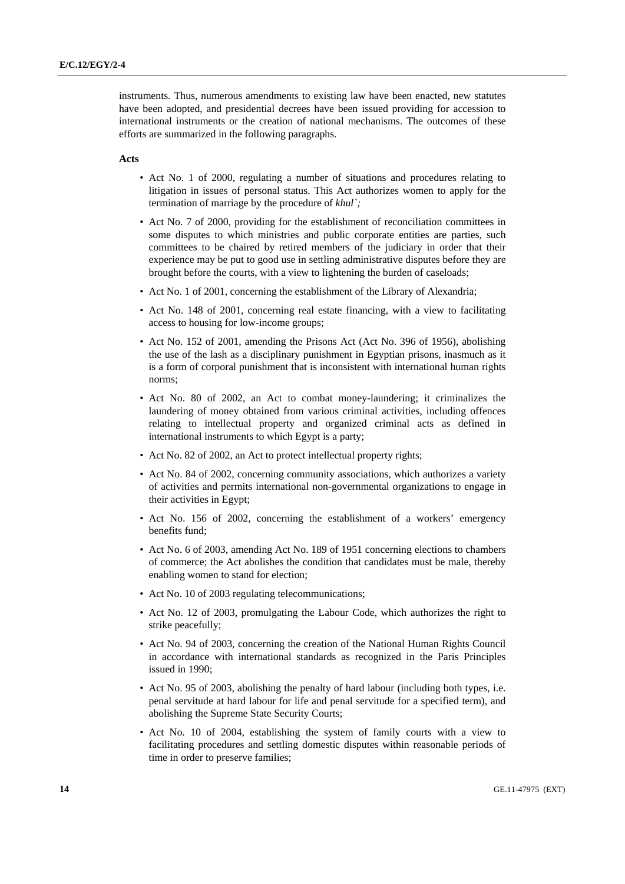instruments. Thus, numerous amendments to existing law have been enacted, new statutes have been adopted, and presidential decrees have been issued providing for accession to international instruments or the creation of national mechanisms. The outcomes of these efforts are summarized in the following paragraphs.

**Acts**

- Act No. 1 of 2000, regulating a number of situations and procedures relating to litigation in issues of personal status. This Act authorizes women to apply for the termination of marriage by the procedure of *khul`;*
- Act No. 7 of 2000, providing for the establishment of reconciliation committees in some disputes to which ministries and public corporate entities are parties, such committees to be chaired by retired members of the judiciary in order that their experience may be put to good use in settling administrative disputes before they are brought before the courts, with a view to lightening the burden of caseloads;
- Act No. 1 of 2001, concerning the establishment of the Library of Alexandria;
- Act No. 148 of 2001, concerning real estate financing, with a view to facilitating access to housing for low-income groups;
- Act No. 152 of 2001, amending the Prisons Act (Act No. 396 of 1956), abolishing the use of the lash as a disciplinary punishment in Egyptian prisons, inasmuch as it is a form of corporal punishment that is inconsistent with international human rights norms;
- Act No. 80 of 2002, an Act to combat money-laundering; it criminalizes the laundering of money obtained from various criminal activities, including offences relating to intellectual property and organized criminal acts as defined in international instruments to which Egypt is a party;
- Act No. 82 of 2002, an Act to protect intellectual property rights;
- Act No. 84 of 2002, concerning community associations, which authorizes a variety of activities and permits international non-governmental organizations to engage in their activities in Egypt;
- Act No. 156 of 2002, concerning the establishment of a workers' emergency benefits fund;
- Act No. 6 of 2003, amending Act No. 189 of 1951 concerning elections to chambers of commerce; the Act abolishes the condition that candidates must be male, thereby enabling women to stand for election;
- Act No. 10 of 2003 regulating telecommunications;
- Act No. 12 of 2003, promulgating the Labour Code, which authorizes the right to strike peacefully;
- Act No. 94 of 2003, concerning the creation of the National Human Rights Council in accordance with international standards as recognized in the Paris Principles issued in 1990;
- Act No. 95 of 2003, abolishing the penalty of hard labour (including both types, i.e. penal servitude at hard labour for life and penal servitude for a specified term), and abolishing the Supreme State Security Courts;
- Act No. 10 of 2004, establishing the system of family courts with a view to facilitating procedures and settling domestic disputes within reasonable periods of time in order to preserve families;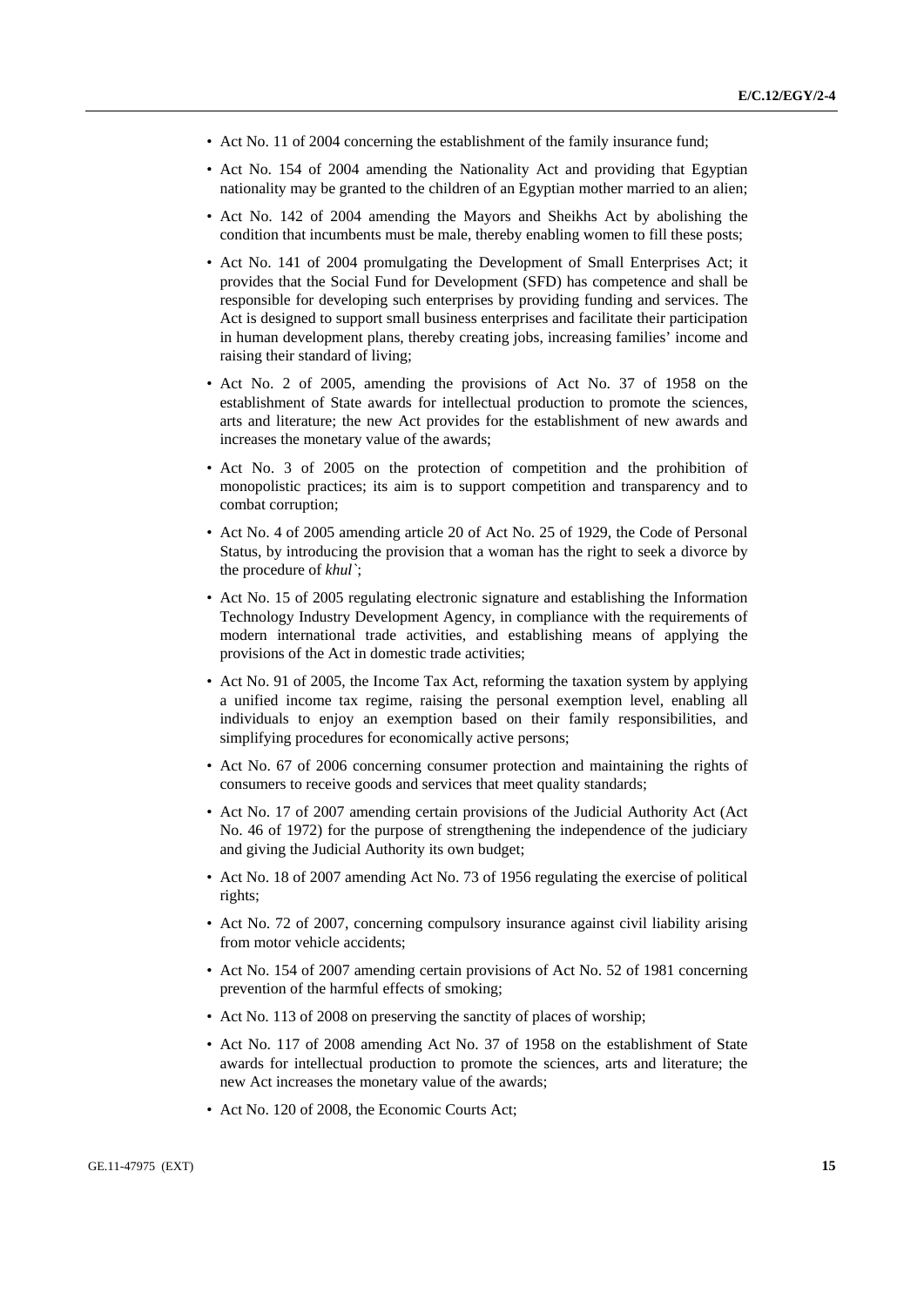- Act No. 11 of 2004 concerning the establishment of the family insurance fund;
- Act No. 154 of 2004 amending the Nationality Act and providing that Egyptian nationality may be granted to the children of an Egyptian mother married to an alien;
- Act No. 142 of 2004 amending the Mayors and Sheikhs Act by abolishing the condition that incumbents must be male, thereby enabling women to fill these posts;
- Act No. 141 of 2004 promulgating the Development of Small Enterprises Act; it provides that the Social Fund for Development (SFD) has competence and shall be responsible for developing such enterprises by providing funding and services. The Act is designed to support small business enterprises and facilitate their participation in human development plans, thereby creating jobs, increasing families' income and raising their standard of living;
- Act No. 2 of 2005, amending the provisions of Act No. 37 of 1958 on the establishment of State awards for intellectual production to promote the sciences, arts and literature; the new Act provides for the establishment of new awards and increases the monetary value of the awards;
- Act No. 3 of 2005 on the protection of competition and the prohibition of monopolistic practices; its aim is to support competition and transparency and to combat corruption;
- Act No. 4 of 2005 amending article 20 of Act No. 25 of 1929, the Code of Personal Status, by introducing the provision that a woman has the right to seek a divorce by the procedure of *khul`*;
- Act No. 15 of 2005 regulating electronic signature and establishing the Information Technology Industry Development Agency, in compliance with the requirements of modern international trade activities, and establishing means of applying the provisions of the Act in domestic trade activities;
- Act No. 91 of 2005, the Income Tax Act, reforming the taxation system by applying a unified income tax regime, raising the personal exemption level, enabling all individuals to enjoy an exemption based on their family responsibilities, and simplifying procedures for economically active persons;
- Act No. 67 of 2006 concerning consumer protection and maintaining the rights of consumers to receive goods and services that meet quality standards;
- Act No. 17 of 2007 amending certain provisions of the Judicial Authority Act (Act No. 46 of 1972) for the purpose of strengthening the independence of the judiciary and giving the Judicial Authority its own budget;
- Act No. 18 of 2007 amending Act No. 73 of 1956 regulating the exercise of political rights;
- Act No. 72 of 2007, concerning compulsory insurance against civil liability arising from motor vehicle accidents;
- Act No. 154 of 2007 amending certain provisions of Act No. 52 of 1981 concerning prevention of the harmful effects of smoking;
- Act No. 113 of 2008 on preserving the sanctity of places of worship;
- Act No. 117 of 2008 amending Act No. 37 of 1958 on the establishment of State awards for intellectual production to promote the sciences, arts and literature; the new Act increases the monetary value of the awards;
- Act No. 120 of 2008, the Economic Courts Act;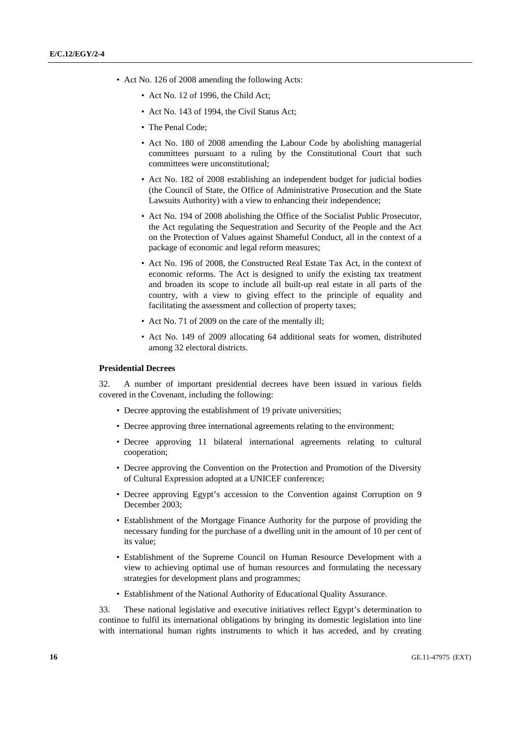- Act No. 126 of 2008 amending the following Acts:
    - Act No. 12 of 1996, the Child Act;
    - Act No. 143 of 1994, the Civil Status Act;
    - The Penal Code;
    - Act No. 180 of 2008 amending the Labour Code by abolishing managerial committees pursuant to a ruling by the Constitutional Court that such committees were unconstitutional;
    - Act No. 182 of 2008 establishing an independent budget for judicial bodies (the Council of State, the Office of Administrative Prosecution and the State Lawsuits Authority) with a view to enhancing their independence;
    - Act No. 194 of 2008 abolishing the Office of the Socialist Public Prosecutor, the Act regulating the Sequestration and Security of the People and the Act on the Protection of Values against Shameful Conduct, all in the context of a package of economic and legal reform measures;
    - Act No. 196 of 2008, the Constructed Real Estate Tax Act, in the context of economic reforms. The Act is designed to unify the existing tax treatment and broaden its scope to include all built-up real estate in all parts of the country, with a view to giving effect to the principle of equality and facilitating the assessment and collection of property taxes;
    - Act No. 71 of 2009 on the care of the mentally ill;
    - Act No. 149 of 2009 allocating 64 additional seats for women, distributed among 32 electoral districts.

**Presidential Decrees**

32. A number of important presidential decrees have been issued in various fields covered in the Covenant, including the following:

- Decree approving the establishment of 19 private universities;
- Decree approving three international agreements relating to the environment;
- Decree approving 11 bilateral international agreements relating to cultural cooperation;
- Decree approving the Convention on the Protection and Promotion of the Diversity of Cultural Expression adopted at a UNICEF conference;
- Decree approving Egypt's accession to the Convention against Corruption on 9 December 2003;
- Establishment of the Mortgage Finance Authority for the purpose of providing the necessary funding for the purchase of a dwelling unit in the amount of 10 per cent of its value;
- Establishment of the Supreme Council on Human Resource Development with a view to achieving optimal use of human resources and formulating the necessary strategies for development plans and programmes;
- Establishment of the National Authority of Educational Quality Assurance.

33. These national legislative and executive initiatives reflect Egypt's determination to continue to fulfil its international obligations by bringing its domestic legislation into line with international human rights instruments to which it has acceded, and by creating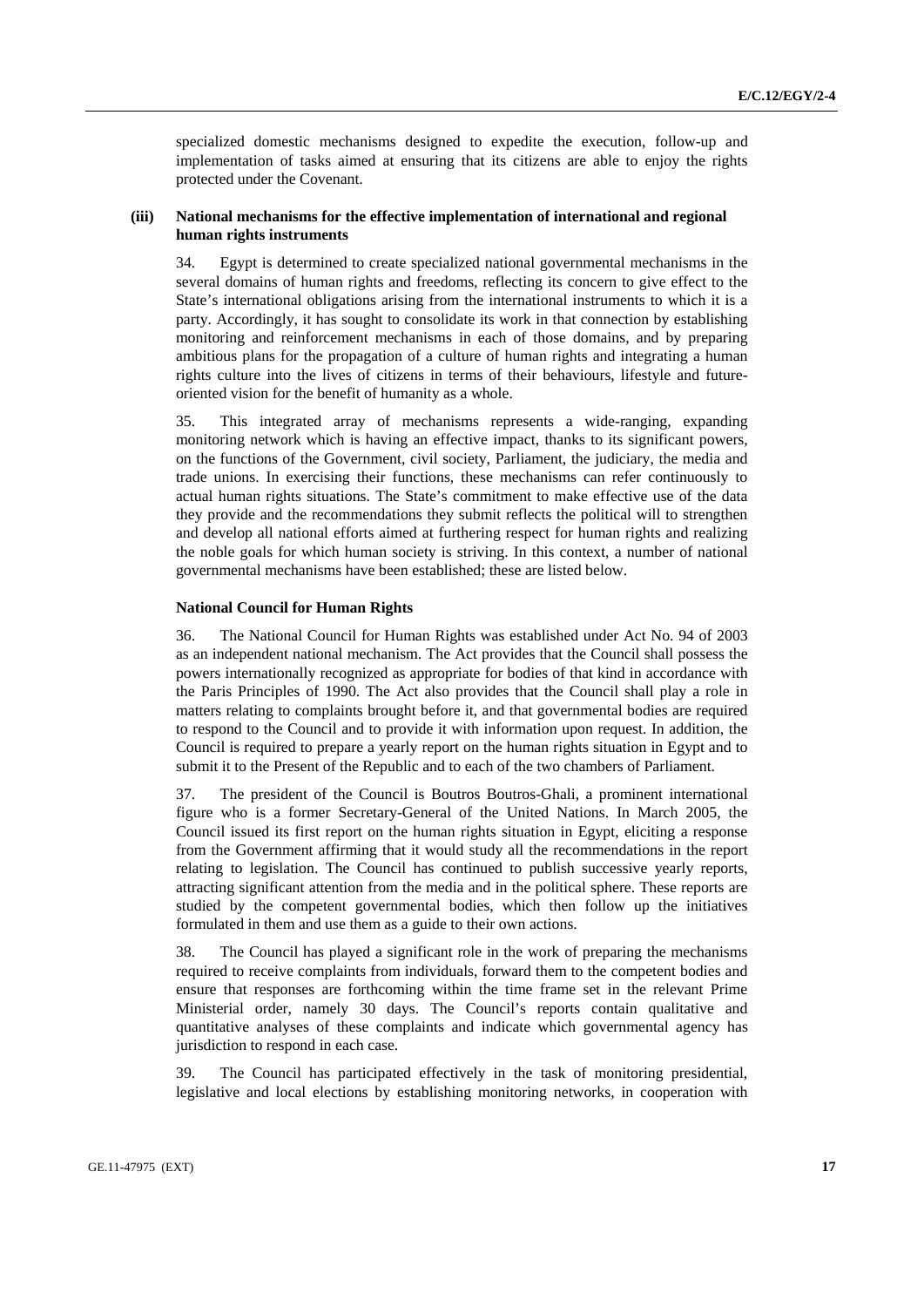specialized domestic mechanisms designed to expedite the execution, follow-up and implementation of tasks aimed at ensuring that its citizens are able to enjoy the rights protected under the Covenant.

### (iii) National mechanisms for the effective implementation of international and regional human rights instruments

34. Egypt is determined to create specialized national governmental mechanisms in the several domains of human rights and freedoms, reflecting its concern to give effect to the State's international obligations arising from the international instruments to which it is a party. Accordingly, it has sought to consolidate its work in that connection by establishing monitoring and reinforcement mechanisms in each of those domains, and by preparing ambitious plans for the propagation of a culture of human rights and integrating a human rights culture into the lives of citizens in terms of their behaviours, lifestyle and future-oriented vision for the benefit of humanity as a whole.

35. This integrated array of mechanisms represents a wide-ranging, expanding monitoring network which is having an effective impact, thanks to its significant powers, on the functions of the Government, civil society, Parliament, the judiciary, the media and trade unions. In exercising their functions, these mechanisms can refer continuously to actual human rights situations. The State's commitment to make effective use of the data they provide and the recommendations they submit reflects the political will to strengthen and develop all national efforts aimed at furthering respect for human rights and realizing the noble goals for which human society is striving. In this context, a number of national governmental mechanisms have been established; these are listed below.

#### National Council for Human Rights

36. The National Council for Human Rights was established under Act No. 94 of 2003 as an independent national mechanism. The Act provides that the Council shall possess the powers internationally recognized as appropriate for bodies of that kind in accordance with the Paris Principles of 1990. The Act also provides that the Council shall play a role in matters relating to complaints brought before it, and that governmental bodies are required to respond to the Council and to provide it with information upon request. In addition, the Council is required to prepare a yearly report on the human rights situation in Egypt and to submit it to the Present of the Republic and to each of the two chambers of Parliament.

37. The president of the Council is Boutros Boutros-Ghali, a prominent international figure who is a former Secretary-General of the United Nations. In March 2005, the Council issued its first report on the human rights situation in Egypt, eliciting a response from the Government affirming that it would study all the recommendations in the report relating to legislation. The Council has continued to publish successive yearly reports, attracting significant attention from the media and in the political sphere. These reports are studied by the competent governmental bodies, which then follow up the initiatives formulated in them and use them as a guide to their own actions.

38. The Council has played a significant role in the work of preparing the mechanisms required to receive complaints from individuals, forward them to the competent bodies and ensure that responses are forthcoming within the time frame set in the relevant Prime Ministerial order, namely 30 days. The Council's reports contain qualitative and quantitative analyses of these complaints and indicate which governmental agency has jurisdiction to respond in each case.

39. The Council has participated effectively in the task of monitoring presidential, legislative and local elections by establishing monitoring networks, in cooperation with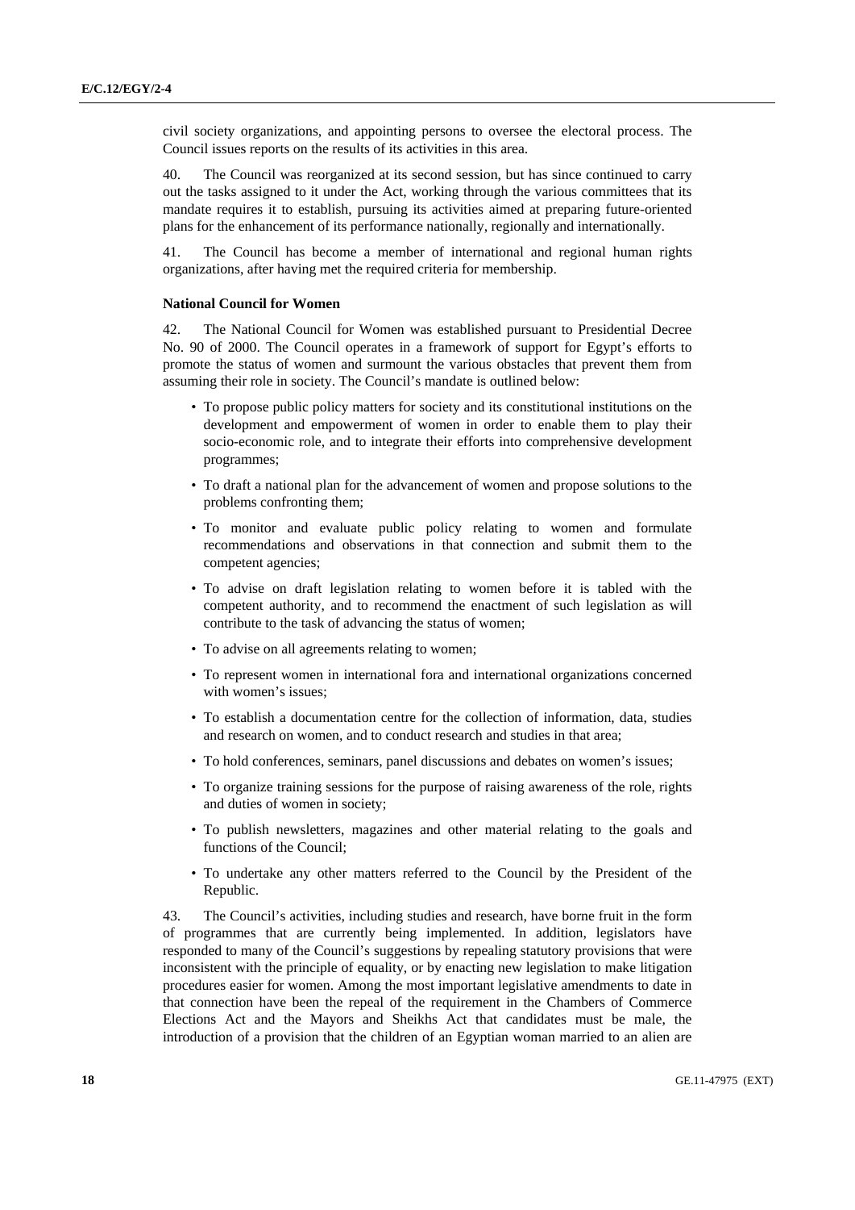civil society organizations, and appointing persons to oversee the electoral process. The Council issues reports on the results of its activities in this area.

40. The Council was reorganized at its second session, but has since continued to carry out the tasks assigned to it under the Act, working through the various committees that its mandate requires it to establish, pursuing its activities aimed at preparing future-oriented plans for the enhancement of its performance nationally, regionally and internationally.

41. The Council has become a member of international and regional human rights organizations, after having met the required criteria for membership.

**National Council for Women**

42. The National Council for Women was established pursuant to Presidential Decree No. 90 of 2000. The Council operates in a framework of support for Egypt's efforts to promote the status of women and surmount the various obstacles that prevent them from assuming their role in society. The Council's mandate is outlined below:

- To propose public policy matters for society and its constitutional institutions on the development and empowerment of women in order to enable them to play their socio-economic role, and to integrate their efforts into comprehensive development programmes;
- To draft a national plan for the advancement of women and propose solutions to the problems confronting them;
- To monitor and evaluate public policy relating to women and formulate recommendations and observations in that connection and submit them to the competent agencies;
- To advise on draft legislation relating to women before it is tabled with the competent authority, and to recommend the enactment of such legislation as will contribute to the task of advancing the status of women;
- To advise on all agreements relating to women;
- To represent women in international fora and international organizations concerned with women's issues;
- To establish a documentation centre for the collection of information, data, studies and research on women, and to conduct research and studies in that area;
- To hold conferences, seminars, panel discussions and debates on women's issues;
- To organize training sessions for the purpose of raising awareness of the role, rights and duties of women in society;
- To publish newsletters, magazines and other material relating to the goals and functions of the Council;
- To undertake any other matters referred to the Council by the President of the Republic.

43. The Council's activities, including studies and research, have borne fruit in the form of programmes that are currently being implemented. In addition, legislators have responded to many of the Council's suggestions by repealing statutory provisions that were inconsistent with the principle of equality, or by enacting new legislation to make litigation procedures easier for women. Among the most important legislative amendments to date in that connection have been the repeal of the requirement in the Chambers of Commerce Elections Act and the Mayors and Sheikhs Act that candidates must be male, the introduction of a provision that the children of an Egyptian woman married to an alien are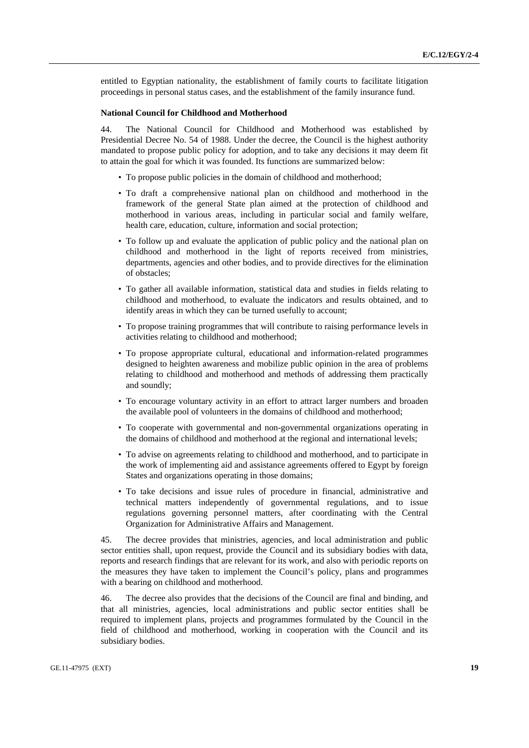entitled to Egyptian nationality, the establishment of family courts to facilitate litigation proceedings in personal status cases, and the establishment of the family insurance fund.

**National Council for Childhood and Motherhood**

44. The National Council for Childhood and Motherhood was established by Presidential Decree No. 54 of 1988. Under the decree, the Council is the highest authority mandated to propose public policy for adoption, and to take any decisions it may deem fit to attain the goal for which it was founded. Its functions are summarized below:

- To propose public policies in the domain of childhood and motherhood;
- To draft a comprehensive national plan on childhood and motherhood in the framework of the general State plan aimed at the protection of childhood and motherhood in various areas, including in particular social and family welfare, health care, education, culture, information and social protection;
- To follow up and evaluate the application of public policy and the national plan on childhood and motherhood in the light of reports received from ministries, departments, agencies and other bodies, and to provide directives for the elimination of obstacles;
- To gather all available information, statistical data and studies in fields relating to childhood and motherhood, to evaluate the indicators and results obtained, and to identify areas in which they can be turned usefully to account;
- To propose training programmes that will contribute to raising performance levels in activities relating to childhood and motherhood;
- To propose appropriate cultural, educational and information-related programmes designed to heighten awareness and mobilize public opinion in the area of problems relating to childhood and motherhood and methods of addressing them practically and soundly;
- To encourage voluntary activity in an effort to attract larger numbers and broaden the available pool of volunteers in the domains of childhood and motherhood;
- To cooperate with governmental and non-governmental organizations operating in the domains of childhood and motherhood at the regional and international levels;
- To advise on agreements relating to childhood and motherhood, and to participate in the work of implementing aid and assistance agreements offered to Egypt by foreign States and organizations operating in those domains;
- To take decisions and issue rules of procedure in financial, administrative and technical matters independently of governmental regulations, and to issue regulations governing personnel matters, after coordinating with the Central Organization for Administrative Affairs and Management.

45. The decree provides that ministries, agencies, and local administration and public sector entities shall, upon request, provide the Council and its subsidiary bodies with data, reports and research findings that are relevant for its work, and also with periodic reports on the measures they have taken to implement the Council's policy, plans and programmes with a bearing on childhood and motherhood.

46. The decree also provides that the decisions of the Council are final and binding, and that all ministries, agencies, local administrations and public sector entities shall be required to implement plans, projects and programmes formulated by the Council in the field of childhood and motherhood, working in cooperation with the Council and its subsidiary bodies.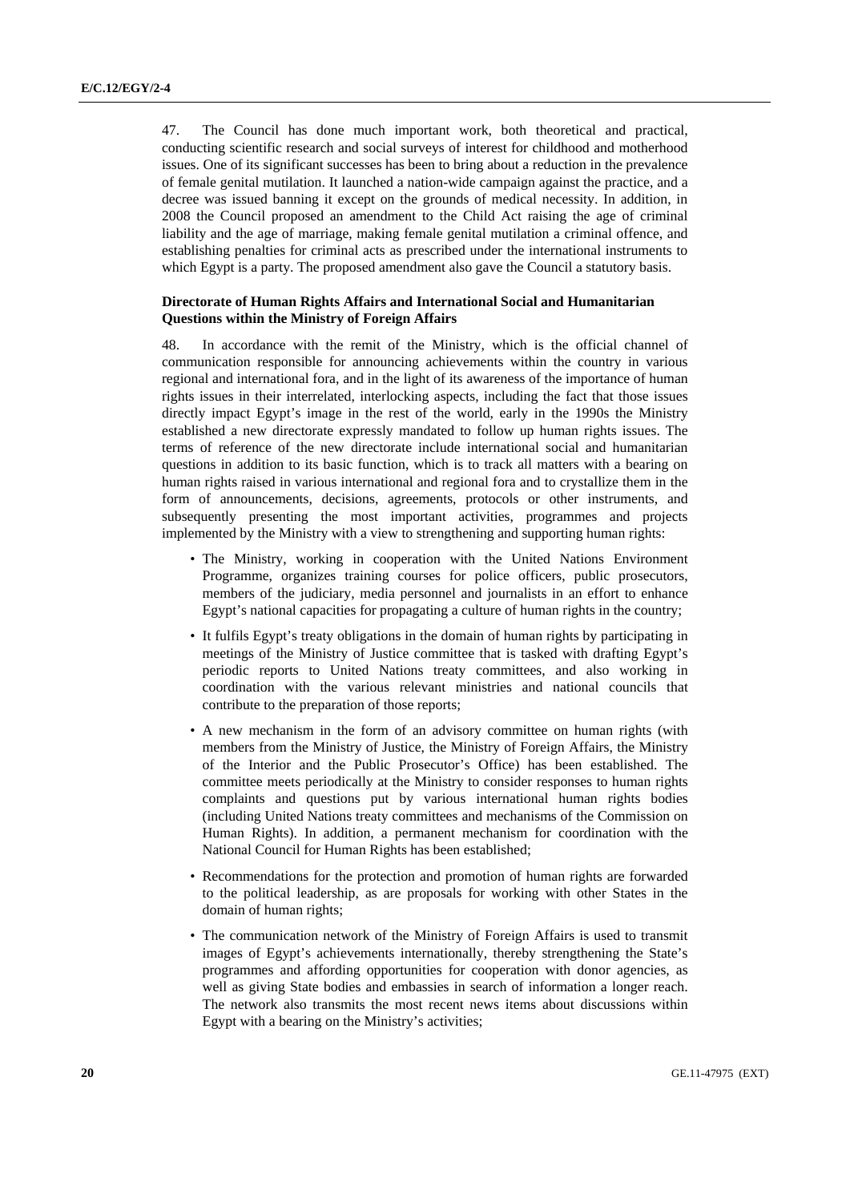47. The Council has done much important work, both theoretical and practical, conducting scientific research and social surveys of interest for childhood and motherhood issues. One of its significant successes has been to bring about a reduction in the prevalence of female genital mutilation. It launched a nation-wide campaign against the practice, and a decree was issued banning it except on the grounds of medical necessity. In addition, in 2008 the Council proposed an amendment to the Child Act raising the age of criminal liability and the age of marriage, making female genital mutilation a criminal offence, and establishing penalties for criminal acts as prescribed under the international instruments to which Egypt is a party. The proposed amendment also gave the Council a statutory basis.

**Directorate of Human Rights Affairs and International Social and Humanitarian Questions within the Ministry of Foreign Affairs**

48. In accordance with the remit of the Ministry, which is the official channel of communication responsible for announcing achievements within the country in various regional and international fora, and in the light of its awareness of the importance of human rights issues in their interrelated, interlocking aspects, including the fact that those issues directly impact Egypt's image in the rest of the world, early in the 1990s the Ministry established a new directorate expressly mandated to follow up human rights issues. The terms of reference of the new directorate include international social and humanitarian questions in addition to its basic function, which is to track all matters with a bearing on human rights raised in various international and regional fora and to crystallize them in the form of announcements, decisions, agreements, protocols or other instruments, and subsequently presenting the most important activities, programmes and projects implemented by the Ministry with a view to strengthening and supporting human rights:

- The Ministry, working in cooperation with the United Nations Environment Programme, organizes training courses for police officers, public prosecutors, members of the judiciary, media personnel and journalists in an effort to enhance Egypt's national capacities for propagating a culture of human rights in the country;
- It fulfils Egypt's treaty obligations in the domain of human rights by participating in meetings of the Ministry of Justice committee that is tasked with drafting Egypt's periodic reports to United Nations treaty committees, and also working in coordination with the various relevant ministries and national councils that contribute to the preparation of those reports;
- A new mechanism in the form of an advisory committee on human rights (with members from the Ministry of Justice, the Ministry of Foreign Affairs, the Ministry of the Interior and the Public Prosecutor's Office) has been established. The committee meets periodically at the Ministry to consider responses to human rights complaints and questions put by various international human rights bodies (including United Nations treaty committees and mechanisms of the Commission on Human Rights). In addition, a permanent mechanism for coordination with the National Council for Human Rights has been established;
- Recommendations for the protection and promotion of human rights are forwarded to the political leadership, as are proposals for working with other States in the domain of human rights;
- The communication network of the Ministry of Foreign Affairs is used to transmit images of Egypt's achievements internationally, thereby strengthening the State's programmes and affording opportunities for cooperation with donor agencies, as well as giving State bodies and embassies in search of information a longer reach. The network also transmits the most recent news items about discussions within Egypt with a bearing on the Ministry's activities;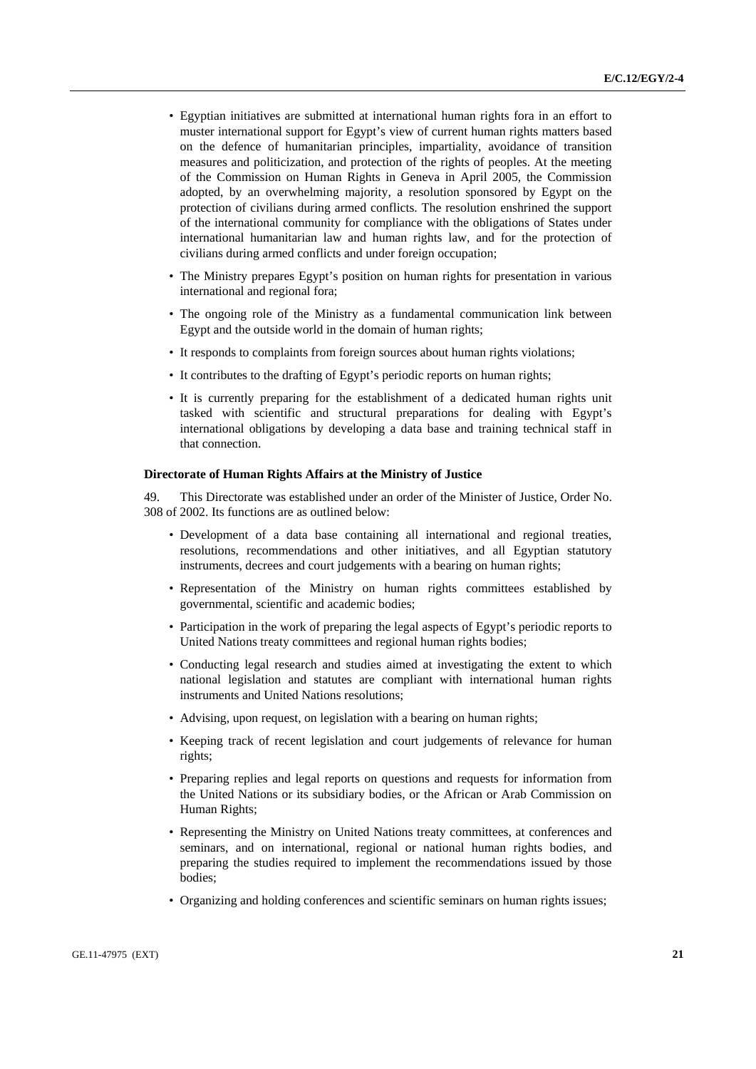- Egyptian initiatives are submitted at international human rights fora in an effort to muster international support for Egypt's view of current human rights matters based on the defence of humanitarian principles, impartiality, avoidance of transition measures and politicization, and protection of the rights of peoples. At the meeting of the Commission on Human Rights in Geneva in April 2005, the Commission adopted, by an overwhelming majority, a resolution sponsored by Egypt on the protection of civilians during armed conflicts. The resolution enshrined the support of the international community for compliance with the obligations of States under international humanitarian law and human rights law, and for the protection of civilians during armed conflicts and under foreign occupation;
- The Ministry prepares Egypt's position on human rights for presentation in various international and regional fora;
- The ongoing role of the Ministry as a fundamental communication link between Egypt and the outside world in the domain of human rights;
- It responds to complaints from foreign sources about human rights violations;
- It contributes to the drafting of Egypt's periodic reports on human rights;
- It is currently preparing for the establishment of a dedicated human rights unit tasked with scientific and structural preparations for dealing with Egypt's international obligations by developing a data base and training technical staff in that connection.

**Directorate of Human Rights Affairs at the Ministry of Justice**

49. This Directorate was established under an order of the Minister of Justice, Order No. 308 of 2002. Its functions are as outlined below:

- Development of a data base containing all international and regional treaties, resolutions, recommendations and other initiatives, and all Egyptian statutory instruments, decrees and court judgements with a bearing on human rights;
- Representation of the Ministry on human rights committees established by governmental, scientific and academic bodies;
- Participation in the work of preparing the legal aspects of Egypt's periodic reports to United Nations treaty committees and regional human rights bodies;
- Conducting legal research and studies aimed at investigating the extent to which national legislation and statutes are compliant with international human rights instruments and United Nations resolutions;
- Advising, upon request, on legislation with a bearing on human rights;
- Keeping track of recent legislation and court judgements of relevance for human rights;
- Preparing replies and legal reports on questions and requests for information from the United Nations or its subsidiary bodies, or the African or Arab Commission on Human Rights;
- Representing the Ministry on United Nations treaty committees, at conferences and seminars, and on international, regional or national human rights bodies, and preparing the studies required to implement the recommendations issued by those bodies;
- Organizing and holding conferences and scientific seminars on human rights issues;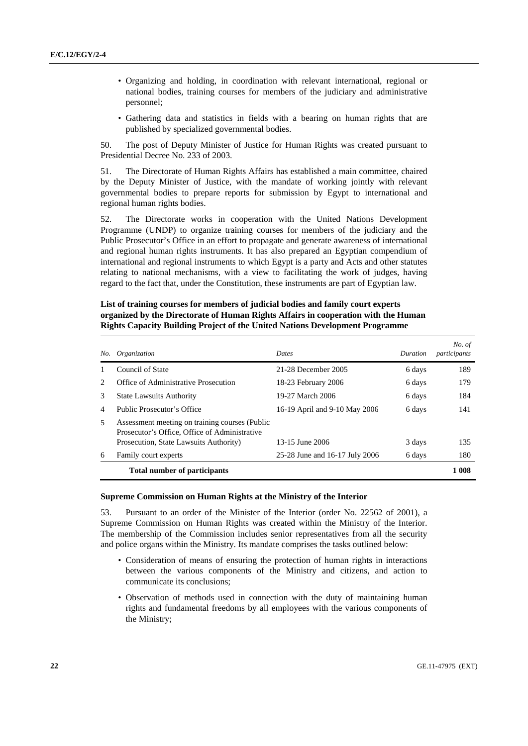- Organizing and holding, in coordination with relevant international, regional or national bodies, training courses for members of the judiciary and administrative personnel;
- Gathering data and statistics in fields with a bearing on human rights that are published by specialized governmental bodies.

50. The post of Deputy Minister of Justice for Human Rights was created pursuant to Presidential Decree No. 233 of 2003.

51. The Directorate of Human Rights Affairs has established a main committee, chaired by the Deputy Minister of Justice, with the mandate of working jointly with relevant governmental bodies to prepare reports for submission by Egypt to international and regional human rights bodies.

52. The Directorate works in cooperation with the United Nations Development Programme (UNDP) to organize training courses for members of the judiciary and the Public Prosecutor's Office in an effort to propagate and generate awareness of international and regional human rights instruments. It has also prepared an Egyptian compendium of international and regional instruments to which Egypt is a party and Acts and other statutes relating to national mechanisms, with a view to facilitating the work of judges, having regard to the fact that, under the Constitution, these instruments are part of Egyptian law.

**List of training courses for members of judicial bodies and family court experts organized by the Directorate of Human Rights Affairs in cooperation with the Human Rights Capacity Building Project of the United Nations Development Programme**

| *No.* | *Organization* | *Dates* | *Duration* | *No. of participants* |
|---|---|---|---|---|
| 1 | Council of State | 21-28 December 2005 | 6 days | 189 |
| 2 | Office of Administrative Prosecution | 18-23 February 2006 | 6 days | 179 |
| 3 | State Lawsuits Authority | 19-27 March 2006 | 6 days | 184 |
| 4 | Public Prosecutor's Office | 16-19 April and 9-10 May 2006 | 6 days | 141 |
| 5 | Assessment meeting on training courses (Public Prosecutor's Office, Office of Administrative Prosecution, State Lawsuits Authority) | 13-15 June 2006 | 3 days | 135 |
| 6 | Family court experts | 25-28 June and 16-17 July 2006 | 6 days | 180 |
| | **Total number of participants** | | | **1 008** |

### Supreme Commission on Human Rights at the Ministry of the Interior

53. Pursuant to an order of the Minister of the Interior (order No. 22562 of 2001), a Supreme Commission on Human Rights was created within the Ministry of the Interior. The membership of the Commission includes senior representatives from all the security and police organs within the Ministry. Its mandate comprises the tasks outlined below:

- Consideration of means of ensuring the protection of human rights in interactions between the various components of the Ministry and citizens, and action to communicate its conclusions;
- Observation of methods used in connection with the duty of maintaining human rights and fundamental freedoms by all employees with the various components of the Ministry;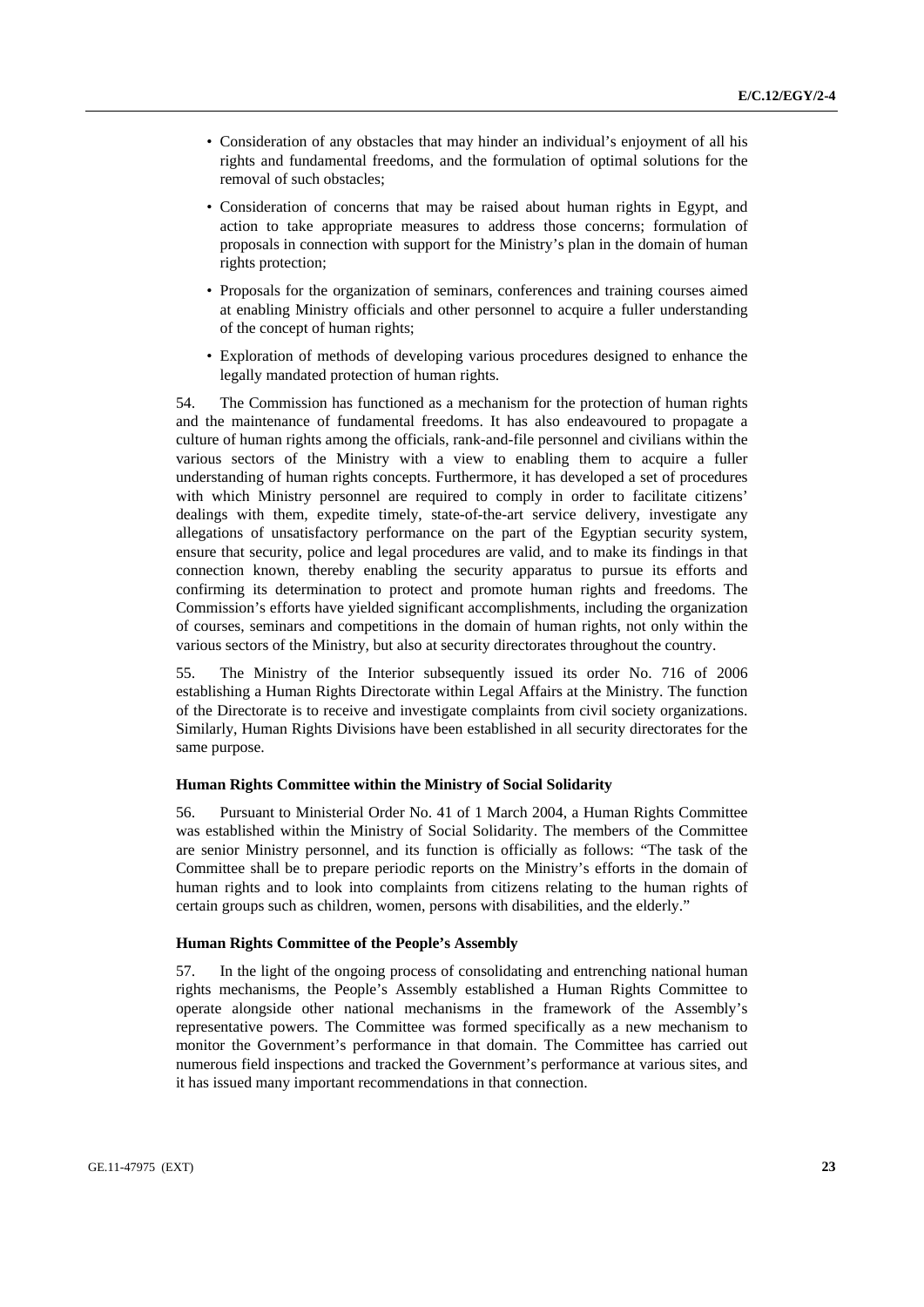- Consideration of any obstacles that may hinder an individual's enjoyment of all his rights and fundamental freedoms, and the formulation of optimal solutions for the removal of such obstacles;
- Consideration of concerns that may be raised about human rights in Egypt, and action to take appropriate measures to address those concerns; formulation of proposals in connection with support for the Ministry's plan in the domain of human rights protection;
- Proposals for the organization of seminars, conferences and training courses aimed at enabling Ministry officials and other personnel to acquire a fuller understanding of the concept of human rights;
- Exploration of methods of developing various procedures designed to enhance the legally mandated protection of human rights.

54. The Commission has functioned as a mechanism for the protection of human rights and the maintenance of fundamental freedoms. It has also endeavoured to propagate a culture of human rights among the officials, rank-and-file personnel and civilians within the various sectors of the Ministry with a view to enabling them to acquire a fuller understanding of human rights concepts. Furthermore, it has developed a set of procedures with which Ministry personnel are required to comply in order to facilitate citizens' dealings with them, expedite timely, state-of-the-art service delivery, investigate any allegations of unsatisfactory performance on the part of the Egyptian security system, ensure that security, police and legal procedures are valid, and to make its findings in that connection known, thereby enabling the security apparatus to pursue its efforts and confirming its determination to protect and promote human rights and freedoms. The Commission's efforts have yielded significant accomplishments, including the organization of courses, seminars and competitions in the domain of human rights, not only within the various sectors of the Ministry, but also at security directorates throughout the country.

55. The Ministry of the Interior subsequently issued its order No. 716 of 2006 establishing a Human Rights Directorate within Legal Affairs at the Ministry. The function of the Directorate is to receive and investigate complaints from civil society organizations. Similarly, Human Rights Divisions have been established in all security directorates for the same purpose.

### Human Rights Committee within the Ministry of Social Solidarity

56. Pursuant to Ministerial Order No. 41 of 1 March 2004, a Human Rights Committee was established within the Ministry of Social Solidarity. The members of the Committee are senior Ministry personnel, and its function is officially as follows: "The task of the Committee shall be to prepare periodic reports on the Ministry's efforts in the domain of human rights and to look into complaints from citizens relating to the human rights of certain groups such as children, women, persons with disabilities, and the elderly."

### Human Rights Committee of the People's Assembly

57. In the light of the ongoing process of consolidating and entrenching national human rights mechanisms, the People's Assembly established a Human Rights Committee to operate alongside other national mechanisms in the framework of the Assembly's representative powers. The Committee was formed specifically as a new mechanism to monitor the Government's performance in that domain. The Committee has carried out numerous field inspections and tracked the Government's performance at various sites, and it has issued many important recommendations in that connection.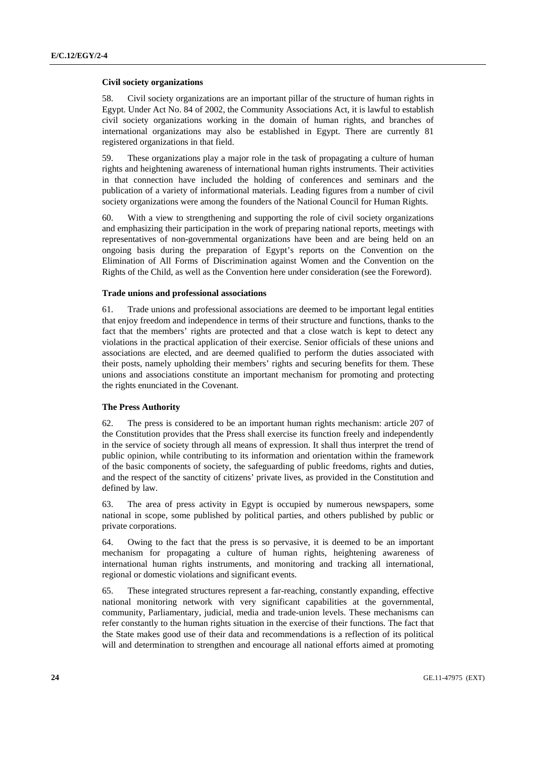#### Civil society organizations

58. Civil society organizations are an important pillar of the structure of human rights in Egypt. Under Act No. 84 of 2002, the Community Associations Act, it is lawful to establish civil society organizations working in the domain of human rights, and branches of international organizations may also be established in Egypt. There are currently 81 registered organizations in that field.

59. These organizations play a major role in the task of propagating a culture of human rights and heightening awareness of international human rights instruments. Their activities in that connection have included the holding of conferences and seminars and the publication of a variety of informational materials. Leading figures from a number of civil society organizations were among the founders of the National Council for Human Rights.

60. With a view to strengthening and supporting the role of civil society organizations and emphasizing their participation in the work of preparing national reports, meetings with representatives of non-governmental organizations have been and are being held on an ongoing basis during the preparation of Egypt's reports on the Convention on the Elimination of All Forms of Discrimination against Women and the Convention on the Rights of the Child, as well as the Convention here under consideration (see the Foreword).

#### Trade unions and professional associations

61. Trade unions and professional associations are deemed to be important legal entities that enjoy freedom and independence in terms of their structure and functions, thanks to the fact that the members' rights are protected and that a close watch is kept to detect any violations in the practical application of their exercise. Senior officials of these unions and associations are elected, and are deemed qualified to perform the duties associated with their posts, namely upholding their members' rights and securing benefits for them. These unions and associations constitute an important mechanism for promoting and protecting the rights enunciated in the Covenant.

#### The Press Authority

62. The press is considered to be an important human rights mechanism: article 207 of the Constitution provides that the Press shall exercise its function freely and independently in the service of society through all means of expression. It shall thus interpret the trend of public opinion, while contributing to its information and orientation within the framework of the basic components of society, the safeguarding of public freedoms, rights and duties, and the respect of the sanctity of citizens' private lives, as provided in the Constitution and defined by law.

63. The area of press activity in Egypt is occupied by numerous newspapers, some national in scope, some published by political parties, and others published by public or private corporations.

64. Owing to the fact that the press is so pervasive, it is deemed to be an important mechanism for propagating a culture of human rights, heightening awareness of international human rights instruments, and monitoring and tracking all international, regional or domestic violations and significant events.

65. These integrated structures represent a far-reaching, constantly expanding, effective national monitoring network with very significant capabilities at the governmental, community, Parliamentary, judicial, media and trade-union levels. These mechanisms can refer constantly to the human rights situation in the exercise of their functions. The fact that the State makes good use of their data and recommendations is a reflection of its political will and determination to strengthen and encourage all national efforts aimed at promoting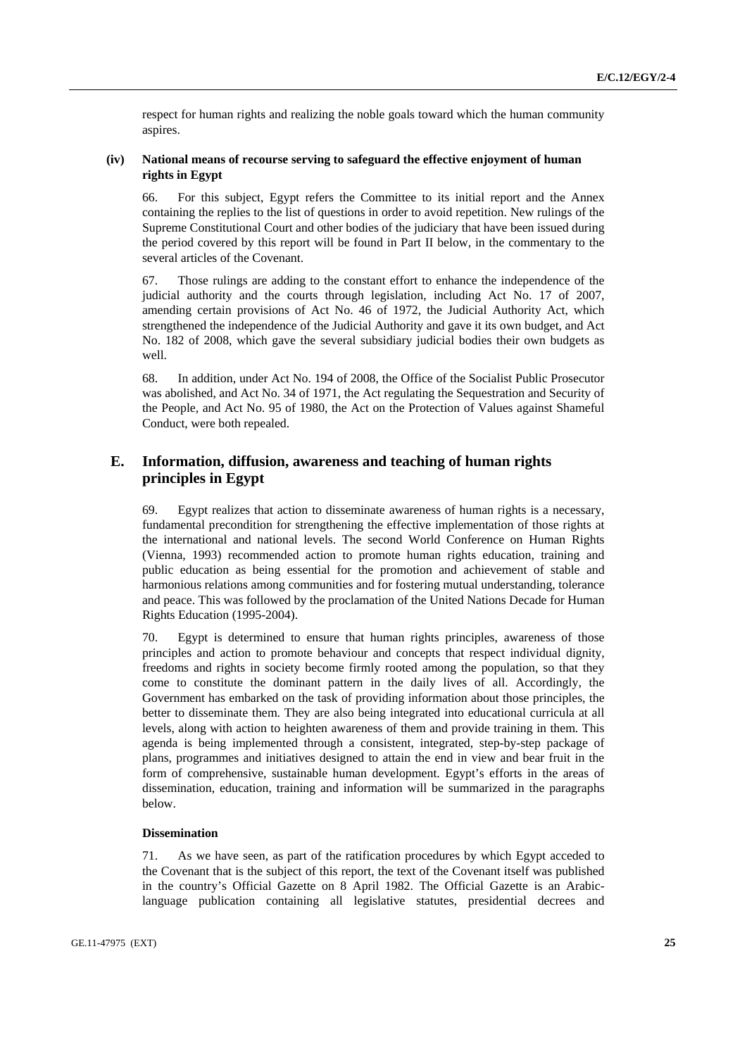respect for human rights and realizing the noble goals toward which the human community aspires.

#### (iv) National means of recourse serving to safeguard the effective enjoyment of human rights in Egypt

66. For this subject, Egypt refers the Committee to its initial report and the Annex containing the replies to the list of questions in order to avoid repetition. New rulings of the Supreme Constitutional Court and other bodies of the judiciary that have been issued during the period covered by this report will be found in Part II below, in the commentary to the several articles of the Covenant.

67. Those rulings are adding to the constant effort to enhance the independence of the judicial authority and the courts through legislation, including Act No. 17 of 2007, amending certain provisions of Act No. 46 of 1972, the Judicial Authority Act, which strengthened the independence of the Judicial Authority and gave it its own budget, and Act No. 182 of 2008, which gave the several subsidiary judicial bodies their own budgets as well.

68. In addition, under Act No. 194 of 2008, the Office of the Socialist Public Prosecutor was abolished, and Act No. 34 of 1971, the Act regulating the Sequestration and Security of the People, and Act No. 95 of 1980, the Act on the Protection of Values against Shameful Conduct, were both repealed.

## E. Information, diffusion, awareness and teaching of human rights principles in Egypt

69. Egypt realizes that action to disseminate awareness of human rights is a necessary, fundamental precondition for strengthening the effective implementation of those rights at the international and national levels. The second World Conference on Human Rights (Vienna, 1993) recommended action to promote human rights education, training and public education as being essential for the promotion and achievement of stable and harmonious relations among communities and for fostering mutual understanding, tolerance and peace. This was followed by the proclamation of the United Nations Decade for Human Rights Education (1995-2004).

70. Egypt is determined to ensure that human rights principles, awareness of those principles and action to promote behaviour and concepts that respect individual dignity, freedoms and rights in society become firmly rooted among the population, so that they come to constitute the dominant pattern in the daily lives of all. Accordingly, the Government has embarked on the task of providing information about those principles, the better to disseminate them. They are also being integrated into educational curricula at all levels, along with action to heighten awareness of them and provide training in them. This agenda is being implemented through a consistent, integrated, step-by-step package of plans, programmes and initiatives designed to attain the end in view and bear fruit in the form of comprehensive, sustainable human development. Egypt's efforts in the areas of dissemination, education, training and information will be summarized in the paragraphs below.

#### Dissemination

71. As we have seen, as part of the ratification procedures by which Egypt acceded to the Covenant that is the subject of this report, the text of the Covenant itself was published in the country's Official Gazette on 8 April 1982. The Official Gazette is an Arabic-language publication containing all legislative statutes, presidential decrees and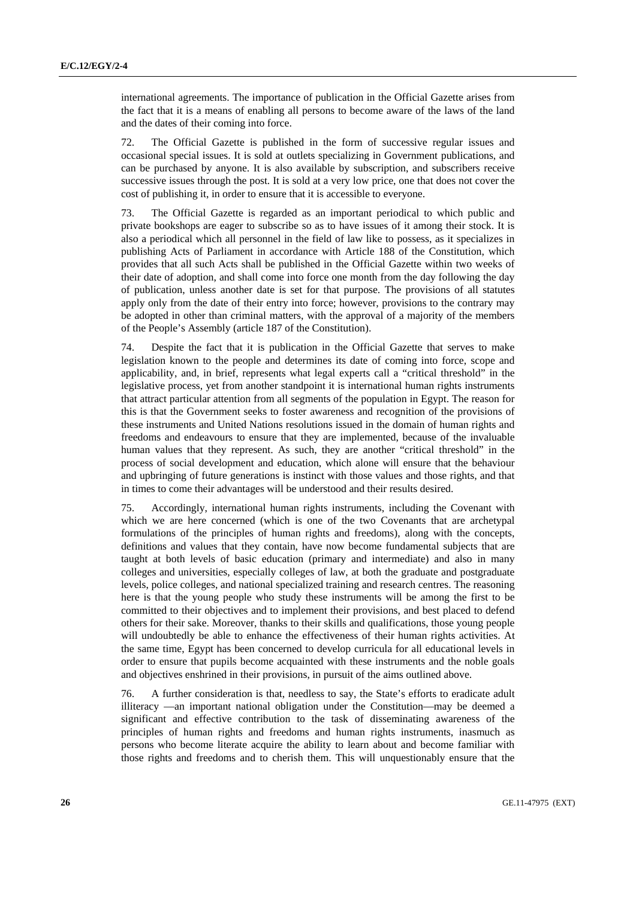international agreements. The importance of publication in the Official Gazette arises from the fact that it is a means of enabling all persons to become aware of the laws of the land and the dates of their coming into force.

72. The Official Gazette is published in the form of successive regular issues and occasional special issues. It is sold at outlets specializing in Government publications, and can be purchased by anyone. It is also available by subscription, and subscribers receive successive issues through the post. It is sold at a very low price, one that does not cover the cost of publishing it, in order to ensure that it is accessible to everyone.

73. The Official Gazette is regarded as an important periodical to which public and private bookshops are eager to subscribe so as to have issues of it among their stock. It is also a periodical which all personnel in the field of law like to possess, as it specializes in publishing Acts of Parliament in accordance with Article 188 of the Constitution, which provides that all such Acts shall be published in the Official Gazette within two weeks of their date of adoption, and shall come into force one month from the day following the day of publication, unless another date is set for that purpose. The provisions of all statutes apply only from the date of their entry into force; however, provisions to the contrary may be adopted in other than criminal matters, with the approval of a majority of the members of the People's Assembly (article 187 of the Constitution).

74. Despite the fact that it is publication in the Official Gazette that serves to make legislation known to the people and determines its date of coming into force, scope and applicability, and, in brief, represents what legal experts call a "critical threshold" in the legislative process, yet from another standpoint it is international human rights instruments that attract particular attention from all segments of the population in Egypt. The reason for this is that the Government seeks to foster awareness and recognition of the provisions of these instruments and United Nations resolutions issued in the domain of human rights and freedoms and endeavours to ensure that they are implemented, because of the invaluable human values that they represent. As such, they are another "critical threshold" in the process of social development and education, which alone will ensure that the behaviour and upbringing of future generations is instinct with those values and those rights, and that in times to come their advantages will be understood and their results desired.

75. Accordingly, international human rights instruments, including the Covenant with which we are here concerned (which is one of the two Covenants that are archetypal formulations of the principles of human rights and freedoms), along with the concepts, definitions and values that they contain, have now become fundamental subjects that are taught at both levels of basic education (primary and intermediate) and also in many colleges and universities, especially colleges of law, at both the graduate and postgraduate levels, police colleges, and national specialized training and research centres. The reasoning here is that the young people who study these instruments will be among the first to be committed to their objectives and to implement their provisions, and best placed to defend others for their sake. Moreover, thanks to their skills and qualifications, those young people will undoubtedly be able to enhance the effectiveness of their human rights activities. At the same time, Egypt has been concerned to develop curricula for all educational levels in order to ensure that pupils become acquainted with these instruments and the noble goals and objectives enshrined in their provisions, in pursuit of the aims outlined above.

76. A further consideration is that, needless to say, the State's efforts to eradicate adult illiteracy —an important national obligation under the Constitution—may be deemed a significant and effective contribution to the task of disseminating awareness of the principles of human rights and freedoms and human rights instruments, inasmuch as persons who become literate acquire the ability to learn about and become familiar with those rights and freedoms and to cherish them. This will unquestionably ensure that the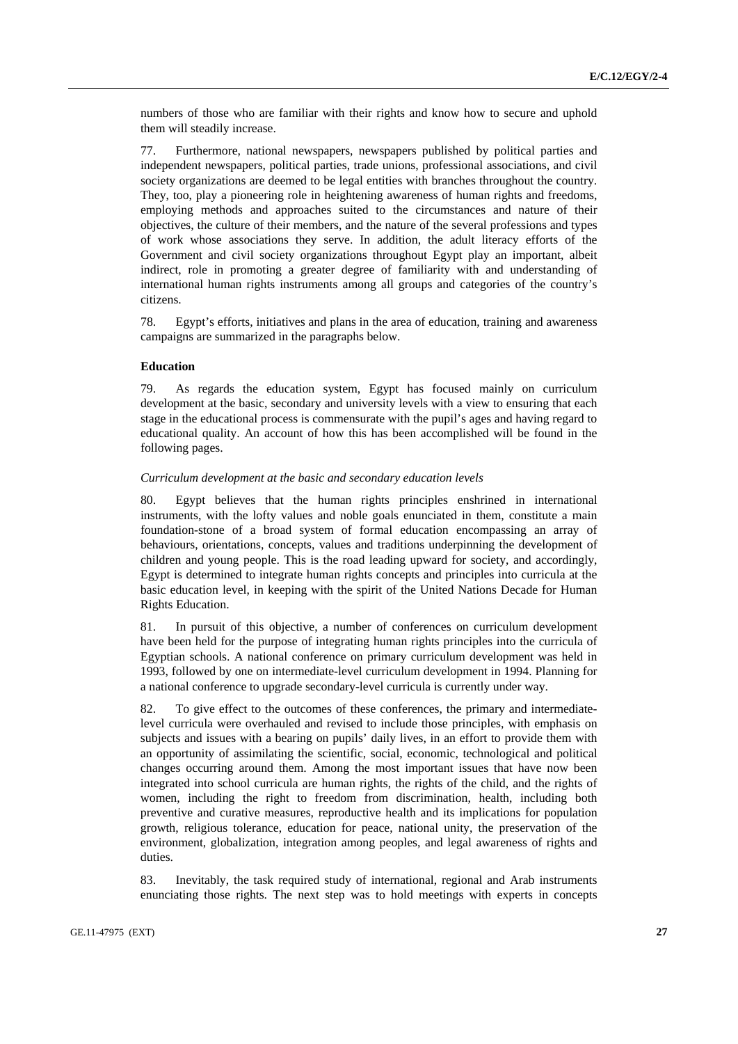numbers of those who are familiar with their rights and know how to secure and uphold them will steadily increase.

77. Furthermore, national newspapers, newspapers published by political parties and independent newspapers, political parties, trade unions, professional associations, and civil society organizations are deemed to be legal entities with branches throughout the country. They, too, play a pioneering role in heightening awareness of human rights and freedoms, employing methods and approaches suited to the circumstances and nature of their objectives, the culture of their members, and the nature of the several professions and types of work whose associations they serve. In addition, the adult literacy efforts of the Government and civil society organizations throughout Egypt play an important, albeit indirect, role in promoting a greater degree of familiarity with and understanding of international human rights instruments among all groups and categories of the country's citizens.

78. Egypt's efforts, initiatives and plans in the area of education, training and awareness campaigns are summarized in the paragraphs below.

**Education**

79. As regards the education system, Egypt has focused mainly on curriculum development at the basic, secondary and university levels with a view to ensuring that each stage in the educational process is commensurate with the pupil's ages and having regard to educational quality. An account of how this has been accomplished will be found in the following pages.

*Curriculum development at the basic and secondary education levels*

80. Egypt believes that the human rights principles enshrined in international instruments, with the lofty values and noble goals enunciated in them, constitute a main foundation-stone of a broad system of formal education encompassing an array of behaviours, orientations, concepts, values and traditions underpinning the development of children and young people. This is the road leading upward for society, and accordingly, Egypt is determined to integrate human rights concepts and principles into curricula at the basic education level, in keeping with the spirit of the United Nations Decade for Human Rights Education.

81. In pursuit of this objective, a number of conferences on curriculum development have been held for the purpose of integrating human rights principles into the curricula of Egyptian schools. A national conference on primary curriculum development was held in 1993, followed by one on intermediate-level curriculum development in 1994. Planning for a national conference to upgrade secondary-level curricula is currently under way.

82. To give effect to the outcomes of these conferences, the primary and intermediate-level curricula were overhauled and revised to include those principles, with emphasis on subjects and issues with a bearing on pupils' daily lives, in an effort to provide them with an opportunity of assimilating the scientific, social, economic, technological and political changes occurring around them. Among the most important issues that have now been integrated into school curricula are human rights, the rights of the child, and the rights of women, including the right to freedom from discrimination, health, including both preventive and curative measures, reproductive health and its implications for population growth, religious tolerance, education for peace, national unity, the preservation of the environment, globalization, integration among peoples, and legal awareness of rights and duties.

83. Inevitably, the task required study of international, regional and Arab instruments enunciating those rights. The next step was to hold meetings with experts in concepts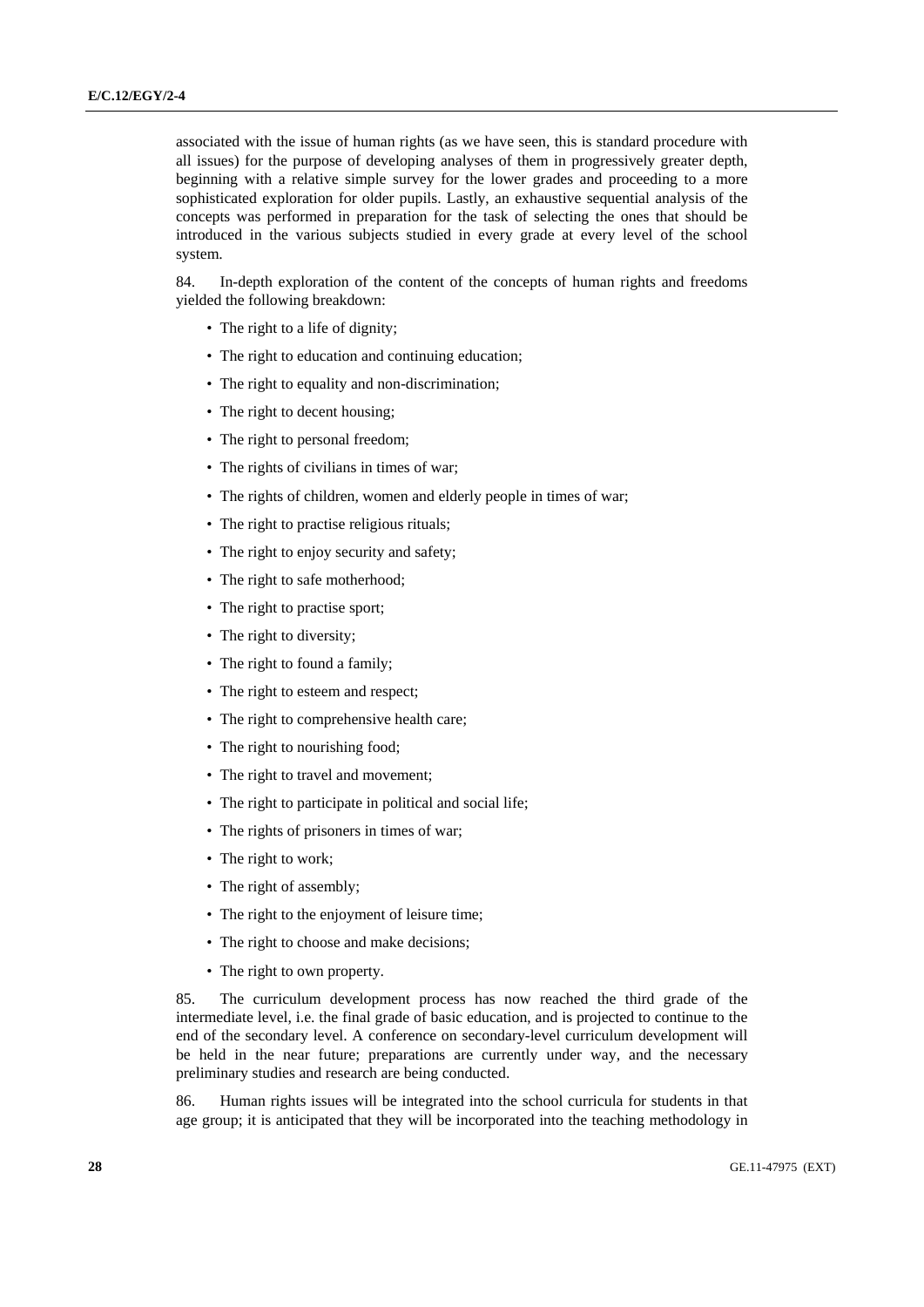associated with the issue of human rights (as we have seen, this is standard procedure with all issues) for the purpose of developing analyses of them in progressively greater depth, beginning with a relative simple survey for the lower grades and proceeding to a more sophisticated exploration for older pupils. Lastly, an exhaustive sequential analysis of the concepts was performed in preparation for the task of selecting the ones that should be introduced in the various subjects studied in every grade at every level of the school system.

84. In-depth exploration of the content of the concepts of human rights and freedoms yielded the following breakdown:

- The right to a life of dignity;
- The right to education and continuing education;
- The right to equality and non-discrimination;
- The right to decent housing;
- The right to personal freedom;
- The rights of civilians in times of war;
- The rights of children, women and elderly people in times of war;
- The right to practise religious rituals;
- The right to enjoy security and safety;
- The right to safe motherhood;
- The right to practise sport;
- The right to diversity;
- The right to found a family;
- The right to esteem and respect;
- The right to comprehensive health care;
- The right to nourishing food;
- The right to travel and movement;
- The right to participate in political and social life;
- The rights of prisoners in times of war;
- The right to work;
- The right of assembly;
- The right to the enjoyment of leisure time;
- The right to choose and make decisions;
- The right to own property.

85. The curriculum development process has now reached the third grade of the intermediate level, i.e. the final grade of basic education, and is projected to continue to the end of the secondary level. A conference on secondary-level curriculum development will be held in the near future; preparations are currently under way, and the necessary preliminary studies and research are being conducted.

86. Human rights issues will be integrated into the school curricula for students in that age group; it is anticipated that they will be incorporated into the teaching methodology in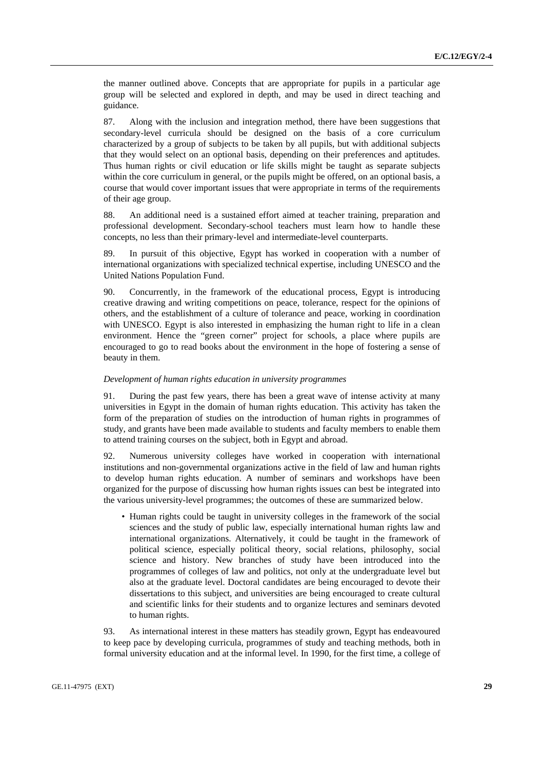the manner outlined above. Concepts that are appropriate for pupils in a particular age group will be selected and explored in depth, and may be used in direct teaching and guidance.

87. Along with the inclusion and integration method, there have been suggestions that secondary-level curricula should be designed on the basis of a core curriculum characterized by a group of subjects to be taken by all pupils, but with additional subjects that they would select on an optional basis, depending on their preferences and aptitudes. Thus human rights or civil education or life skills might be taught as separate subjects within the core curriculum in general, or the pupils might be offered, on an optional basis, a course that would cover important issues that were appropriate in terms of the requirements of their age group.

88. An additional need is a sustained effort aimed at teacher training, preparation and professional development. Secondary-school teachers must learn how to handle these concepts, no less than their primary-level and intermediate-level counterparts.

89. In pursuit of this objective, Egypt has worked in cooperation with a number of international organizations with specialized technical expertise, including UNESCO and the United Nations Population Fund.

90. Concurrently, in the framework of the educational process, Egypt is introducing creative drawing and writing competitions on peace, tolerance, respect for the opinions of others, and the establishment of a culture of tolerance and peace, working in coordination with UNESCO. Egypt is also interested in emphasizing the human right to life in a clean environment. Hence the "green corner" project for schools, a place where pupils are encouraged to go to read books about the environment in the hope of fostering a sense of beauty in them.

*Development of human rights education in university programmes*

91. During the past few years, there has been a great wave of intense activity at many universities in Egypt in the domain of human rights education. This activity has taken the form of the preparation of studies on the introduction of human rights in programmes of study, and grants have been made available to students and faculty members to enable them to attend training courses on the subject, both in Egypt and abroad.

92. Numerous university colleges have worked in cooperation with international institutions and non-governmental organizations active in the field of law and human rights to develop human rights education. A number of seminars and workshops have been organized for the purpose of discussing how human rights issues can best be integrated into the various university-level programmes; the outcomes of these are summarized below.

- Human rights could be taught in university colleges in the framework of the social sciences and the study of public law, especially international human rights law and international organizations. Alternatively, it could be taught in the framework of political science, especially political theory, social relations, philosophy, social science and history. New branches of study have been introduced into the programmes of colleges of law and politics, not only at the undergraduate level but also at the graduate level. Doctoral candidates are being encouraged to devote their dissertations to this subject, and universities are being encouraged to create cultural and scientific links for their students and to organize lectures and seminars devoted to human rights.

93. As international interest in these matters has steadily grown, Egypt has endeavoured to keep pace by developing curricula, programmes of study and teaching methods, both in formal university education and at the informal level. In 1990, for the first time, a college of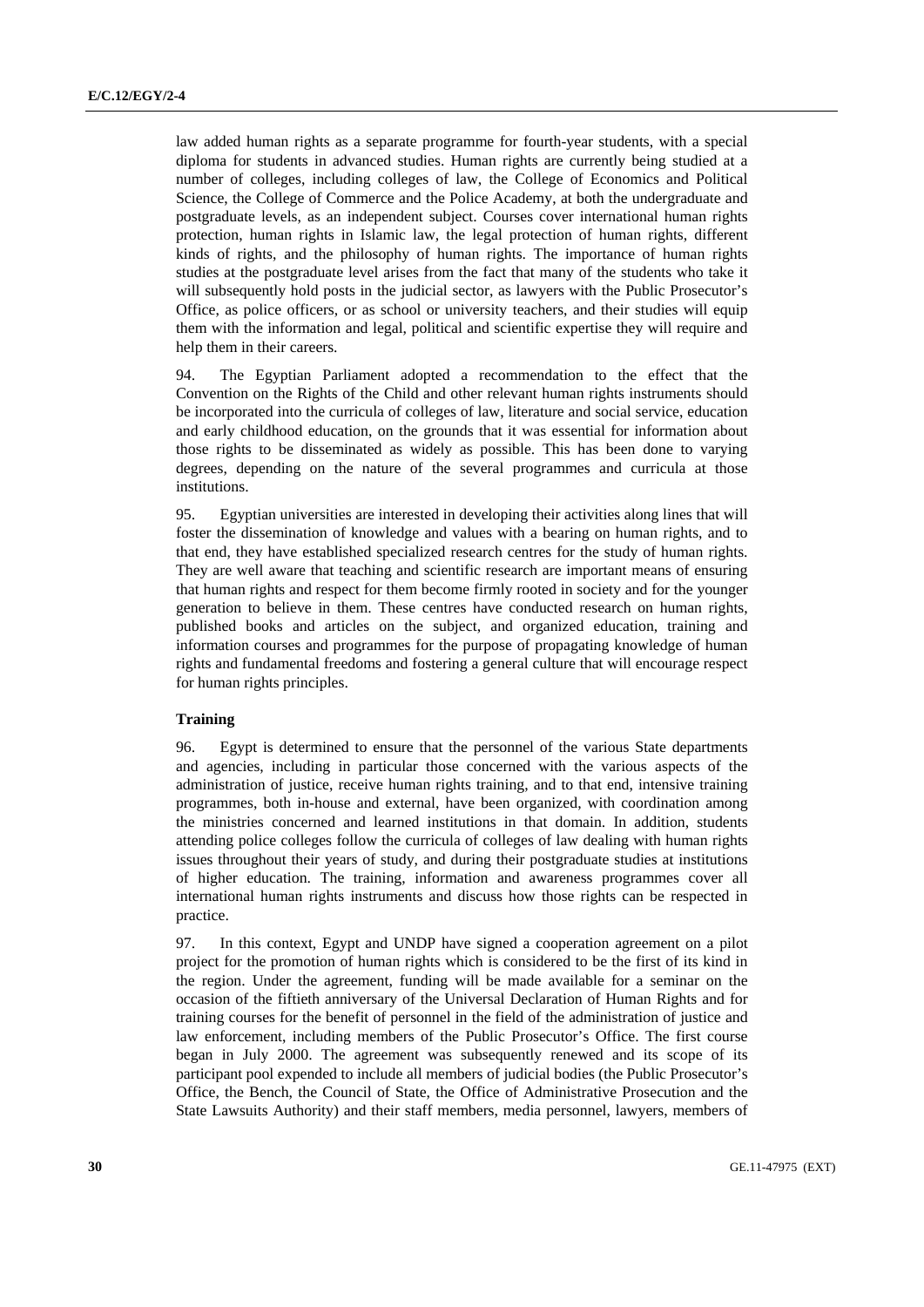law added human rights as a separate programme for fourth-year students, with a special diploma for students in advanced studies. Human rights are currently being studied at a number of colleges, including colleges of law, the College of Economics and Political Science, the College of Commerce and the Police Academy, at both the undergraduate and postgraduate levels, as an independent subject. Courses cover international human rights protection, human rights in Islamic law, the legal protection of human rights, different kinds of rights, and the philosophy of human rights. The importance of human rights studies at the postgraduate level arises from the fact that many of the students who take it will subsequently hold posts in the judicial sector, as lawyers with the Public Prosecutor's Office, as police officers, or as school or university teachers, and their studies will equip them with the information and legal, political and scientific expertise they will require and help them in their careers.

94. The Egyptian Parliament adopted a recommendation to the effect that the Convention on the Rights of the Child and other relevant human rights instruments should be incorporated into the curricula of colleges of law, literature and social service, education and early childhood education, on the grounds that it was essential for information about those rights to be disseminated as widely as possible. This has been done to varying degrees, depending on the nature of the several programmes and curricula at those institutions.

95. Egyptian universities are interested in developing their activities along lines that will foster the dissemination of knowledge and values with a bearing on human rights, and to that end, they have established specialized research centres for the study of human rights. They are well aware that teaching and scientific research are important means of ensuring that human rights and respect for them become firmly rooted in society and for the younger generation to believe in them. These centres have conducted research on human rights, published books and articles on the subject, and organized education, training and information courses and programmes for the purpose of propagating knowledge of human rights and fundamental freedoms and fostering a general culture that will encourage respect for human rights principles.

**Training**

96. Egypt is determined to ensure that the personnel of the various State departments and agencies, including in particular those concerned with the various aspects of the administration of justice, receive human rights training, and to that end, intensive training programmes, both in-house and external, have been organized, with coordination among the ministries concerned and learned institutions in that domain. In addition, students attending police colleges follow the curricula of colleges of law dealing with human rights issues throughout their years of study, and during their postgraduate studies at institutions of higher education. The training, information and awareness programmes cover all international human rights instruments and discuss how those rights can be respected in practice.

97. In this context, Egypt and UNDP have signed a cooperation agreement on a pilot project for the promotion of human rights which is considered to be the first of its kind in the region. Under the agreement, funding will be made available for a seminar on the occasion of the fiftieth anniversary of the Universal Declaration of Human Rights and for training courses for the benefit of personnel in the field of the administration of justice and law enforcement, including members of the Public Prosecutor's Office. The first course began in July 2000. The agreement was subsequently renewed and its scope of its participant pool expended to include all members of judicial bodies (the Public Prosecutor's Office, the Bench, the Council of State, the Office of Administrative Prosecution and the State Lawsuits Authority) and their staff members, media personnel, lawyers, members of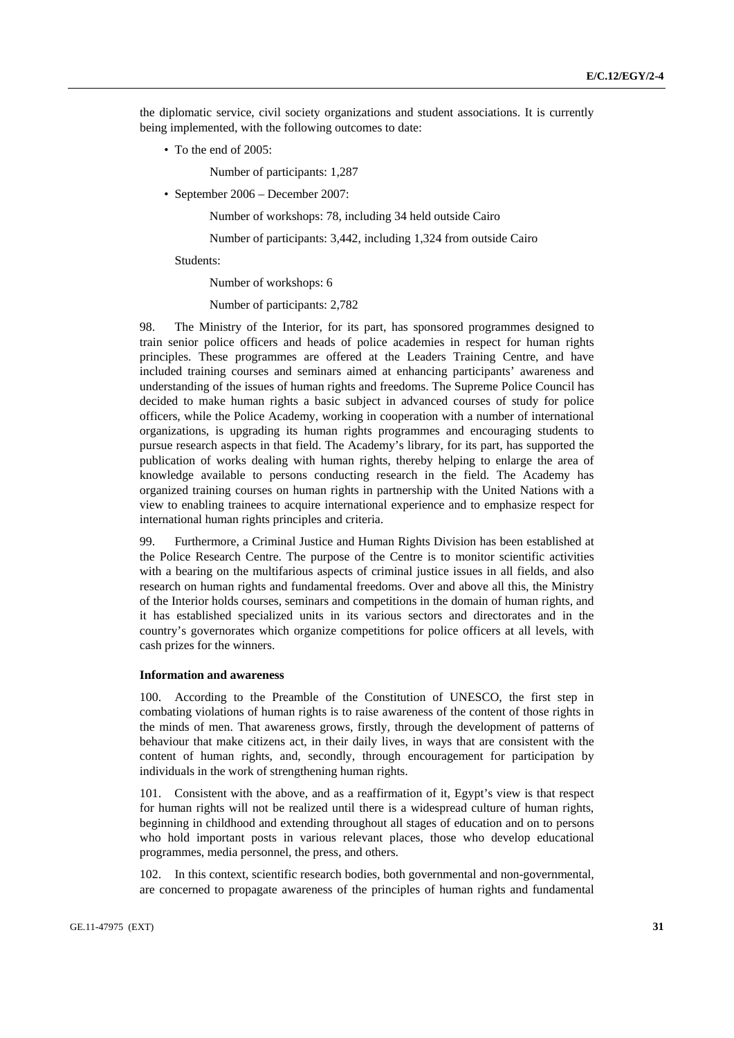the diplomatic service, civil society organizations and student associations. It is currently being implemented, with the following outcomes to date:

- To the end of 2005:

  Number of participants: 1,287

- September 2006 – December 2007:

  Number of workshops: 78, including 34 held outside Cairo

  Number of participants: 3,442, including 1,324 from outside Cairo

  Students:

  Number of workshops: 6

  Number of participants: 2,782

98. The Ministry of the Interior, for its part, has sponsored programmes designed to train senior police officers and heads of police academies in respect for human rights principles. These programmes are offered at the Leaders Training Centre, and have included training courses and seminars aimed at enhancing participants' awareness and understanding of the issues of human rights and freedoms. The Supreme Police Council has decided to make human rights a basic subject in advanced courses of study for police officers, while the Police Academy, working in cooperation with a number of international organizations, is upgrading its human rights programmes and encouraging students to pursue research aspects in that field. The Academy's library, for its part, has supported the publication of works dealing with human rights, thereby helping to enlarge the area of knowledge available to persons conducting research in the field. The Academy has organized training courses on human rights in partnership with the United Nations with a view to enabling trainees to acquire international experience and to emphasize respect for international human rights principles and criteria.

99. Furthermore, a Criminal Justice and Human Rights Division has been established at the Police Research Centre. The purpose of the Centre is to monitor scientific activities with a bearing on the multifarious aspects of criminal justice issues in all fields, and also research on human rights and fundamental freedoms. Over and above all this, the Ministry of the Interior holds courses, seminars and competitions in the domain of human rights, and it has established specialized units in its various sectors and directorates and in the country's governorates which organize competitions for police officers at all levels, with cash prizes for the winners.

**Information and awareness**

100. According to the Preamble of the Constitution of UNESCO, the first step in combating violations of human rights is to raise awareness of the content of those rights in the minds of men. That awareness grows, firstly, through the development of patterns of behaviour that make citizens act, in their daily lives, in ways that are consistent with the content of human rights, and, secondly, through encouragement for participation by individuals in the work of strengthening human rights.

101. Consistent with the above, and as a reaffirmation of it, Egypt's view is that respect for human rights will not be realized until there is a widespread culture of human rights, beginning in childhood and extending throughout all stages of education and on to persons who hold important posts in various relevant places, those who develop educational programmes, media personnel, the press, and others.

102. In this context, scientific research bodies, both governmental and non-governmental, are concerned to propagate awareness of the principles of human rights and fundamental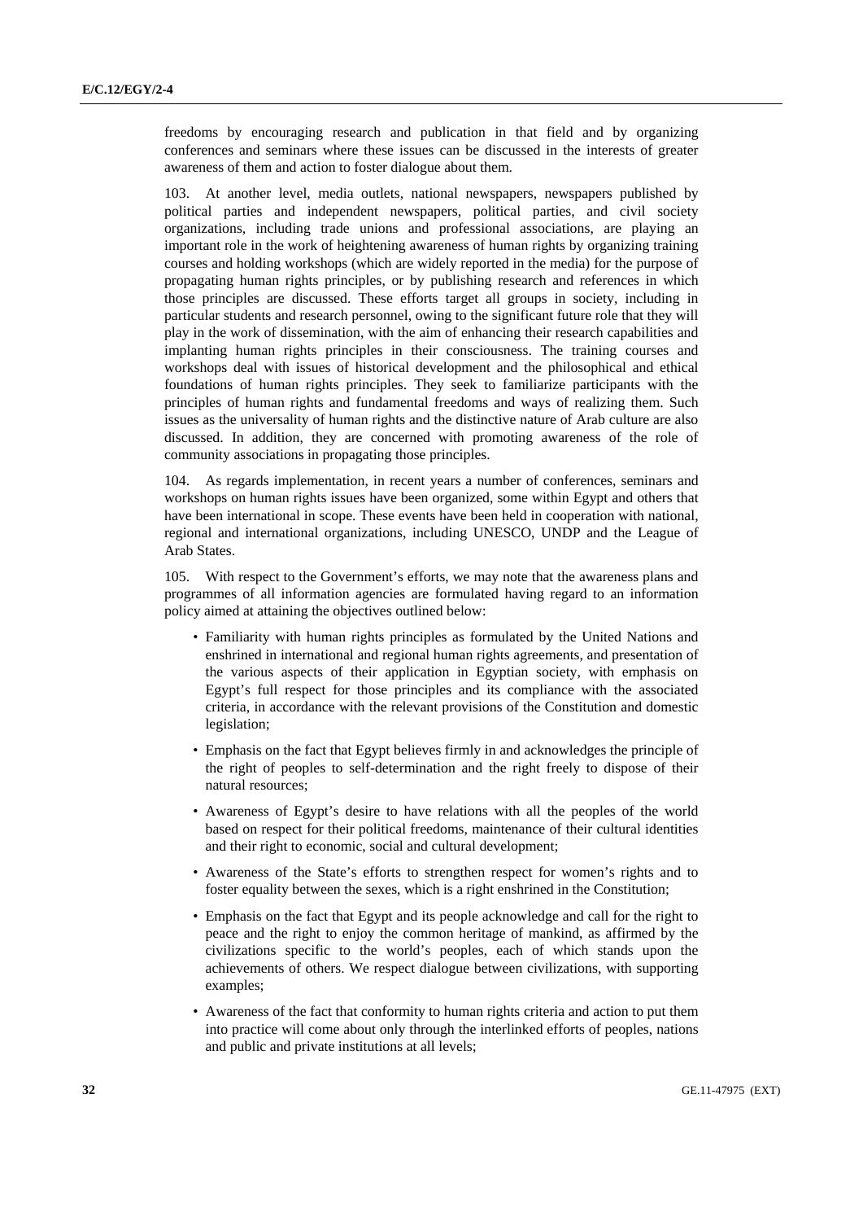freedoms by encouraging research and publication in that field and by organizing conferences and seminars where these issues can be discussed in the interests of greater awareness of them and action to foster dialogue about them.

103. At another level, media outlets, national newspapers, newspapers published by political parties and independent newspapers, political parties, and civil society organizations, including trade unions and professional associations, are playing an important role in the work of heightening awareness of human rights by organizing training courses and holding workshops (which are widely reported in the media) for the purpose of propagating human rights principles, or by publishing research and references in which those principles are discussed. These efforts target all groups in society, including in particular students and research personnel, owing to the significant future role that they will play in the work of dissemination, with the aim of enhancing their research capabilities and implanting human rights principles in their consciousness. The training courses and workshops deal with issues of historical development and the philosophical and ethical foundations of human rights principles. They seek to familiarize participants with the principles of human rights and fundamental freedoms and ways of realizing them. Such issues as the universality of human rights and the distinctive nature of Arab culture are also discussed. In addition, they are concerned with promoting awareness of the role of community associations in propagating those principles.

104. As regards implementation, in recent years a number of conferences, seminars and workshops on human rights issues have been organized, some within Egypt and others that have been international in scope. These events have been held in cooperation with national, regional and international organizations, including UNESCO, UNDP and the League of Arab States.

105. With respect to the Government's efforts, we may note that the awareness plans and programmes of all information agencies are formulated having regard to an information policy aimed at attaining the objectives outlined below:

- Familiarity with human rights principles as formulated by the United Nations and enshrined in international and regional human rights agreements, and presentation of the various aspects of their application in Egyptian society, with emphasis on Egypt's full respect for those principles and its compliance with the associated criteria, in accordance with the relevant provisions of the Constitution and domestic legislation;
- Emphasis on the fact that Egypt believes firmly in and acknowledges the principle of the right of peoples to self-determination and the right freely to dispose of their natural resources;
- Awareness of Egypt's desire to have relations with all the peoples of the world based on respect for their political freedoms, maintenance of their cultural identities and their right to economic, social and cultural development;
- Awareness of the State's efforts to strengthen respect for women's rights and to foster equality between the sexes, which is a right enshrined in the Constitution;
- Emphasis on the fact that Egypt and its people acknowledge and call for the right to peace and the right to enjoy the common heritage of mankind, as affirmed by the civilizations specific to the world's peoples, each of which stands upon the achievements of others. We respect dialogue between civilizations, with supporting examples;
- Awareness of the fact that conformity to human rights criteria and action to put them into practice will come about only through the interlinked efforts of peoples, nations and public and private institutions at all levels;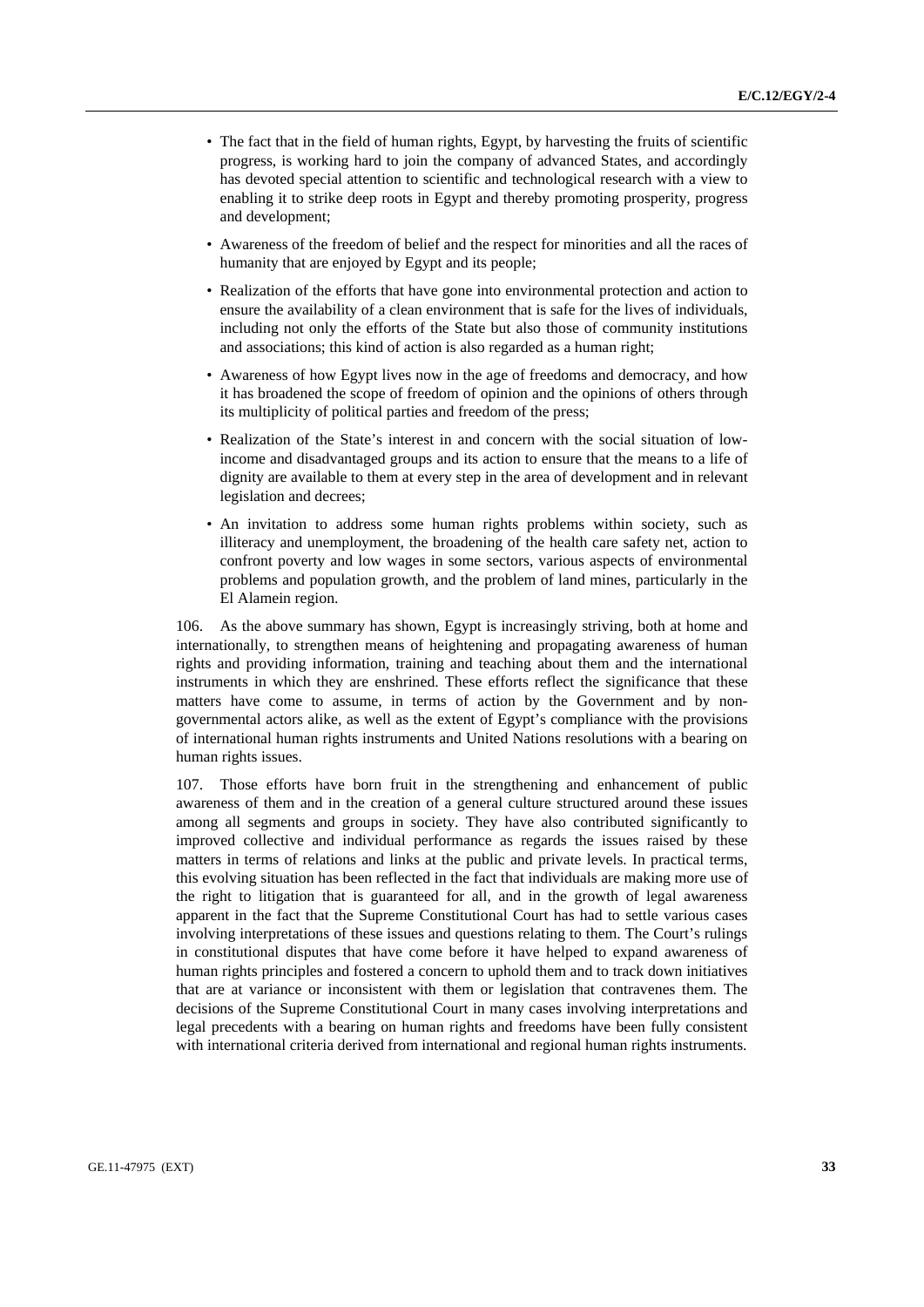- The fact that in the field of human rights, Egypt, by harvesting the fruits of scientific progress, is working hard to join the company of advanced States, and accordingly has devoted special attention to scientific and technological research with a view to enabling it to strike deep roots in Egypt and thereby promoting prosperity, progress and development;
- Awareness of the freedom of belief and the respect for minorities and all the races of humanity that are enjoyed by Egypt and its people;
- Realization of the efforts that have gone into environmental protection and action to ensure the availability of a clean environment that is safe for the lives of individuals, including not only the efforts of the State but also those of community institutions and associations; this kind of action is also regarded as a human right;
- Awareness of how Egypt lives now in the age of freedoms and democracy, and how it has broadened the scope of freedom of opinion and the opinions of others through its multiplicity of political parties and freedom of the press;
- Realization of the State's interest in and concern with the social situation of low-income and disadvantaged groups and its action to ensure that the means to a life of dignity are available to them at every step in the area of development and in relevant legislation and decrees;
- An invitation to address some human rights problems within society, such as illiteracy and unemployment, the broadening of the health care safety net, action to confront poverty and low wages in some sectors, various aspects of environmental problems and population growth, and the problem of land mines, particularly in the El Alamein region.

106. As the above summary has shown, Egypt is increasingly striving, both at home and internationally, to strengthen means of heightening and propagating awareness of human rights and providing information, training and teaching about them and the international instruments in which they are enshrined. These efforts reflect the significance that these matters have come to assume, in terms of action by the Government and by non-governmental actors alike, as well as the extent of Egypt's compliance with the provisions of international human rights instruments and United Nations resolutions with a bearing on human rights issues.

107. Those efforts have born fruit in the strengthening and enhancement of public awareness of them and in the creation of a general culture structured around these issues among all segments and groups in society. They have also contributed significantly to improved collective and individual performance as regards the issues raised by these matters in terms of relations and links at the public and private levels. In practical terms, this evolving situation has been reflected in the fact that individuals are making more use of the right to litigation that is guaranteed for all, and in the growth of legal awareness apparent in the fact that the Supreme Constitutional Court has had to settle various cases involving interpretations of these issues and questions relating to them. The Court's rulings in constitutional disputes that have come before it have helped to expand awareness of human rights principles and fostered a concern to uphold them and to track down initiatives that are at variance or inconsistent with them or legislation that contravenes them. The decisions of the Supreme Constitutional Court in many cases involving interpretations and legal precedents with a bearing on human rights and freedoms have been fully consistent with international criteria derived from international and regional human rights instruments.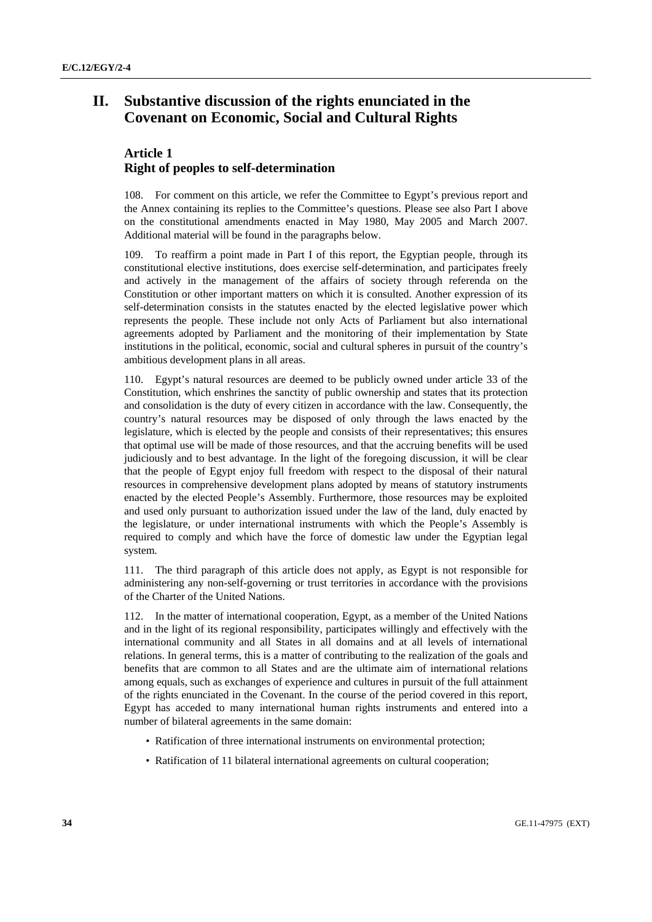# II. Substantive discussion of the rights enunciated in the Covenant on Economic, Social and Cultural Rights

## Article 1
## Right of peoples to self-determination

108. For comment on this article, we refer the Committee to Egypt's previous report and the Annex containing its replies to the Committee's questions. Please see also Part I above on the constitutional amendments enacted in May 1980, May 2005 and March 2007. Additional material will be found in the paragraphs below.

109. To reaffirm a point made in Part I of this report, the Egyptian people, through its constitutional elective institutions, does exercise self-determination, and participates freely and actively in the management of the affairs of society through referenda on the Constitution or other important matters on which it is consulted. Another expression of its self-determination consists in the statutes enacted by the elected legislative power which represents the people. These include not only Acts of Parliament but also international agreements adopted by Parliament and the monitoring of their implementation by State institutions in the political, economic, social and cultural spheres in pursuit of the country's ambitious development plans in all areas.

110. Egypt's natural resources are deemed to be publicly owned under article 33 of the Constitution, which enshrines the sanctity of public ownership and states that its protection and consolidation is the duty of every citizen in accordance with the law. Consequently, the country's natural resources may be disposed of only through the laws enacted by the legislature, which is elected by the people and consists of their representatives; this ensures that optimal use will be made of those resources, and that the accruing benefits will be used judiciously and to best advantage. In the light of the foregoing discussion, it will be clear that the people of Egypt enjoy full freedom with respect to the disposal of their natural resources in comprehensive development plans adopted by means of statutory instruments enacted by the elected People's Assembly. Furthermore, those resources may be exploited and used only pursuant to authorization issued under the law of the land, duly enacted by the legislature, or under international instruments with which the People's Assembly is required to comply and which have the force of domestic law under the Egyptian legal system.

111. The third paragraph of this article does not apply, as Egypt is not responsible for administering any non-self-governing or trust territories in accordance with the provisions of the Charter of the United Nations.

112. In the matter of international cooperation, Egypt, as a member of the United Nations and in the light of its regional responsibility, participates willingly and effectively with the international community and all States in all domains and at all levels of international relations. In general terms, this is a matter of contributing to the realization of the goals and benefits that are common to all States and are the ultimate aim of international relations among equals, such as exchanges of experience and cultures in pursuit of the full attainment of the rights enunciated in the Covenant. In the course of the period covered in this report, Egypt has acceded to many international human rights instruments and entered into a number of bilateral agreements in the same domain:

- Ratification of three international instruments on environmental protection;
- Ratification of 11 bilateral international agreements on cultural cooperation;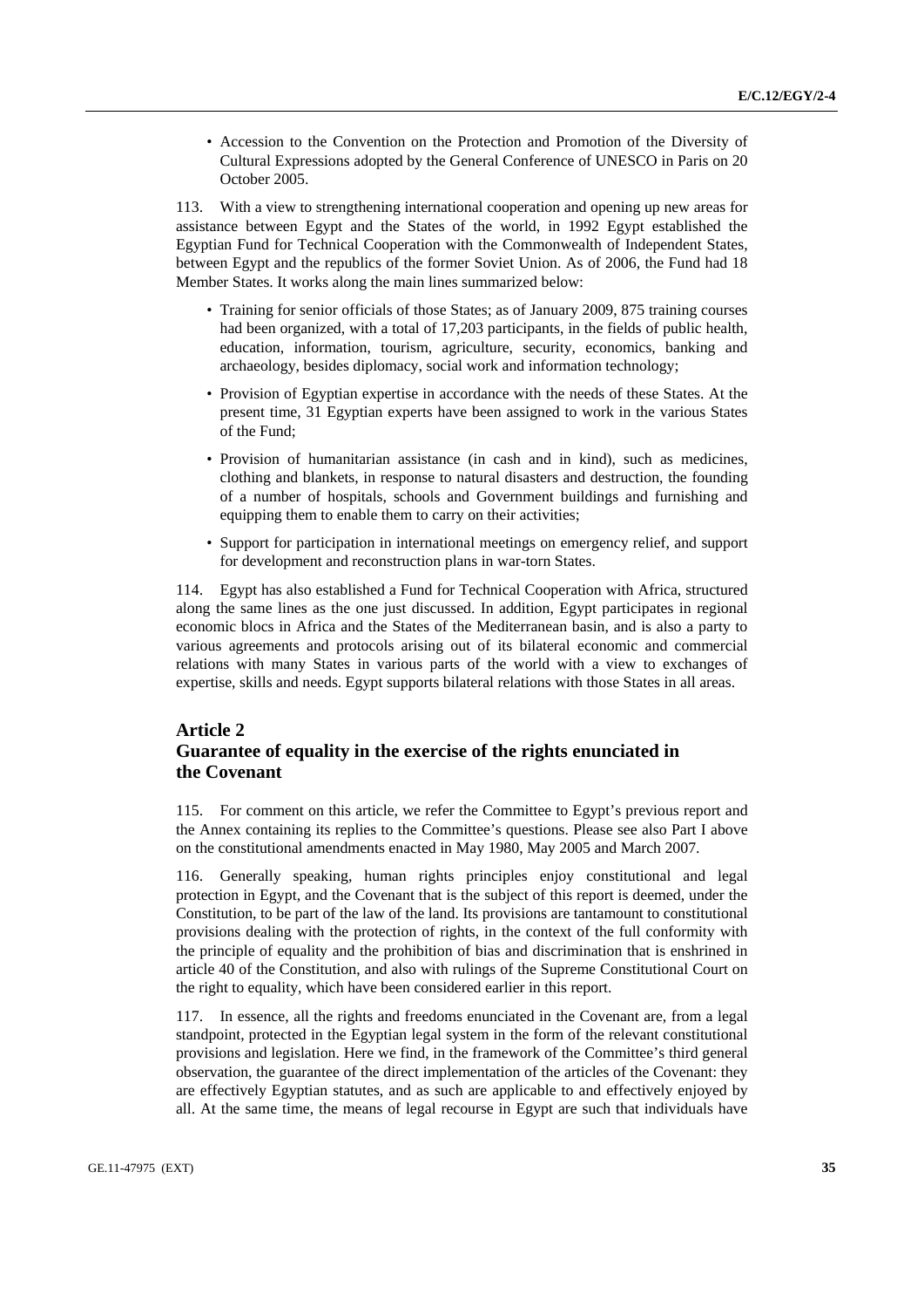- Accession to the Convention on the Protection and Promotion of the Diversity of Cultural Expressions adopted by the General Conference of UNESCO in Paris on 20 October 2005.

113. With a view to strengthening international cooperation and opening up new areas for assistance between Egypt and the States of the world, in 1992 Egypt established the Egyptian Fund for Technical Cooperation with the Commonwealth of Independent States, between Egypt and the republics of the former Soviet Union. As of 2006, the Fund had 18 Member States. It works along the main lines summarized below:

- Training for senior officials of those States; as of January 2009, 875 training courses had been organized, with a total of 17,203 participants, in the fields of public health, education, information, tourism, agriculture, security, economics, banking and archaeology, besides diplomacy, social work and information technology;
- Provision of Egyptian expertise in accordance with the needs of these States. At the present time, 31 Egyptian experts have been assigned to work in the various States of the Fund;
- Provision of humanitarian assistance (in cash and in kind), such as medicines, clothing and blankets, in response to natural disasters and destruction, the founding of a number of hospitals, schools and Government buildings and furnishing and equipping them to enable them to carry on their activities;
- Support for participation in international meetings on emergency relief, and support for development and reconstruction plans in war-torn States.

114. Egypt has also established a Fund for Technical Cooperation with Africa, structured along the same lines as the one just discussed. In addition, Egypt participates in regional economic blocs in Africa and the States of the Mediterranean basin, and is also a party to various agreements and protocols arising out of its bilateral economic and commercial relations with many States in various parts of the world with a view to exchanges of expertise, skills and needs. Egypt supports bilateral relations with those States in all areas.

## Article 2
## Guarantee of equality in the exercise of the rights enunciated in the Covenant

115. For comment on this article, we refer the Committee to Egypt's previous report and the Annex containing its replies to the Committee's questions. Please see also Part I above on the constitutional amendments enacted in May 1980, May 2005 and March 2007.

116. Generally speaking, human rights principles enjoy constitutional and legal protection in Egypt, and the Covenant that is the subject of this report is deemed, under the Constitution, to be part of the law of the land. Its provisions are tantamount to constitutional provisions dealing with the protection of rights, in the context of the full conformity with the principle of equality and the prohibition of bias and discrimination that is enshrined in article 40 of the Constitution, and also with rulings of the Supreme Constitutional Court on the right to equality, which have been considered earlier in this report.

117. In essence, all the rights and freedoms enunciated in the Covenant are, from a legal standpoint, protected in the Egyptian legal system in the form of the relevant constitutional provisions and legislation. Here we find, in the framework of the Committee's third general observation, the guarantee of the direct implementation of the articles of the Covenant: they are effectively Egyptian statutes, and as such are applicable to and effectively enjoyed by all. At the same time, the means of legal recourse in Egypt are such that individuals have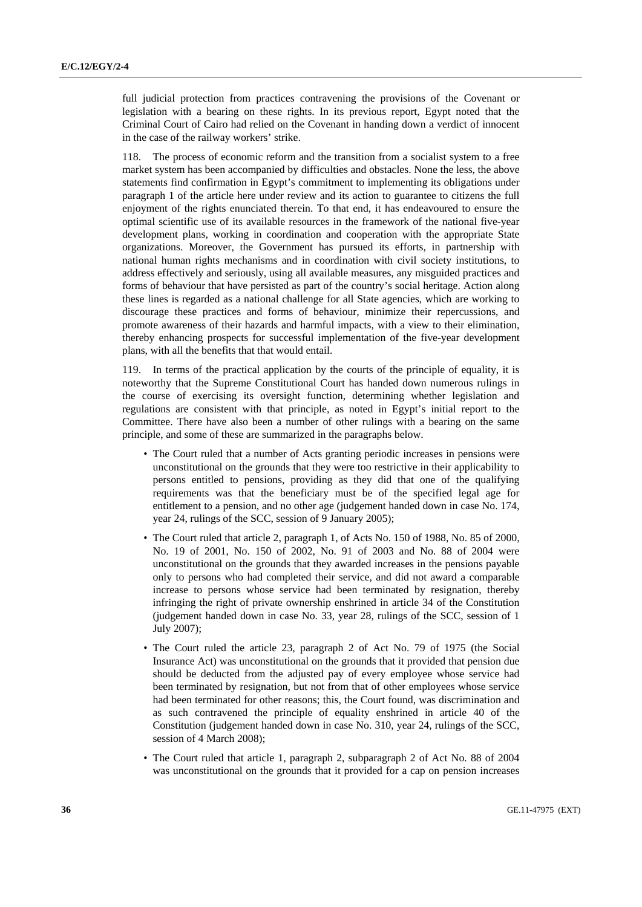full judicial protection from practices contravening the provisions of the Covenant or legislation with a bearing on these rights. In its previous report, Egypt noted that the Criminal Court of Cairo had relied on the Covenant in handing down a verdict of innocent in the case of the railway workers' strike.

118. The process of economic reform and the transition from a socialist system to a free market system has been accompanied by difficulties and obstacles. None the less, the above statements find confirmation in Egypt's commitment to implementing its obligations under paragraph 1 of the article here under review and its action to guarantee to citizens the full enjoyment of the rights enunciated therein. To that end, it has endeavoured to ensure the optimal scientific use of its available resources in the framework of the national five-year development plans, working in coordination and cooperation with the appropriate State organizations. Moreover, the Government has pursued its efforts, in partnership with national human rights mechanisms and in coordination with civil society institutions, to address effectively and seriously, using all available measures, any misguided practices and forms of behaviour that have persisted as part of the country's social heritage. Action along these lines is regarded as a national challenge for all State agencies, which are working to discourage these practices and forms of behaviour, minimize their repercussions, and promote awareness of their hazards and harmful impacts, with a view to their elimination, thereby enhancing prospects for successful implementation of the five-year development plans, with all the benefits that that would entail.

119. In terms of the practical application by the courts of the principle of equality, it is noteworthy that the Supreme Constitutional Court has handed down numerous rulings in the course of exercising its oversight function, determining whether legislation and regulations are consistent with that principle, as noted in Egypt's initial report to the Committee. There have also been a number of other rulings with a bearing on the same principle, and some of these are summarized in the paragraphs below.

- The Court ruled that a number of Acts granting periodic increases in pensions were unconstitutional on the grounds that they were too restrictive in their applicability to persons entitled to pensions, providing as they did that one of the qualifying requirements was that the beneficiary must be of the specified legal age for entitlement to a pension, and no other age (judgement handed down in case No. 174, year 24, rulings of the SCC, session of 9 January 2005);
- The Court ruled that article 2, paragraph 1, of Acts No. 150 of 1988, No. 85 of 2000, No. 19 of 2001, No. 150 of 2002, No. 91 of 2003 and No. 88 of 2004 were unconstitutional on the grounds that they awarded increases in the pensions payable only to persons who had completed their service, and did not award a comparable increase to persons whose service had been terminated by resignation, thereby infringing the right of private ownership enshrined in article 34 of the Constitution (judgement handed down in case No. 33, year 28, rulings of the SCC, session of 1 July 2007);
- The Court ruled the article 23, paragraph 2 of Act No. 79 of 1975 (the Social Insurance Act) was unconstitutional on the grounds that it provided that pension due should be deducted from the adjusted pay of every employee whose service had been terminated by resignation, but not from that of other employees whose service had been terminated for other reasons; this, the Court found, was discrimination and as such contravened the principle of equality enshrined in article 40 of the Constitution (judgement handed down in case No. 310, year 24, rulings of the SCC, session of 4 March 2008);
- The Court ruled that article 1, paragraph 2, subparagraph 2 of Act No. 88 of 2004 was unconstitutional on the grounds that it provided for a cap on pension increases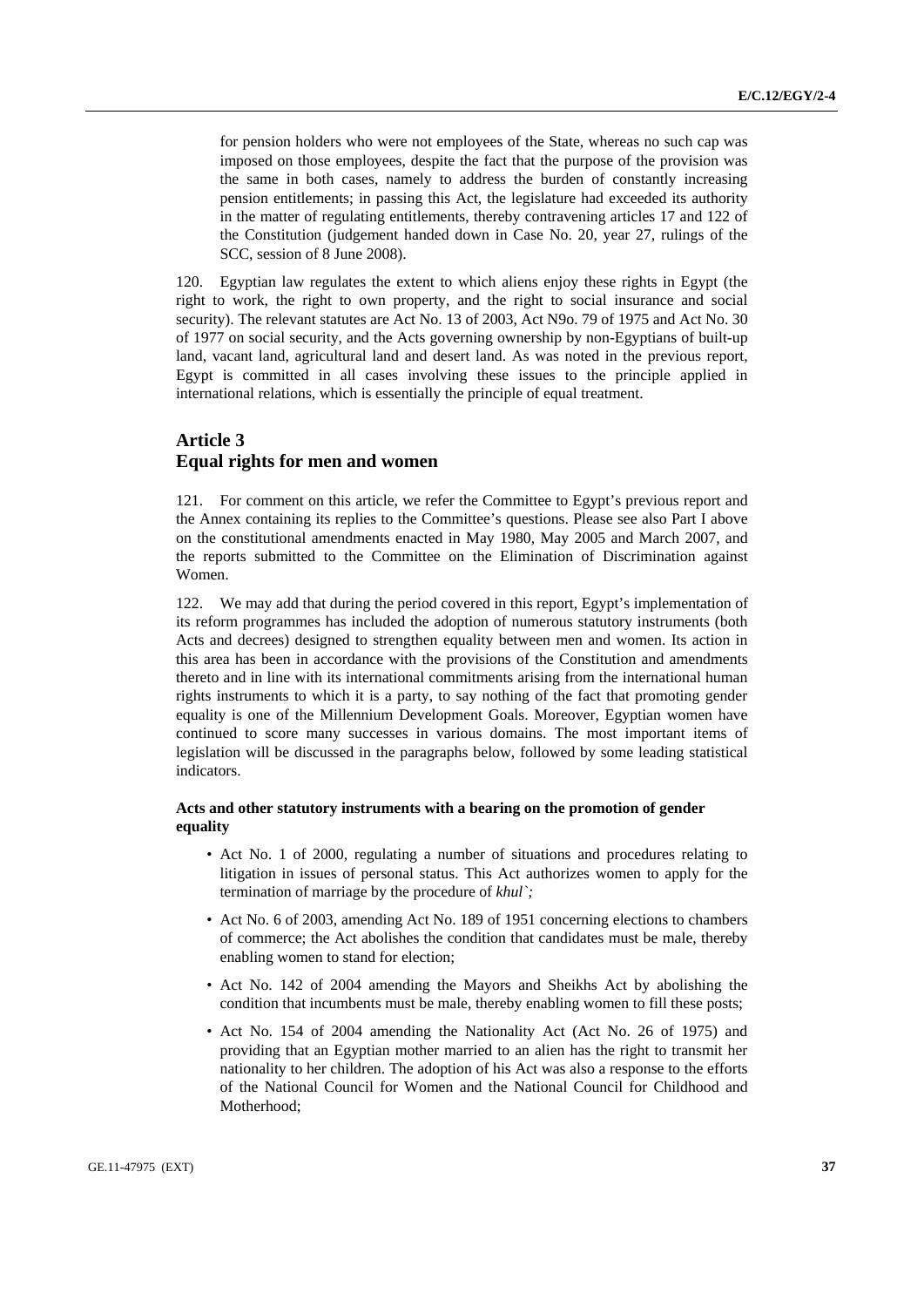for pension holders who were not employees of the State, whereas no such cap was imposed on those employees, despite the fact that the purpose of the provision was the same in both cases, namely to address the burden of constantly increasing pension entitlements; in passing this Act, the legislature had exceeded its authority in the matter of regulating entitlements, thereby contravening articles 17 and 122 of the Constitution (judgement handed down in Case No. 20, year 27, rulings of the SCC, session of 8 June 2008).

120. Egyptian law regulates the extent to which aliens enjoy these rights in Egypt (the right to work, the right to own property, and the right to social insurance and social security). The relevant statutes are Act No. 13 of 2003, Act N9o. 79 of 1975 and Act No. 30 of 1977 on social security, and the Acts governing ownership by non-Egyptians of built-up land, vacant land, agricultural land and desert land. As was noted in the previous report, Egypt is committed in all cases involving these issues to the principle applied in international relations, which is essentially the principle of equal treatment.

## Article 3
## Equal rights for men and women

121. For comment on this article, we refer the Committee to Egypt's previous report and the Annex containing its replies to the Committee's questions. Please see also Part I above on the constitutional amendments enacted in May 1980, May 2005 and March 2007, and the reports submitted to the Committee on the Elimination of Discrimination against Women.

122. We may add that during the period covered in this report, Egypt's implementation of its reform programmes has included the adoption of numerous statutory instruments (both Acts and decrees) designed to strengthen equality between men and women. Its action in this area has been in accordance with the provisions of the Constitution and amendments thereto and in line with its international commitments arising from the international human rights instruments to which it is a party, to say nothing of the fact that promoting gender equality is one of the Millennium Development Goals. Moreover, Egyptian women have continued to score many successes in various domains. The most important items of legislation will be discussed in the paragraphs below, followed by some leading statistical indicators.

#### Acts and other statutory instruments with a bearing on the promotion of gender equality

- Act No. 1 of 2000, regulating a number of situations and procedures relating to litigation in issues of personal status. This Act authorizes women to apply for the termination of marriage by the procedure of *khul`;*
- Act No. 6 of 2003, amending Act No. 189 of 1951 concerning elections to chambers of commerce; the Act abolishes the condition that candidates must be male, thereby enabling women to stand for election;
- Act No. 142 of 2004 amending the Mayors and Sheikhs Act by abolishing the condition that incumbents must be male, thereby enabling women to fill these posts;
- Act No. 154 of 2004 amending the Nationality Act (Act No. 26 of 1975) and providing that an Egyptian mother married to an alien has the right to transmit her nationality to her children. The adoption of his Act was also a response to the efforts of the National Council for Women and the National Council for Childhood and Motherhood;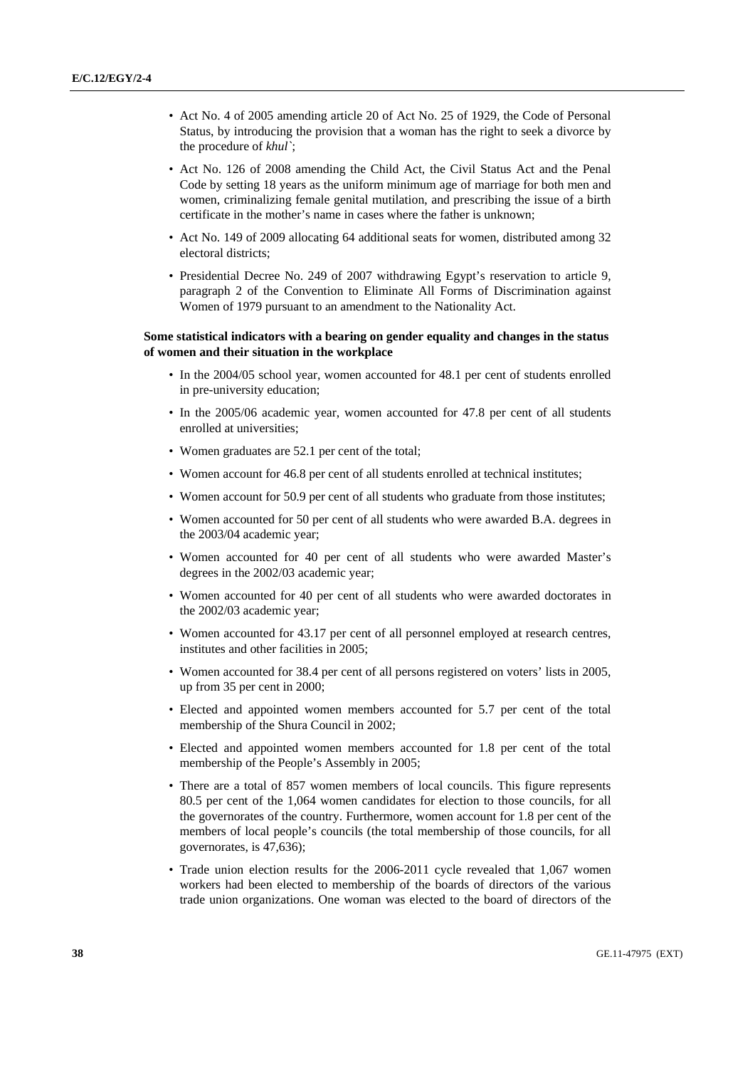- Act No. 4 of 2005 amending article 20 of Act No. 25 of 1929, the Code of Personal Status, by introducing the provision that a woman has the right to seek a divorce by the procedure of *khul`*;
- Act No. 126 of 2008 amending the Child Act, the Civil Status Act and the Penal Code by setting 18 years as the uniform minimum age of marriage for both men and women, criminalizing female genital mutilation, and prescribing the issue of a birth certificate in the mother's name in cases where the father is unknown;
- Act No. 149 of 2009 allocating 64 additional seats for women, distributed among 32 electoral districts;
- Presidential Decree No. 249 of 2007 withdrawing Egypt's reservation to article 9, paragraph 2 of the Convention to Eliminate All Forms of Discrimination against Women of 1979 pursuant to an amendment to the Nationality Act.

**Some statistical indicators with a bearing on gender equality and changes in the status of women and their situation in the workplace**

- In the 2004/05 school year, women accounted for 48.1 per cent of students enrolled in pre-university education;
- In the 2005/06 academic year, women accounted for 47.8 per cent of all students enrolled at universities;
- Women graduates are 52.1 per cent of the total;
- Women account for 46.8 per cent of all students enrolled at technical institutes;
- Women account for 50.9 per cent of all students who graduate from those institutes;
- Women accounted for 50 per cent of all students who were awarded B.A. degrees in the 2003/04 academic year;
- Women accounted for 40 per cent of all students who were awarded Master's degrees in the 2002/03 academic year;
- Women accounted for 40 per cent of all students who were awarded doctorates in the 2002/03 academic year;
- Women accounted for 43.17 per cent of all personnel employed at research centres, institutes and other facilities in 2005;
- Women accounted for 38.4 per cent of all persons registered on voters' lists in 2005, up from 35 per cent in 2000;
- Elected and appointed women members accounted for 5.7 per cent of the total membership of the Shura Council in 2002;
- Elected and appointed women members accounted for 1.8 per cent of the total membership of the People's Assembly in 2005;
- There are a total of 857 women members of local councils. This figure represents 80.5 per cent of the 1,064 women candidates for election to those councils, for all the governorates of the country. Furthermore, women account for 1.8 per cent of the members of local people's councils (the total membership of those councils, for all governorates, is 47,636);
- Trade union election results for the 2006-2011 cycle revealed that 1,067 women workers had been elected to membership of the boards of directors of the various trade union organizations. One woman was elected to the board of directors of the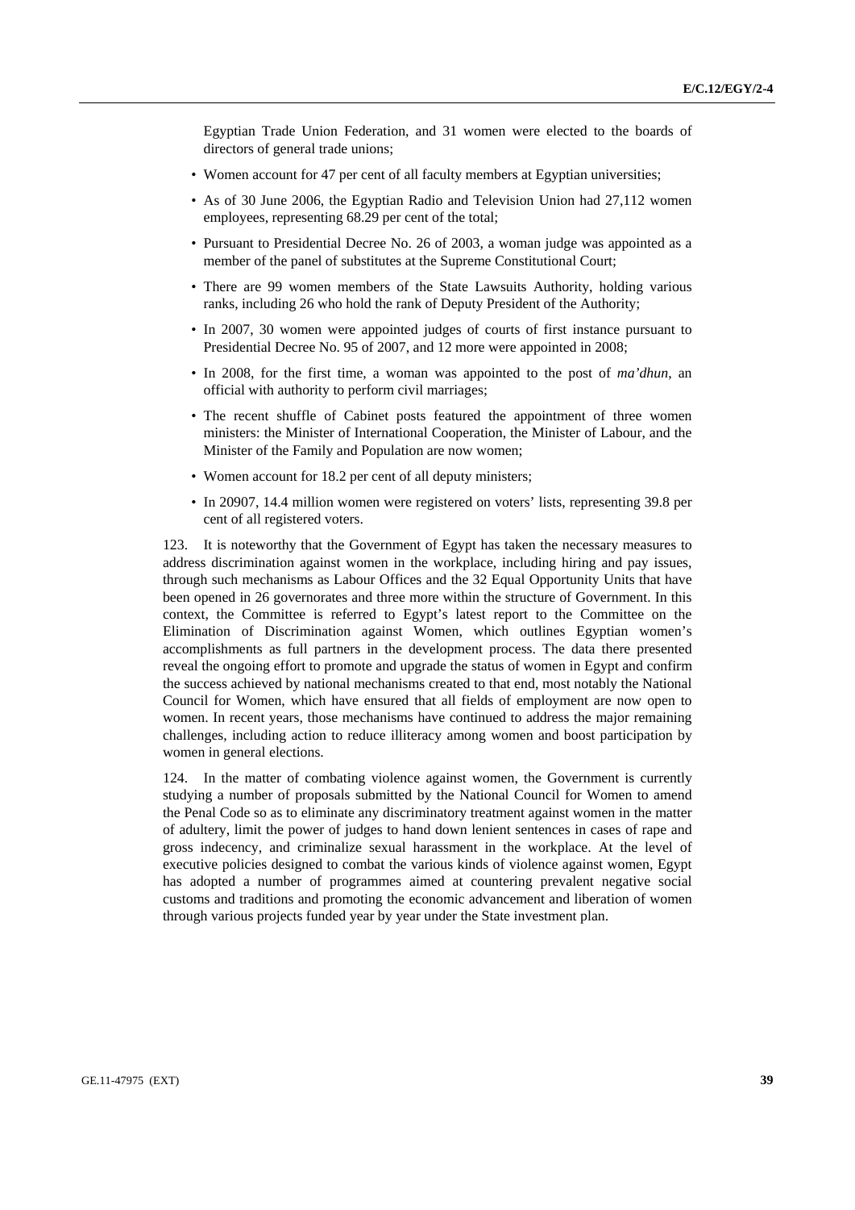Egyptian Trade Union Federation, and 31 women were elected to the boards of directors of general trade unions;

- Women account for 47 per cent of all faculty members at Egyptian universities;
- As of 30 June 2006, the Egyptian Radio and Television Union had 27,112 women employees, representing 68.29 per cent of the total;
- Pursuant to Presidential Decree No. 26 of 2003, a woman judge was appointed as a member of the panel of substitutes at the Supreme Constitutional Court;
- There are 99 women members of the State Lawsuits Authority, holding various ranks, including 26 who hold the rank of Deputy President of the Authority;
- In 2007, 30 women were appointed judges of courts of first instance pursuant to Presidential Decree No. 95 of 2007, and 12 more were appointed in 2008;
- In 2008, for the first time, a woman was appointed to the post of *ma'dhun*, an official with authority to perform civil marriages;
- The recent shuffle of Cabinet posts featured the appointment of three women ministers: the Minister of International Cooperation, the Minister of Labour, and the Minister of the Family and Population are now women;
- Women account for 18.2 per cent of all deputy ministers;
- In 20907, 14.4 million women were registered on voters' lists, representing 39.8 per cent of all registered voters.

123. It is noteworthy that the Government of Egypt has taken the necessary measures to address discrimination against women in the workplace, including hiring and pay issues, through such mechanisms as Labour Offices and the 32 Equal Opportunity Units that have been opened in 26 governorates and three more within the structure of Government. In this context, the Committee is referred to Egypt's latest report to the Committee on the Elimination of Discrimination against Women, which outlines Egyptian women's accomplishments as full partners in the development process. The data there presented reveal the ongoing effort to promote and upgrade the status of women in Egypt and confirm the success achieved by national mechanisms created to that end, most notably the National Council for Women, which have ensured that all fields of employment are now open to women. In recent years, those mechanisms have continued to address the major remaining challenges, including action to reduce illiteracy among women and boost participation by women in general elections.

124. In the matter of combating violence against women, the Government is currently studying a number of proposals submitted by the National Council for Women to amend the Penal Code so as to eliminate any discriminatory treatment against women in the matter of adultery, limit the power of judges to hand down lenient sentences in cases of rape and gross indecency, and criminalize sexual harassment in the workplace. At the level of executive policies designed to combat the various kinds of violence against women, Egypt has adopted a number of programmes aimed at countering prevalent negative social customs and traditions and promoting the economic advancement and liberation of women through various projects funded year by year under the State investment plan.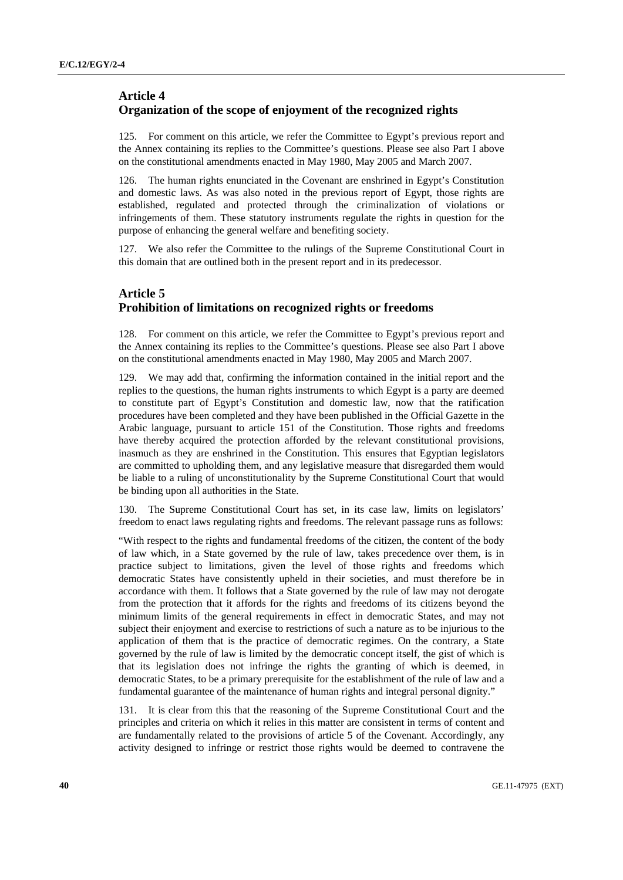## Article 4
## Organization of the scope of enjoyment of the recognized rights

125. For comment on this article, we refer the Committee to Egypt's previous report and the Annex containing its replies to the Committee's questions. Please see also Part I above on the constitutional amendments enacted in May 1980, May 2005 and March 2007.

126. The human rights enunciated in the Covenant are enshrined in Egypt's Constitution and domestic laws. As was also noted in the previous report of Egypt, those rights are established, regulated and protected through the criminalization of violations or infringements of them. These statutory instruments regulate the rights in question for the purpose of enhancing the general welfare and benefiting society.

127. We also refer the Committee to the rulings of the Supreme Constitutional Court in this domain that are outlined both in the present report and in its predecessor.

## Article 5
## Prohibition of limitations on recognized rights or freedoms

128. For comment on this article, we refer the Committee to Egypt's previous report and the Annex containing its replies to the Committee's questions. Please see also Part I above on the constitutional amendments enacted in May 1980, May 2005 and March 2007.

129. We may add that, confirming the information contained in the initial report and the replies to the questions, the human rights instruments to which Egypt is a party are deemed to constitute part of Egypt's Constitution and domestic law, now that the ratification procedures have been completed and they have been published in the Official Gazette in the Arabic language, pursuant to article 151 of the Constitution. Those rights and freedoms have thereby acquired the protection afforded by the relevant constitutional provisions, inasmuch as they are enshrined in the Constitution. This ensures that Egyptian legislators are committed to upholding them, and any legislative measure that disregarded them would be liable to a ruling of unconstitutionality by the Supreme Constitutional Court that would be binding upon all authorities in the State.

130. The Supreme Constitutional Court has set, in its case law, limits on legislators' freedom to enact laws regulating rights and freedoms. The relevant passage runs as follows:

"With respect to the rights and fundamental freedoms of the citizen, the content of the body of law which, in a State governed by the rule of law, takes precedence over them, is in practice subject to limitations, given the level of those rights and freedoms which democratic States have consistently upheld in their societies, and must therefore be in accordance with them. It follows that a State governed by the rule of law may not derogate from the protection that it affords for the rights and freedoms of its citizens beyond the minimum limits of the general requirements in effect in democratic States, and may not subject their enjoyment and exercise to restrictions of such a nature as to be injurious to the application of them that is the practice of democratic regimes. On the contrary, a State governed by the rule of law is limited by the democratic concept itself, the gist of which is that its legislation does not infringe the rights the granting of which is deemed, in democratic States, to be a primary prerequisite for the establishment of the rule of law and a fundamental guarantee of the maintenance of human rights and integral personal dignity."

131. It is clear from this that the reasoning of the Supreme Constitutional Court and the principles and criteria on which it relies in this matter are consistent in terms of content and are fundamentally related to the provisions of article 5 of the Covenant. Accordingly, any activity designed to infringe or restrict those rights would be deemed to contravene the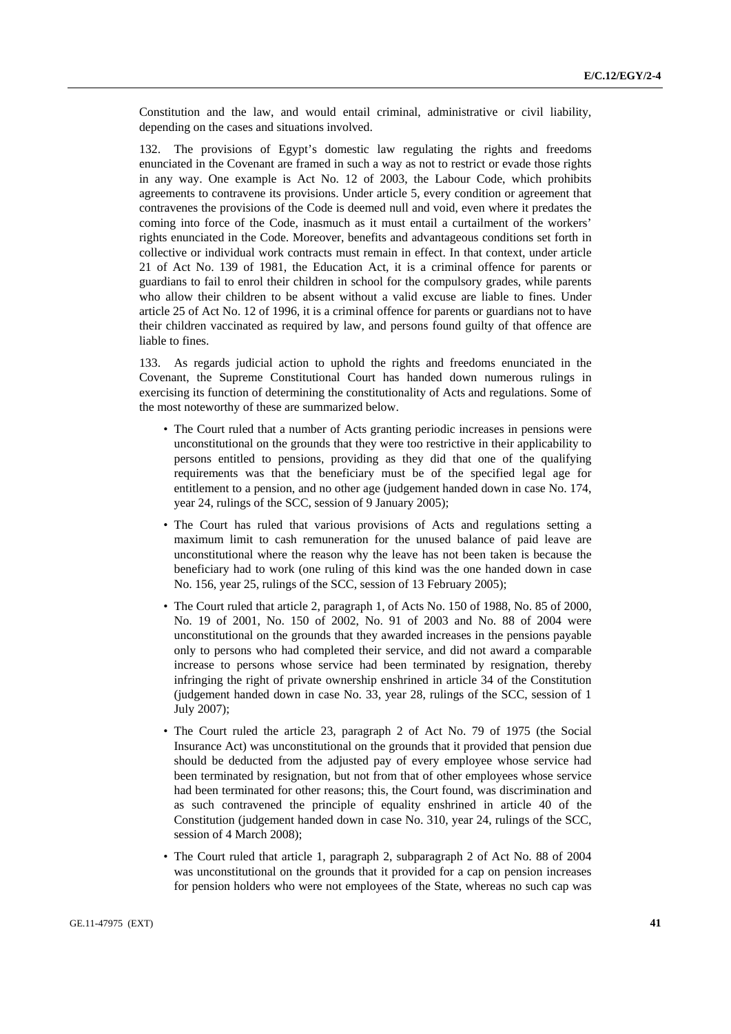Constitution and the law, and would entail criminal, administrative or civil liability, depending on the cases and situations involved.

132. The provisions of Egypt's domestic law regulating the rights and freedoms enunciated in the Covenant are framed in such a way as not to restrict or evade those rights in any way. One example is Act No. 12 of 2003, the Labour Code, which prohibits agreements to contravene its provisions. Under article 5, every condition or agreement that contravenes the provisions of the Code is deemed null and void, even where it predates the coming into force of the Code, inasmuch as it must entail a curtailment of the workers' rights enunciated in the Code. Moreover, benefits and advantageous conditions set forth in collective or individual work contracts must remain in effect. In that context, under article 21 of Act No. 139 of 1981, the Education Act, it is a criminal offence for parents or guardians to fail to enrol their children in school for the compulsory grades, while parents who allow their children to be absent without a valid excuse are liable to fines. Under article 25 of Act No. 12 of 1996, it is a criminal offence for parents or guardians not to have their children vaccinated as required by law, and persons found guilty of that offence are liable to fines.

133. As regards judicial action to uphold the rights and freedoms enunciated in the Covenant, the Supreme Constitutional Court has handed down numerous rulings in exercising its function of determining the constitutionality of Acts and regulations. Some of the most noteworthy of these are summarized below.

- The Court ruled that a number of Acts granting periodic increases in pensions were unconstitutional on the grounds that they were too restrictive in their applicability to persons entitled to pensions, providing as they did that one of the qualifying requirements was that the beneficiary must be of the specified legal age for entitlement to a pension, and no other age (judgement handed down in case No. 174, year 24, rulings of the SCC, session of 9 January 2005);
- The Court has ruled that various provisions of Acts and regulations setting a maximum limit to cash remuneration for the unused balance of paid leave are unconstitutional where the reason why the leave has not been taken is because the beneficiary had to work (one ruling of this kind was the one handed down in case No. 156, year 25, rulings of the SCC, session of 13 February 2005);
- The Court ruled that article 2, paragraph 1, of Acts No. 150 of 1988, No. 85 of 2000, No. 19 of 2001, No. 150 of 2002, No. 91 of 2003 and No. 88 of 2004 were unconstitutional on the grounds that they awarded increases in the pensions payable only to persons who had completed their service, and did not award a comparable increase to persons whose service had been terminated by resignation, thereby infringing the right of private ownership enshrined in article 34 of the Constitution (judgement handed down in case No. 33, year 28, rulings of the SCC, session of 1 July 2007);
- The Court ruled the article 23, paragraph 2 of Act No. 79 of 1975 (the Social Insurance Act) was unconstitutional on the grounds that it provided that pension due should be deducted from the adjusted pay of every employee whose service had been terminated by resignation, but not from that of other employees whose service had been terminated for other reasons; this, the Court found, was discrimination and as such contravened the principle of equality enshrined in article 40 of the Constitution (judgement handed down in case No. 310, year 24, rulings of the SCC, session of 4 March 2008);
- The Court ruled that article 1, paragraph 2, subparagraph 2 of Act No. 88 of 2004 was unconstitutional on the grounds that it provided for a cap on pension increases for pension holders who were not employees of the State, whereas no such cap was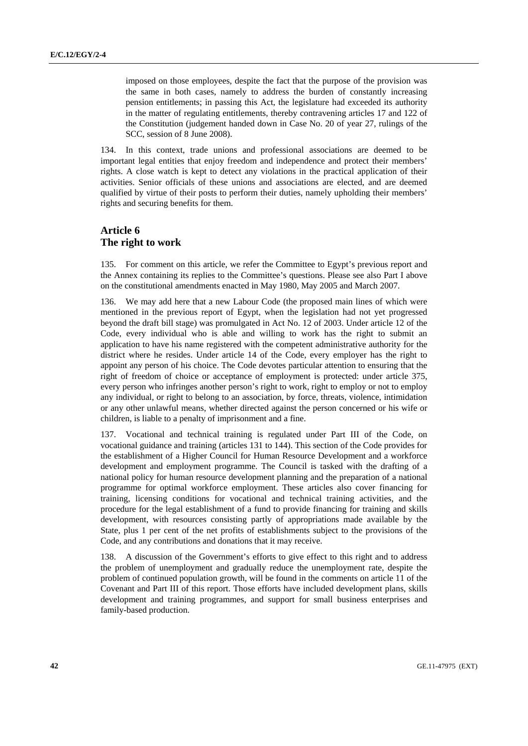imposed on those employees, despite the fact that the purpose of the provision was the same in both cases, namely to address the burden of constantly increasing pension entitlements; in passing this Act, the legislature had exceeded its authority in the matter of regulating entitlements, thereby contravening articles 17 and 122 of the Constitution (judgement handed down in Case No. 20 of year 27, rulings of the SCC, session of 8 June 2008).

134. In this context, trade unions and professional associations are deemed to be important legal entities that enjoy freedom and independence and protect their members' rights. A close watch is kept to detect any violations in the practical application of their activities. Senior officials of these unions and associations are elected, and are deemed qualified by virtue of their posts to perform their duties, namely upholding their members' rights and securing benefits for them.

## Article 6
## The right to work

135. For comment on this article, we refer the Committee to Egypt's previous report and the Annex containing its replies to the Committee's questions. Please see also Part I above on the constitutional amendments enacted in May 1980, May 2005 and March 2007.

136. We may add here that a new Labour Code (the proposed main lines of which were mentioned in the previous report of Egypt, when the legislation had not yet progressed beyond the draft bill stage) was promulgated in Act No. 12 of 2003. Under article 12 of the Code, every individual who is able and willing to work has the right to submit an application to have his name registered with the competent administrative authority for the district where he resides. Under article 14 of the Code, every employer has the right to appoint any person of his choice. The Code devotes particular attention to ensuring that the right of freedom of choice or acceptance of employment is protected: under article 375, every person who infringes another person's right to work, right to employ or not to employ any individual, or right to belong to an association, by force, threats, violence, intimidation or any other unlawful means, whether directed against the person concerned or his wife or children, is liable to a penalty of imprisonment and a fine.

137. Vocational and technical training is regulated under Part III of the Code, on vocational guidance and training (articles 131 to 144). This section of the Code provides for the establishment of a Higher Council for Human Resource Development and a workforce development and employment programme. The Council is tasked with the drafting of a national policy for human resource development planning and the preparation of a national programme for optimal workforce employment. These articles also cover financing for training, licensing conditions for vocational and technical training activities, and the procedure for the legal establishment of a fund to provide financing for training and skills development, with resources consisting partly of appropriations made available by the State, plus 1 per cent of the net profits of establishments subject to the provisions of the Code, and any contributions and donations that it may receive.

138. A discussion of the Government's efforts to give effect to this right and to address the problem of unemployment and gradually reduce the unemployment rate, despite the problem of continued population growth, will be found in the comments on article 11 of the Covenant and Part III of this report. Those efforts have included development plans, skills development and training programmes, and support for small business enterprises and family-based production.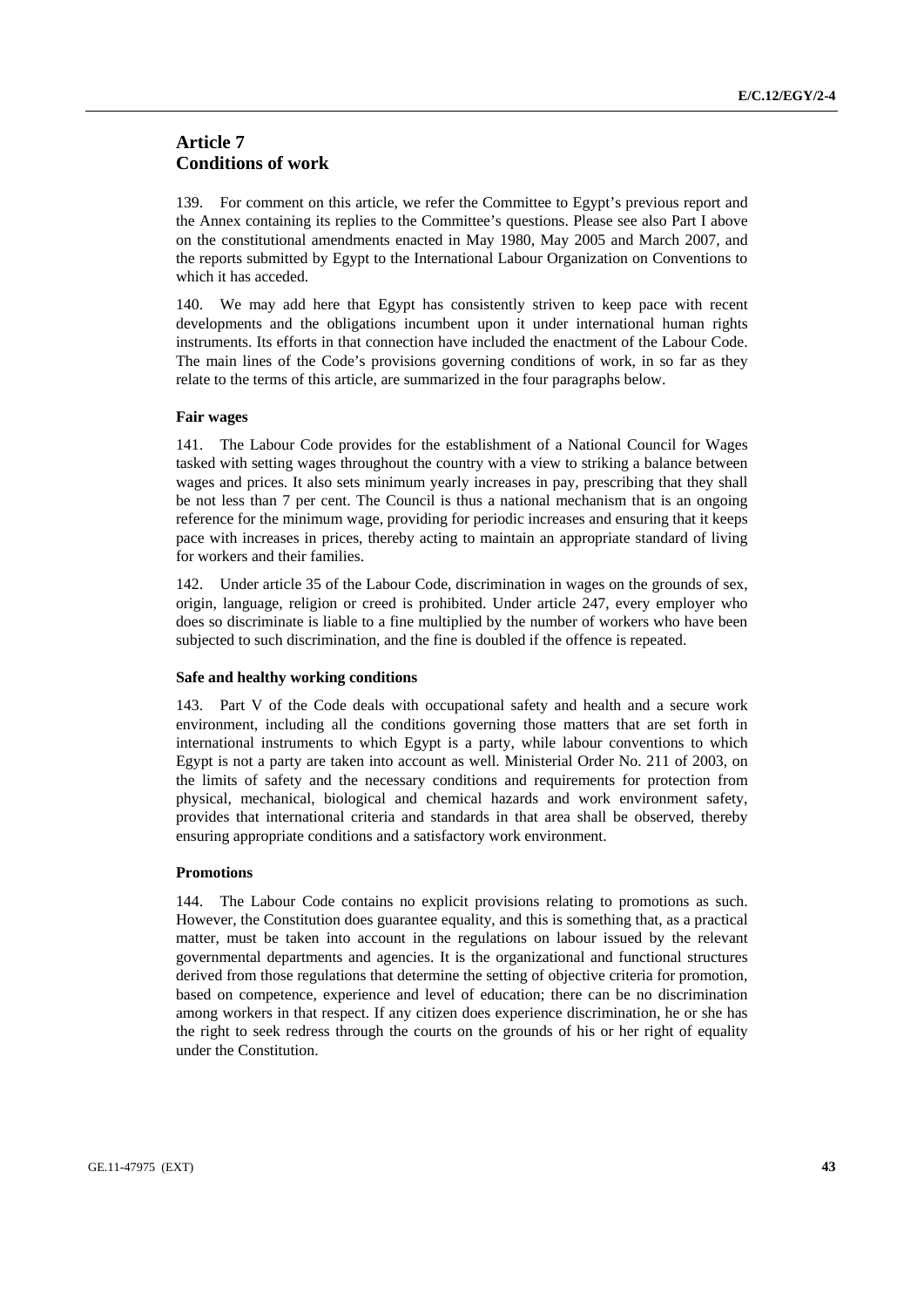## Article 7
## Conditions of work

139. For comment on this article, we refer the Committee to Egypt's previous report and the Annex containing its replies to the Committee's questions. Please see also Part I above on the constitutional amendments enacted in May 1980, May 2005 and March 2007, and the reports submitted by Egypt to the International Labour Organization on Conventions to which it has acceded.

140. We may add here that Egypt has consistently striven to keep pace with recent developments and the obligations incumbent upon it under international human rights instruments. Its efforts in that connection have included the enactment of the Labour Code. The main lines of the Code's provisions governing conditions of work, in so far as they relate to the terms of this article, are summarized in the four paragraphs below.

#### Fair wages

141. The Labour Code provides for the establishment of a National Council for Wages tasked with setting wages throughout the country with a view to striking a balance between wages and prices. It also sets minimum yearly increases in pay, prescribing that they shall be not less than 7 per cent. The Council is thus a national mechanism that is an ongoing reference for the minimum wage, providing for periodic increases and ensuring that it keeps pace with increases in prices, thereby acting to maintain an appropriate standard of living for workers and their families.

142. Under article 35 of the Labour Code, discrimination in wages on the grounds of sex, origin, language, religion or creed is prohibited. Under article 247, every employer who does so discriminate is liable to a fine multiplied by the number of workers who have been subjected to such discrimination, and the fine is doubled if the offence is repeated.

#### Safe and healthy working conditions

143. Part V of the Code deals with occupational safety and health and a secure work environment, including all the conditions governing those matters that are set forth in international instruments to which Egypt is a party, while labour conventions to which Egypt is not a party are taken into account as well. Ministerial Order No. 211 of 2003, on the limits of safety and the necessary conditions and requirements for protection from physical, mechanical, biological and chemical hazards and work environment safety, provides that international criteria and standards in that area shall be observed, thereby ensuring appropriate conditions and a satisfactory work environment.

#### Promotions

144. The Labour Code contains no explicit provisions relating to promotions as such. However, the Constitution does guarantee equality, and this is something that, as a practical matter, must be taken into account in the regulations on labour issued by the relevant governmental departments and agencies. It is the organizational and functional structures derived from those regulations that determine the setting of objective criteria for promotion, based on competence, experience and level of education; there can be no discrimination among workers in that respect. If any citizen does experience discrimination, he or she has the right to seek redress through the courts on the grounds of his or her right of equality under the Constitution.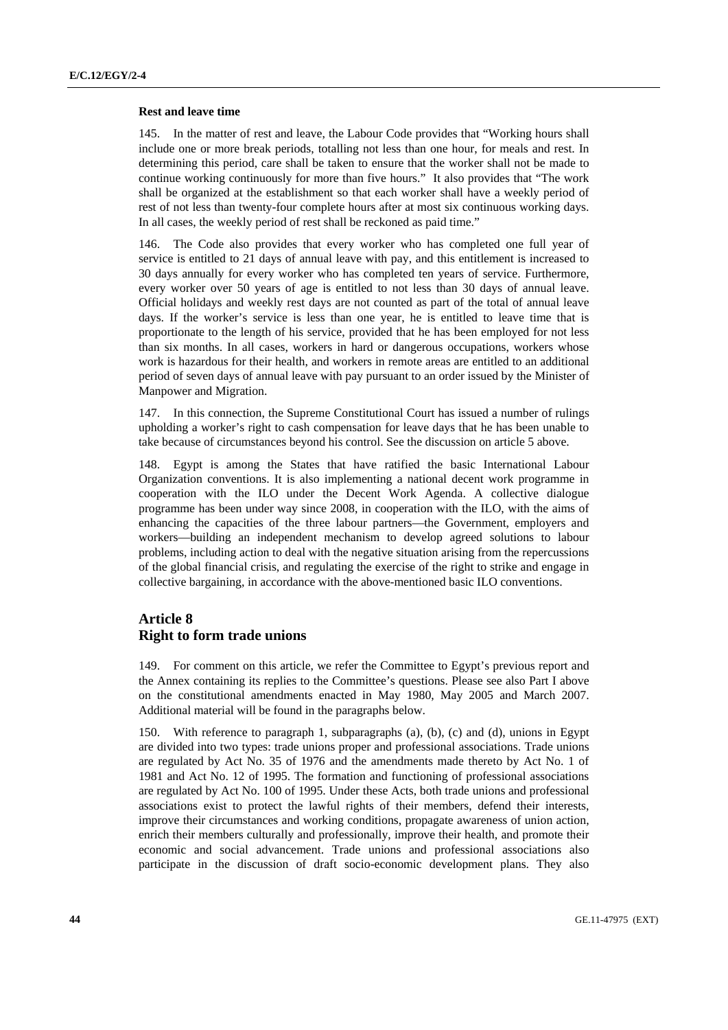### Rest and leave time

145. In the matter of rest and leave, the Labour Code provides that "Working hours shall include one or more break periods, totalling not less than one hour, for meals and rest. In determining this period, care shall be taken to ensure that the worker shall not be made to continue working continuously for more than five hours." It also provides that "The work shall be organized at the establishment so that each worker shall have a weekly period of rest of not less than twenty-four complete hours after at most six continuous working days. In all cases, the weekly period of rest shall be reckoned as paid time."

146. The Code also provides that every worker who has completed one full year of service is entitled to 21 days of annual leave with pay, and this entitlement is increased to 30 days annually for every worker who has completed ten years of service. Furthermore, every worker over 50 years of age is entitled to not less than 30 days of annual leave. Official holidays and weekly rest days are not counted as part of the total of annual leave days. If the worker's service is less than one year, he is entitled to leave time that is proportionate to the length of his service, provided that he has been employed for not less than six months. In all cases, workers in hard or dangerous occupations, workers whose work is hazardous for their health, and workers in remote areas are entitled to an additional period of seven days of annual leave with pay pursuant to an order issued by the Minister of Manpower and Migration.

147. In this connection, the Supreme Constitutional Court has issued a number of rulings upholding a worker's right to cash compensation for leave days that he has been unable to take because of circumstances beyond his control. See the discussion on article 5 above.

148. Egypt is among the States that have ratified the basic International Labour Organization conventions. It is also implementing a national decent work programme in cooperation with the ILO under the Decent Work Agenda. A collective dialogue programme has been under way since 2008, in cooperation with the ILO, with the aims of enhancing the capacities of the three labour partners—the Government, employers and workers—building an independent mechanism to develop agreed solutions to labour problems, including action to deal with the negative situation arising from the repercussions of the global financial crisis, and regulating the exercise of the right to strike and engage in collective bargaining, in accordance with the above-mentioned basic ILO conventions.

## Article 8
## Right to form trade unions

149. For comment on this article, we refer the Committee to Egypt's previous report and the Annex containing its replies to the Committee's questions. Please see also Part I above on the constitutional amendments enacted in May 1980, May 2005 and March 2007. Additional material will be found in the paragraphs below.

150. With reference to paragraph 1, subparagraphs (a), (b), (c) and (d), unions in Egypt are divided into two types: trade unions proper and professional associations. Trade unions are regulated by Act No. 35 of 1976 and the amendments made thereto by Act No. 1 of 1981 and Act No. 12 of 1995. The formation and functioning of professional associations are regulated by Act No. 100 of 1995. Under these Acts, both trade unions and professional associations exist to protect the lawful rights of their members, defend their interests, improve their circumstances and working conditions, propagate awareness of union action, enrich their members culturally and professionally, improve their health, and promote their economic and social advancement. Trade unions and professional associations also participate in the discussion of draft socio-economic development plans. They also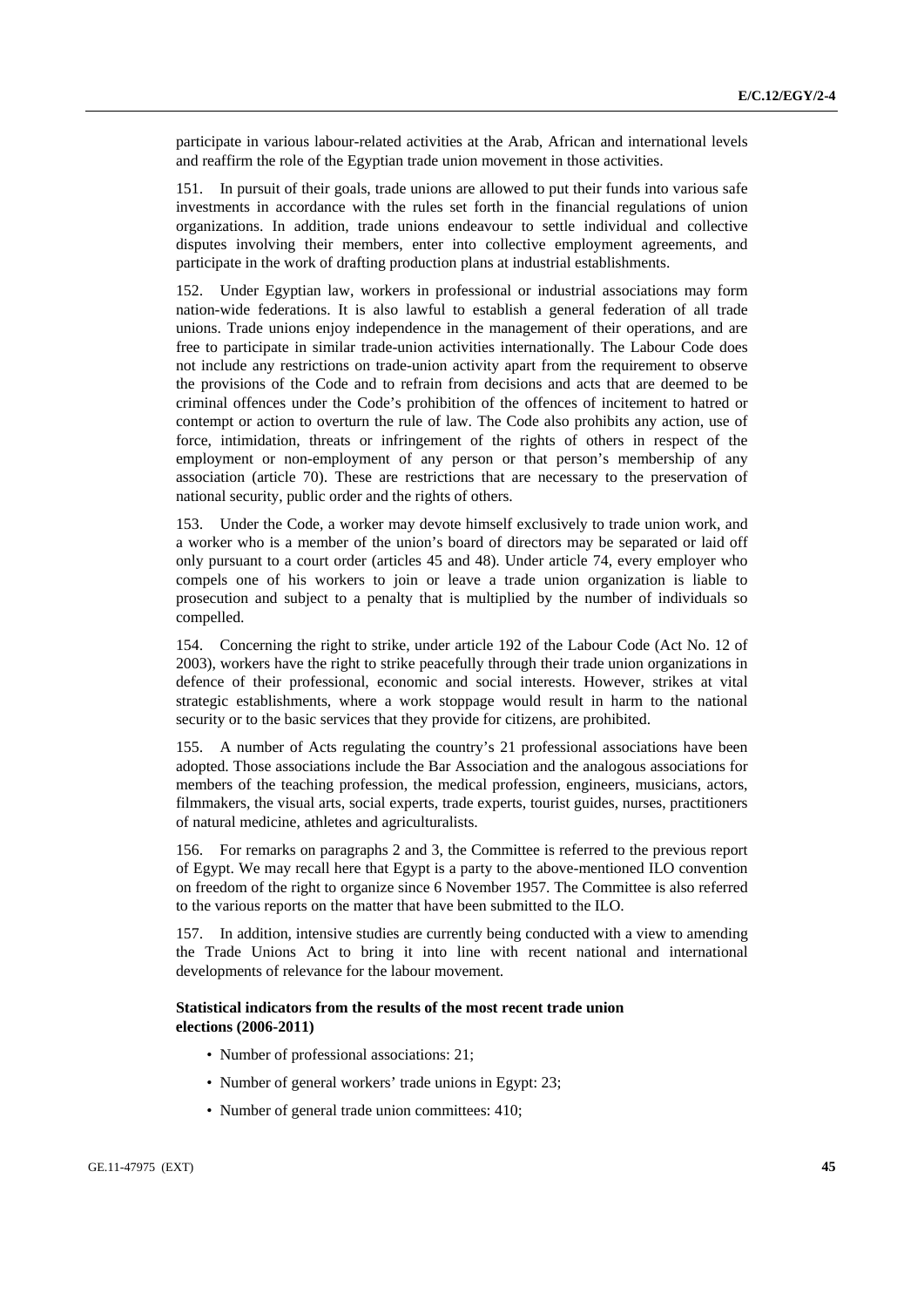participate in various labour-related activities at the Arab, African and international levels and reaffirm the role of the Egyptian trade union movement in those activities.

151. In pursuit of their goals, trade unions are allowed to put their funds into various safe investments in accordance with the rules set forth in the financial regulations of union organizations. In addition, trade unions endeavour to settle individual and collective disputes involving their members, enter into collective employment agreements, and participate in the work of drafting production plans at industrial establishments.

152. Under Egyptian law, workers in professional or industrial associations may form nation-wide federations. It is also lawful to establish a general federation of all trade unions. Trade unions enjoy independence in the management of their operations, and are free to participate in similar trade-union activities internationally. The Labour Code does not include any restrictions on trade-union activity apart from the requirement to observe the provisions of the Code and to refrain from decisions and acts that are deemed to be criminal offences under the Code's prohibition of the offences of incitement to hatred or contempt or action to overturn the rule of law. The Code also prohibits any action, use of force, intimidation, threats or infringement of the rights of others in respect of the employment or non-employment of any person or that person's membership of any association (article 70). These are restrictions that are necessary to the preservation of national security, public order and the rights of others.

153. Under the Code, a worker may devote himself exclusively to trade union work, and a worker who is a member of the union's board of directors may be separated or laid off only pursuant to a court order (articles 45 and 48). Under article 74, every employer who compels one of his workers to join or leave a trade union organization is liable to prosecution and subject to a penalty that is multiplied by the number of individuals so compelled.

154. Concerning the right to strike, under article 192 of the Labour Code (Act No. 12 of 2003), workers have the right to strike peacefully through their trade union organizations in defence of their professional, economic and social interests. However, strikes at vital strategic establishments, where a work stoppage would result in harm to the national security or to the basic services that they provide for citizens, are prohibited.

155. A number of Acts regulating the country's 21 professional associations have been adopted. Those associations include the Bar Association and the analogous associations for members of the teaching profession, the medical profession, engineers, musicians, actors, filmmakers, the visual arts, social experts, trade experts, tourist guides, nurses, practitioners of natural medicine, athletes and agriculturalists.

156. For remarks on paragraphs 2 and 3, the Committee is referred to the previous report of Egypt. We may recall here that Egypt is a party to the above-mentioned ILO convention on freedom of the right to organize since 6 November 1957. The Committee is also referred to the various reports on the matter that have been submitted to the ILO.

157. In addition, intensive studies are currently being conducted with a view to amending the Trade Unions Act to bring it into line with recent national and international developments of relevance for the labour movement.

**Statistical indicators from the results of the most recent trade union elections (2006-2011)**

- Number of professional associations: 21;
- Number of general workers' trade unions in Egypt: 23;
- Number of general trade union committees: 410;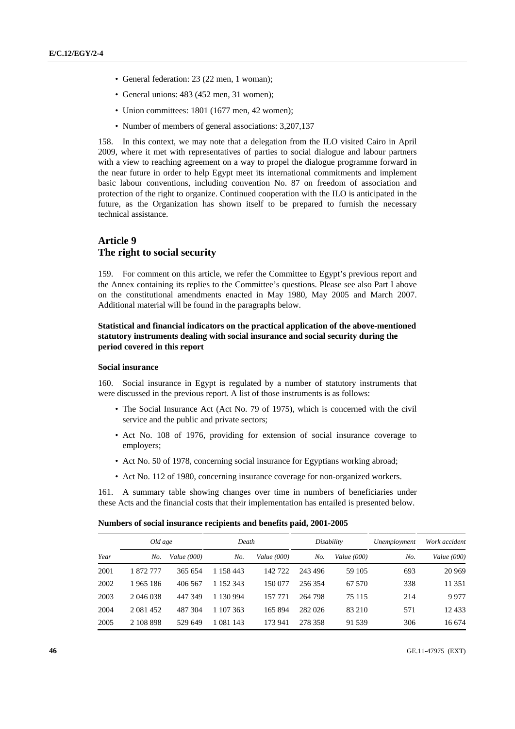- General federation: 23 (22 men, 1 woman);
- General unions: 483 (452 men, 31 women);
- Union committees: 1801 (1677 men, 42 women);
- Number of members of general associations: 3,207,137

158. In this context, we may note that a delegation from the ILO visited Cairo in April 2009, where it met with representatives of parties to social dialogue and labour partners with a view to reaching agreement on a way to propel the dialogue programme forward in the near future in order to help Egypt meet its international commitments and implement basic labour conventions, including convention No. 87 on freedom of association and protection of the right to organize. Continued cooperation with the ILO is anticipated in the future, as the Organization has shown itself to be prepared to furnish the necessary technical assistance.

## Article 9
## The right to social security

159. For comment on this article, we refer the Committee to Egypt's previous report and the Annex containing its replies to the Committee's questions. Please see also Part I above on the constitutional amendments enacted in May 1980, May 2005 and March 2007. Additional material will be found in the paragraphs below.

### Statistical and financial indicators on the practical application of the above-mentioned statutory instruments dealing with social insurance and social security during the period covered in this report

#### Social insurance

160. Social insurance in Egypt is regulated by a number of statutory instruments that were discussed in the previous report. A list of those instruments is as follows:

- The Social Insurance Act (Act No. 79 of 1975), which is concerned with the civil service and the public and private sectors;
- Act No. 108 of 1976, providing for extension of social insurance coverage to employers;
- Act No. 50 of 1978, concerning social insurance for Egyptians working abroad;
- Act No. 112 of 1980, concerning insurance coverage for non-organized workers.

161. A summary table showing changes over time in numbers of beneficiaries under these Acts and the financial costs that their implementation has entailed is presented below.

**Numbers of social insurance recipients and benefits paid, 2001-2005**

| | *Old age* | | *Death* | | *Disability* | | *Unemployment* | *Work accident* |
|---|---|---|---|---|---|---|---|---|
| *Year* | *No.* | *Value (000)* | *No.* | *Value (000)* | *No.* | *Value (000)* | *No.* | *Value (000)* |
| 2001 | 1 872 777 | 365 654 | 1 158 443 | 142 722 | 243 496 | 59 105 | 693 | 20 969 |
| 2002 | 1 965 186 | 406 567 | 1 152 343 | 150 077 | 256 354 | 67 570 | 338 | 11 351 |
| 2003 | 2 046 038 | 447 349 | 1 130 994 | 157 771 | 264 798 | 75 115 | 214 | 9 977 |
| 2004 | 2 081 452 | 487 304 | 1 107 363 | 165 894 | 282 026 | 83 210 | 571 | 12 433 |
| 2005 | 2 108 898 | 529 649 | 1 081 143 | 173 941 | 278 358 | 91 539 | 306 | 16 674 |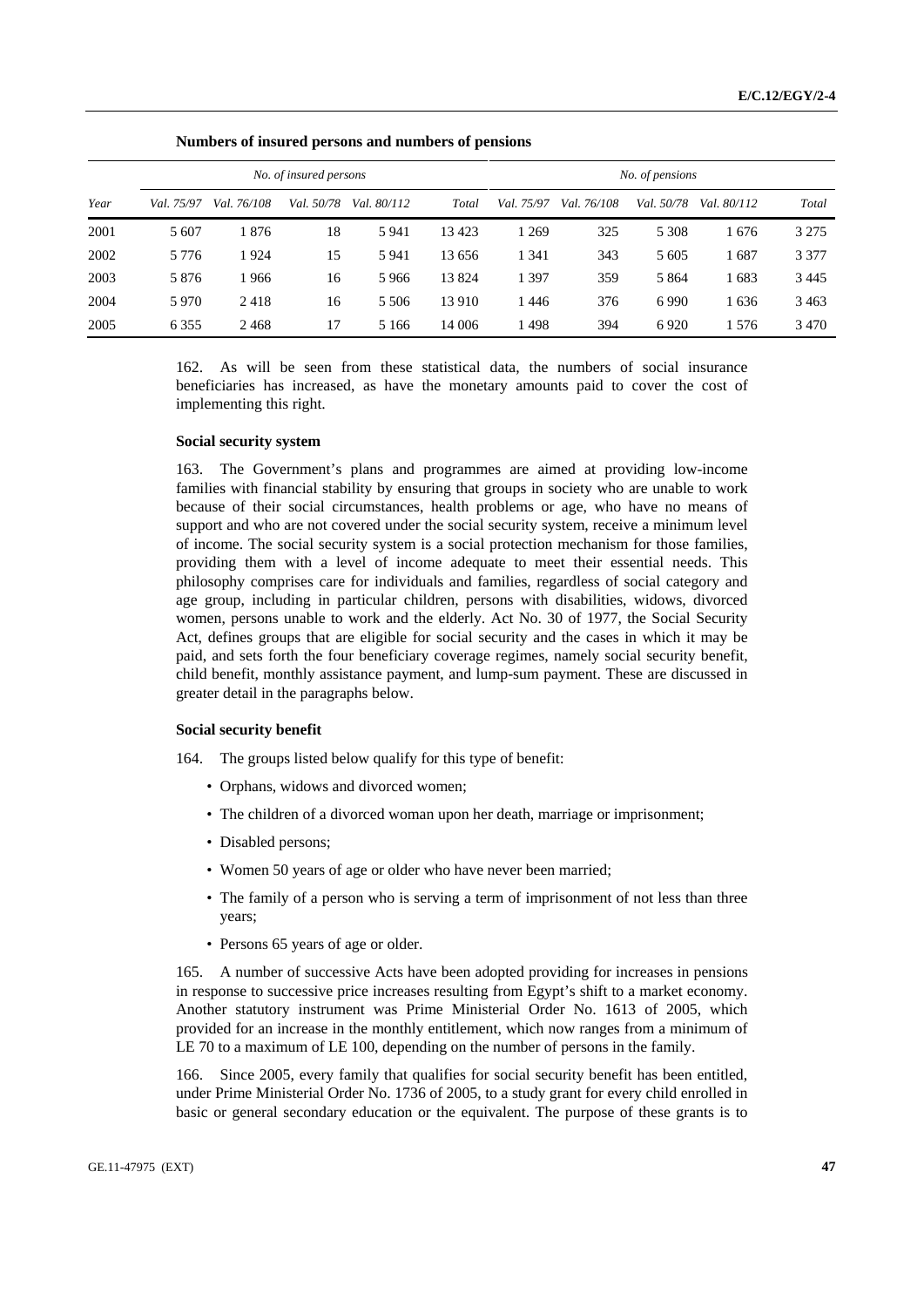**Numbers of insured persons and numbers of pensions**

| Year | *No. of insured persons* | | | | | *No. of pensions* | | | | |
|---|---|---|---|---|---|---|---|---|---|---|
| | *Val. 75/97* | *Val. 76/108* | *Val. 50/78* | *Val. 80/112* | *Total* | *Val. 75/97* | *Val. 76/108* | *Val. 50/78* | *Val. 80/112* | *Total* |
| 2001 | 5 607 | 1 876 | 18 | 5 941 | 13 423 | 1 269 | 325 | 5 308 | 1 676 | 3 275 |
| 2002 | 5 776 | 1 924 | 15 | 5 941 | 13 656 | 1 341 | 343 | 5 605 | 1 687 | 3 377 |
| 2003 | 5 876 | 1 966 | 16 | 5 966 | 13 824 | 1 397 | 359 | 5 864 | 1 683 | 3 445 |
| 2004 | 5 970 | 2 418 | 16 | 5 506 | 13 910 | 1 446 | 376 | 6 990 | 1 636 | 3 463 |
| 2005 | 6 355 | 2 468 | 17 | 5 166 | 14 006 | 1 498 | 394 | 6 920 | 1 576 | 3 470 |

162. As will be seen from these statistical data, the numbers of social insurance beneficiaries has increased, as have the monetary amounts paid to cover the cost of implementing this right.

**Social security system**

163. The Government's plans and programmes are aimed at providing low-income families with financial stability by ensuring that groups in society who are unable to work because of their social circumstances, health problems or age, who have no means of support and who are not covered under the social security system, receive a minimum level of income. The social security system is a social protection mechanism for those families, providing them with a level of income adequate to meet their essential needs. This philosophy comprises care for individuals and families, regardless of social category and age group, including in particular children, persons with disabilities, widows, divorced women, persons unable to work and the elderly. Act No. 30 of 1977, the Social Security Act, defines groups that are eligible for social security and the cases in which it may be paid, and sets forth the four beneficiary coverage regimes, namely social security benefit, child benefit, monthly assistance payment, and lump-sum payment. These are discussed in greater detail in the paragraphs below.

**Social security benefit**

164. The groups listed below qualify for this type of benefit:

- Orphans, widows and divorced women;
- The children of a divorced woman upon her death, marriage or imprisonment;
- Disabled persons;
- Women 50 years of age or older who have never been married;
- The family of a person who is serving a term of imprisonment of not less than three years;
- Persons 65 years of age or older.

165. A number of successive Acts have been adopted providing for increases in pensions in response to successive price increases resulting from Egypt's shift to a market economy. Another statutory instrument was Prime Ministerial Order No. 1613 of 2005, which provided for an increase in the monthly entitlement, which now ranges from a minimum of LE 70 to a maximum of LE 100, depending on the number of persons in the family.

166. Since 2005, every family that qualifies for social security benefit has been entitled, under Prime Ministerial Order No. 1736 of 2005, to a study grant for every child enrolled in basic or general secondary education or the equivalent. The purpose of these grants is to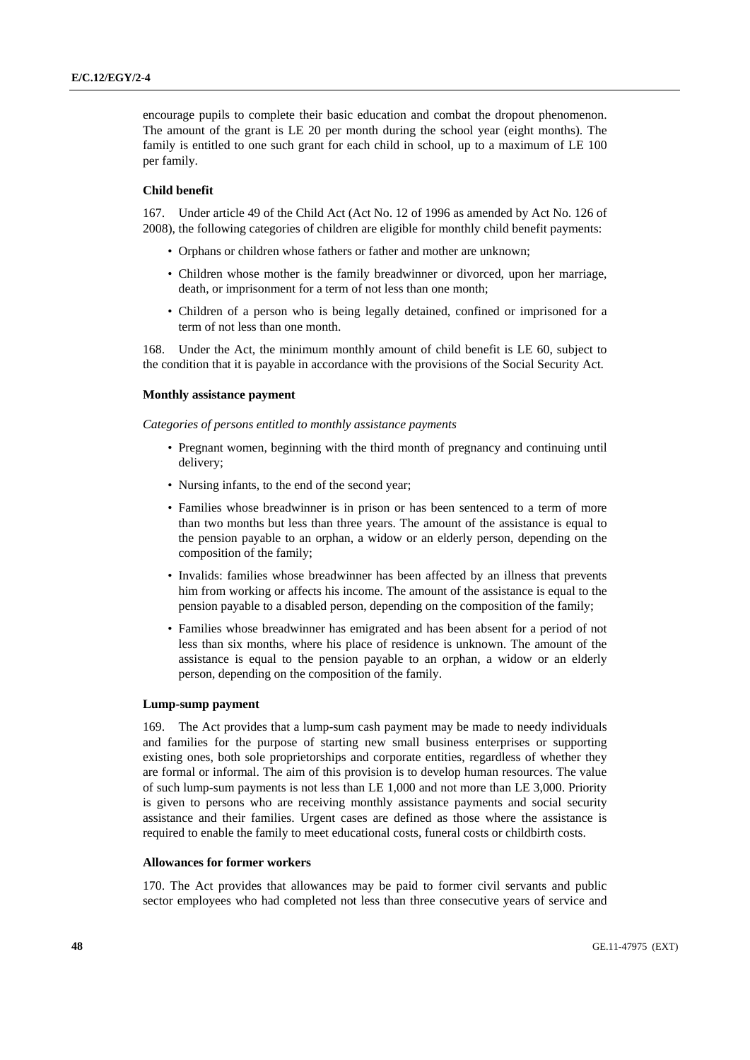encourage pupils to complete their basic education and combat the dropout phenomenon. The amount of the grant is LE 20 per month during the school year (eight months). The family is entitled to one such grant for each child in school, up to a maximum of LE 100 per family.

#### Child benefit

167. Under article 49 of the Child Act (Act No. 12 of 1996 as amended by Act No. 126 of 2008), the following categories of children are eligible for monthly child benefit payments:

- Orphans or children whose fathers or father and mother are unknown;
- Children whose mother is the family breadwinner or divorced, upon her marriage, death, or imprisonment for a term of not less than one month;
- Children of a person who is being legally detained, confined or imprisoned for a term of not less than one month.

168. Under the Act, the minimum monthly amount of child benefit is LE 60, subject to the condition that it is payable in accordance with the provisions of the Social Security Act.

#### Monthly assistance payment

*Categories of persons entitled to monthly assistance payments*

- Pregnant women, beginning with the third month of pregnancy and continuing until delivery;
- Nursing infants, to the end of the second year;
- Families whose breadwinner is in prison or has been sentenced to a term of more than two months but less than three years. The amount of the assistance is equal to the pension payable to an orphan, a widow or an elderly person, depending on the composition of the family;
- Invalids: families whose breadwinner has been affected by an illness that prevents him from working or affects his income. The amount of the assistance is equal to the pension payable to a disabled person, depending on the composition of the family;
- Families whose breadwinner has emigrated and has been absent for a period of not less than six months, where his place of residence is unknown. The amount of the assistance is equal to the pension payable to an orphan, a widow or an elderly person, depending on the composition of the family.

#### Lump-sump payment

169. The Act provides that a lump-sum cash payment may be made to needy individuals and families for the purpose of starting new small business enterprises or supporting existing ones, both sole proprietorships and corporate entities, regardless of whether they are formal or informal. The aim of this provision is to develop human resources. The value of such lump-sum payments is not less than LE 1,000 and not more than LE 3,000. Priority is given to persons who are receiving monthly assistance payments and social security assistance and their families. Urgent cases are defined as those where the assistance is required to enable the family to meet educational costs, funeral costs or childbirth costs.

#### Allowances for former workers

170. The Act provides that allowances may be paid to former civil servants and public sector employees who had completed not less than three consecutive years of service and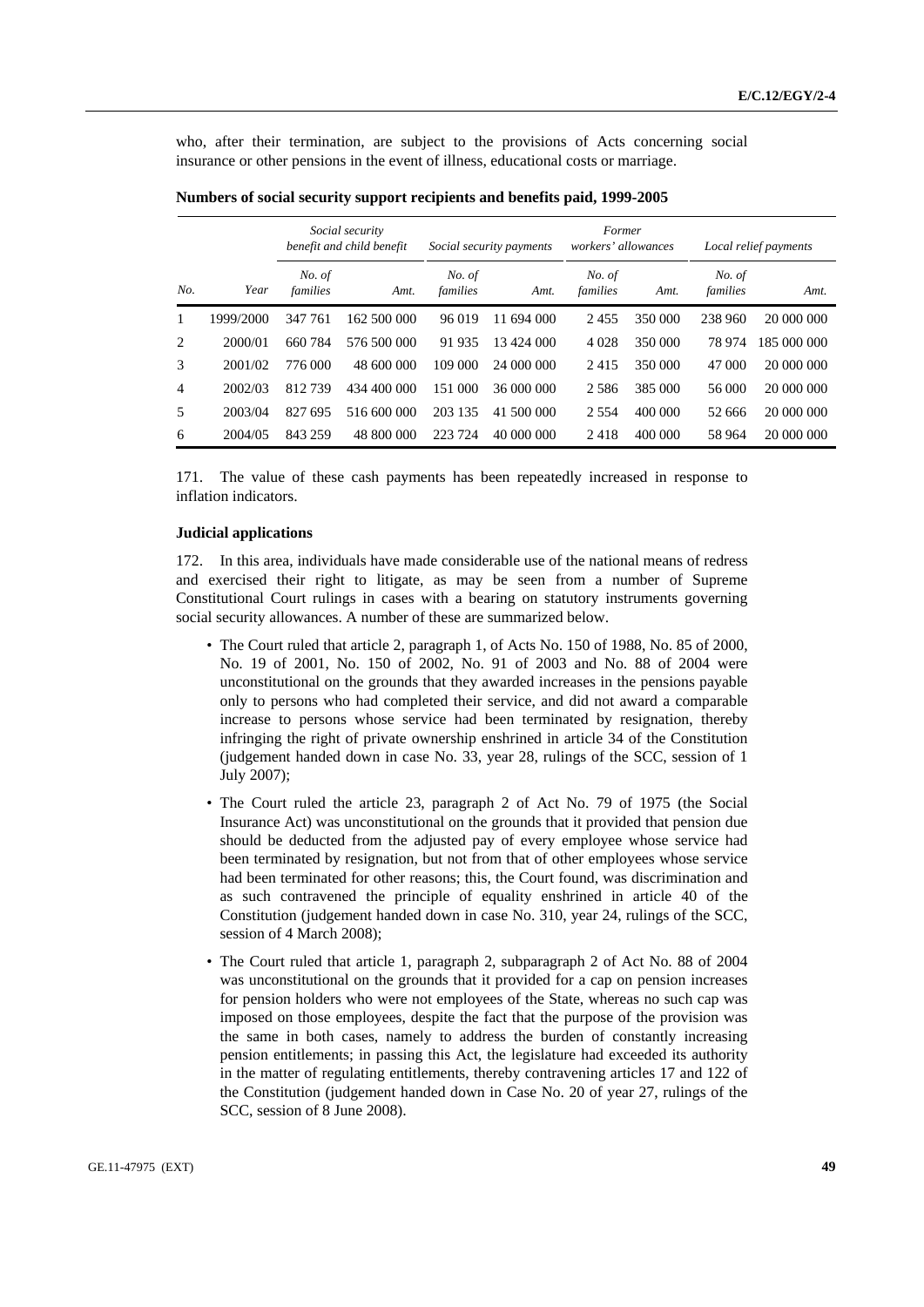who, after their termination, are subject to the provisions of Acts concerning social insurance or other pensions in the event of illness, educational costs or marriage.

**Numbers of social security support recipients and benefits paid, 1999-2005**

| | | *Social security benefit and child benefit* | | *Social security payments* | | *Former workers' allowances* | | *Local relief payments* | |
|---|---|---|---|---|---|---|---|---|---|
| *No.* | *Year* | *No. of families* | *Amt.* | *No. of families* | *Amt.* | *No. of families* | *Amt.* | *No. of families* | *Amt.* |
| 1 | 1999/2000 | 347 761 | 162 500 000 | 96 019 | 11 694 000 | 2 455 | 350 000 | 238 960 | 20 000 000 |
| 2 | 2000/01 | 660 784 | 576 500 000 | 91 935 | 13 424 000 | 4 028 | 350 000 | 78 974 | 185 000 000 |
| 3 | 2001/02 | 776 000 | 48 600 000 | 109 000 | 24 000 000 | 2 415 | 350 000 | 47 000 | 20 000 000 |
| 4 | 2002/03 | 812 739 | 434 400 000 | 151 000 | 36 000 000 | 2 586 | 385 000 | 56 000 | 20 000 000 |
| 5 | 2003/04 | 827 695 | 516 600 000 | 203 135 | 41 500 000 | 2 554 | 400 000 | 52 666 | 20 000 000 |
| 6 | 2004/05 | 843 259 | 48 800 000 | 223 724 | 40 000 000 | 2 418 | 400 000 | 58 964 | 20 000 000 |

171. The value of these cash payments has been repeatedly increased in response to inflation indicators.

**Judicial applications**

172. In this area, individuals have made considerable use of the national means of redress and exercised their right to litigate, as may be seen from a number of Supreme Constitutional Court rulings in cases with a bearing on statutory instruments governing social security allowances. A number of these are summarized below.

- The Court ruled that article 2, paragraph 1, of Acts No. 150 of 1988, No. 85 of 2000, No. 19 of 2001, No. 150 of 2002, No. 91 of 2003 and No. 88 of 2004 were unconstitutional on the grounds that they awarded increases in the pensions payable only to persons who had completed their service, and did not award a comparable increase to persons whose service had been terminated by resignation, thereby infringing the right of private ownership enshrined in article 34 of the Constitution (judgement handed down in case No. 33, year 28, rulings of the SCC, session of 1 July 2007);
- The Court ruled the article 23, paragraph 2 of Act No. 79 of 1975 (the Social Insurance Act) was unconstitutional on the grounds that it provided that pension due should be deducted from the adjusted pay of every employee whose service had been terminated by resignation, but not from that of other employees whose service had been terminated for other reasons; this, the Court found, was discrimination and as such contravened the principle of equality enshrined in article 40 of the Constitution (judgement handed down in case No. 310, year 24, rulings of the SCC, session of 4 March 2008);
- The Court ruled that article 1, paragraph 2, subparagraph 2 of Act No. 88 of 2004 was unconstitutional on the grounds that it provided for a cap on pension increases for pension holders who were not employees of the State, whereas no such cap was imposed on those employees, despite the fact that the purpose of the provision was the same in both cases, namely to address the burden of constantly increasing pension entitlements; in passing this Act, the legislature had exceeded its authority in the matter of regulating entitlements, thereby contravening articles 17 and 122 of the Constitution (judgement handed down in Case No. 20 of year 27, rulings of the SCC, session of 8 June 2008).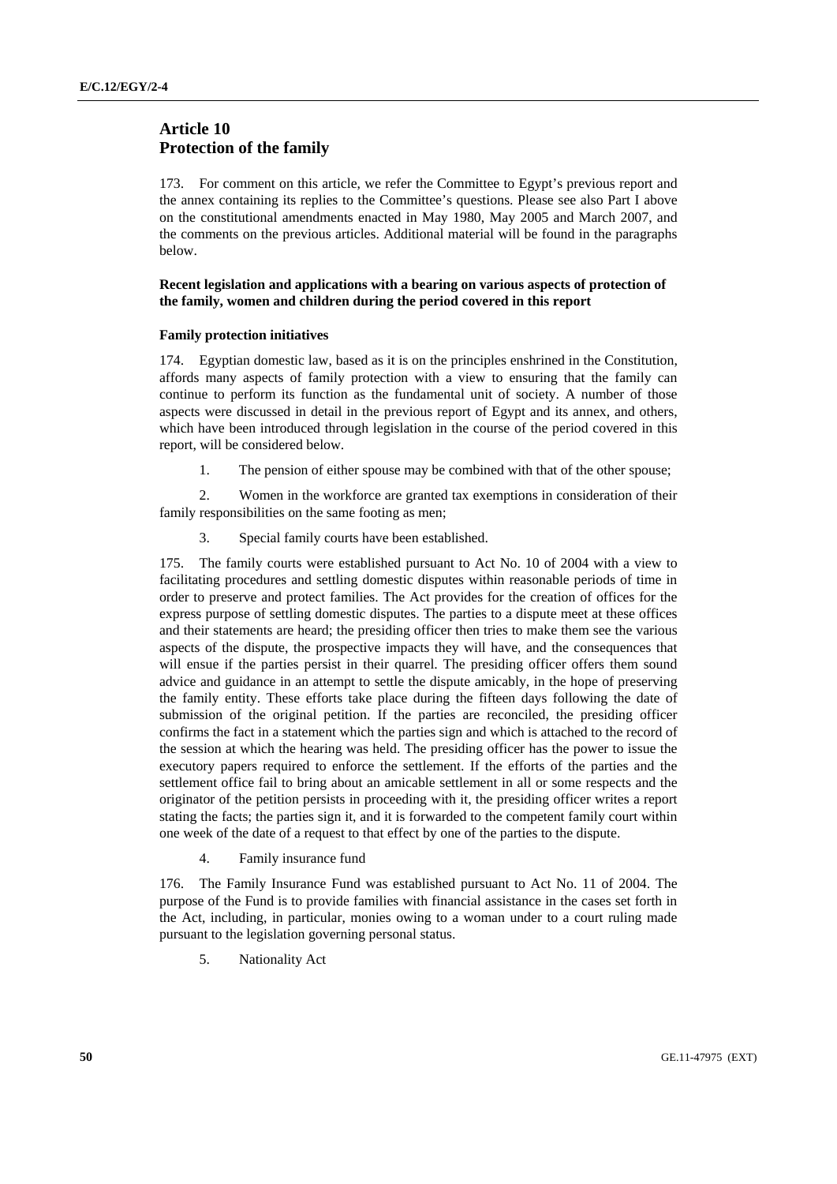## Article 10
## Protection of the family

173. For comment on this article, we refer the Committee to Egypt's previous report and the annex containing its replies to the Committee's questions. Please see also Part I above on the constitutional amendments enacted in May 1980, May 2005 and March 2007, and the comments on the previous articles. Additional material will be found in the paragraphs below.

**Recent legislation and applications with a bearing on various aspects of protection of the family, women and children during the period covered in this report**

**Family protection initiatives**

174. Egyptian domestic law, based as it is on the principles enshrined in the Constitution, affords many aspects of family protection with a view to ensuring that the family can continue to perform its function as the fundamental unit of society. A number of those aspects were discussed in detail in the previous report of Egypt and its annex, and others, which have been introduced through legislation in the course of the period covered in this report, will be considered below.

1. The pension of either spouse may be combined with that of the other spouse;

2. Women in the workforce are granted tax exemptions in consideration of their family responsibilities on the same footing as men;

3. Special family courts have been established.

175. The family courts were established pursuant to Act No. 10 of 2004 with a view to facilitating procedures and settling domestic disputes within reasonable periods of time in order to preserve and protect families. The Act provides for the creation of offices for the express purpose of settling domestic disputes. The parties to a dispute meet at these offices and their statements are heard; the presiding officer then tries to make them see the various aspects of the dispute, the prospective impacts they will have, and the consequences that will ensue if the parties persist in their quarrel. The presiding officer offers them sound advice and guidance in an attempt to settle the dispute amicably, in the hope of preserving the family entity. These efforts take place during the fifteen days following the date of submission of the original petition. If the parties are reconciled, the presiding officer confirms the fact in a statement which the parties sign and which is attached to the record of the session at which the hearing was held. The presiding officer has the power to issue the executory papers required to enforce the settlement. If the efforts of the parties and the settlement office fail to bring about an amicable settlement in all or some respects and the originator of the petition persists in proceeding with it, the presiding officer writes a report stating the facts; the parties sign it, and it is forwarded to the competent family court within one week of the date of a request to that effect by one of the parties to the dispute.

4. Family insurance fund

176. The Family Insurance Fund was established pursuant to Act No. 11 of 2004. The purpose of the Fund is to provide families with financial assistance in the cases set forth in the Act, including, in particular, monies owing to a woman under to a court ruling made pursuant to the legislation governing personal status.

5. Nationality Act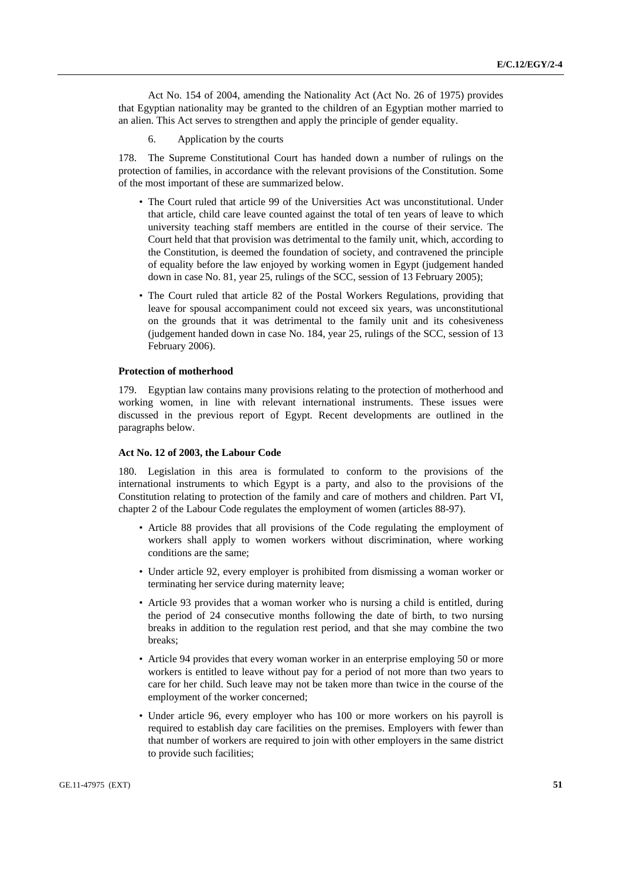Act No. 154 of 2004, amending the Nationality Act (Act No. 26 of 1975) provides that Egyptian nationality may be granted to the children of an Egyptian mother married to an alien. This Act serves to strengthen and apply the principle of gender equality.

6. Application by the courts

178. The Supreme Constitutional Court has handed down a number of rulings on the protection of families, in accordance with the relevant provisions of the Constitution. Some of the most important of these are summarized below.

- The Court ruled that article 99 of the Universities Act was unconstitutional. Under that article, child care leave counted against the total of ten years of leave to which university teaching staff members are entitled in the course of their service. The Court held that that provision was detrimental to the family unit, which, according to the Constitution, is deemed the foundation of society, and contravened the principle of equality before the law enjoyed by working women in Egypt (judgement handed down in case No. 81, year 25, rulings of the SCC, session of 13 February 2005);
- The Court ruled that article 82 of the Postal Workers Regulations, providing that leave for spousal accompaniment could not exceed six years, was unconstitutional on the grounds that it was detrimental to the family unit and its cohesiveness (judgement handed down in case No. 184, year 25, rulings of the SCC, session of 13 February 2006).

**Protection of motherhood**

179. Egyptian law contains many provisions relating to the protection of motherhood and working women, in line with relevant international instruments. These issues were discussed in the previous report of Egypt. Recent developments are outlined in the paragraphs below.

**Act No. 12 of 2003, the Labour Code**

180. Legislation in this area is formulated to conform to the provisions of the international instruments to which Egypt is a party, and also to the provisions of the Constitution relating to protection of the family and care of mothers and children. Part VI, chapter 2 of the Labour Code regulates the employment of women (articles 88-97).

- Article 88 provides that all provisions of the Code regulating the employment of workers shall apply to women workers without discrimination, where working conditions are the same;
- Under article 92, every employer is prohibited from dismissing a woman worker or terminating her service during maternity leave;
- Article 93 provides that a woman worker who is nursing a child is entitled, during the period of 24 consecutive months following the date of birth, to two nursing breaks in addition to the regulation rest period, and that she may combine the two breaks;
- Article 94 provides that every woman worker in an enterprise employing 50 or more workers is entitled to leave without pay for a period of not more than two years to care for her child. Such leave may not be taken more than twice in the course of the employment of the worker concerned;
- Under article 96, every employer who has 100 or more workers on his payroll is required to establish day care facilities on the premises. Employers with fewer than that number of workers are required to join with other employers in the same district to provide such facilities;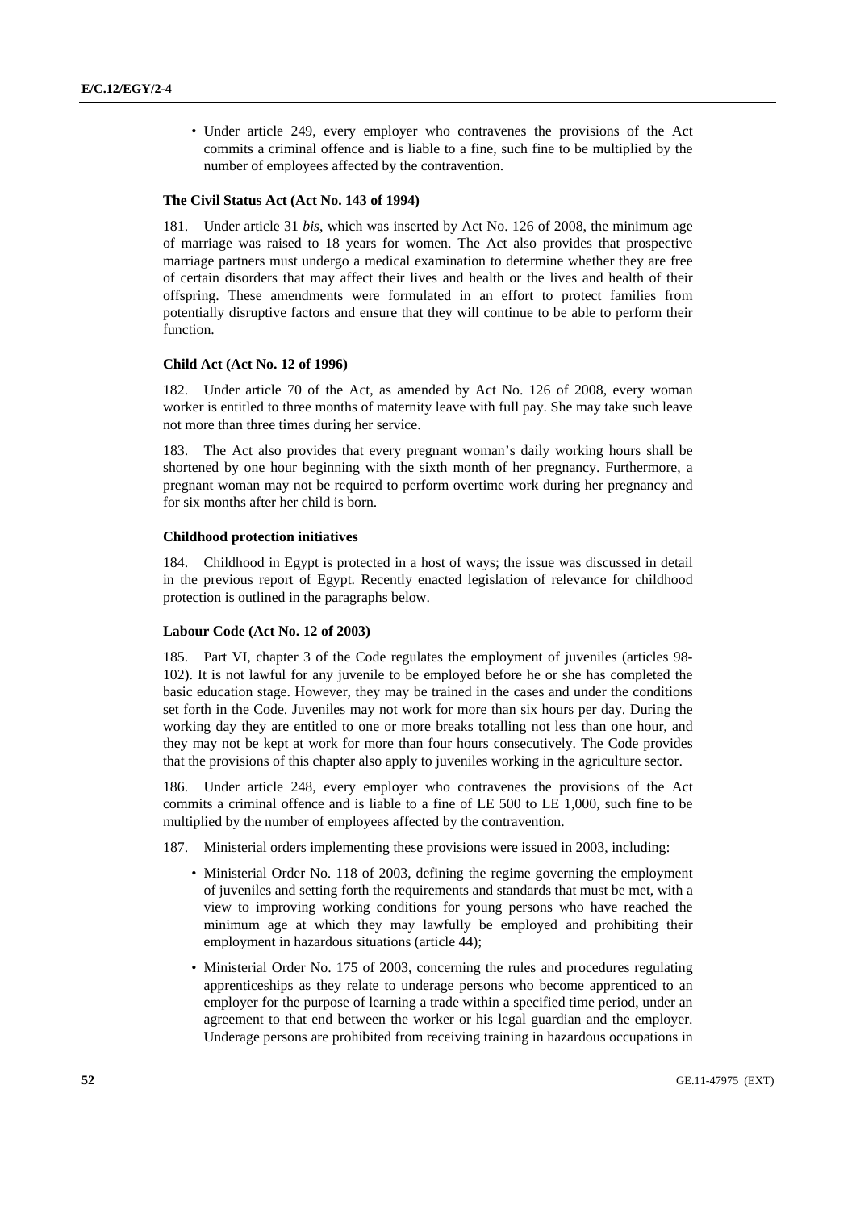- Under article 249, every employer who contravenes the provisions of the Act commits a criminal offence and is liable to a fine, such fine to be multiplied by the number of employees affected by the contravention.

### The Civil Status Act (Act No. 143 of 1994)

181. Under article 31 *bis*, which was inserted by Act No. 126 of 2008, the minimum age of marriage was raised to 18 years for women. The Act also provides that prospective marriage partners must undergo a medical examination to determine whether they are free of certain disorders that may affect their lives and health or the lives and health of their offspring. These amendments were formulated in an effort to protect families from potentially disruptive factors and ensure that they will continue to be able to perform their function.

### Child Act (Act No. 12 of 1996)

182. Under article 70 of the Act, as amended by Act No. 126 of 2008, every woman worker is entitled to three months of maternity leave with full pay. She may take such leave not more than three times during her service.

183. The Act also provides that every pregnant woman's daily working hours shall be shortened by one hour beginning with the sixth month of her pregnancy. Furthermore, a pregnant woman may not be required to perform overtime work during her pregnancy and for six months after her child is born.

### Childhood protection initiatives

184. Childhood in Egypt is protected in a host of ways; the issue was discussed in detail in the previous report of Egypt. Recently enacted legislation of relevance for childhood protection is outlined in the paragraphs below.

### Labour Code (Act No. 12 of 2003)

185. Part VI, chapter 3 of the Code regulates the employment of juveniles (articles 98-102). It is not lawful for any juvenile to be employed before he or she has completed the basic education stage. However, they may be trained in the cases and under the conditions set forth in the Code. Juveniles may not work for more than six hours per day. During the working day they are entitled to one or more breaks totalling not less than one hour, and they may not be kept at work for more than four hours consecutively. The Code provides that the provisions of this chapter also apply to juveniles working in the agriculture sector.

186. Under article 248, every employer who contravenes the provisions of the Act commits a criminal offence and is liable to a fine of LE 500 to LE 1,000, such fine to be multiplied by the number of employees affected by the contravention.

187. Ministerial orders implementing these provisions were issued in 2003, including:

- Ministerial Order No. 118 of 2003, defining the regime governing the employment of juveniles and setting forth the requirements and standards that must be met, with a view to improving working conditions for young persons who have reached the minimum age at which they may lawfully be employed and prohibiting their employment in hazardous situations (article 44);
- Ministerial Order No. 175 of 2003, concerning the rules and procedures regulating apprenticeships as they relate to underage persons who become apprenticed to an employer for the purpose of learning a trade within a specified time period, under an agreement to that end between the worker or his legal guardian and the employer. Underage persons are prohibited from receiving training in hazardous occupations in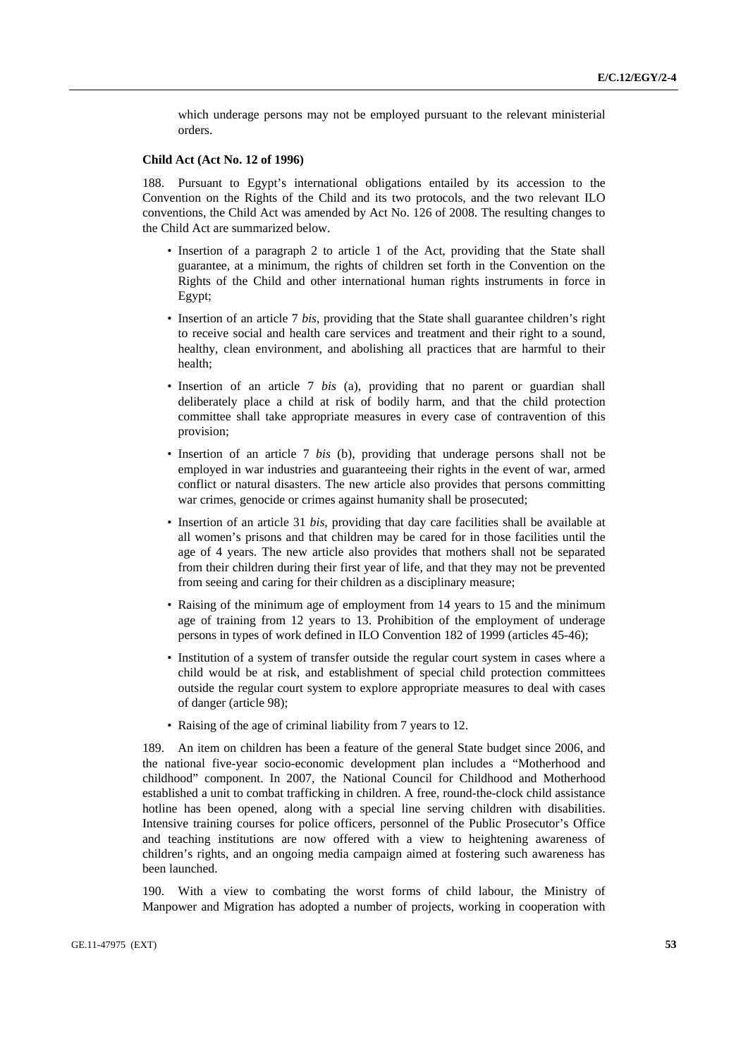which underage persons may not be employed pursuant to the relevant ministerial orders.

**Child Act (Act No. 12 of 1996)**

188. Pursuant to Egypt's international obligations entailed by its accession to the Convention on the Rights of the Child and its two protocols, and the two relevant ILO conventions, the Child Act was amended by Act No. 126 of 2008. The resulting changes to the Child Act are summarized below.

- Insertion of a paragraph 2 to article 1 of the Act, providing that the State shall guarantee, at a minimum, the rights of children set forth in the Convention on the Rights of the Child and other international human rights instruments in force in Egypt;
- Insertion of an article 7 *bis*, providing that the State shall guarantee children's right to receive social and health care services and treatment and their right to a sound, healthy, clean environment, and abolishing all practices that are harmful to their health;
- Insertion of an article 7 *bis* (a), providing that no parent or guardian shall deliberately place a child at risk of bodily harm, and that the child protection committee shall take appropriate measures in every case of contravention of this provision;
- Insertion of an article 7 *bis* (b), providing that underage persons shall not be employed in war industries and guaranteeing their rights in the event of war, armed conflict or natural disasters. The new article also provides that persons committing war crimes, genocide or crimes against humanity shall be prosecuted;
- Insertion of an article 31 *bis*, providing that day care facilities shall be available at all women's prisons and that children may be cared for in those facilities until the age of 4 years. The new article also provides that mothers shall not be separated from their children during their first year of life, and that they may not be prevented from seeing and caring for their children as a disciplinary measure;
- Raising of the minimum age of employment from 14 years to 15 and the minimum age of training from 12 years to 13. Prohibition of the employment of underage persons in types of work defined in ILO Convention 182 of 1999 (articles 45-46);
- Institution of a system of transfer outside the regular court system in cases where a child would be at risk, and establishment of special child protection committees outside the regular court system to explore appropriate measures to deal with cases of danger (article 98);
- Raising of the age of criminal liability from 7 years to 12.

189. An item on children has been a feature of the general State budget since 2006, and the national five-year socio-economic development plan includes a "Motherhood and childhood" component. In 2007, the National Council for Childhood and Motherhood established a unit to combat trafficking in children. A free, round-the-clock child assistance hotline has been opened, along with a special line serving children with disabilities. Intensive training courses for police officers, personnel of the Public Prosecutor's Office and teaching institutions are now offered with a view to heightening awareness of children's rights, and an ongoing media campaign aimed at fostering such awareness has been launched.

190. With a view to combating the worst forms of child labour, the Ministry of Manpower and Migration has adopted a number of projects, working in cooperation with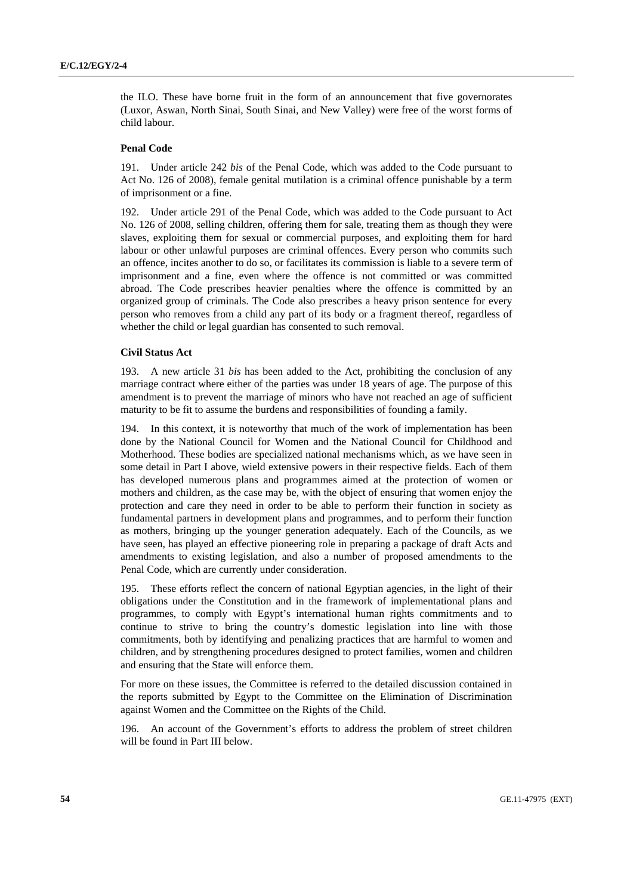the ILO. These have borne fruit in the form of an announcement that five governorates (Luxor, Aswan, North Sinai, South Sinai, and New Valley) were free of the worst forms of child labour.

### Penal Code

191. Under article 242 *bis* of the Penal Code, which was added to the Code pursuant to Act No. 126 of 2008), female genital mutilation is a criminal offence punishable by a term of imprisonment or a fine.

192. Under article 291 of the Penal Code, which was added to the Code pursuant to Act No. 126 of 2008, selling children, offering them for sale, treating them as though they were slaves, exploiting them for sexual or commercial purposes, and exploiting them for hard labour or other unlawful purposes are criminal offences. Every person who commits such an offence, incites another to do so, or facilitates its commission is liable to a severe term of imprisonment and a fine, even where the offence is not committed or was committed abroad. The Code prescribes heavier penalties where the offence is committed by an organized group of criminals. The Code also prescribes a heavy prison sentence for every person who removes from a child any part of its body or a fragment thereof, regardless of whether the child or legal guardian has consented to such removal.

### Civil Status Act

193. A new article 31 *bis* has been added to the Act, prohibiting the conclusion of any marriage contract where either of the parties was under 18 years of age. The purpose of this amendment is to prevent the marriage of minors who have not reached an age of sufficient maturity to be fit to assume the burdens and responsibilities of founding a family.

194. In this context, it is noteworthy that much of the work of implementation has been done by the National Council for Women and the National Council for Childhood and Motherhood. These bodies are specialized national mechanisms which, as we have seen in some detail in Part I above, wield extensive powers in their respective fields. Each of them has developed numerous plans and programmes aimed at the protection of women or mothers and children, as the case may be, with the object of ensuring that women enjoy the protection and care they need in order to be able to perform their function in society as fundamental partners in development plans and programmes, and to perform their function as mothers, bringing up the younger generation adequately. Each of the Councils, as we have seen, has played an effective pioneering role in preparing a package of draft Acts and amendments to existing legislation, and also a number of proposed amendments to the Penal Code, which are currently under consideration.

195. These efforts reflect the concern of national Egyptian agencies, in the light of their obligations under the Constitution and in the framework of implementational plans and programmes, to comply with Egypt's international human rights commitments and to continue to strive to bring the country's domestic legislation into line with those commitments, both by identifying and penalizing practices that are harmful to women and children, and by strengthening procedures designed to protect families, women and children and ensuring that the State will enforce them.

For more on these issues, the Committee is referred to the detailed discussion contained in the reports submitted by Egypt to the Committee on the Elimination of Discrimination against Women and the Committee on the Rights of the Child.

196. An account of the Government's efforts to address the problem of street children will be found in Part III below.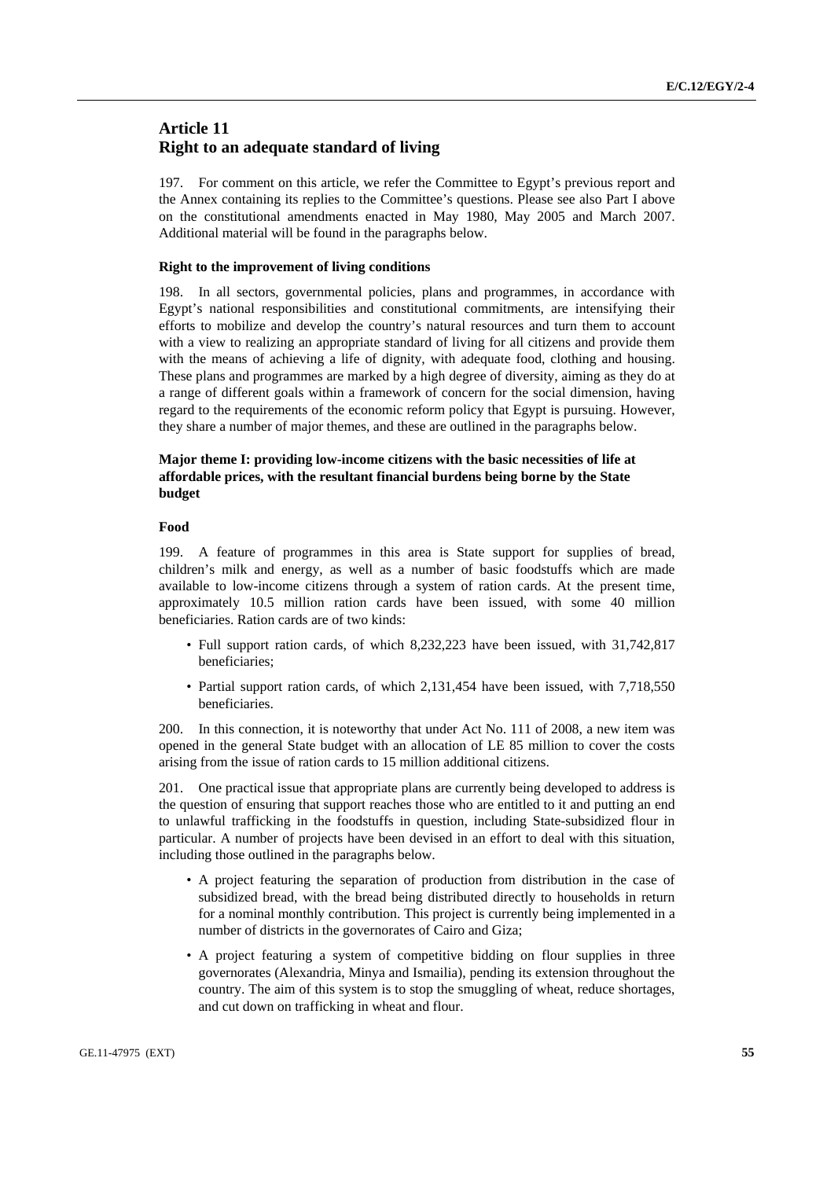## Article 11
## Right to an adequate standard of living

197. For comment on this article, we refer the Committee to Egypt's previous report and the Annex containing its replies to the Committee's questions. Please see also Part I above on the constitutional amendments enacted in May 1980, May 2005 and March 2007. Additional material will be found in the paragraphs below.

#### Right to the improvement of living conditions

198. In all sectors, governmental policies, plans and programmes, in accordance with Egypt's national responsibilities and constitutional commitments, are intensifying their efforts to mobilize and develop the country's natural resources and turn them to account with a view to realizing an appropriate standard of living for all citizens and provide them with the means of achieving a life of dignity, with adequate food, clothing and housing. These plans and programmes are marked by a high degree of diversity, aiming as they do at a range of different goals within a framework of concern for the social dimension, having regard to the requirements of the economic reform policy that Egypt is pursuing. However, they share a number of major themes, and these are outlined in the paragraphs below.

### Major theme I: providing low-income citizens with the basic necessities of life at affordable prices, with the resultant financial burdens being borne by the State budget

#### Food

199. A feature of programmes in this area is State support for supplies of bread, children's milk and energy, as well as a number of basic foodstuffs which are made available to low-income citizens through a system of ration cards. At the present time, approximately 10.5 million ration cards have been issued, with some 40 million beneficiaries. Ration cards are of two kinds:

- Full support ration cards, of which 8,232,223 have been issued, with 31,742,817 beneficiaries;
- Partial support ration cards, of which 2,131,454 have been issued, with 7,718,550 beneficiaries.

200. In this connection, it is noteworthy that under Act No. 111 of 2008, a new item was opened in the general State budget with an allocation of LE 85 million to cover the costs arising from the issue of ration cards to 15 million additional citizens.

201. One practical issue that appropriate plans are currently being developed to address is the question of ensuring that support reaches those who are entitled to it and putting an end to unlawful trafficking in the foodstuffs in question, including State-subsidized flour in particular. A number of projects have been devised in an effort to deal with this situation, including those outlined in the paragraphs below.

- A project featuring the separation of production from distribution in the case of subsidized bread, with the bread being distributed directly to households in return for a nominal monthly contribution. This project is currently being implemented in a number of districts in the governorates of Cairo and Giza;
- A project featuring a system of competitive bidding on flour supplies in three governorates (Alexandria, Minya and Ismailia), pending its extension throughout the country. The aim of this system is to stop the smuggling of wheat, reduce shortages, and cut down on trafficking in wheat and flour.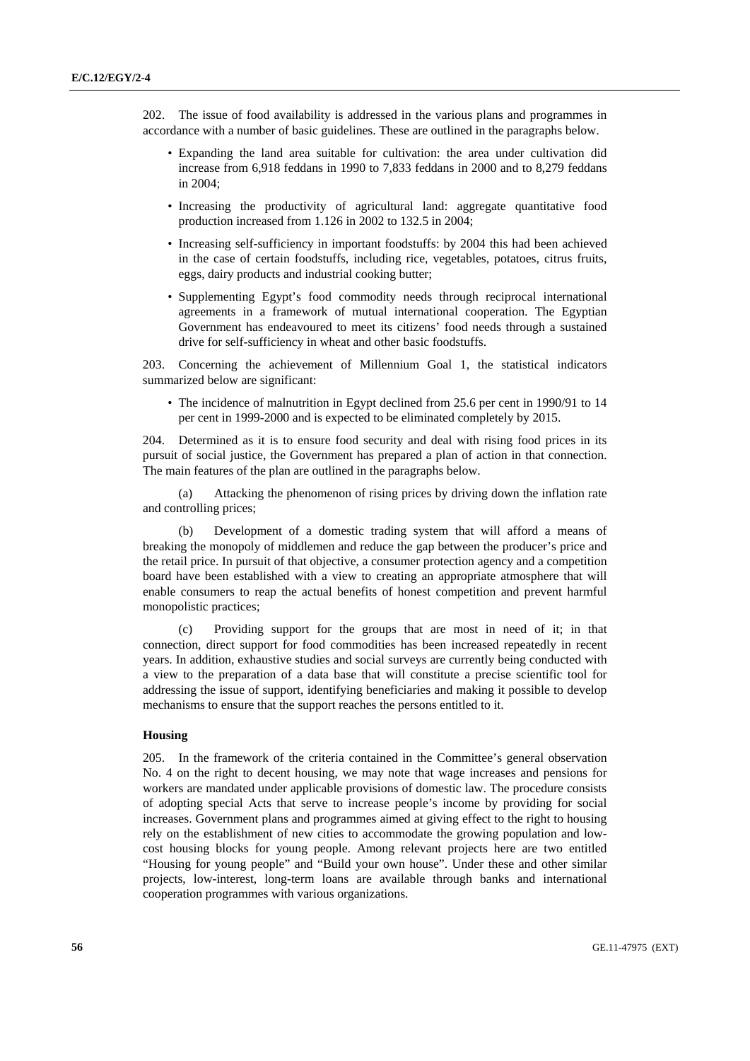202. The issue of food availability is addressed in the various plans and programmes in accordance with a number of basic guidelines. These are outlined in the paragraphs below.

- Expanding the land area suitable for cultivation: the area under cultivation did increase from 6,918 feddans in 1990 to 7,833 feddans in 2000 and to 8,279 feddans in 2004;
- Increasing the productivity of agricultural land: aggregate quantitative food production increased from 1.126 in 2002 to 132.5 in 2004;
- Increasing self-sufficiency in important foodstuffs: by 2004 this had been achieved in the case of certain foodstuffs, including rice, vegetables, potatoes, citrus fruits, eggs, dairy products and industrial cooking butter;
- Supplementing Egypt's food commodity needs through reciprocal international agreements in a framework of mutual international cooperation. The Egyptian Government has endeavoured to meet its citizens' food needs through a sustained drive for self-sufficiency in wheat and other basic foodstuffs.

203. Concerning the achievement of Millennium Goal 1, the statistical indicators summarized below are significant:

- The incidence of malnutrition in Egypt declined from 25.6 per cent in 1990/91 to 14 per cent in 1999-2000 and is expected to be eliminated completely by 2015.

204. Determined as it is to ensure food security and deal with rising food prices in its pursuit of social justice, the Government has prepared a plan of action in that connection. The main features of the plan are outlined in the paragraphs below.

(a) Attacking the phenomenon of rising prices by driving down the inflation rate and controlling prices;

(b) Development of a domestic trading system that will afford a means of breaking the monopoly of middlemen and reduce the gap between the producer's price and the retail price. In pursuit of that objective, a consumer protection agency and a competition board have been established with a view to creating an appropriate atmosphere that will enable consumers to reap the actual benefits of honest competition and prevent harmful monopolistic practices;

(c) Providing support for the groups that are most in need of it; in that connection, direct support for food commodities has been increased repeatedly in recent years. In addition, exhaustive studies and social surveys are currently being conducted with a view to the preparation of a data base that will constitute a precise scientific tool for addressing the issue of support, identifying beneficiaries and making it possible to develop mechanisms to ensure that the support reaches the persons entitled to it.

**Housing**

205. In the framework of the criteria contained in the Committee's general observation No. 4 on the right to decent housing, we may note that wage increases and pensions for workers are mandated under applicable provisions of domestic law. The procedure consists of adopting special Acts that serve to increase people's income by providing for social increases. Government plans and programmes aimed at giving effect to the right to housing rely on the establishment of new cities to accommodate the growing population and low-cost housing blocks for young people. Among relevant projects here are two entitled "Housing for young people" and "Build your own house". Under these and other similar projects, low-interest, long-term loans are available through banks and international cooperation programmes with various organizations.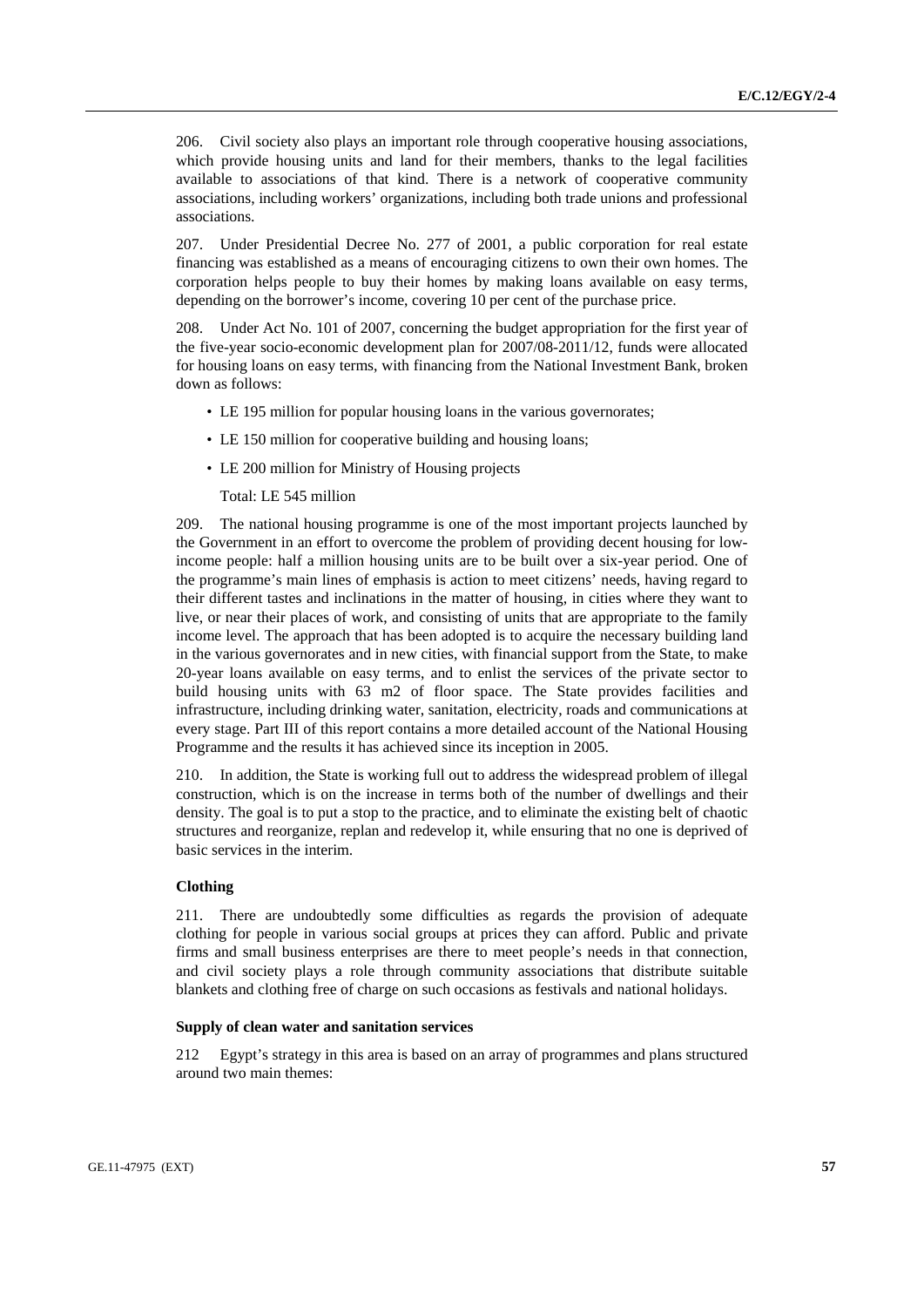206. Civil society also plays an important role through cooperative housing associations, which provide housing units and land for their members, thanks to the legal facilities available to associations of that kind. There is a network of cooperative community associations, including workers' organizations, including both trade unions and professional associations.

207. Under Presidential Decree No. 277 of 2001, a public corporation for real estate financing was established as a means of encouraging citizens to own their own homes. The corporation helps people to buy their homes by making loans available on easy terms, depending on the borrower's income, covering 10 per cent of the purchase price.

208. Under Act No. 101 of 2007, concerning the budget appropriation for the first year of the five-year socio-economic development plan for 2007/08-2011/12, funds were allocated for housing loans on easy terms, with financing from the National Investment Bank, broken down as follows:

- LE 195 million for popular housing loans in the various governorates;
- LE 150 million for cooperative building and housing loans;
- LE 200 million for Ministry of Housing projects

  Total: LE 545 million

209. The national housing programme is one of the most important projects launched by the Government in an effort to overcome the problem of providing decent housing for low-income people: half a million housing units are to be built over a six-year period. One of the programme's main lines of emphasis is action to meet citizens' needs, having regard to their different tastes and inclinations in the matter of housing, in cities where they want to live, or near their places of work, and consisting of units that are appropriate to the family income level. The approach that has been adopted is to acquire the necessary building land in the various governorates and in new cities, with financial support from the State, to make 20-year loans available on easy terms, and to enlist the services of the private sector to build housing units with 63 m2 of floor space. The State provides facilities and infrastructure, including drinking water, sanitation, electricity, roads and communications at every stage. Part III of this report contains a more detailed account of the National Housing Programme and the results it has achieved since its inception in 2005.

210. In addition, the State is working full out to address the widespread problem of illegal construction, which is on the increase in terms both of the number of dwellings and their density. The goal is to put a stop to the practice, and to eliminate the existing belt of chaotic structures and reorganize, replan and redevelop it, while ensuring that no one is deprived of basic services in the interim.

#### Clothing

211. There are undoubtedly some difficulties as regards the provision of adequate clothing for people in various social groups at prices they can afford. Public and private firms and small business enterprises are there to meet people's needs in that connection, and civil society plays a role through community associations that distribute suitable blankets and clothing free of charge on such occasions as festivals and national holidays.

#### Supply of clean water and sanitation services

212 Egypt's strategy in this area is based on an array of programmes and plans structured around two main themes: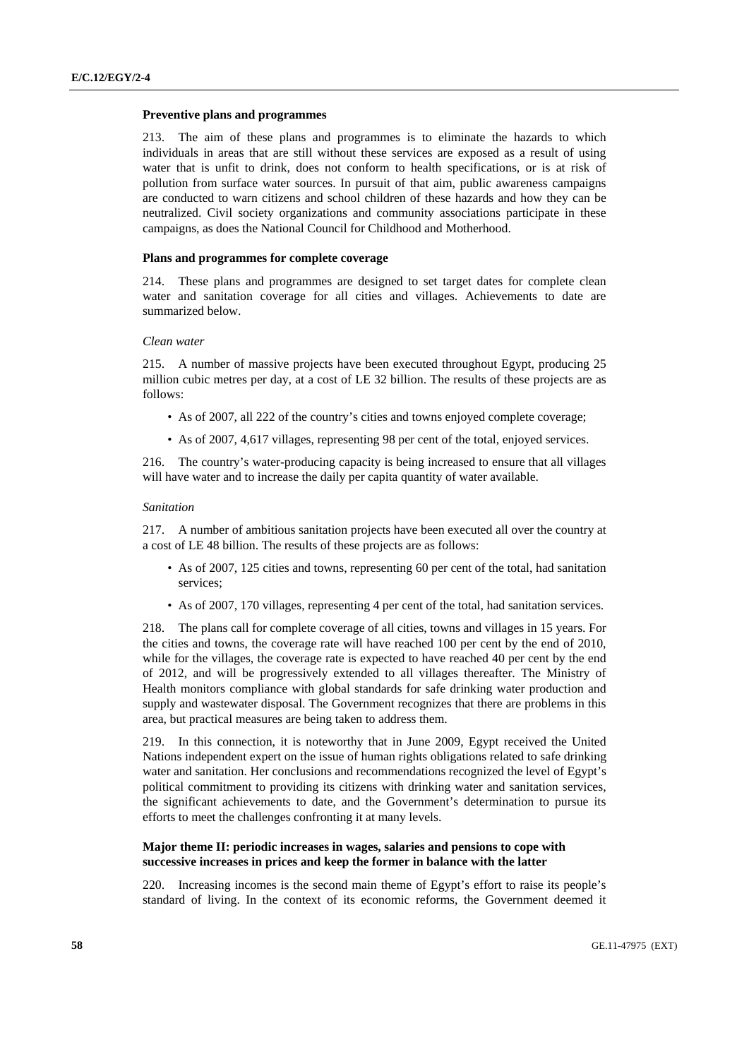#### Preventive plans and programmes

213. The aim of these plans and programmes is to eliminate the hazards to which individuals in areas that are still without these services are exposed as a result of using water that is unfit to drink, does not conform to health specifications, or is at risk of pollution from surface water sources. In pursuit of that aim, public awareness campaigns are conducted to warn citizens and school children of these hazards and how they can be neutralized. Civil society organizations and community associations participate in these campaigns, as does the National Council for Childhood and Motherhood.

#### Plans and programmes for complete coverage

214. These plans and programmes are designed to set target dates for complete clean water and sanitation coverage for all cities and villages. Achievements to date are summarized below.

*Clean water*

215. A number of massive projects have been executed throughout Egypt, producing 25 million cubic metres per day, at a cost of LE 32 billion. The results of these projects are as follows:

- As of 2007, all 222 of the country's cities and towns enjoyed complete coverage;
- As of 2007, 4,617 villages, representing 98 per cent of the total, enjoyed services.

216. The country's water-producing capacity is being increased to ensure that all villages will have water and to increase the daily per capita quantity of water available.

*Sanitation*

217. A number of ambitious sanitation projects have been executed all over the country at a cost of LE 48 billion. The results of these projects are as follows:

- As of 2007, 125 cities and towns, representing 60 per cent of the total, had sanitation services;
- As of 2007, 170 villages, representing 4 per cent of the total, had sanitation services.

218. The plans call for complete coverage of all cities, towns and villages in 15 years. For the cities and towns, the coverage rate will have reached 100 per cent by the end of 2010, while for the villages, the coverage rate is expected to have reached 40 per cent by the end of 2012, and will be progressively extended to all villages thereafter. The Ministry of Health monitors compliance with global standards for safe drinking water production and supply and wastewater disposal. The Government recognizes that there are problems in this area, but practical measures are being taken to address them.

219. In this connection, it is noteworthy that in June 2009, Egypt received the United Nations independent expert on the issue of human rights obligations related to safe drinking water and sanitation. Her conclusions and recommendations recognized the level of Egypt's political commitment to providing its citizens with drinking water and sanitation services, the significant achievements to date, and the Government's determination to pursue its efforts to meet the challenges confronting it at many levels.

#### Major theme II: periodic increases in wages, salaries and pensions to cope with successive increases in prices and keep the former in balance with the latter

220. Increasing incomes is the second main theme of Egypt's effort to raise its people's standard of living. In the context of its economic reforms, the Government deemed it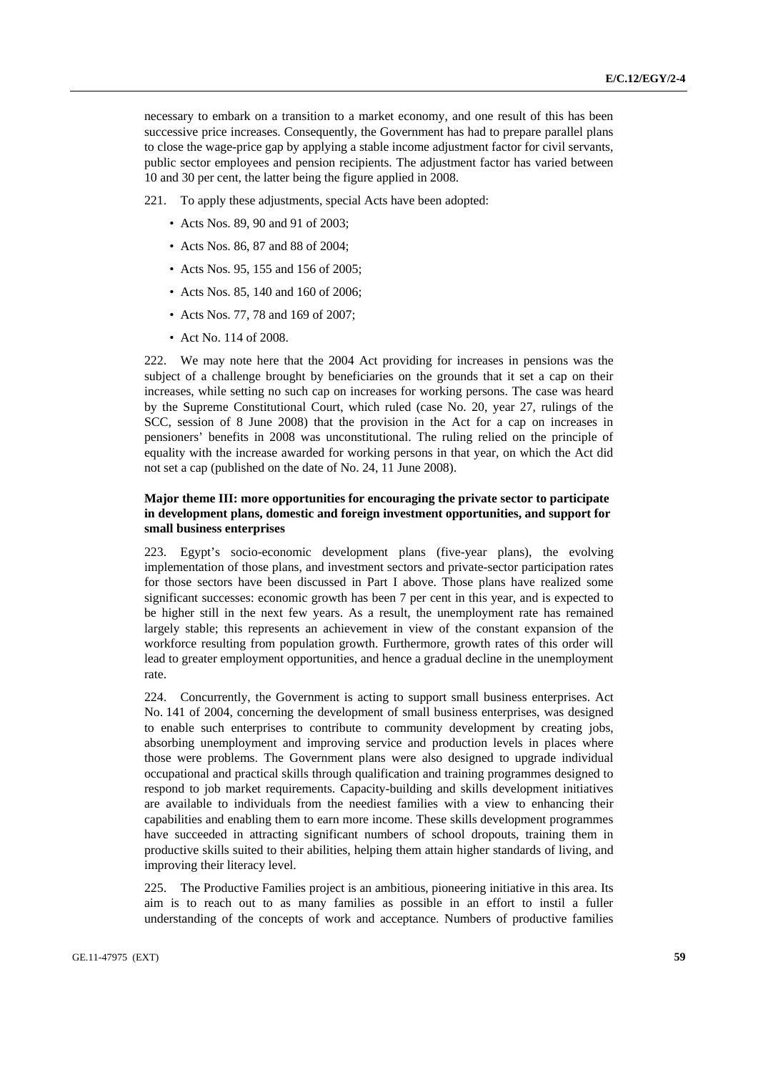necessary to embark on a transition to a market economy, and one result of this has been successive price increases. Consequently, the Government has had to prepare parallel plans to close the wage-price gap by applying a stable income adjustment factor for civil servants, public sector employees and pension recipients. The adjustment factor has varied between 10 and 30 per cent, the latter being the figure applied in 2008.

221. To apply these adjustments, special Acts have been adopted:

- Acts Nos. 89, 90 and 91 of 2003;
- Acts Nos. 86, 87 and 88 of 2004;
- Acts Nos. 95, 155 and 156 of 2005;
- Acts Nos. 85, 140 and 160 of 2006;
- Acts Nos. 77, 78 and 169 of 2007;
- Act No. 114 of 2008.

222. We may note here that the 2004 Act providing for increases in pensions was the subject of a challenge brought by beneficiaries on the grounds that it set a cap on their increases, while setting no such cap on increases for working persons. The case was heard by the Supreme Constitutional Court, which ruled (case No. 20, year 27, rulings of the SCC, session of 8 June 2008) that the provision in the Act for a cap on increases in pensioners' benefits in 2008 was unconstitutional. The ruling relied on the principle of equality with the increase awarded for working persons in that year, on which the Act did not set a cap (published on the date of No. 24, 11 June 2008).

### Major theme III: more opportunities for encouraging the private sector to participate in development plans, domestic and foreign investment opportunities, and support for small business enterprises

223. Egypt's socio-economic development plans (five-year plans), the evolving implementation of those plans, and investment sectors and private-sector participation rates for those sectors have been discussed in Part I above. Those plans have realized some significant successes: economic growth has been 7 per cent in this year, and is expected to be higher still in the next few years. As a result, the unemployment rate has remained largely stable; this represents an achievement in view of the constant expansion of the workforce resulting from population growth. Furthermore, growth rates of this order will lead to greater employment opportunities, and hence a gradual decline in the unemployment rate.

224. Concurrently, the Government is acting to support small business enterprises. Act No. 141 of 2004, concerning the development of small business enterprises, was designed to enable such enterprises to contribute to community development by creating jobs, absorbing unemployment and improving service and production levels in places where those were problems. The Government plans were also designed to upgrade individual occupational and practical skills through qualification and training programmes designed to respond to job market requirements. Capacity-building and skills development initiatives are available to individuals from the neediest families with a view to enhancing their capabilities and enabling them to earn more income. These skills development programmes have succeeded in attracting significant numbers of school dropouts, training them in productive skills suited to their abilities, helping them attain higher standards of living, and improving their literacy level.

225. The Productive Families project is an ambitious, pioneering initiative in this area. Its aim is to reach out to as many families as possible in an effort to instil a fuller understanding of the concepts of work and acceptance. Numbers of productive families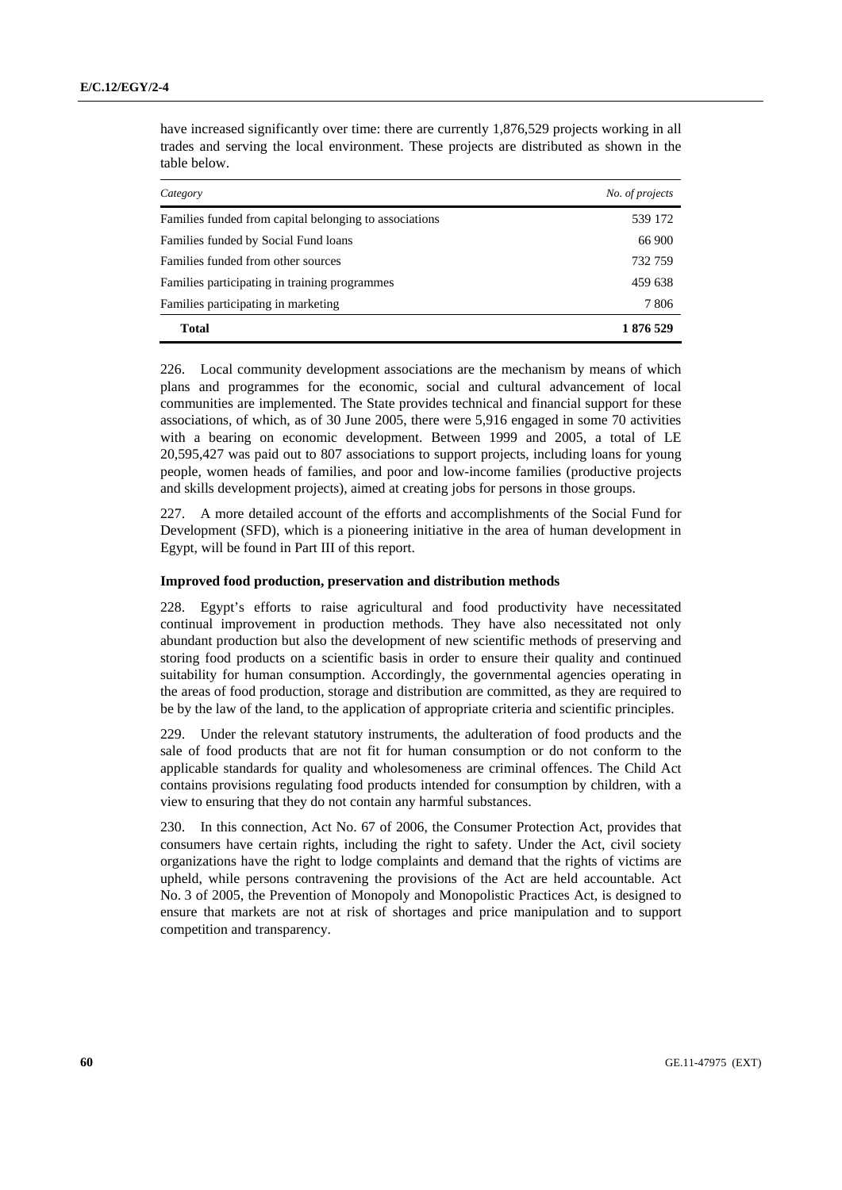have increased significantly over time: there are currently 1,876,529 projects working in all trades and serving the local environment. These projects are distributed as shown in the table below.

| *Category* | *No. of projects* |
|---|---|
| Families funded from capital belonging to associations | 539 172 |
| Families funded by Social Fund loans | 66 900 |
| Families funded from other sources | 732 759 |
| Families participating in training programmes | 459 638 |
| Families participating in marketing | 7 806 |
| **Total** | **1 876 529** |

226. Local community development associations are the mechanism by means of which plans and programmes for the economic, social and cultural advancement of local communities are implemented. The State provides technical and financial support for these associations, of which, as of 30 June 2005, there were 5,916 engaged in some 70 activities with a bearing on economic development. Between 1999 and 2005, a total of LE 20,595,427 was paid out to 807 associations to support projects, including loans for young people, women heads of families, and poor and low-income families (productive projects and skills development projects), aimed at creating jobs for persons in those groups.

227. A more detailed account of the efforts and accomplishments of the Social Fund for Development (SFD), which is a pioneering initiative in the area of human development in Egypt, will be found in Part III of this report.

**Improved food production, preservation and distribution methods**

228. Egypt's efforts to raise agricultural and food productivity have necessitated continual improvement in production methods. They have also necessitated not only abundant production but also the development of new scientific methods of preserving and storing food products on a scientific basis in order to ensure their quality and continued suitability for human consumption. Accordingly, the governmental agencies operating in the areas of food production, storage and distribution are committed, as they are required to be by the law of the land, to the application of appropriate criteria and scientific principles.

229. Under the relevant statutory instruments, the adulteration of food products and the sale of food products that are not fit for human consumption or do not conform to the applicable standards for quality and wholesomeness are criminal offences. The Child Act contains provisions regulating food products intended for consumption by children, with a view to ensuring that they do not contain any harmful substances.

230. In this connection, Act No. 67 of 2006, the Consumer Protection Act, provides that consumers have certain rights, including the right to safety. Under the Act, civil society organizations have the right to lodge complaints and demand that the rights of victims are upheld, while persons contravening the provisions of the Act are held accountable. Act No. 3 of 2005, the Prevention of Monopoly and Monopolistic Practices Act, is designed to ensure that markets are not at risk of shortages and price manipulation and to support competition and transparency.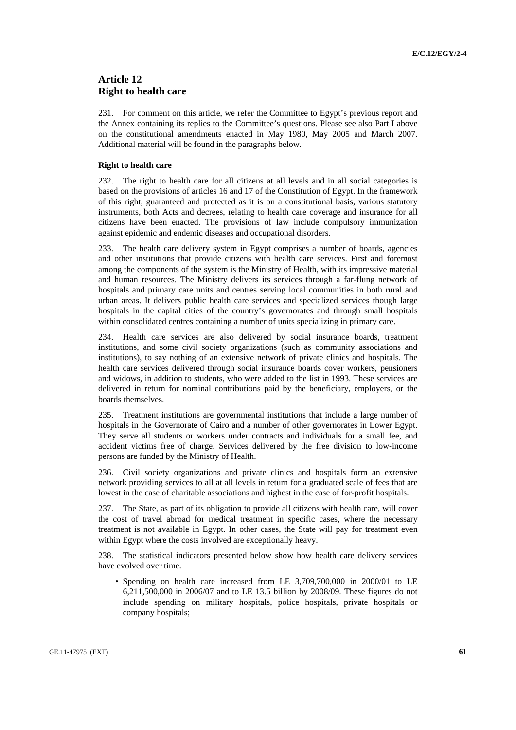## Article 12
## Right to health care

231. For comment on this article, we refer the Committee to Egypt's previous report and the Annex containing its replies to the Committee's questions. Please see also Part I above on the constitutional amendments enacted in May 1980, May 2005 and March 2007. Additional material will be found in the paragraphs below.

### Right to health care

232. The right to health care for all citizens at all levels and in all social categories is based on the provisions of articles 16 and 17 of the Constitution of Egypt. In the framework of this right, guaranteed and protected as it is on a constitutional basis, various statutory instruments, both Acts and decrees, relating to health care coverage and insurance for all citizens have been enacted. The provisions of law include compulsory immunization against epidemic and endemic diseases and occupational disorders.

233. The health care delivery system in Egypt comprises a number of boards, agencies and other institutions that provide citizens with health care services. First and foremost among the components of the system is the Ministry of Health, with its impressive material and human resources. The Ministry delivers its services through a far-flung network of hospitals and primary care units and centres serving local communities in both rural and urban areas. It delivers public health care services and specialized services though large hospitals in the capital cities of the country's governorates and through small hospitals within consolidated centres containing a number of units specializing in primary care.

234. Health care services are also delivered by social insurance boards, treatment institutions, and some civil society organizations (such as community associations and institutions), to say nothing of an extensive network of private clinics and hospitals. The health care services delivered through social insurance boards cover workers, pensioners and widows, in addition to students, who were added to the list in 1993. These services are delivered in return for nominal contributions paid by the beneficiary, employers, or the boards themselves.

235. Treatment institutions are governmental institutions that include a large number of hospitals in the Governorate of Cairo and a number of other governorates in Lower Egypt. They serve all students or workers under contracts and individuals for a small fee, and accident victims free of charge. Services delivered by the free division to low-income persons are funded by the Ministry of Health.

236. Civil society organizations and private clinics and hospitals form an extensive network providing services to all at all levels in return for a graduated scale of fees that are lowest in the case of charitable associations and highest in the case of for-profit hospitals.

237. The State, as part of its obligation to provide all citizens with health care, will cover the cost of travel abroad for medical treatment in specific cases, where the necessary treatment is not available in Egypt. In other cases, the State will pay for treatment even within Egypt where the costs involved are exceptionally heavy.

238. The statistical indicators presented below show how health care delivery services have evolved over time.

- Spending on health care increased from LE 3,709,700,000 in 2000/01 to LE 6,211,500,000 in 2006/07 and to LE 13.5 billion by 2008/09. These figures do not include spending on military hospitals, police hospitals, private hospitals or company hospitals;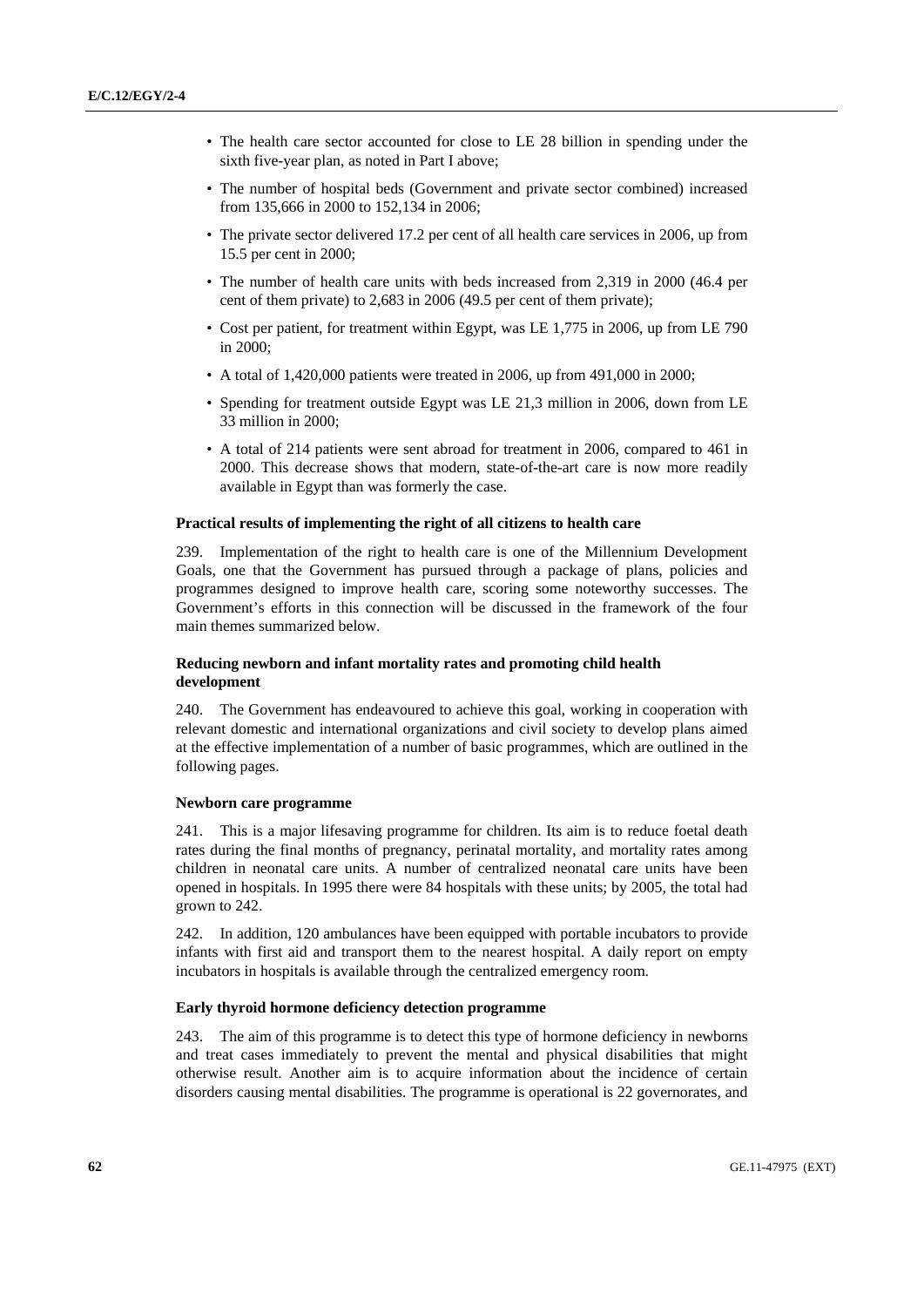- The health care sector accounted for close to LE 28 billion in spending under the sixth five-year plan, as noted in Part I above;
- The number of hospital beds (Government and private sector combined) increased from 135,666 in 2000 to 152,134 in 2006;
- The private sector delivered 17.2 per cent of all health care services in 2006, up from 15.5 per cent in 2000;
- The number of health care units with beds increased from 2,319 in 2000 (46.4 per cent of them private) to 2,683 in 2006 (49.5 per cent of them private);
- Cost per patient, for treatment within Egypt, was LE 1,775 in 2006, up from LE 790 in 2000;
- A total of 1,420,000 patients were treated in 2006, up from 491,000 in 2000;
- Spending for treatment outside Egypt was LE 21,3 million in 2006, down from LE 33 million in 2000;
- A total of 214 patients were sent abroad for treatment in 2006, compared to 461 in 2000. This decrease shows that modern, state-of-the-art care is now more readily available in Egypt than was formerly the case.

**Practical results of implementing the right of all citizens to health care**

239. Implementation of the right to health care is one of the Millennium Development Goals, one that the Government has pursued through a package of plans, policies and programmes designed to improve health care, scoring some noteworthy successes. The Government's efforts in this connection will be discussed in the framework of the four main themes summarized below.

**Reducing newborn and infant mortality rates and promoting child health development**

240. The Government has endeavoured to achieve this goal, working in cooperation with relevant domestic and international organizations and civil society to develop plans aimed at the effective implementation of a number of basic programmes, which are outlined in the following pages.

**Newborn care programme**

241. This is a major lifesaving programme for children. Its aim is to reduce foetal death rates during the final months of pregnancy, perinatal mortality, and mortality rates among children in neonatal care units. A number of centralized neonatal care units have been opened in hospitals. In 1995 there were 84 hospitals with these units; by 2005, the total had grown to 242.

242. In addition, 120 ambulances have been equipped with portable incubators to provide infants with first aid and transport them to the nearest hospital. A daily report on empty incubators in hospitals is available through the centralized emergency room.

**Early thyroid hormone deficiency detection programme**

243. The aim of this programme is to detect this type of hormone deficiency in newborns and treat cases immediately to prevent the mental and physical disabilities that might otherwise result. Another aim is to acquire information about the incidence of certain disorders causing mental disabilities. The programme is operational is 22 governorates, and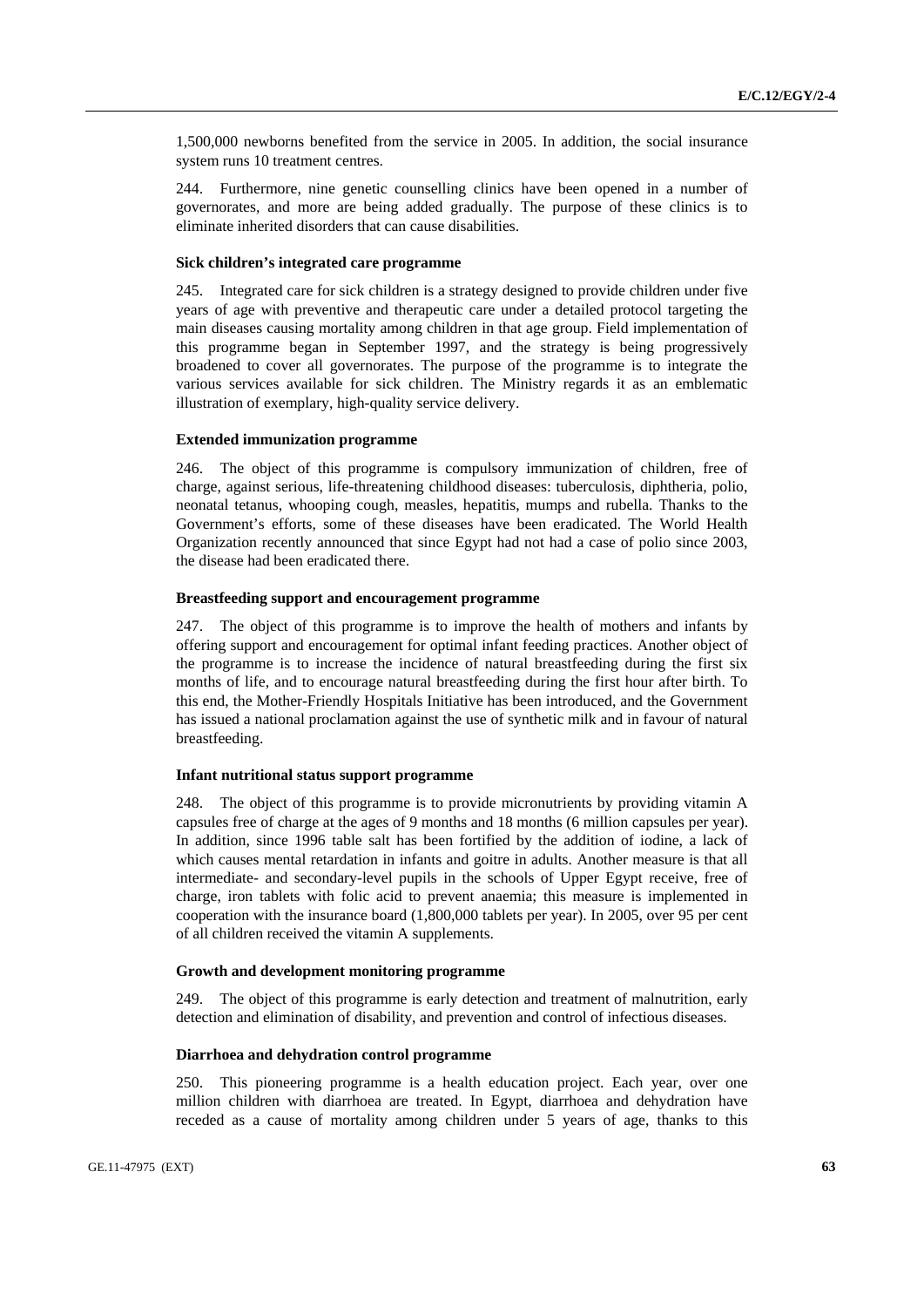1,500,000 newborns benefited from the service in 2005. In addition, the social insurance system runs 10 treatment centres.

244. Furthermore, nine genetic counselling clinics have been opened in a number of governorates, and more are being added gradually. The purpose of these clinics is to eliminate inherited disorders that can cause disabilities.

#### Sick children's integrated care programme

245. Integrated care for sick children is a strategy designed to provide children under five years of age with preventive and therapeutic care under a detailed protocol targeting the main diseases causing mortality among children in that age group. Field implementation of this programme began in September 1997, and the strategy is being progressively broadened to cover all governorates. The purpose of the programme is to integrate the various services available for sick children. The Ministry regards it as an emblematic illustration of exemplary, high-quality service delivery.

#### Extended immunization programme

246. The object of this programme is compulsory immunization of children, free of charge, against serious, life-threatening childhood diseases: tuberculosis, diphtheria, polio, neonatal tetanus, whooping cough, measles, hepatitis, mumps and rubella. Thanks to the Government's efforts, some of these diseases have been eradicated. The World Health Organization recently announced that since Egypt had not had a case of polio since 2003, the disease had been eradicated there.

#### Breastfeeding support and encouragement programme

247. The object of this programme is to improve the health of mothers and infants by offering support and encouragement for optimal infant feeding practices. Another object of the programme is to increase the incidence of natural breastfeeding during the first six months of life, and to encourage natural breastfeeding during the first hour after birth. To this end, the Mother-Friendly Hospitals Initiative has been introduced, and the Government has issued a national proclamation against the use of synthetic milk and in favour of natural breastfeeding.

#### Infant nutritional status support programme

248. The object of this programme is to provide micronutrients by providing vitamin A capsules free of charge at the ages of 9 months and 18 months (6 million capsules per year). In addition, since 1996 table salt has been fortified by the addition of iodine, a lack of which causes mental retardation in infants and goitre in adults. Another measure is that all intermediate- and secondary-level pupils in the schools of Upper Egypt receive, free of charge, iron tablets with folic acid to prevent anaemia; this measure is implemented in cooperation with the insurance board (1,800,000 tablets per year). In 2005, over 95 per cent of all children received the vitamin A supplements.

#### Growth and development monitoring programme

249. The object of this programme is early detection and treatment of malnutrition, early detection and elimination of disability, and prevention and control of infectious diseases.

#### Diarrhoea and dehydration control programme

250. This pioneering programme is a health education project. Each year, over one million children with diarrhoea are treated. In Egypt, diarrhoea and dehydration have receded as a cause of mortality among children under 5 years of age, thanks to this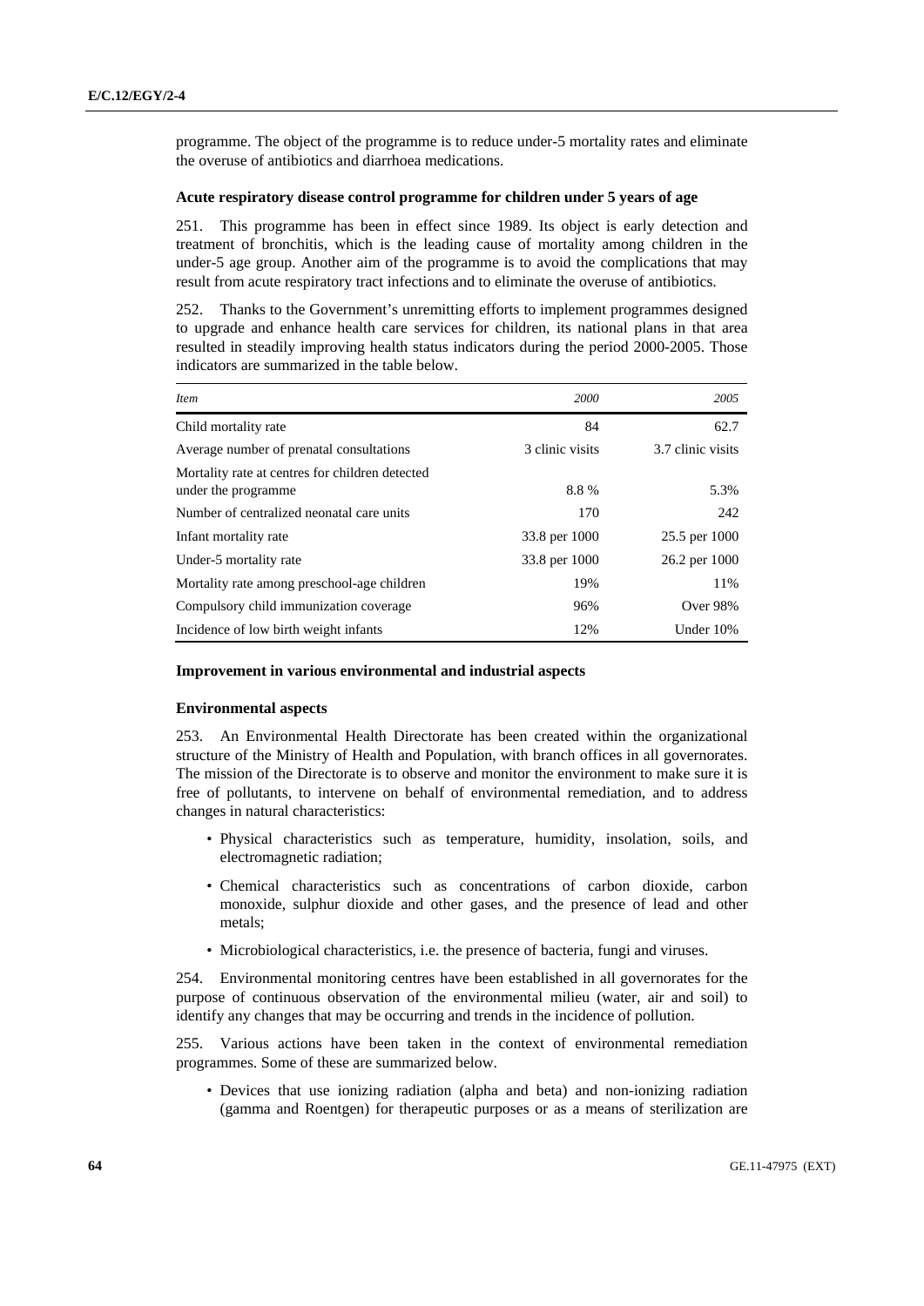programme. The object of the programme is to reduce under-5 mortality rates and eliminate the overuse of antibiotics and diarrhoea medications.

**Acute respiratory disease control programme for children under 5 years of age**

251. This programme has been in effect since 1989. Its object is early detection and treatment of bronchitis, which is the leading cause of mortality among children in the under-5 age group. Another aim of the programme is to avoid the complications that may result from acute respiratory tract infections and to eliminate the overuse of antibiotics.

252. Thanks to the Government's unremitting efforts to implement programmes designed to upgrade and enhance health care services for children, its national plans in that area resulted in steadily improving health status indicators during the period 2000-2005. Those indicators are summarized in the table below.

| *Item* | *2000* | *2005* |
|---|---|---|
| Child mortality rate | 84 | 62.7 |
| Average number of prenatal consultations | 3 clinic visits | 3.7 clinic visits |
| Mortality rate at centres for children detected under the programme | 8.8 % | 5.3% |
| Number of centralized neonatal care units | 170 | 242 |
| Infant mortality rate | 33.8 per 1000 | 25.5 per 1000 |
| Under-5 mortality rate | 33.8 per 1000 | 26.2 per 1000 |
| Mortality rate among preschool-age children | 19% | 11% |
| Compulsory child immunization coverage | 96% | Over 98% |
| Incidence of low birth weight infants | 12% | Under 10% |

**Improvement in various environmental and industrial aspects**

**Environmental aspects**

253. An Environmental Health Directorate has been created within the organizational structure of the Ministry of Health and Population, with branch offices in all governorates. The mission of the Directorate is to observe and monitor the environment to make sure it is free of pollutants, to intervene on behalf of environmental remediation, and to address changes in natural characteristics:

- Physical characteristics such as temperature, humidity, insolation, soils, and electromagnetic radiation;
- Chemical characteristics such as concentrations of carbon dioxide, carbon monoxide, sulphur dioxide and other gases, and the presence of lead and other metals;
- Microbiological characteristics, i.e. the presence of bacteria, fungi and viruses.

254. Environmental monitoring centres have been established in all governorates for the purpose of continuous observation of the environmental milieu (water, air and soil) to identify any changes that may be occurring and trends in the incidence of pollution.

255. Various actions have been taken in the context of environmental remediation programmes. Some of these are summarized below.

- Devices that use ionizing radiation (alpha and beta) and non-ionizing radiation (gamma and Roentgen) for therapeutic purposes or as a means of sterilization are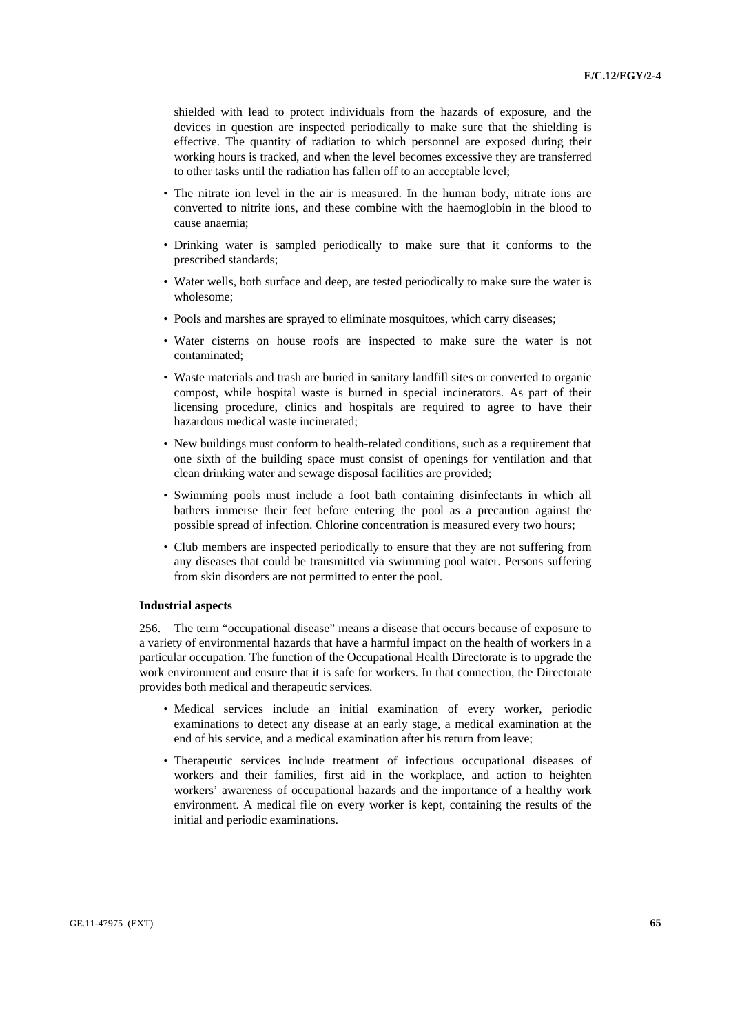shielded with lead to protect individuals from the hazards of exposure, and the devices in question are inspected periodically to make sure that the shielding is effective. The quantity of radiation to which personnel are exposed during their working hours is tracked, and when the level becomes excessive they are transferred to other tasks until the radiation has fallen off to an acceptable level;

- The nitrate ion level in the air is measured. In the human body, nitrate ions are converted to nitrite ions, and these combine with the haemoglobin in the blood to cause anaemia;
- Drinking water is sampled periodically to make sure that it conforms to the prescribed standards;
- Water wells, both surface and deep, are tested periodically to make sure the water is wholesome;
- Pools and marshes are sprayed to eliminate mosquitoes, which carry diseases;
- Water cisterns on house roofs are inspected to make sure the water is not contaminated;
- Waste materials and trash are buried in sanitary landfill sites or converted to organic compost, while hospital waste is burned in special incinerators. As part of their licensing procedure, clinics and hospitals are required to agree to have their hazardous medical waste incinerated;
- New buildings must conform to health-related conditions, such as a requirement that one sixth of the building space must consist of openings for ventilation and that clean drinking water and sewage disposal facilities are provided;
- Swimming pools must include a foot bath containing disinfectants in which all bathers immerse their feet before entering the pool as a precaution against the possible spread of infection. Chlorine concentration is measured every two hours;
- Club members are inspected periodically to ensure that they are not suffering from any diseases that could be transmitted via swimming pool water. Persons suffering from skin disorders are not permitted to enter the pool.

**Industrial aspects**

256. The term “occupational disease” means a disease that occurs because of exposure to a variety of environmental hazards that have a harmful impact on the health of workers in a particular occupation. The function of the Occupational Health Directorate is to upgrade the work environment and ensure that it is safe for workers. In that connection, the Directorate provides both medical and therapeutic services.

- Medical services include an initial examination of every worker, periodic examinations to detect any disease at an early stage, a medical examination at the end of his service, and a medical examination after his return from leave;
- Therapeutic services include treatment of infectious occupational diseases of workers and their families, first aid in the workplace, and action to heighten workers’ awareness of occupational hazards and the importance of a healthy work environment. A medical file on every worker is kept, containing the results of the initial and periodic examinations.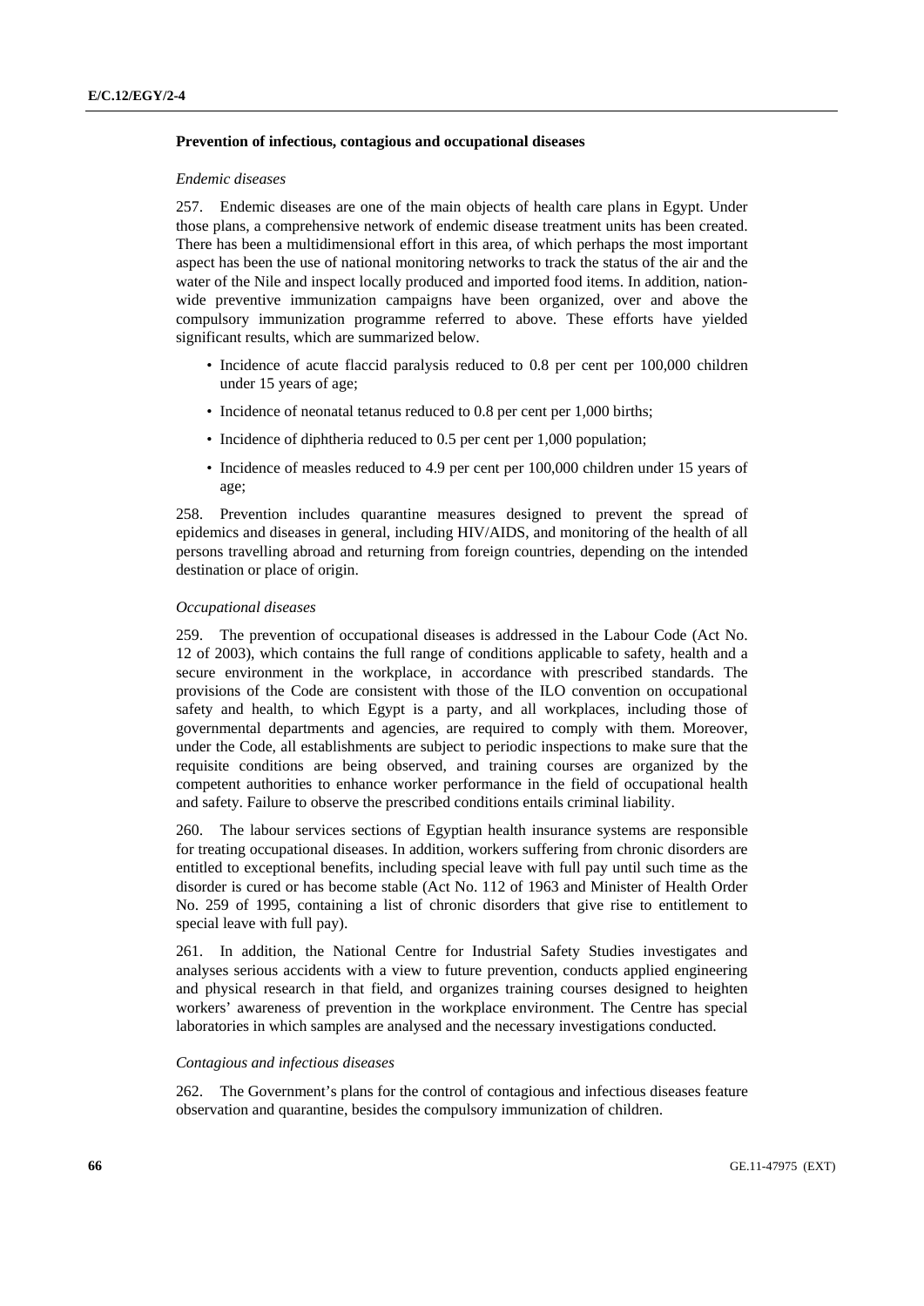### Prevention of infectious, contagious and occupational diseases

*Endemic diseases*

257. Endemic diseases are one of the main objects of health care plans in Egypt. Under those plans, a comprehensive network of endemic disease treatment units has been created. There has been a multidimensional effort in this area, of which perhaps the most important aspect has been the use of national monitoring networks to track the status of the air and the water of the Nile and inspect locally produced and imported food items. In addition, nation-wide preventive immunization campaigns have been organized, over and above the compulsory immunization programme referred to above. These efforts have yielded significant results, which are summarized below.

- Incidence of acute flaccid paralysis reduced to 0.8 per cent per 100,000 children under 15 years of age;
- Incidence of neonatal tetanus reduced to 0.8 per cent per 1,000 births;
- Incidence of diphtheria reduced to 0.5 per cent per 1,000 population;
- Incidence of measles reduced to 4.9 per cent per 100,000 children under 15 years of age;

258. Prevention includes quarantine measures designed to prevent the spread of epidemics and diseases in general, including HIV/AIDS, and monitoring of the health of all persons travelling abroad and returning from foreign countries, depending on the intended destination or place of origin.

*Occupational diseases*

259. The prevention of occupational diseases is addressed in the Labour Code (Act No. 12 of 2003), which contains the full range of conditions applicable to safety, health and a secure environment in the workplace, in accordance with prescribed standards. The provisions of the Code are consistent with those of the ILO convention on occupational safety and health, to which Egypt is a party, and all workplaces, including those of governmental departments and agencies, are required to comply with them. Moreover, under the Code, all establishments are subject to periodic inspections to make sure that the requisite conditions are being observed, and training courses are organized by the competent authorities to enhance worker performance in the field of occupational health and safety. Failure to observe the prescribed conditions entails criminal liability.

260. The labour services sections of Egyptian health insurance systems are responsible for treating occupational diseases. In addition, workers suffering from chronic disorders are entitled to exceptional benefits, including special leave with full pay until such time as the disorder is cured or has become stable (Act No. 112 of 1963 and Minister of Health Order No. 259 of 1995, containing a list of chronic disorders that give rise to entitlement to special leave with full pay).

261. In addition, the National Centre for Industrial Safety Studies investigates and analyses serious accidents with a view to future prevention, conducts applied engineering and physical research in that field, and organizes training courses designed to heighten workers' awareness of prevention in the workplace environment. The Centre has special laboratories in which samples are analysed and the necessary investigations conducted.

*Contagious and infectious diseases*

262. The Government's plans for the control of contagious and infectious diseases feature observation and quarantine, besides the compulsory immunization of children.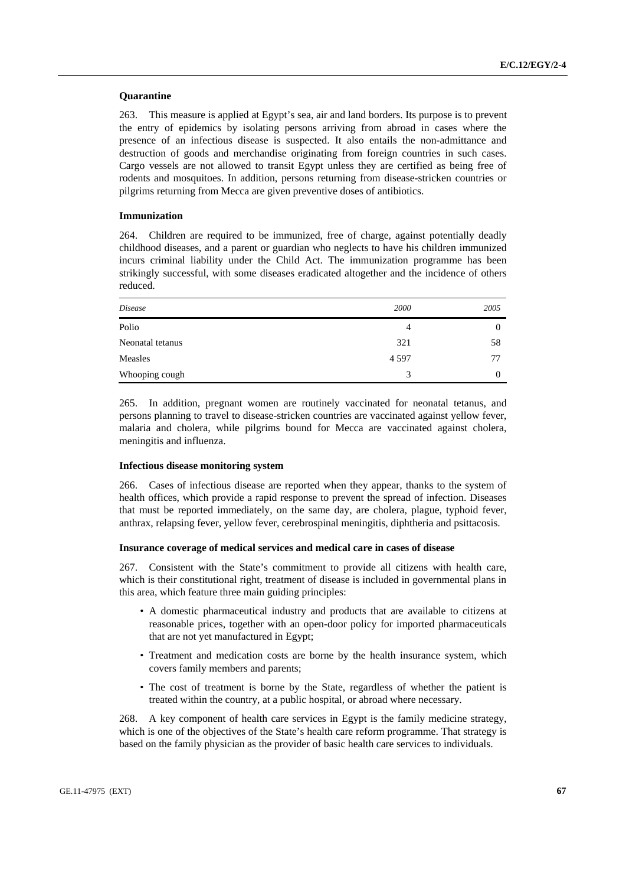**Quarantine**

263. This measure is applied at Egypt's sea, air and land borders. Its purpose is to prevent the entry of epidemics by isolating persons arriving from abroad in cases where the presence of an infectious disease is suspected. It also entails the non-admittance and destruction of goods and merchandise originating from foreign countries in such cases. Cargo vessels are not allowed to transit Egypt unless they are certified as being free of rodents and mosquitoes. In addition, persons returning from disease-stricken countries or pilgrims returning from Mecca are given preventive doses of antibiotics.

**Immunization**

264. Children are required to be immunized, free of charge, against potentially deadly childhood diseases, and a parent or guardian who neglects to have his children immunized incurs criminal liability under the Child Act. The immunization programme has been strikingly successful, with some diseases eradicated altogether and the incidence of others reduced.

| *Disease* | *2000* | *2005* |
|---|---|---|
| Polio | 4 | 0 |
| Neonatal tetanus | 321 | 58 |
| Measles | 4 597 | 77 |
| Whooping cough | 3 | 0 |

265. In addition, pregnant women are routinely vaccinated for neonatal tetanus, and persons planning to travel to disease-stricken countries are vaccinated against yellow fever, malaria and cholera, while pilgrims bound for Mecca are vaccinated against cholera, meningitis and influenza.

**Infectious disease monitoring system**

266. Cases of infectious disease are reported when they appear, thanks to the system of health offices, which provide a rapid response to prevent the spread of infection. Diseases that must be reported immediately, on the same day, are cholera, plague, typhoid fever, anthrax, relapsing fever, yellow fever, cerebrospinal meningitis, diphtheria and psittacosis.

**Insurance coverage of medical services and medical care in cases of disease**

267. Consistent with the State's commitment to provide all citizens with health care, which is their constitutional right, treatment of disease is included in governmental plans in this area, which feature three main guiding principles:

- A domestic pharmaceutical industry and products that are available to citizens at reasonable prices, together with an open-door policy for imported pharmaceuticals that are not yet manufactured in Egypt;
- Treatment and medication costs are borne by the health insurance system, which covers family members and parents;
- The cost of treatment is borne by the State, regardless of whether the patient is treated within the country, at a public hospital, or abroad where necessary.

268. A key component of health care services in Egypt is the family medicine strategy, which is one of the objectives of the State's health care reform programme. That strategy is based on the family physician as the provider of basic health care services to individuals.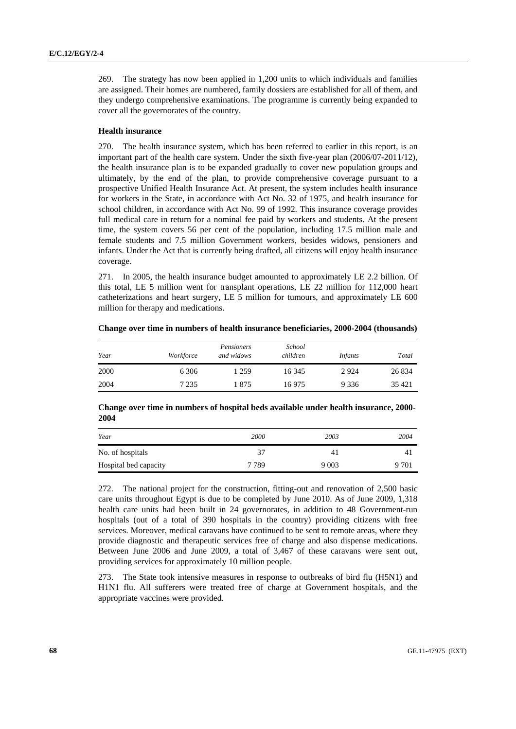269. The strategy has now been applied in 1,200 units to which individuals and families are assigned. Their homes are numbered, family dossiers are established for all of them, and they undergo comprehensive examinations. The programme is currently being expanded to cover all the governorates of the country.

**Health insurance**

270. The health insurance system, which has been referred to earlier in this report, is an important part of the health care system. Under the sixth five-year plan (2006/07-2011/12), the health insurance plan is to be expanded gradually to cover new population groups and ultimately, by the end of the plan, to provide comprehensive coverage pursuant to a prospective Unified Health Insurance Act. At present, the system includes health insurance for workers in the State, in accordance with Act No. 32 of 1975, and health insurance for school children, in accordance with Act No. 99 of 1992. This insurance coverage provides full medical care in return for a nominal fee paid by workers and students. At the present time, the system covers 56 per cent of the population, including 17.5 million male and female students and 7.5 million Government workers, besides widows, pensioners and infants. Under the Act that is currently being drafted, all citizens will enjoy health insurance coverage.

271. In 2005, the health insurance budget amounted to approximately LE 2.2 billion. Of this total, LE 5 million went for transplant operations, LE 22 million for 112,000 heart catheterizations and heart surgery, LE 5 million for tumours, and approximately LE 600 million for therapy and medications.

**Change over time in numbers of health insurance beneficiaries, 2000-2004 (thousands)**

| *Year* | *Workforce* | *Pensioners and widows* | *School children* | *Infants* | *Total* |
|---|---|---|---|---|---|
| 2000 | 6 306 | 1 259 | 16 345 | 2 924 | 26 834 |
| 2004 | 7 235 | 1 875 | 16 975 | 9 336 | 35 421 |

**Change over time in numbers of hospital beds available under health insurance, 2000-2004**

| *Year* | *2000* | *2003* | *2004* |
|---|---|---|---|
| No. of hospitals | 37 | 41 | 41 |
| Hospital bed capacity | 7 789 | 9 003 | 9 701 |

272. The national project for the construction, fitting-out and renovation of 2,500 basic care units throughout Egypt is due to be completed by June 2010. As of June 2009, 1,318 health care units had been built in 24 governorates, in addition to 48 Government-run hospitals (out of a total of 390 hospitals in the country) providing citizens with free services. Moreover, medical caravans have continued to be sent to remote areas, where they provide diagnostic and therapeutic services free of charge and also dispense medications. Between June 2006 and June 2009, a total of 3,467 of these caravans were sent out, providing services for approximately 10 million people.

273. The State took intensive measures in response to outbreaks of bird flu (H5N1) and H1N1 flu. All sufferers were treated free of charge at Government hospitals, and the appropriate vaccines were provided.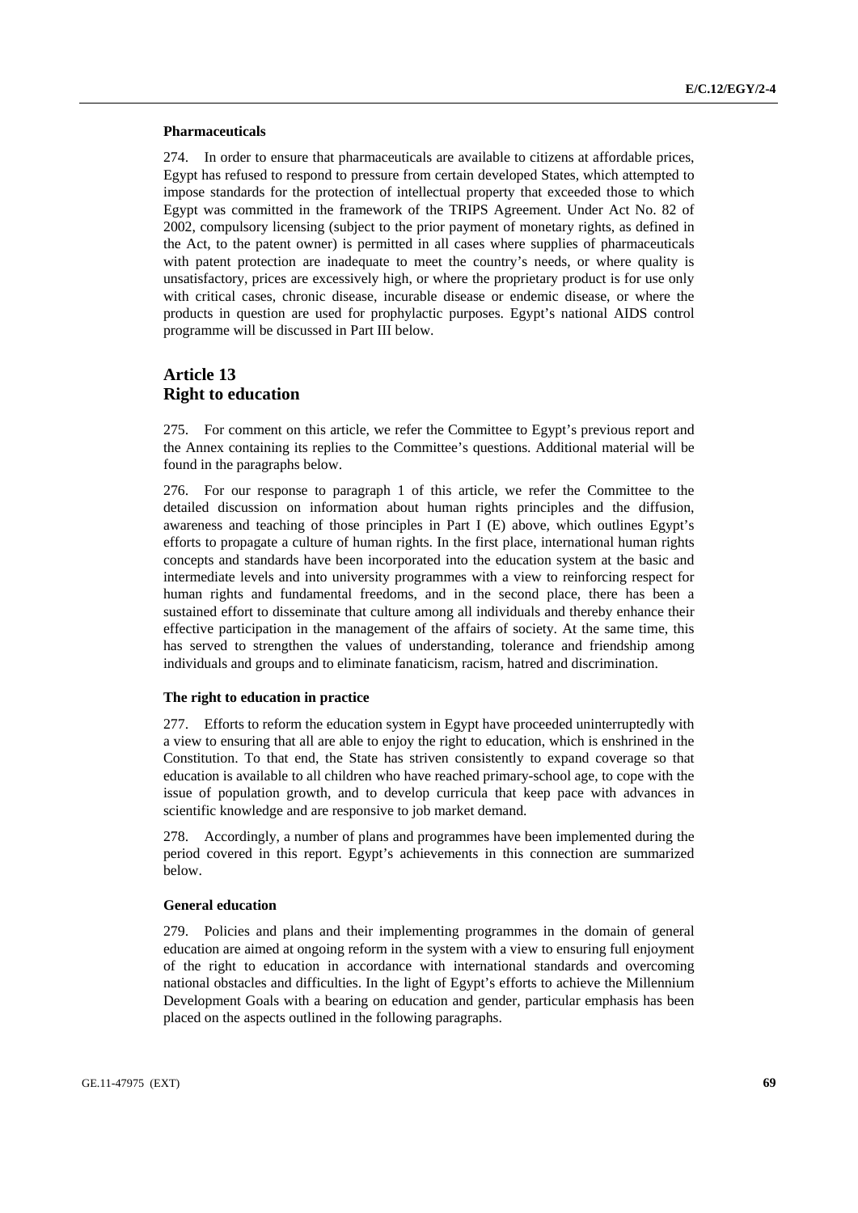### Pharmaceuticals

274. In order to ensure that pharmaceuticals are available to citizens at affordable prices, Egypt has refused to respond to pressure from certain developed States, which attempted to impose standards for the protection of intellectual property that exceeded those to which Egypt was committed in the framework of the TRIPS Agreement. Under Act No. 82 of 2002, compulsory licensing (subject to the prior payment of monetary rights, as defined in the Act, to the patent owner) is permitted in all cases where supplies of pharmaceuticals with patent protection are inadequate to meet the country's needs, or where quality is unsatisfactory, prices are excessively high, or where the proprietary product is for use only with critical cases, chronic disease, incurable disease or endemic disease, or where the products in question are used for prophylactic purposes. Egypt's national AIDS control programme will be discussed in Part III below.

## Article 13
## Right to education

275. For comment on this article, we refer the Committee to Egypt's previous report and the Annex containing its replies to the Committee's questions. Additional material will be found in the paragraphs below.

276. For our response to paragraph 1 of this article, we refer the Committee to the detailed discussion on information about human rights principles and the diffusion, awareness and teaching of those principles in Part I (E) above, which outlines Egypt's efforts to propagate a culture of human rights. In the first place, international human rights concepts and standards have been incorporated into the education system at the basic and intermediate levels and into university programmes with a view to reinforcing respect for human rights and fundamental freedoms, and in the second place, there has been a sustained effort to disseminate that culture among all individuals and thereby enhance their effective participation in the management of the affairs of society. At the same time, this has served to strengthen the values of understanding, tolerance and friendship among individuals and groups and to eliminate fanaticism, racism, hatred and discrimination.

### The right to education in practice

277. Efforts to reform the education system in Egypt have proceeded uninterruptedly with a view to ensuring that all are able to enjoy the right to education, which is enshrined in the Constitution. To that end, the State has striven consistently to expand coverage so that education is available to all children who have reached primary-school age, to cope with the issue of population growth, and to develop curricula that keep pace with advances in scientific knowledge and are responsive to job market demand.

278. Accordingly, a number of plans and programmes have been implemented during the period covered in this report. Egypt's achievements in this connection are summarized below.

### General education

279. Policies and plans and their implementing programmes in the domain of general education are aimed at ongoing reform in the system with a view to ensuring full enjoyment of the right to education in accordance with international standards and overcoming national obstacles and difficulties. In the light of Egypt's efforts to achieve the Millennium Development Goals with a bearing on education and gender, particular emphasis has been placed on the aspects outlined in the following paragraphs.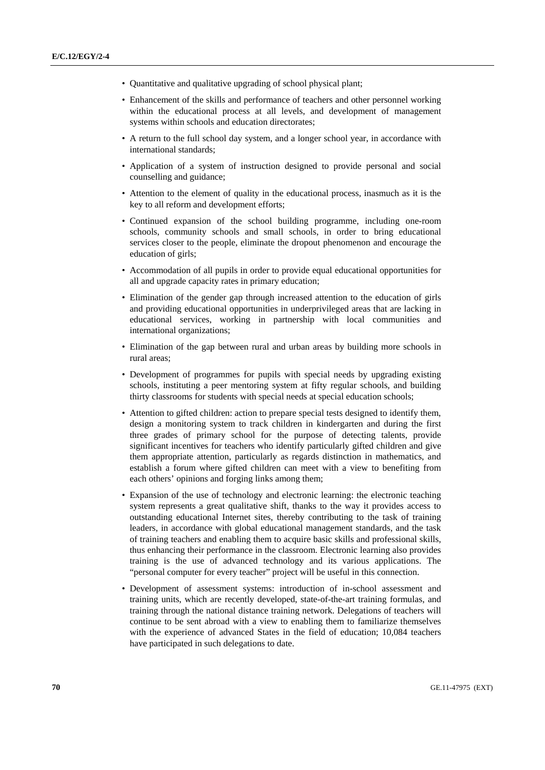- Quantitative and qualitative upgrading of school physical plant;
- Enhancement of the skills and performance of teachers and other personnel working within the educational process at all levels, and development of management systems within schools and education directorates;
- A return to the full school day system, and a longer school year, in accordance with international standards;
- Application of a system of instruction designed to provide personal and social counselling and guidance;
- Attention to the element of quality in the educational process, inasmuch as it is the key to all reform and development efforts;
- Continued expansion of the school building programme, including one-room schools, community schools and small schools, in order to bring educational services closer to the people, eliminate the dropout phenomenon and encourage the education of girls;
- Accommodation of all pupils in order to provide equal educational opportunities for all and upgrade capacity rates in primary education;
- Elimination of the gender gap through increased attention to the education of girls and providing educational opportunities in underprivileged areas that are lacking in educational services, working in partnership with local communities and international organizations;
- Elimination of the gap between rural and urban areas by building more schools in rural areas;
- Development of programmes for pupils with special needs by upgrading existing schools, instituting a peer mentoring system at fifty regular schools, and building thirty classrooms for students with special needs at special education schools;
- Attention to gifted children: action to prepare special tests designed to identify them, design a monitoring system to track children in kindergarten and during the first three grades of primary school for the purpose of detecting talents, provide significant incentives for teachers who identify particularly gifted children and give them appropriate attention, particularly as regards distinction in mathematics, and establish a forum where gifted children can meet with a view to benefiting from each others' opinions and forging links among them;
- Expansion of the use of technology and electronic learning: the electronic teaching system represents a great qualitative shift, thanks to the way it provides access to outstanding educational Internet sites, thereby contributing to the task of training leaders, in accordance with global educational management standards, and the task of training teachers and enabling them to acquire basic skills and professional skills, thus enhancing their performance in the classroom. Electronic learning also provides training is the use of advanced technology and its various applications. The "personal computer for every teacher" project will be useful in this connection.
- Development of assessment systems: introduction of in-school assessment and training units, which are recently developed, state-of-the-art training formulas, and training through the national distance training network. Delegations of teachers will continue to be sent abroad with a view to enabling them to familiarize themselves with the experience of advanced States in the field of education; 10,084 teachers have participated in such delegations to date.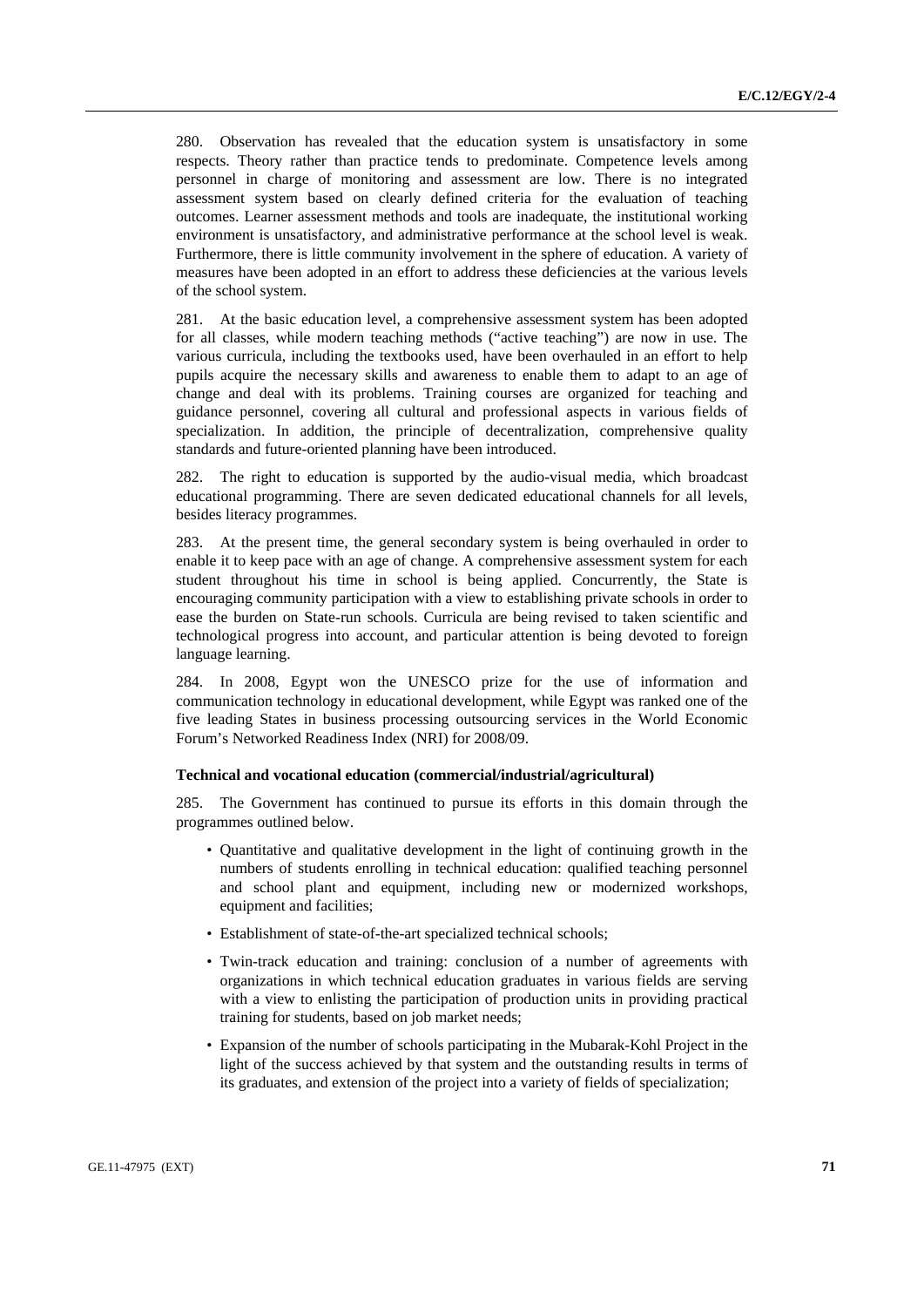280. Observation has revealed that the education system is unsatisfactory in some respects. Theory rather than practice tends to predominate. Competence levels among personnel in charge of monitoring and assessment are low. There is no integrated assessment system based on clearly defined criteria for the evaluation of teaching outcomes. Learner assessment methods and tools are inadequate, the institutional working environment is unsatisfactory, and administrative performance at the school level is weak. Furthermore, there is little community involvement in the sphere of education. A variety of measures have been adopted in an effort to address these deficiencies at the various levels of the school system.

281. At the basic education level, a comprehensive assessment system has been adopted for all classes, while modern teaching methods ("active teaching") are now in use. The various curricula, including the textbooks used, have been overhauled in an effort to help pupils acquire the necessary skills and awareness to enable them to adapt to an age of change and deal with its problems. Training courses are organized for teaching and guidance personnel, covering all cultural and professional aspects in various fields of specialization. In addition, the principle of decentralization, comprehensive quality standards and future-oriented planning have been introduced.

282. The right to education is supported by the audio-visual media, which broadcast educational programming. There are seven dedicated educational channels for all levels, besides literacy programmes.

283. At the present time, the general secondary system is being overhauled in order to enable it to keep pace with an age of change. A comprehensive assessment system for each student throughout his time in school is being applied. Concurrently, the State is encouraging community participation with a view to establishing private schools in order to ease the burden on State-run schools. Curricula are being revised to taken scientific and technological progress into account, and particular attention is being devoted to foreign language learning.

284. In 2008, Egypt won the UNESCO prize for the use of information and communication technology in educational development, while Egypt was ranked one of the five leading States in business processing outsourcing services in the World Economic Forum's Networked Readiness Index (NRI) for 2008/09.

**Technical and vocational education (commercial/industrial/agricultural)**

285. The Government has continued to pursue its efforts in this domain through the programmes outlined below.

- Quantitative and qualitative development in the light of continuing growth in the numbers of students enrolling in technical education: qualified teaching personnel and school plant and equipment, including new or modernized workshops, equipment and facilities;
- Establishment of state-of-the-art specialized technical schools;
- Twin-track education and training: conclusion of a number of agreements with organizations in which technical education graduates in various fields are serving with a view to enlisting the participation of production units in providing practical training for students, based on job market needs;
- Expansion of the number of schools participating in the Mubarak-Kohl Project in the light of the success achieved by that system and the outstanding results in terms of its graduates, and extension of the project into a variety of fields of specialization;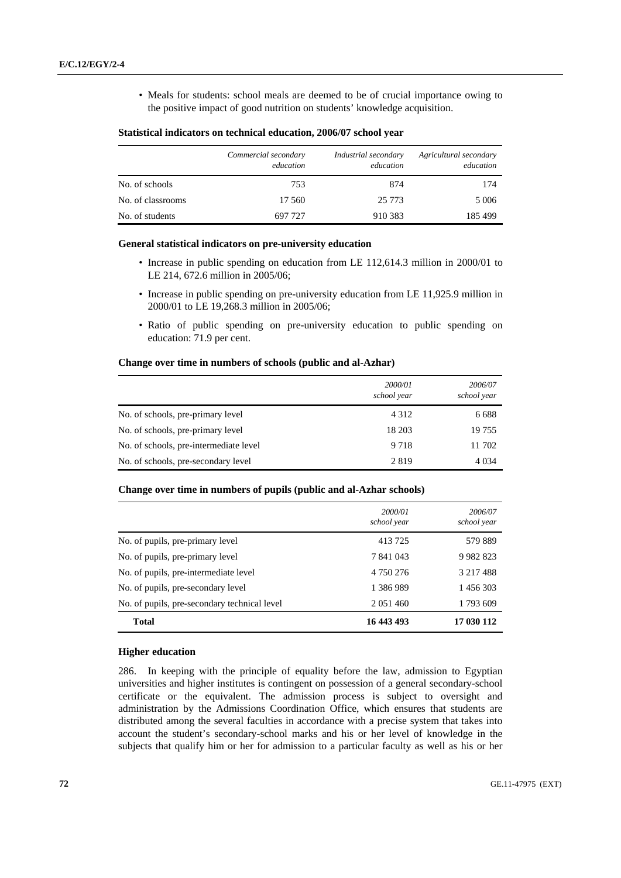- Meals for students: school meals are deemed to be of crucial importance owing to the positive impact of good nutrition on students' knowledge acquisition.

**Statistical indicators on technical education, 2006/07 school year**

| | *Commercial secondary education* | *Industrial secondary education* | *Agricultural secondary education* |
|---|---|---|---|
| No. of schools | 753 | 874 | 174 |
| No. of classrooms | 17 560 | 25 773 | 5 006 |
| No. of students | 697 727 | 910 383 | 185 499 |

**General statistical indicators on pre-university education**

- Increase in public spending on education from LE 112,614.3 million in 2000/01 to LE 214, 672.6 million in 2005/06;
- Increase in public spending on pre-university education from LE 11,925.9 million in 2000/01 to LE 19,268.3 million in 2005/06;
- Ratio of public spending on pre-university education to public spending on education: 71.9 per cent.

**Change over time in numbers of schools (public and al-Azhar)**

| | *2000/01 school year* | *2006/07 school year* |
|---|---|---|
| No. of schools, pre-primary level | 4 312 | 6 688 |
| No. of schools, pre-primary level | 18 203 | 19 755 |
| No. of schools, pre-intermediate level | 9 718 | 11 702 |
| No. of schools, pre-secondary level | 2 819 | 4 034 |

**Change over time in numbers of pupils (public and al-Azhar schools)**

| | *2000/01 school year* | *2006/07 school year* |
|---|---|---|
| No. of pupils, pre-primary level | 413 725 | 579 889 |
| No. of pupils, pre-primary level | 7 841 043 | 9 982 823 |
| No. of pupils, pre-intermediate level | 4 750 276 | 3 217 488 |
| No. of pupils, pre-secondary level | 1 386 989 | 1 456 303 |
| No. of pupils, pre-secondary technical level | 2 051 460 | 1 793 609 |
| **Total** | **16 443 493** | **17 030 112** |

**Higher education**

286. In keeping with the principle of equality before the law, admission to Egyptian universities and higher institutes is contingent on possession of a general secondary-school certificate or the equivalent. The admission process is subject to oversight and administration by the Admissions Coordination Office, which ensures that students are distributed among the several faculties in accordance with a precise system that takes into account the student's secondary-school marks and his or her level of knowledge in the subjects that qualify him or her for admission to a particular faculty as well as his or her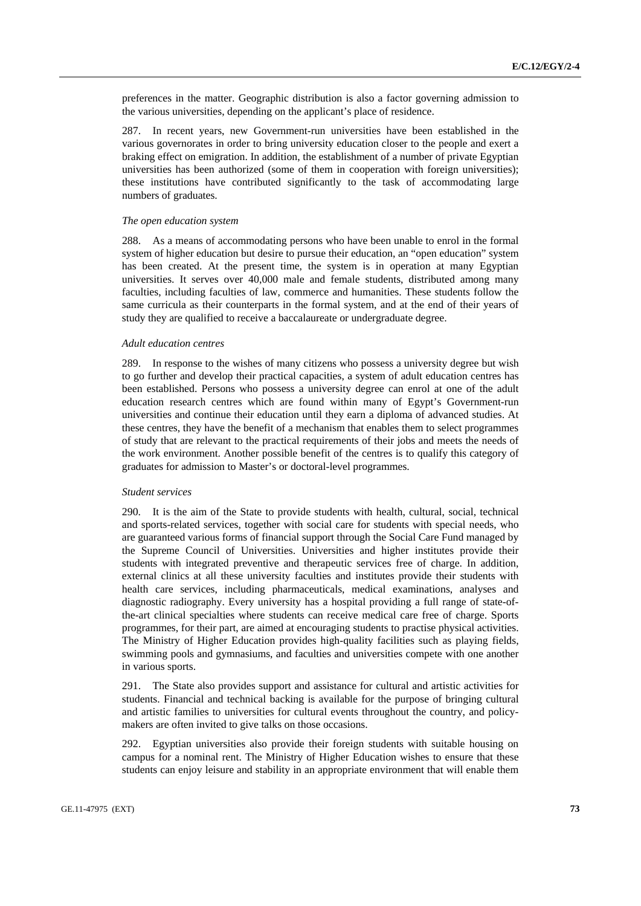preferences in the matter. Geographic distribution is also a factor governing admission to the various universities, depending on the applicant's place of residence.

287. In recent years, new Government-run universities have been established in the various governorates in order to bring university education closer to the people and exert a braking effect on emigration. In addition, the establishment of a number of private Egyptian universities has been authorized (some of them in cooperation with foreign universities); these institutions have contributed significantly to the task of accommodating large numbers of graduates.

*The open education system*

288. As a means of accommodating persons who have been unable to enrol in the formal system of higher education but desire to pursue their education, an "open education" system has been created. At the present time, the system is in operation at many Egyptian universities. It serves over 40,000 male and female students, distributed among many faculties, including faculties of law, commerce and humanities. These students follow the same curricula as their counterparts in the formal system, and at the end of their years of study they are qualified to receive a baccalaureate or undergraduate degree.

*Adult education centres*

289. In response to the wishes of many citizens who possess a university degree but wish to go further and develop their practical capacities, a system of adult education centres has been established. Persons who possess a university degree can enrol at one of the adult education research centres which are found within many of Egypt's Government-run universities and continue their education until they earn a diploma of advanced studies. At these centres, they have the benefit of a mechanism that enables them to select programmes of study that are relevant to the practical requirements of their jobs and meets the needs of the work environment. Another possible benefit of the centres is to qualify this category of graduates for admission to Master's or doctoral-level programmes.

*Student services*

290. It is the aim of the State to provide students with health, cultural, social, technical and sports-related services, together with social care for students with special needs, who are guaranteed various forms of financial support through the Social Care Fund managed by the Supreme Council of Universities. Universities and higher institutes provide their students with integrated preventive and therapeutic services free of charge. In addition, external clinics at all these university faculties and institutes provide their students with health care services, including pharmaceuticals, medical examinations, analyses and diagnostic radiography. Every university has a hospital providing a full range of state-of-the-art clinical specialties where students can receive medical care free of charge. Sports programmes, for their part, are aimed at encouraging students to practise physical activities. The Ministry of Higher Education provides high-quality facilities such as playing fields, swimming pools and gymnasiums, and faculties and universities compete with one another in various sports.

291. The State also provides support and assistance for cultural and artistic activities for students. Financial and technical backing is available for the purpose of bringing cultural and artistic families to universities for cultural events throughout the country, and policy-makers are often invited to give talks on those occasions.

292. Egyptian universities also provide their foreign students with suitable housing on campus for a nominal rent. The Ministry of Higher Education wishes to ensure that these students can enjoy leisure and stability in an appropriate environment that will enable them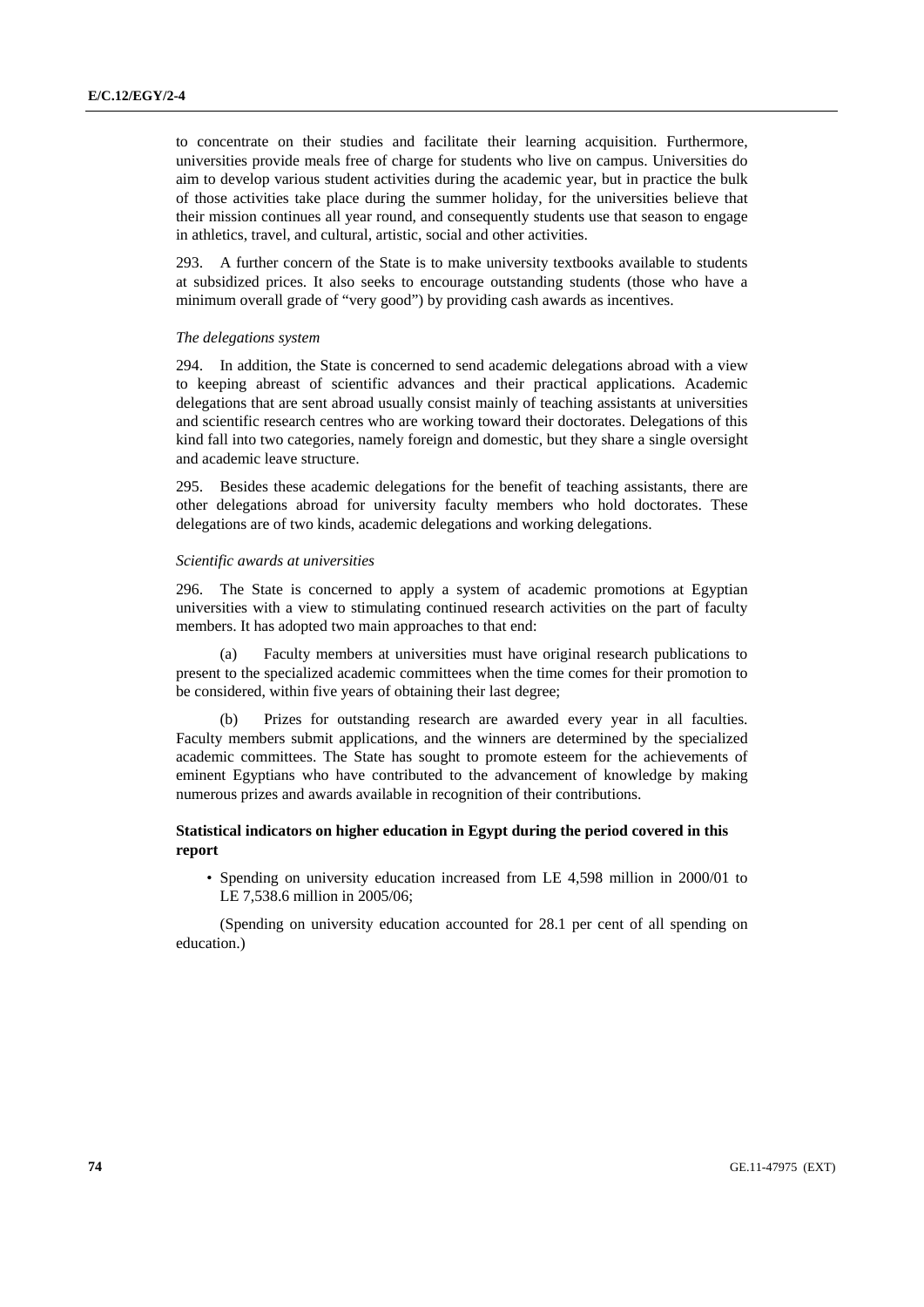to concentrate on their studies and facilitate their learning acquisition. Furthermore, universities provide meals free of charge for students who live on campus. Universities do aim to develop various student activities during the academic year, but in practice the bulk of those activities take place during the summer holiday, for the universities believe that their mission continues all year round, and consequently students use that season to engage in athletics, travel, and cultural, artistic, social and other activities.

293. A further concern of the State is to make university textbooks available to students at subsidized prices. It also seeks to encourage outstanding students (those who have a minimum overall grade of "very good") by providing cash awards as incentives.

*The delegations system*

294. In addition, the State is concerned to send academic delegations abroad with a view to keeping abreast of scientific advances and their practical applications. Academic delegations that are sent abroad usually consist mainly of teaching assistants at universities and scientific research centres who are working toward their doctorates. Delegations of this kind fall into two categories, namely foreign and domestic, but they share a single oversight and academic leave structure.

295. Besides these academic delegations for the benefit of teaching assistants, there are other delegations abroad for university faculty members who hold doctorates. These delegations are of two kinds, academic delegations and working delegations.

*Scientific awards at universities*

296. The State is concerned to apply a system of academic promotions at Egyptian universities with a view to stimulating continued research activities on the part of faculty members. It has adopted two main approaches to that end:

(a) Faculty members at universities must have original research publications to present to the specialized academic committees when the time comes for their promotion to be considered, within five years of obtaining their last degree;

(b) Prizes for outstanding research are awarded every year in all faculties. Faculty members submit applications, and the winners are determined by the specialized academic committees. The State has sought to promote esteem for the achievements of eminent Egyptians who have contributed to the advancement of knowledge by making numerous prizes and awards available in recognition of their contributions.

**Statistical indicators on higher education in Egypt during the period covered in this report**

- Spending on university education increased from LE 4,598 million in 2000/01 to LE 7,538.6 million in 2005/06;

(Spending on university education accounted for 28.1 per cent of all spending on education.)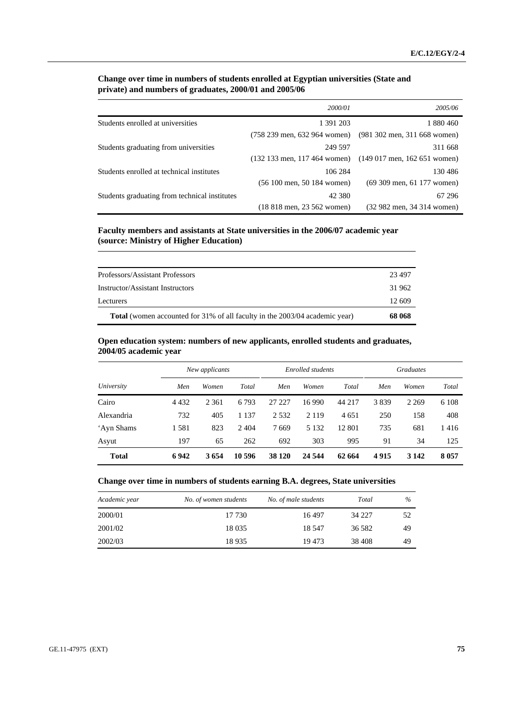**Change over time in numbers of students enrolled at Egyptian universities (State and private) and numbers of graduates, 2000/01 and 2005/06**

| | *2000/01* | *2005/06* |
|---|---|---|
| Students enrolled at universities | 1 391 203 | 1 880 460 |
| | (758 239 men, 632 964 women) | (981 302 men, 311 668 women) |
| Students graduating from universities | 249 597 | 311 668 |
| | (132 133 men, 117 464 women) | (149 017 men, 162 651 women) |
| Students enrolled at technical institutes | 106 284 | 130 486 |
| | (56 100 men, 50 184 women) | (69 309 men, 61 177 women) |
| Students graduating from technical institutes | 42 380 | 67 296 |
| | (18 818 men, 23 562 women) | (32 982 men, 34 314 women) |

**Faculty members and assistants at State universities in the 2006/07 academic year (source: Ministry of Higher Education)**

| | |
|---|---|
| Professors/Assistant Professors | 23 497 |
| Instructor/Assistant Instructors | 31 962 |
| Lecturers | 12 609 |
| **Total** (women accounted for 31% of all faculty in the 2003/04 academic year) | **68 068** |

**Open education system: numbers of new applicants, enrolled students and graduates, 2004/05 academic year**

| | *New applicants* | | | *Enrolled students* | | | *Graduates* | | |
|---|---|---|---|---|---|---|---|---|---|
| *University* | *Men* | *Women* | *Total* | *Men* | *Women* | *Total* | *Men* | *Women* | *Total* |
| Cairo | 4 432 | 2 361 | 6 793 | 27 227 | 16 990 | 44 217 | 3 839 | 2 269 | 6 108 |
| Alexandria | 732 | 405 | 1 137 | 2 532 | 2 119 | 4 651 | 250 | 158 | 408 |
| ‘Ayn Shams | 1 581 | 823 | 2 404 | 7 669 | 5 132 | 12 801 | 735 | 681 | 1 416 |
| Asyut | 197 | 65 | 262 | 692 | 303 | 995 | 91 | 34 | 125 |
| **Total** | **6 942** | **3 654** | **10 596** | **38 120** | **24 544** | **62 664** | **4 915** | **3 142** | **8 057** |

**Change over time in numbers of students earning B.A. degrees, State universities**

| *Academic year* | *No. of women students* | *No. of male students* | *Total* | *%* |
|---|---|---|---|---|
| 2000/01 | 17 730 | 16 497 | 34 227 | 52 |
| 2001/02 | 18 035 | 18 547 | 36 582 | 49 |
| 2002/03 | 18 935 | 19 473 | 38 408 | 49 |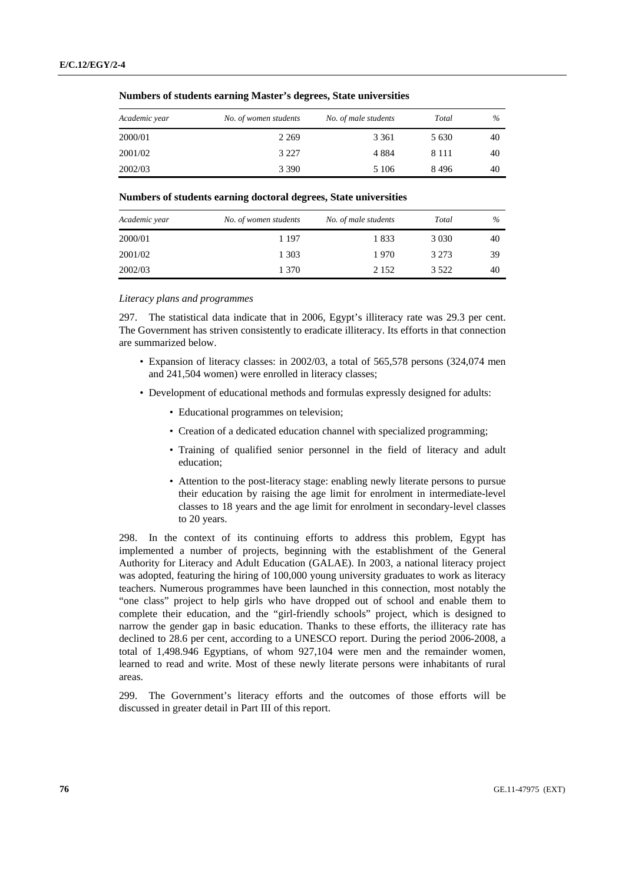**Numbers of students earning Master's degrees, State universities**

| *Academic year* | *No. of women students* | *No. of male students* | *Total* | *%* |
|---|---|---|---|---|
| 2000/01 | 2 269 | 3 361 | 5 630 | 40 |
| 2001/02 | 3 227 | 4 884 | 8 111 | 40 |
| 2002/03 | 3 390 | 5 106 | 8 496 | 40 |

**Numbers of students earning doctoral degrees, State universities**

| *Academic year* | *No. of women students* | *No. of male students* | *Total* | *%* |
|---|---|---|---|---|
| 2000/01 | 1 197 | 1 833 | 3 030 | 40 |
| 2001/02 | 1 303 | 1 970 | 3 273 | 39 |
| 2002/03 | 1 370 | 2 152 | 3 522 | 40 |

*Literacy plans and programmes*

297. The statistical data indicate that in 2006, Egypt's illiteracy rate was 29.3 per cent. The Government has striven consistently to eradicate illiteracy. Its efforts in that connection are summarized below.

- Expansion of literacy classes: in 2002/03, a total of 565,578 persons (324,074 men and 241,504 women) were enrolled in literacy classes;
- Development of educational methods and formulas expressly designed for adults:
  - Educational programmes on television;
  - Creation of a dedicated education channel with specialized programming;
  - Training of qualified senior personnel in the field of literacy and adult education;
  - Attention to the post-literacy stage: enabling newly literate persons to pursue their education by raising the age limit for enrolment in intermediate-level classes to 18 years and the age limit for enrolment in secondary-level classes to 20 years.

298. In the context of its continuing efforts to address this problem, Egypt has implemented a number of projects, beginning with the establishment of the General Authority for Literacy and Adult Education (GALAE). In 2003, a national literacy project was adopted, featuring the hiring of 100,000 young university graduates to work as literacy teachers. Numerous programmes have been launched in this connection, most notably the "one class" project to help girls who have dropped out of school and enable them to complete their education, and the "girl-friendly schools" project, which is designed to narrow the gender gap in basic education. Thanks to these efforts, the illiteracy rate has declined to 28.6 per cent, according to a UNESCO report. During the period 2006-2008, a total of 1,498.946 Egyptians, of whom 927,104 were men and the remainder women, learned to read and write. Most of these newly literate persons were inhabitants of rural areas.

299. The Government's literacy efforts and the outcomes of those efforts will be discussed in greater detail in Part III of this report.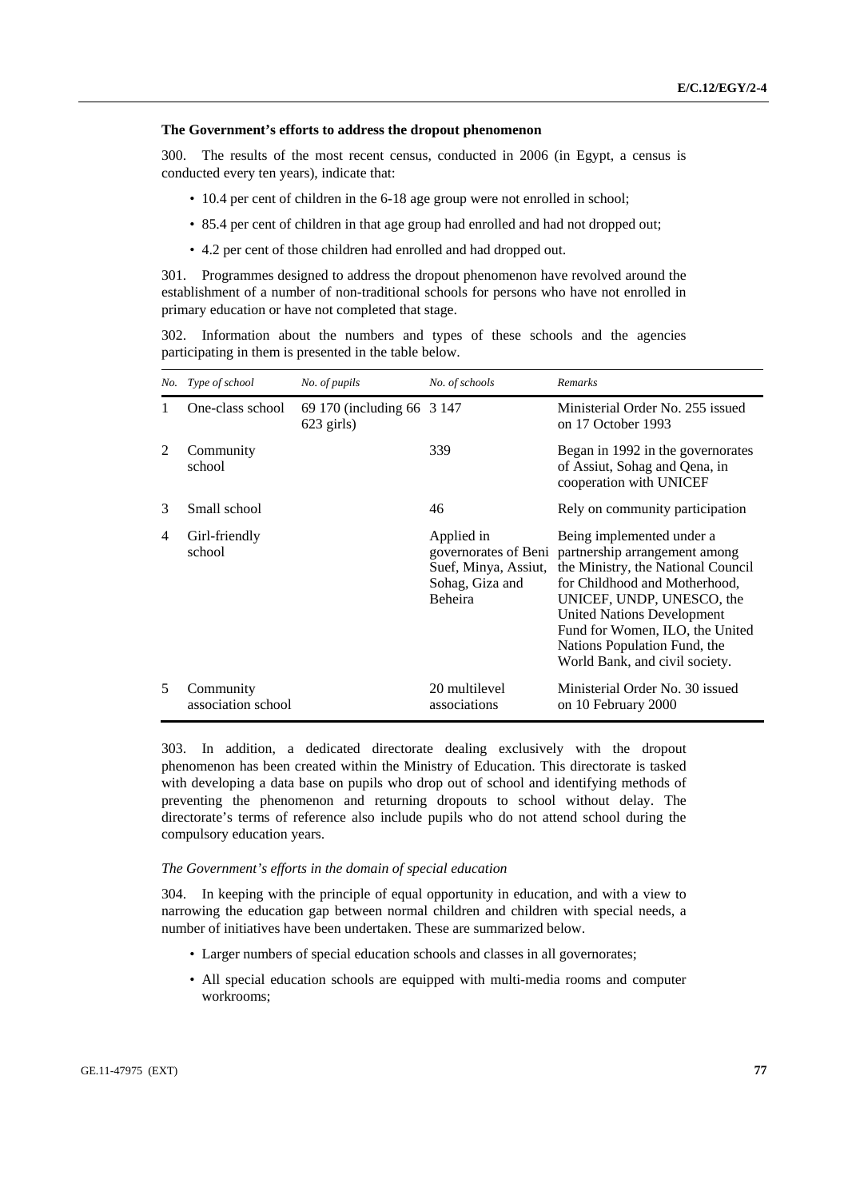**The Government's efforts to address the dropout phenomenon**

300. The results of the most recent census, conducted in 2006 (in Egypt, a census is conducted every ten years), indicate that:

- 10.4 per cent of children in the 6-18 age group were not enrolled in school;
- 85.4 per cent of children in that age group had enrolled and had not dropped out;
- 4.2 per cent of those children had enrolled and had dropped out.

301. Programmes designed to address the dropout phenomenon have revolved around the establishment of a number of non-traditional schools for persons who have not enrolled in primary education or have not completed that stage.

302. Information about the numbers and types of these schools and the agencies participating in them is presented in the table below.

| *No.* | *Type of school* | *No. of pupils* | *No. of schools* | *Remarks* |
|---|---|---|---|---|
| 1 | One-class school | 69 170 (including 66 623 girls) | 3 147 | Ministerial Order No. 255 issued on 17 October 1993 |
| 2 | Community school | | 339 | Began in 1992 in the governorates of Assiut, Sohag and Qena, in cooperation with UNICEF |
| 3 | Small school | | 46 | Rely on community participation |
| 4 | Girl-friendly school | | Applied in governorates of Beni Suef, Minya, Assiut, Sohag, Giza and Beheira | Being implemented under a partnership arrangement among the Ministry, the National Council for Childhood and Motherhood, UNICEF, UNDP, UNESCO, the United Nations Development Fund for Women, ILO, the United Nations Population Fund, the World Bank, and civil society. |
| 5 | Community association school | | 20 multilevel associations | Ministerial Order No. 30 issued on 10 February 2000 |

303. In addition, a dedicated directorate dealing exclusively with the dropout phenomenon has been created within the Ministry of Education. This directorate is tasked with developing a data base on pupils who drop out of school and identifying methods of preventing the phenomenon and returning dropouts to school without delay. The directorate's terms of reference also include pupils who do not attend school during the compulsory education years.

*The Government's efforts in the domain of special education*

304. In keeping with the principle of equal opportunity in education, and with a view to narrowing the education gap between normal children and children with special needs, a number of initiatives have been undertaken. These are summarized below.

- Larger numbers of special education schools and classes in all governorates;
- All special education schools are equipped with multi-media rooms and computer workrooms;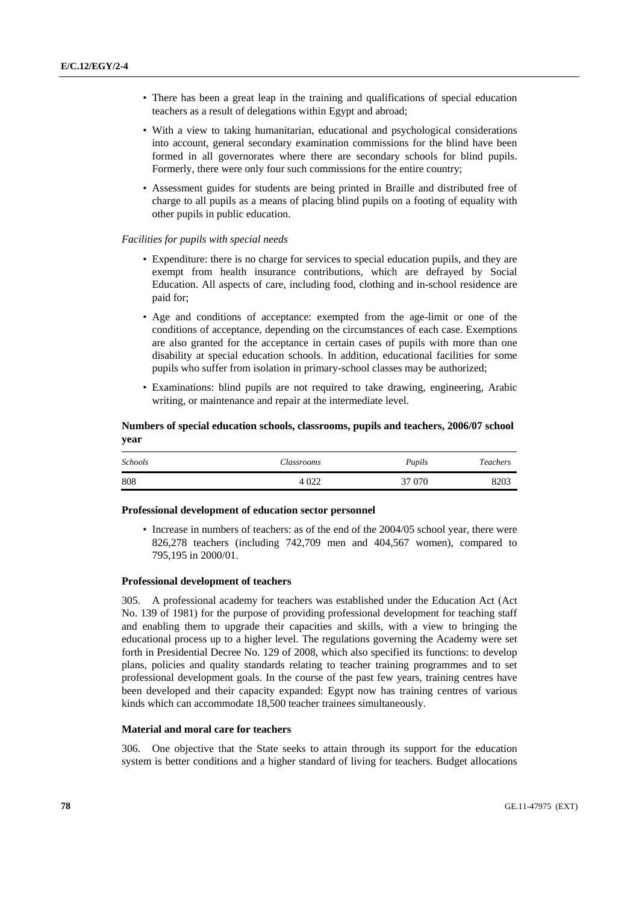- There has been a great leap in the training and qualifications of special education teachers as a result of delegations within Egypt and abroad;
- With a view to taking humanitarian, educational and psychological considerations into account, general secondary examination commissions for the blind have been formed in all governorates where there are secondary schools for blind pupils. Formerly, there were only four such commissions for the entire country;
- Assessment guides for students are being printed in Braille and distributed free of charge to all pupils as a means of placing blind pupils on a footing of equality with other pupils in public education.

*Facilities for pupils with special needs*

- Expenditure: there is no charge for services to special education pupils, and they are exempt from health insurance contributions, which are defrayed by Social Education. All aspects of care, including food, clothing and in-school residence are paid for;
- Age and conditions of acceptance: exempted from the age-limit or one of the conditions of acceptance, depending on the circumstances of each case. Exemptions are also granted for the acceptance in certain cases of pupils with more than one disability at special education schools. In addition, educational facilities for some pupils who suffer from isolation in primary-school classes may be authorized;
- Examinations: blind pupils are not required to take drawing, engineering, Arabic writing, or maintenance and repair at the intermediate level.

**Numbers of special education schools, classrooms, pupils and teachers, 2006/07 school year**

| *Schools* | *Classrooms* | *Pupils* | *Teachers* |
|---|---|---|---|
| 808 | 4 022 | 37 070 | 8203 |

**Professional development of education sector personnel**

- Increase in numbers of teachers: as of the end of the 2004/05 school year, there were 826,278 teachers (including 742,709 men and 404,567 women), compared to 795,195 in 2000/01.

**Professional development of teachers**

305. A professional academy for teachers was established under the Education Act (Act No. 139 of 1981) for the purpose of providing professional development for teaching staff and enabling them to upgrade their capacities and skills, with a view to bringing the educational process up to a higher level. The regulations governing the Academy were set forth in Presidential Decree No. 129 of 2008, which also specified its functions: to develop plans, policies and quality standards relating to teacher training programmes and to set professional development goals. In the course of the past few years, training centres have been developed and their capacity expanded: Egypt now has training centres of various kinds which can accommodate 18,500 teacher trainees simultaneously.

**Material and moral care for teachers**

306. One objective that the State seeks to attain through its support for the education system is better conditions and a higher standard of living for teachers. Budget allocations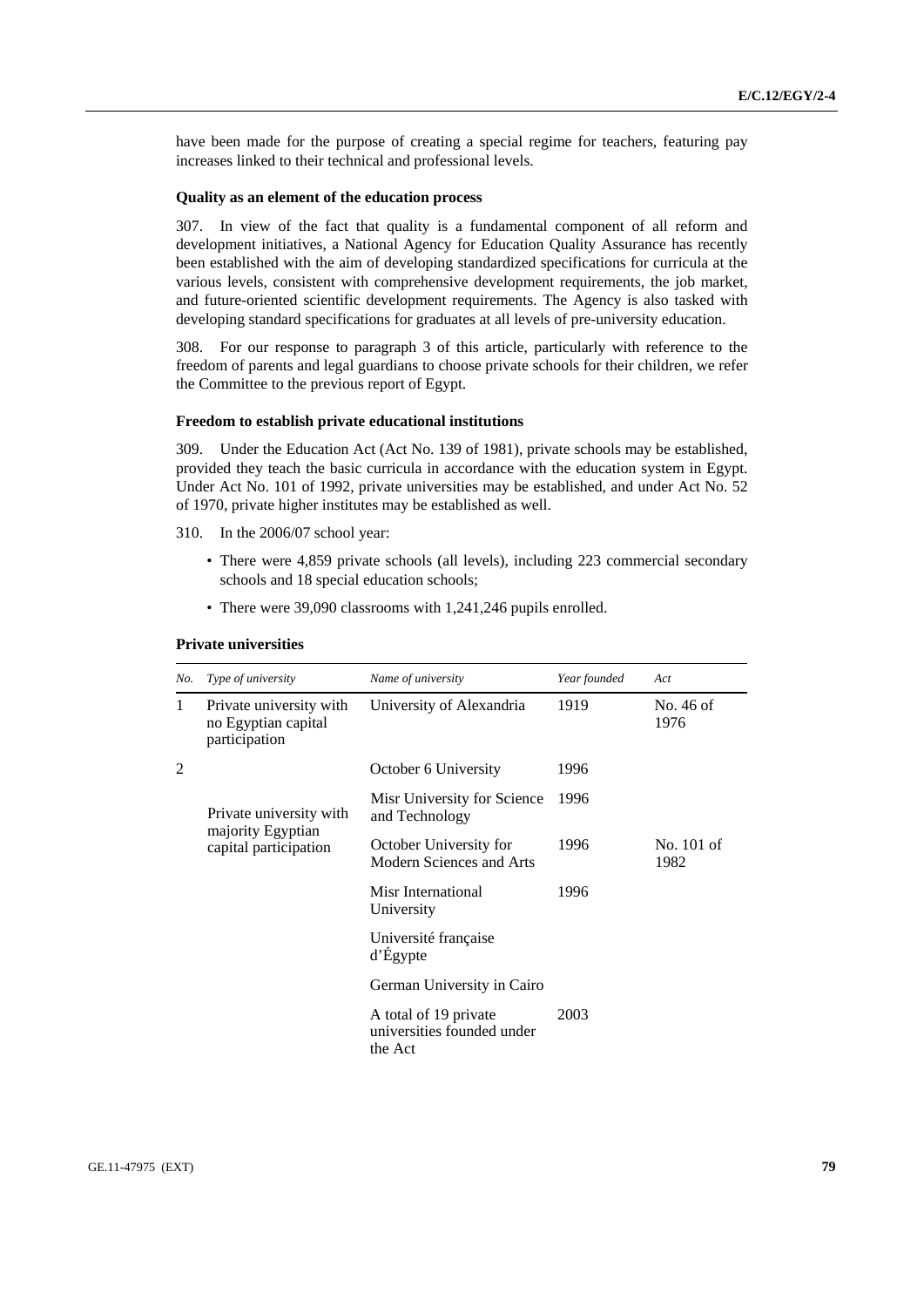have been made for the purpose of creating a special regime for teachers, featuring pay increases linked to their technical and professional levels.

**Quality as an element of the education process**

307. In view of the fact that quality is a fundamental component of all reform and development initiatives, a National Agency for Education Quality Assurance has recently been established with the aim of developing standardized specifications for curricula at the various levels, consistent with comprehensive development requirements, the job market, and future-oriented scientific development requirements. The Agency is also tasked with developing standard specifications for graduates at all levels of pre-university education.

308. For our response to paragraph 3 of this article, particularly with reference to the freedom of parents and legal guardians to choose private schools for their children, we refer the Committee to the previous report of Egypt.

**Freedom to establish private educational institutions**

309. Under the Education Act (Act No. 139 of 1981), private schools may be established, provided they teach the basic curricula in accordance with the education system in Egypt. Under Act No. 101 of 1992, private universities may be established, and under Act No. 52 of 1970, private higher institutes may be established as well.

310. In the 2006/07 school year:

- There were 4,859 private schools (all levels), including 223 commercial secondary schools and 18 special education schools;
- There were 39,090 classrooms with 1,241,246 pupils enrolled.

**Private universities**

| *No.* | *Type of university* | *Name of university* | *Year founded* | *Act* |
|---|---|---|---|---|
| 1 | Private university with no Egyptian capital participation | University of Alexandria | 1919 | No. 46 of 1976 |
| 2 | Private university with majority Egyptian capital participation | October 6 University | 1996 | No. 101 of 1982 |
| | | Misr University for Science and Technology | 1996 | |
| | | October University for Modern Sciences and Arts | 1996 | |
| | | Misr International University | 1996 | |
| | | Université française d'Égypte | | |
| | | German University in Cairo | | |
| | | A total of 19 private universities founded under the Act | 2003 | |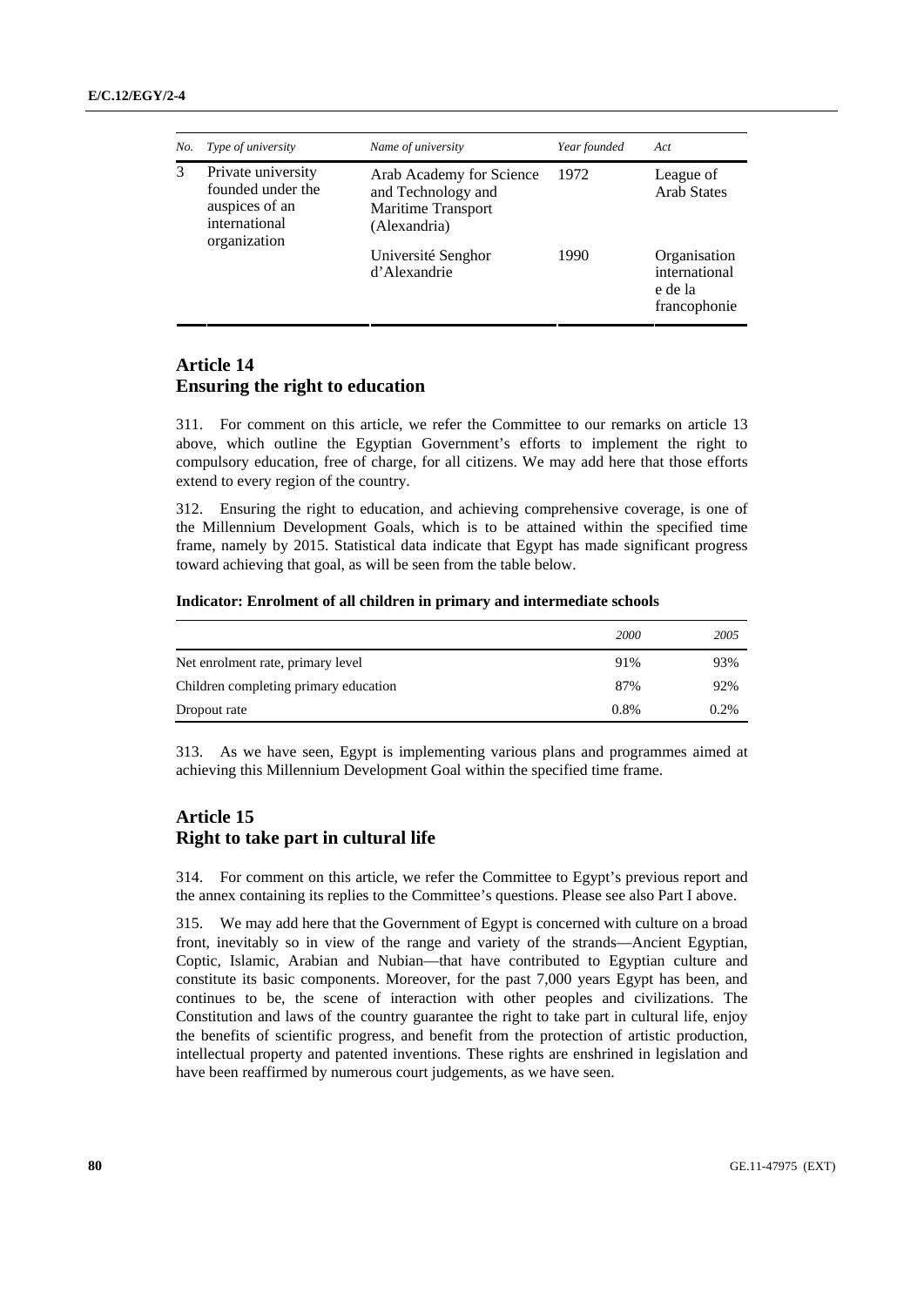| No. | Type of university | Name of university | Year founded | Act |
|---|---|---|---|---|
| 3 | Private university founded under the auspices of an international organization | Arab Academy for Science and Technology and Maritime Transport (Alexandria) | 1972 | League of Arab States |
| | | Université Senghor d'Alexandrie | 1990 | Organisation international e de la francophonie |

## Article 14
## Ensuring the right to education

311. For comment on this article, we refer the Committee to our remarks on article 13 above, which outline the Egyptian Government's efforts to implement the right to compulsory education, free of charge, for all citizens. We may add here that those efforts extend to every region of the country.

312. Ensuring the right to education, and achieving comprehensive coverage, is one of the Millennium Development Goals, which is to be attained within the specified time frame, namely by 2015. Statistical data indicate that Egypt has made significant progress toward achieving that goal, as will be seen from the table below.

**Indicator: Enrolment of all children in primary and intermediate schools**

| | *2000* | *2005* |
|---|---|---|
| Net enrolment rate, primary level | 91% | 93% |
| Children completing primary education | 87% | 92% |
| Dropout rate | 0.8% | 0.2% |

313. As we have seen, Egypt is implementing various plans and programmes aimed at achieving this Millennium Development Goal within the specified time frame.

## Article 15
## Right to take part in cultural life

314. For comment on this article, we refer the Committee to Egypt's previous report and the annex containing its replies to the Committee's questions. Please see also Part I above.

315. We may add here that the Government of Egypt is concerned with culture on a broad front, inevitably so in view of the range and variety of the strands—Ancient Egyptian, Coptic, Islamic, Arabian and Nubian—that have contributed to Egyptian culture and constitute its basic components. Moreover, for the past 7,000 years Egypt has been, and continues to be, the scene of interaction with other peoples and civilizations. The Constitution and laws of the country guarantee the right to take part in cultural life, enjoy the benefits of scientific progress, and benefit from the protection of artistic production, intellectual property and patented inventions. These rights are enshrined in legislation and have been reaffirmed by numerous court judgements, as we have seen.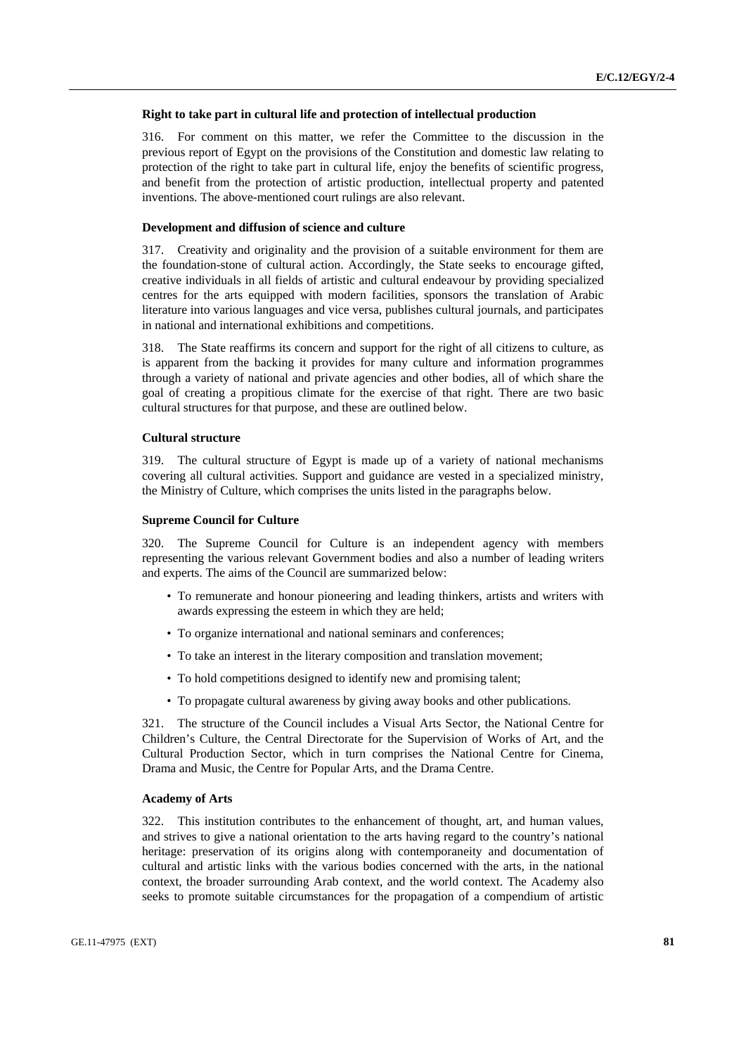### Right to take part in cultural life and protection of intellectual production

316. For comment on this matter, we refer the Committee to the discussion in the previous report of Egypt on the provisions of the Constitution and domestic law relating to protection of the right to take part in cultural life, enjoy the benefits of scientific progress, and benefit from the protection of artistic production, intellectual property and patented inventions. The above-mentioned court rulings are also relevant.

### Development and diffusion of science and culture

317. Creativity and originality and the provision of a suitable environment for them are the foundation-stone of cultural action. Accordingly, the State seeks to encourage gifted, creative individuals in all fields of artistic and cultural endeavour by providing specialized centres for the arts equipped with modern facilities, sponsors the translation of Arabic literature into various languages and vice versa, publishes cultural journals, and participates in national and international exhibitions and competitions.

318. The State reaffirms its concern and support for the right of all citizens to culture, as is apparent from the backing it provides for many culture and information programmes through a variety of national and private agencies and other bodies, all of which share the goal of creating a propitious climate for the exercise of that right. There are two basic cultural structures for that purpose, and these are outlined below.

### Cultural structure

319. The cultural structure of Egypt is made up of a variety of national mechanisms covering all cultural activities. Support and guidance are vested in a specialized ministry, the Ministry of Culture, which comprises the units listed in the paragraphs below.

### Supreme Council for Culture

320. The Supreme Council for Culture is an independent agency with members representing the various relevant Government bodies and also a number of leading writers and experts. The aims of the Council are summarized below:

- To remunerate and honour pioneering and leading thinkers, artists and writers with awards expressing the esteem in which they are held;
- To organize international and national seminars and conferences;
- To take an interest in the literary composition and translation movement;
- To hold competitions designed to identify new and promising talent;
- To propagate cultural awareness by giving away books and other publications.

321. The structure of the Council includes a Visual Arts Sector, the National Centre for Children's Culture, the Central Directorate for the Supervision of Works of Art, and the Cultural Production Sector, which in turn comprises the National Centre for Cinema, Drama and Music, the Centre for Popular Arts, and the Drama Centre.

### Academy of Arts

322. This institution contributes to the enhancement of thought, art, and human values, and strives to give a national orientation to the arts having regard to the country's national heritage: preservation of its origins along with contemporaneity and documentation of cultural and artistic links with the various bodies concerned with the arts, in the national context, the broader surrounding Arab context, and the world context. The Academy also seeks to promote suitable circumstances for the propagation of a compendium of artistic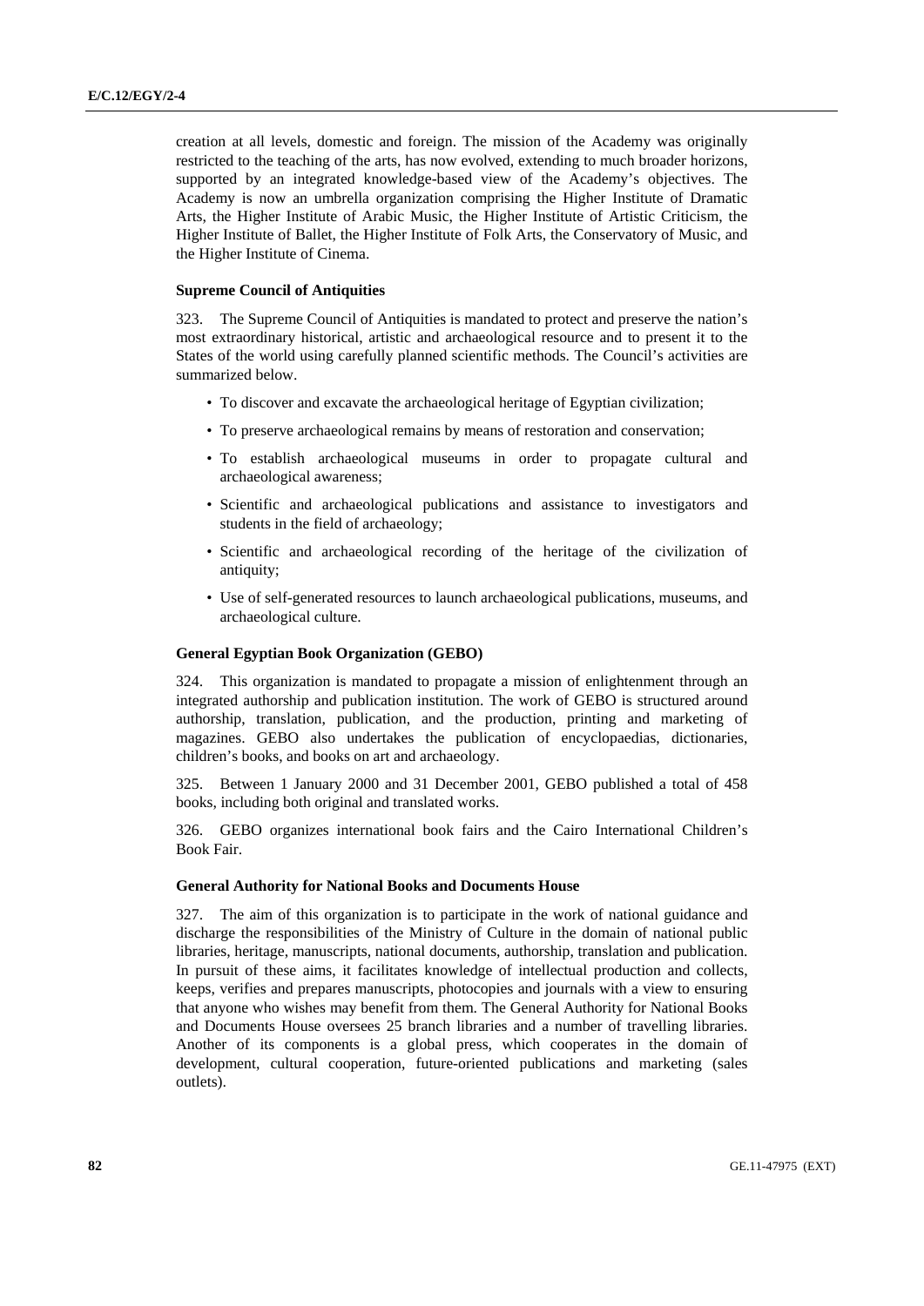creation at all levels, domestic and foreign. The mission of the Academy was originally restricted to the teaching of the arts, has now evolved, extending to much broader horizons, supported by an integrated knowledge-based view of the Academy's objectives. The Academy is now an umbrella organization comprising the Higher Institute of Dramatic Arts, the Higher Institute of Arabic Music, the Higher Institute of Artistic Criticism, the Higher Institute of Ballet, the Higher Institute of Folk Arts, the Conservatory of Music, and the Higher Institute of Cinema.

**Supreme Council of Antiquities**

323. The Supreme Council of Antiquities is mandated to protect and preserve the nation's most extraordinary historical, artistic and archaeological resource and to present it to the States of the world using carefully planned scientific methods. The Council's activities are summarized below.

- To discover and excavate the archaeological heritage of Egyptian civilization;
- To preserve archaeological remains by means of restoration and conservation;
- To establish archaeological museums in order to propagate cultural and archaeological awareness;
- Scientific and archaeological publications and assistance to investigators and students in the field of archaeology;
- Scientific and archaeological recording of the heritage of the civilization of antiquity;
- Use of self-generated resources to launch archaeological publications, museums, and archaeological culture.

**General Egyptian Book Organization (GEBO)**

324. This organization is mandated to propagate a mission of enlightenment through an integrated authorship and publication institution. The work of GEBO is structured around authorship, translation, publication, and the production, printing and marketing of magazines. GEBO also undertakes the publication of encyclopaedias, dictionaries, children's books, and books on art and archaeology.

325. Between 1 January 2000 and 31 December 2001, GEBO published a total of 458 books, including both original and translated works.

326. GEBO organizes international book fairs and the Cairo International Children's Book Fair.

**General Authority for National Books and Documents House**

327. The aim of this organization is to participate in the work of national guidance and discharge the responsibilities of the Ministry of Culture in the domain of national public libraries, heritage, manuscripts, national documents, authorship, translation and publication. In pursuit of these aims, it facilitates knowledge of intellectual production and collects, keeps, verifies and prepares manuscripts, photocopies and journals with a view to ensuring that anyone who wishes may benefit from them. The General Authority for National Books and Documents House oversees 25 branch libraries and a number of travelling libraries. Another of its components is a global press, which cooperates in the domain of development, cultural cooperation, future-oriented publications and marketing (sales outlets).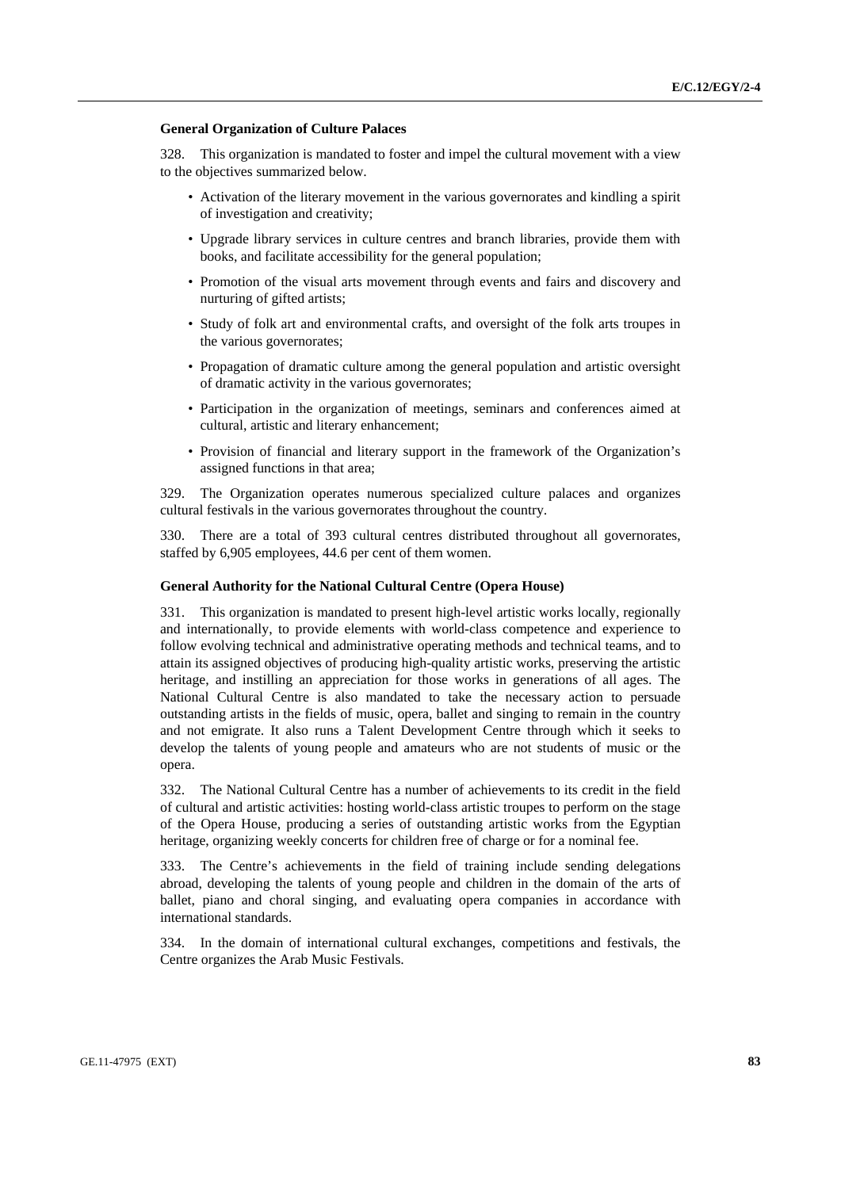### General Organization of Culture Palaces

328. This organization is mandated to foster and impel the cultural movement with a view to the objectives summarized below.

- Activation of the literary movement in the various governorates and kindling a spirit of investigation and creativity;
- Upgrade library services in culture centres and branch libraries, provide them with books, and facilitate accessibility for the general population;
- Promotion of the visual arts movement through events and fairs and discovery and nurturing of gifted artists;
- Study of folk art and environmental crafts, and oversight of the folk arts troupes in the various governorates;
- Propagation of dramatic culture among the general population and artistic oversight of dramatic activity in the various governorates;
- Participation in the organization of meetings, seminars and conferences aimed at cultural, artistic and literary enhancement;
- Provision of financial and literary support in the framework of the Organization's assigned functions in that area;

329. The Organization operates numerous specialized culture palaces and organizes cultural festivals in the various governorates throughout the country.

330. There are a total of 393 cultural centres distributed throughout all governorates, staffed by 6,905 employees, 44.6 per cent of them women.

### General Authority for the National Cultural Centre (Opera House)

331. This organization is mandated to present high-level artistic works locally, regionally and internationally, to provide elements with world-class competence and experience to follow evolving technical and administrative operating methods and technical teams, and to attain its assigned objectives of producing high-quality artistic works, preserving the artistic heritage, and instilling an appreciation for those works in generations of all ages. The National Cultural Centre is also mandated to take the necessary action to persuade outstanding artists in the fields of music, opera, ballet and singing to remain in the country and not emigrate. It also runs a Talent Development Centre through which it seeks to develop the talents of young people and amateurs who are not students of music or the opera.

332. The National Cultural Centre has a number of achievements to its credit in the field of cultural and artistic activities: hosting world-class artistic troupes to perform on the stage of the Opera House, producing a series of outstanding artistic works from the Egyptian heritage, organizing weekly concerts for children free of charge or for a nominal fee.

333. The Centre's achievements in the field of training include sending delegations abroad, developing the talents of young people and children in the domain of the arts of ballet, piano and choral singing, and evaluating opera companies in accordance with international standards.

334. In the domain of international cultural exchanges, competitions and festivals, the Centre organizes the Arab Music Festivals.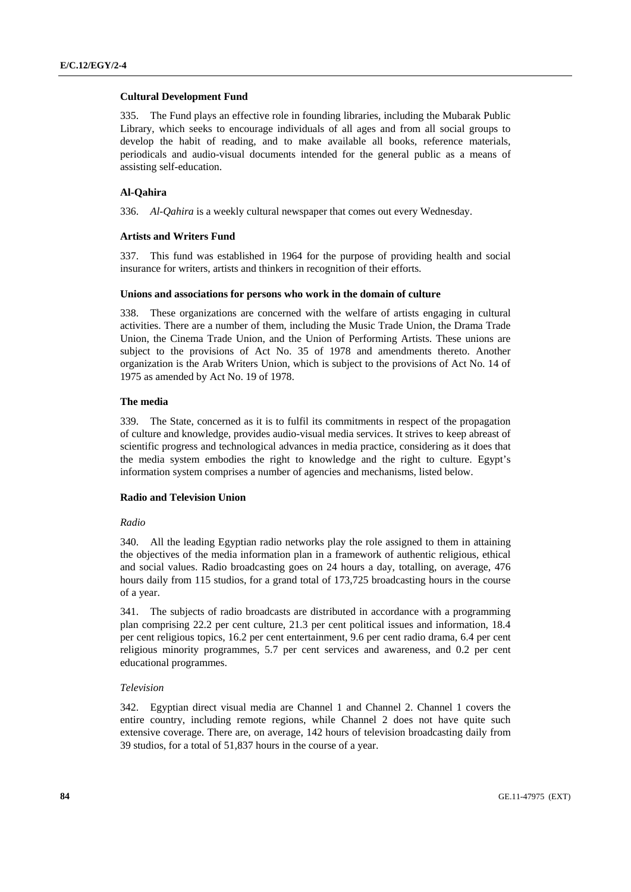#### Cultural Development Fund

335. The Fund plays an effective role in founding libraries, including the Mubarak Public Library, which seeks to encourage individuals of all ages and from all social groups to develop the habit of reading, and to make available all books, reference materials, periodicals and audio-visual documents intended for the general public as a means of assisting self-education.

#### Al-Qahira

336. *Al-Qahira* is a weekly cultural newspaper that comes out every Wednesday.

#### Artists and Writers Fund

337. This fund was established in 1964 for the purpose of providing health and social insurance for writers, artists and thinkers in recognition of their efforts.

#### Unions and associations for persons who work in the domain of culture

338. These organizations are concerned with the welfare of artists engaging in cultural activities. There are a number of them, including the Music Trade Union, the Drama Trade Union, the Cinema Trade Union, and the Union of Performing Artists. These unions are subject to the provisions of Act No. 35 of 1978 and amendments thereto. Another organization is the Arab Writers Union, which is subject to the provisions of Act No. 14 of 1975 as amended by Act No. 19 of 1978.

#### The media

339. The State, concerned as it is to fulfil its commitments in respect of the propagation of culture and knowledge, provides audio-visual media services. It strives to keep abreast of scientific progress and technological advances in media practice, considering as it does that the media system embodies the right to knowledge and the right to culture. Egypt's information system comprises a number of agencies and mechanisms, listed below.

#### Radio and Television Union

*Radio*

340. All the leading Egyptian radio networks play the role assigned to them in attaining the objectives of the media information plan in a framework of authentic religious, ethical and social values. Radio broadcasting goes on 24 hours a day, totalling, on average, 476 hours daily from 115 studios, for a grand total of 173,725 broadcasting hours in the course of a year.

341. The subjects of radio broadcasts are distributed in accordance with a programming plan comprising 22.2 per cent culture, 21.3 per cent political issues and information, 18.4 per cent religious topics, 16.2 per cent entertainment, 9.6 per cent radio drama, 6.4 per cent religious minority programmes, 5.7 per cent services and awareness, and 0.2 per cent educational programmes.

*Television*

342. Egyptian direct visual media are Channel 1 and Channel 2. Channel 1 covers the entire country, including remote regions, while Channel 2 does not have quite such extensive coverage. There are, on average, 142 hours of television broadcasting daily from 39 studios, for a total of 51,837 hours in the course of a year.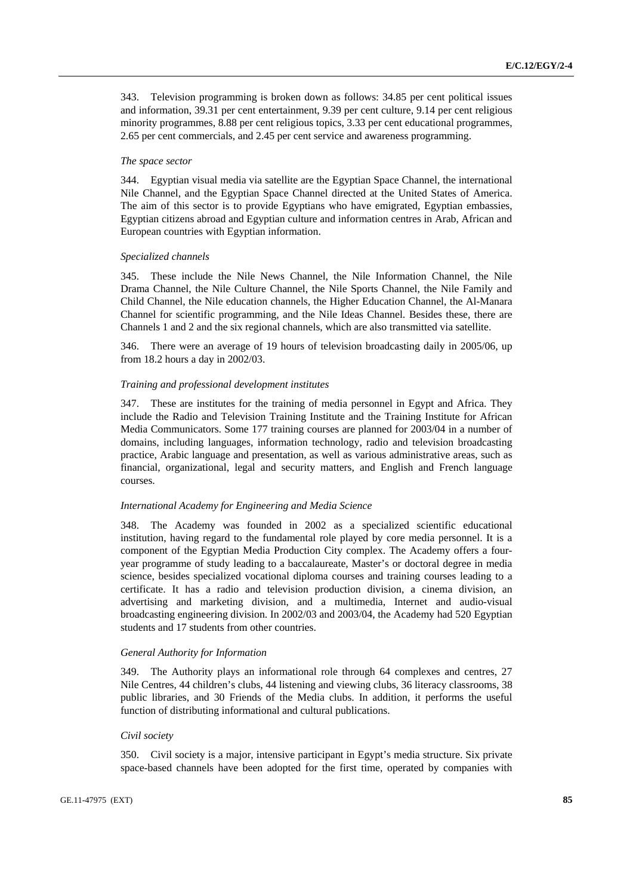343. Television programming is broken down as follows: 34.85 per cent political issues and information, 39.31 per cent entertainment, 9.39 per cent culture, 9.14 per cent religious minority programmes, 8.88 per cent religious topics, 3.33 per cent educational programmes, 2.65 per cent commercials, and 2.45 per cent service and awareness programming.

*The space sector*

344. Egyptian visual media via satellite are the Egyptian Space Channel, the international Nile Channel, and the Egyptian Space Channel directed at the United States of America. The aim of this sector is to provide Egyptians who have emigrated, Egyptian embassies, Egyptian citizens abroad and Egyptian culture and information centres in Arab, African and European countries with Egyptian information.

*Specialized channels*

345. These include the Nile News Channel, the Nile Information Channel, the Nile Drama Channel, the Nile Culture Channel, the Nile Sports Channel, the Nile Family and Child Channel, the Nile education channels, the Higher Education Channel, the Al-Manara Channel for scientific programming, and the Nile Ideas Channel. Besides these, there are Channels 1 and 2 and the six regional channels, which are also transmitted via satellite.

346. There were an average of 19 hours of television broadcasting daily in 2005/06, up from 18.2 hours a day in 2002/03.

*Training and professional development institutes*

347. These are institutes for the training of media personnel in Egypt and Africa. They include the Radio and Television Training Institute and the Training Institute for African Media Communicators. Some 177 training courses are planned for 2003/04 in a number of domains, including languages, information technology, radio and television broadcasting practice, Arabic language and presentation, as well as various administrative areas, such as financial, organizational, legal and security matters, and English and French language courses.

*International Academy for Engineering and Media Science*

348. The Academy was founded in 2002 as a specialized scientific educational institution, having regard to the fundamental role played by core media personnel. It is a component of the Egyptian Media Production City complex. The Academy offers a four-year programme of study leading to a baccalaureate, Master's or doctoral degree in media science, besides specialized vocational diploma courses and training courses leading to a certificate. It has a radio and television production division, a cinema division, an advertising and marketing division, and a multimedia, Internet and audio-visual broadcasting engineering division. In 2002/03 and 2003/04, the Academy had 520 Egyptian students and 17 students from other countries.

*General Authority for Information*

349. The Authority plays an informational role through 64 complexes and centres, 27 Nile Centres, 44 children's clubs, 44 listening and viewing clubs, 36 literacy classrooms, 38 public libraries, and 30 Friends of the Media clubs. In addition, it performs the useful function of distributing informational and cultural publications.

*Civil society*

350. Civil society is a major, intensive participant in Egypt's media structure. Six private space-based channels have been adopted for the first time, operated by companies with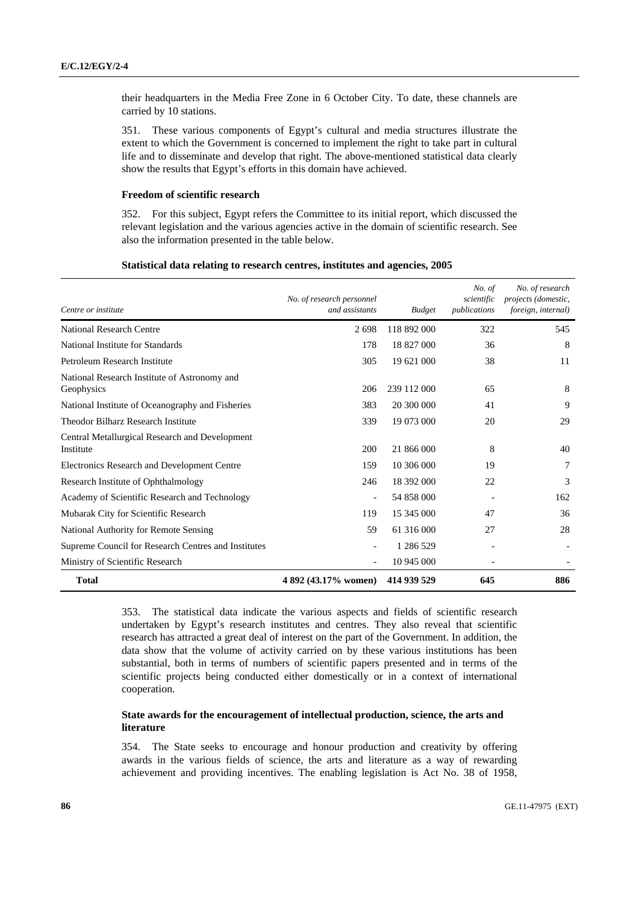their headquarters in the Media Free Zone in 6 October City. To date, these channels are carried by 10 stations.

351. These various components of Egypt's cultural and media structures illustrate the extent to which the Government is concerned to implement the right to take part in cultural life and to disseminate and develop that right. The above-mentioned statistical data clearly show the results that Egypt's efforts in this domain have achieved.

### Freedom of scientific research

352. For this subject, Egypt refers the Committee to its initial report, which discussed the relevant legislation and the various agencies active in the domain of scientific research. See also the information presented in the table below.

**Statistical data relating to research centres, institutes and agencies, 2005**

| *Centre or institute* | *No. of research personnel and assistants* | *Budget* | *No. of scientific publications* | *No. of research projects (domestic, foreign, internal)* |
|---|---|---|---|---|
| National Research Centre | 2 698 | 118 892 000 | 322 | 545 |
| National Institute for Standards | 178 | 18 827 000 | 36 | 8 |
| Petroleum Research Institute | 305 | 19 621 000 | 38 | 11 |
| National Research Institute of Astronomy and Geophysics | 206 | 239 112 000 | 65 | 8 |
| National Institute of Oceanography and Fisheries | 383 | 20 300 000 | 41 | 9 |
| Theodor Bilharz Research Institute | 339 | 19 073 000 | 20 | 29 |
| Central Metallurgical Research and Development Institute | 200 | 21 866 000 | 8 | 40 |
| Electronics Research and Development Centre | 159 | 10 306 000 | 19 | 7 |
| Research Institute of Ophthalmology | 246 | 18 392 000 | 22 | 3 |
| Academy of Scientific Research and Technology | - | 54 858 000 | - | 162 |
| Mubarak City for Scientific Research | 119 | 15 345 000 | 47 | 36 |
| National Authority for Remote Sensing | 59 | 61 316 000 | 27 | 28 |
| Supreme Council for Research Centres and Institutes | - | 1 286 529 | - | - |
| Ministry of Scientific Research | - | 10 945 000 | - | - |
| **Total** | **4 892 (43.17% women)** | **414 939 529** | **645** | **886** |

353. The statistical data indicate the various aspects and fields of scientific research undertaken by Egypt's research institutes and centres. They also reveal that scientific research has attracted a great deal of interest on the part of the Government. In addition, the data show that the volume of activity carried on by these various institutions has been substantial, both in terms of numbers of scientific papers presented and in terms of the scientific projects being conducted either domestically or in a context of international cooperation.

### State awards for the encouragement of intellectual production, science, the arts and literature

354. The State seeks to encourage and honour production and creativity by offering awards in the various fields of science, the arts and literature as a way of rewarding achievement and providing incentives. The enabling legislation is Act No. 38 of 1958,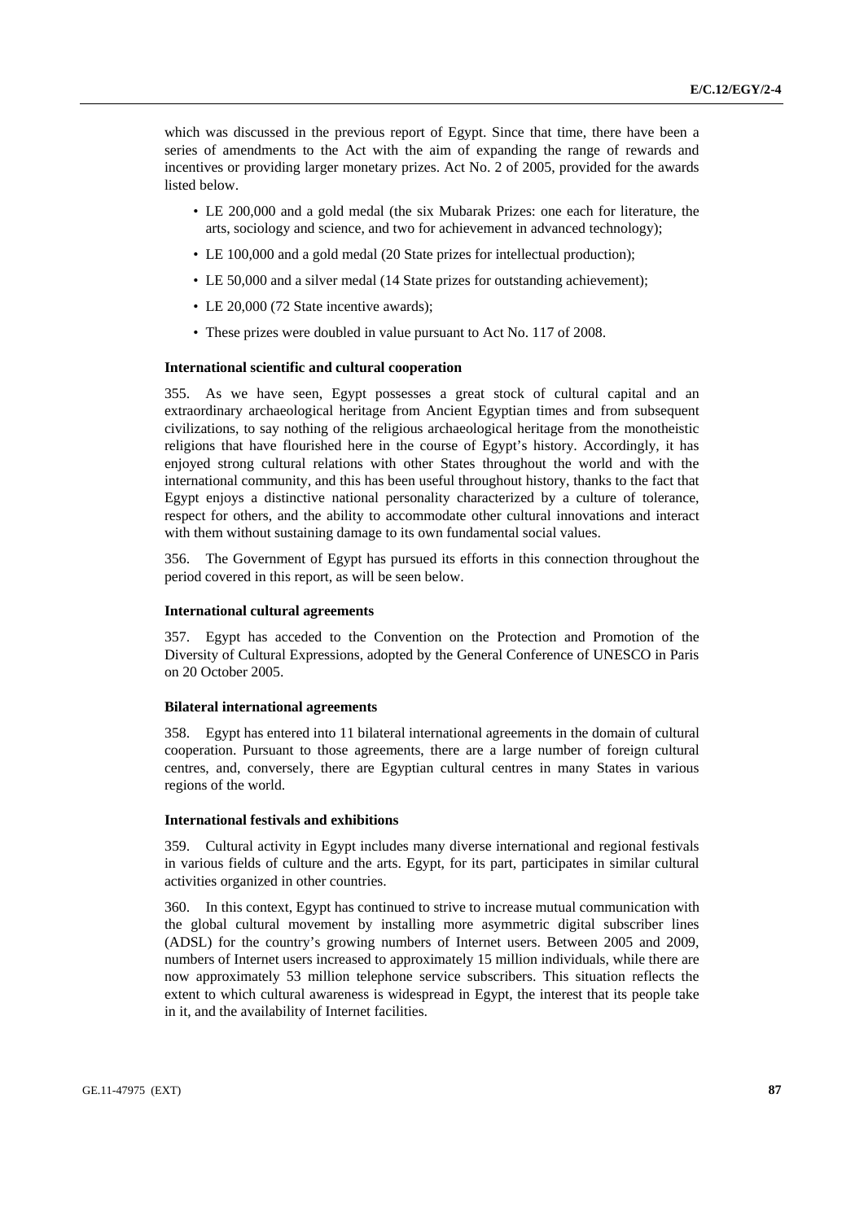which was discussed in the previous report of Egypt. Since that time, there have been a series of amendments to the Act with the aim of expanding the range of rewards and incentives or providing larger monetary prizes. Act No. 2 of 2005, provided for the awards listed below.

- LE 200,000 and a gold medal (the six Mubarak Prizes: one each for literature, the arts, sociology and science, and two for achievement in advanced technology);
- LE 100,000 and a gold medal (20 State prizes for intellectual production);
- LE 50,000 and a silver medal (14 State prizes for outstanding achievement);
- LE 20,000 (72 State incentive awards);
- These prizes were doubled in value pursuant to Act No. 117 of 2008.

#### International scientific and cultural cooperation

355. As we have seen, Egypt possesses a great stock of cultural capital and an extraordinary archaeological heritage from Ancient Egyptian times and from subsequent civilizations, to say nothing of the religious archaeological heritage from the monotheistic religions that have flourished here in the course of Egypt's history. Accordingly, it has enjoyed strong cultural relations with other States throughout the world and with the international community, and this has been useful throughout history, thanks to the fact that Egypt enjoys a distinctive national personality characterized by a culture of tolerance, respect for others, and the ability to accommodate other cultural innovations and interact with them without sustaining damage to its own fundamental social values.

356. The Government of Egypt has pursued its efforts in this connection throughout the period covered in this report, as will be seen below.

#### International cultural agreements

357. Egypt has acceded to the Convention on the Protection and Promotion of the Diversity of Cultural Expressions, adopted by the General Conference of UNESCO in Paris on 20 October 2005.

#### Bilateral international agreements

358. Egypt has entered into 11 bilateral international agreements in the domain of cultural cooperation. Pursuant to those agreements, there are a large number of foreign cultural centres, and, conversely, there are Egyptian cultural centres in many States in various regions of the world.

#### International festivals and exhibitions

359. Cultural activity in Egypt includes many diverse international and regional festivals in various fields of culture and the arts. Egypt, for its part, participates in similar cultural activities organized in other countries.

360. In this context, Egypt has continued to strive to increase mutual communication with the global cultural movement by installing more asymmetric digital subscriber lines (ADSL) for the country's growing numbers of Internet users. Between 2005 and 2009, numbers of Internet users increased to approximately 15 million individuals, while there are now approximately 53 million telephone service subscribers. This situation reflects the extent to which cultural awareness is widespread in Egypt, the interest that its people take in it, and the availability of Internet facilities.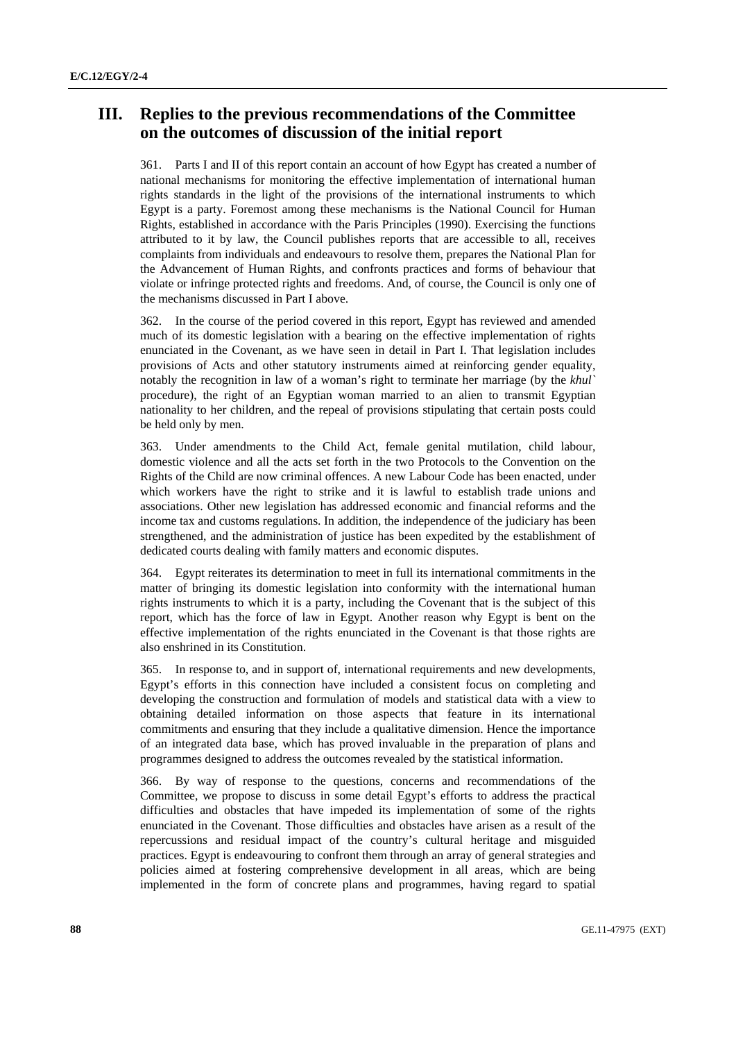# III. Replies to the previous recommendations of the Committee on the outcomes of discussion of the initial report

361. Parts I and II of this report contain an account of how Egypt has created a number of national mechanisms for monitoring the effective implementation of international human rights standards in the light of the provisions of the international instruments to which Egypt is a party. Foremost among these mechanisms is the National Council for Human Rights, established in accordance with the Paris Principles (1990). Exercising the functions attributed to it by law, the Council publishes reports that are accessible to all, receives complaints from individuals and endeavours to resolve them, prepares the National Plan for the Advancement of Human Rights, and confronts practices and forms of behaviour that violate or infringe protected rights and freedoms. And, of course, the Council is only one of the mechanisms discussed in Part I above.

362. In the course of the period covered in this report, Egypt has reviewed and amended much of its domestic legislation with a bearing on the effective implementation of rights enunciated in the Covenant, as we have seen in detail in Part I. That legislation includes provisions of Acts and other statutory instruments aimed at reinforcing gender equality, notably the recognition in law of a woman's right to terminate her marriage (by the *khul`* procedure), the right of an Egyptian woman married to an alien to transmit Egyptian nationality to her children, and the repeal of provisions stipulating that certain posts could be held only by men.

363. Under amendments to the Child Act, female genital mutilation, child labour, domestic violence and all the acts set forth in the two Protocols to the Convention on the Rights of the Child are now criminal offences. A new Labour Code has been enacted, under which workers have the right to strike and it is lawful to establish trade unions and associations. Other new legislation has addressed economic and financial reforms and the income tax and customs regulations. In addition, the independence of the judiciary has been strengthened, and the administration of justice has been expedited by the establishment of dedicated courts dealing with family matters and economic disputes.

364. Egypt reiterates its determination to meet in full its international commitments in the matter of bringing its domestic legislation into conformity with the international human rights instruments to which it is a party, including the Covenant that is the subject of this report, which has the force of law in Egypt. Another reason why Egypt is bent on the effective implementation of the rights enunciated in the Covenant is that those rights are also enshrined in its Constitution.

365. In response to, and in support of, international requirements and new developments, Egypt's efforts in this connection have included a consistent focus on completing and developing the construction and formulation of models and statistical data with a view to obtaining detailed information on those aspects that feature in its international commitments and ensuring that they include a qualitative dimension. Hence the importance of an integrated data base, which has proved invaluable in the preparation of plans and programmes designed to address the outcomes revealed by the statistical information.

366. By way of response to the questions, concerns and recommendations of the Committee, we propose to discuss in some detail Egypt's efforts to address the practical difficulties and obstacles that have impeded its implementation of some of the rights enunciated in the Covenant. Those difficulties and obstacles have arisen as a result of the repercussions and residual impact of the country's cultural heritage and misguided practices. Egypt is endeavouring to confront them through an array of general strategies and policies aimed at fostering comprehensive development in all areas, which are being implemented in the form of concrete plans and programmes, having regard to spatial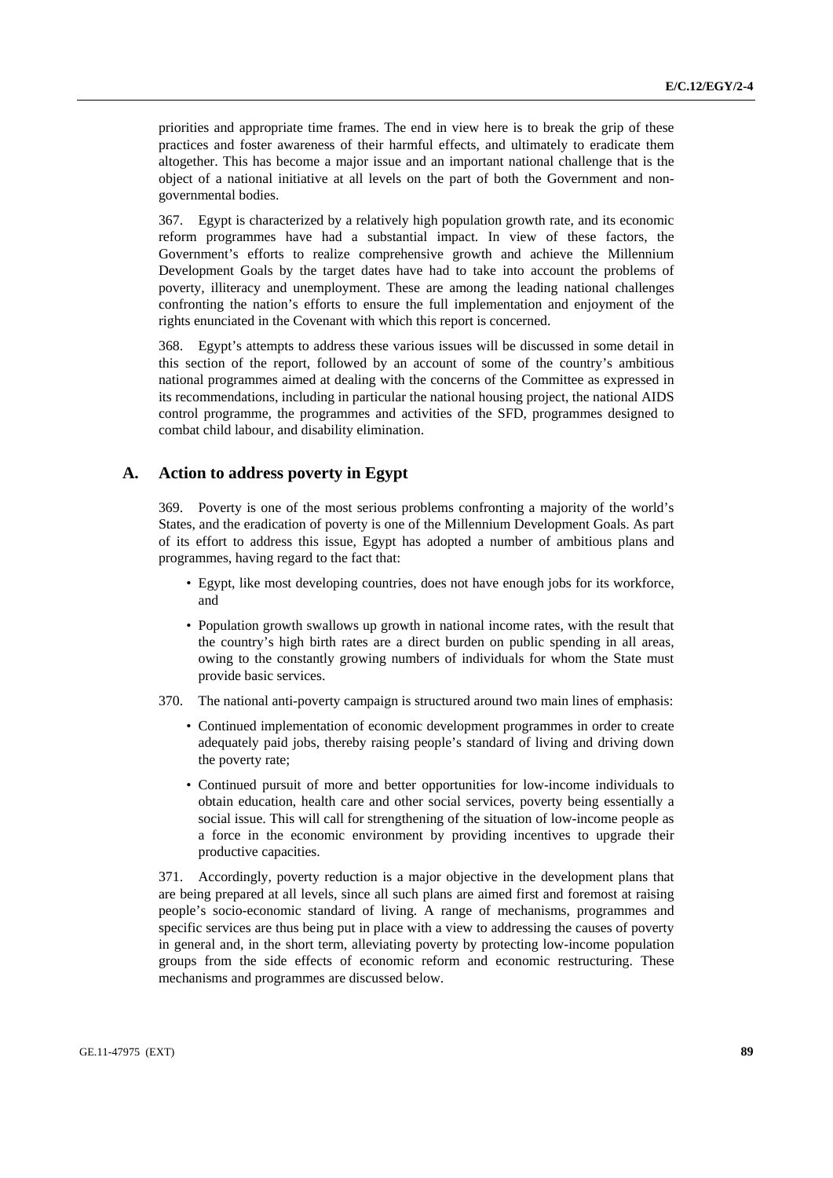priorities and appropriate time frames. The end in view here is to break the grip of these practices and foster awareness of their harmful effects, and ultimately to eradicate them altogether. This has become a major issue and an important national challenge that is the object of a national initiative at all levels on the part of both the Government and non-governmental bodies.

367. Egypt is characterized by a relatively high population growth rate, and its economic reform programmes have had a substantial impact. In view of these factors, the Government's efforts to realize comprehensive growth and achieve the Millennium Development Goals by the target dates have had to take into account the problems of poverty, illiteracy and unemployment. These are among the leading national challenges confronting the nation's efforts to ensure the full implementation and enjoyment of the rights enunciated in the Covenant with which this report is concerned.

368. Egypt's attempts to address these various issues will be discussed in some detail in this section of the report, followed by an account of some of the country's ambitious national programmes aimed at dealing with the concerns of the Committee as expressed in its recommendations, including in particular the national housing project, the national AIDS control programme, the programmes and activities of the SFD, programmes designed to combat child labour, and disability elimination.

## A. Action to address poverty in Egypt

369. Poverty is one of the most serious problems confronting a majority of the world's States, and the eradication of poverty is one of the Millennium Development Goals. As part of its effort to address this issue, Egypt has adopted a number of ambitious plans and programmes, having regard to the fact that:

- Egypt, like most developing countries, does not have enough jobs for its workforce, and
- Population growth swallows up growth in national income rates, with the result that the country's high birth rates are a direct burden on public spending in all areas, owing to the constantly growing numbers of individuals for whom the State must provide basic services.

370. The national anti-poverty campaign is structured around two main lines of emphasis:

- Continued implementation of economic development programmes in order to create adequately paid jobs, thereby raising people's standard of living and driving down the poverty rate;
- Continued pursuit of more and better opportunities for low-income individuals to obtain education, health care and other social services, poverty being essentially a social issue. This will call for strengthening of the situation of low-income people as a force in the economic environment by providing incentives to upgrade their productive capacities.

371. Accordingly, poverty reduction is a major objective in the development plans that are being prepared at all levels, since all such plans are aimed first and foremost at raising people's socio-economic standard of living. A range of mechanisms, programmes and specific services are thus being put in place with a view to addressing the causes of poverty in general and, in the short term, alleviating poverty by protecting low-income population groups from the side effects of economic reform and economic restructuring. These mechanisms and programmes are discussed below.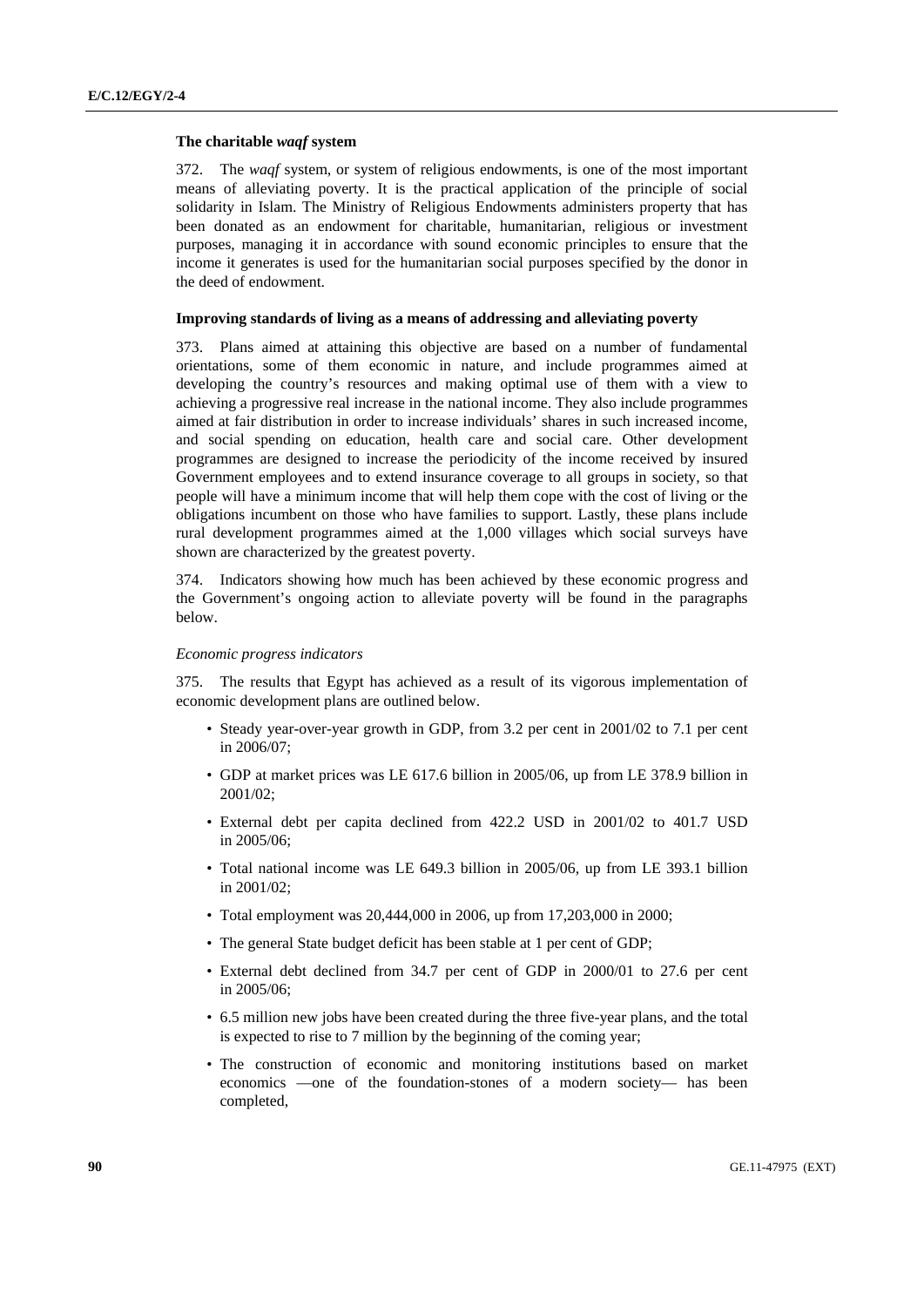**The charitable *waqf* system**

372. The *waqf* system, or system of religious endowments, is one of the most important means of alleviating poverty. It is the practical application of the principle of social solidarity in Islam. The Ministry of Religious Endowments administers property that has been donated as an endowment for charitable, humanitarian, religious or investment purposes, managing it in accordance with sound economic principles to ensure that the income it generates is used for the humanitarian social purposes specified by the donor in the deed of endowment.

**Improving standards of living as a means of addressing and alleviating poverty**

373. Plans aimed at attaining this objective are based on a number of fundamental orientations, some of them economic in nature, and include programmes aimed at developing the country's resources and making optimal use of them with a view to achieving a progressive real increase in the national income. They also include programmes aimed at fair distribution in order to increase individuals' shares in such increased income, and social spending on education, health care and social care. Other development programmes are designed to increase the periodicity of the income received by insured Government employees and to extend insurance coverage to all groups in society, so that people will have a minimum income that will help them cope with the cost of living or the obligations incumbent on those who have families to support. Lastly, these plans include rural development programmes aimed at the 1,000 villages which social surveys have shown are characterized by the greatest poverty.

374. Indicators showing how much has been achieved by these economic progress and the Government's ongoing action to alleviate poverty will be found in the paragraphs below.

*Economic progress indicators*

375. The results that Egypt has achieved as a result of its vigorous implementation of economic development plans are outlined below.

- Steady year-over-year growth in GDP, from 3.2 per cent in 2001/02 to 7.1 per cent in 2006/07;
- GDP at market prices was LE 617.6 billion in 2005/06, up from LE 378.9 billion in 2001/02;
- External debt per capita declined from 422.2 USD in 2001/02 to 401.7 USD in 2005/06;
- Total national income was LE 649.3 billion in 2005/06, up from LE 393.1 billion in 2001/02;
- Total employment was 20,444,000 in 2006, up from 17,203,000 in 2000;
- The general State budget deficit has been stable at 1 per cent of GDP;
- External debt declined from 34.7 per cent of GDP in 2000/01 to 27.6 per cent in 2005/06;
- 6.5 million new jobs have been created during the three five-year plans, and the total is expected to rise to 7 million by the beginning of the coming year;
- The construction of economic and monitoring institutions based on market economics —one of the foundation-stones of a modern society— has been completed,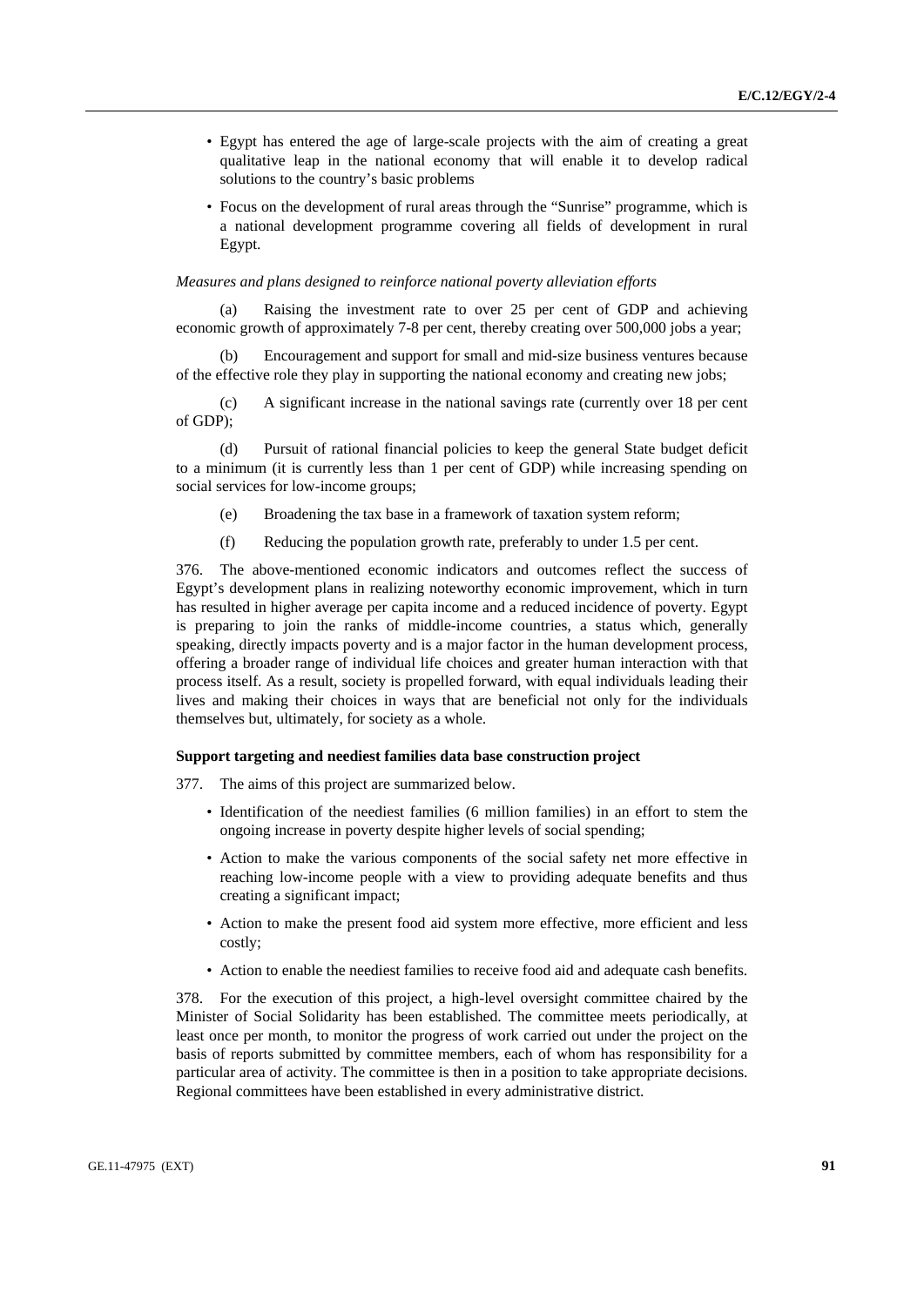- Egypt has entered the age of large-scale projects with the aim of creating a great qualitative leap in the national economy that will enable it to develop radical solutions to the country's basic problems
- Focus on the development of rural areas through the "Sunrise" programme, which is a national development programme covering all fields of development in rural Egypt.

*Measures and plans designed to reinforce national poverty alleviation efforts*

(a) Raising the investment rate to over 25 per cent of GDP and achieving economic growth of approximately 7-8 per cent, thereby creating over 500,000 jobs a year;

(b) Encouragement and support for small and mid-size business ventures because of the effective role they play in supporting the national economy and creating new jobs;

(c) A significant increase in the national savings rate (currently over 18 per cent of GDP);

(d) Pursuit of rational financial policies to keep the general State budget deficit to a minimum (it is currently less than 1 per cent of GDP) while increasing spending on social services for low-income groups;

(e) Broadening the tax base in a framework of taxation system reform;

(f) Reducing the population growth rate, preferably to under 1.5 per cent.

376. The above-mentioned economic indicators and outcomes reflect the success of Egypt's development plans in realizing noteworthy economic improvement, which in turn has resulted in higher average per capita income and a reduced incidence of poverty. Egypt is preparing to join the ranks of middle-income countries, a status which, generally speaking, directly impacts poverty and is a major factor in the human development process, offering a broader range of individual life choices and greater human interaction with that process itself. As a result, society is propelled forward, with equal individuals leading their lives and making their choices in ways that are beneficial not only for the individuals themselves but, ultimately, for society as a whole.

**Support targeting and neediest families data base construction project**

377. The aims of this project are summarized below.

- Identification of the neediest families (6 million families) in an effort to stem the ongoing increase in poverty despite higher levels of social spending;
- Action to make the various components of the social safety net more effective in reaching low-income people with a view to providing adequate benefits and thus creating a significant impact;
- Action to make the present food aid system more effective, more efficient and less costly;
- Action to enable the neediest families to receive food aid and adequate cash benefits.

378. For the execution of this project, a high-level oversight committee chaired by the Minister of Social Solidarity has been established. The committee meets periodically, at least once per month, to monitor the progress of work carried out under the project on the basis of reports submitted by committee members, each of whom has responsibility for a particular area of activity. The committee is then in a position to take appropriate decisions. Regional committees have been established in every administrative district.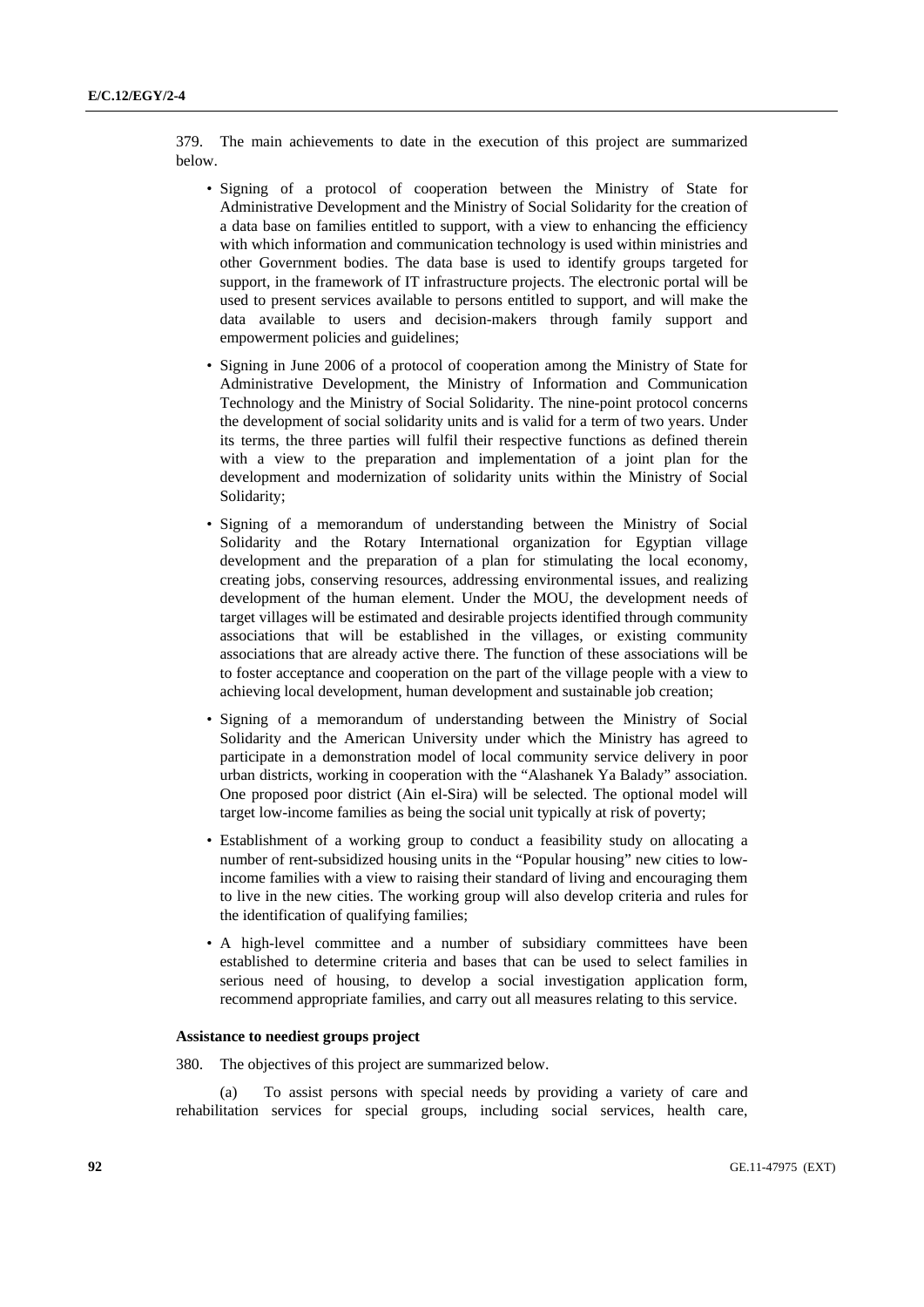379. The main achievements to date in the execution of this project are summarized below.

- Signing of a protocol of cooperation between the Ministry of State for Administrative Development and the Ministry of Social Solidarity for the creation of a data base on families entitled to support, with a view to enhancing the efficiency with which information and communication technology is used within ministries and other Government bodies. The data base is used to identify groups targeted for support, in the framework of IT infrastructure projects. The electronic portal will be used to present services available to persons entitled to support, and will make the data available to users and decision-makers through family support and empowerment policies and guidelines;
- Signing in June 2006 of a protocol of cooperation among the Ministry of State for Administrative Development, the Ministry of Information and Communication Technology and the Ministry of Social Solidarity. The nine-point protocol concerns the development of social solidarity units and is valid for a term of two years. Under its terms, the three parties will fulfil their respective functions as defined therein with a view to the preparation and implementation of a joint plan for the development and modernization of solidarity units within the Ministry of Social Solidarity;
- Signing of a memorandum of understanding between the Ministry of Social Solidarity and the Rotary International organization for Egyptian village development and the preparation of a plan for stimulating the local economy, creating jobs, conserving resources, addressing environmental issues, and realizing development of the human element. Under the MOU, the development needs of target villages will be estimated and desirable projects identified through community associations that will be established in the villages, or existing community associations that are already active there. The function of these associations will be to foster acceptance and cooperation on the part of the village people with a view to achieving local development, human development and sustainable job creation;
- Signing of a memorandum of understanding between the Ministry of Social Solidarity and the American University under which the Ministry has agreed to participate in a demonstration model of local community service delivery in poor urban districts, working in cooperation with the "Alashanek Ya Balady" association. One proposed poor district (Ain el-Sira) will be selected. The optional model will target low-income families as being the social unit typically at risk of poverty;
- Establishment of a working group to conduct a feasibility study on allocating a number of rent-subsidized housing units in the "Popular housing" new cities to low-income families with a view to raising their standard of living and encouraging them to live in the new cities. The working group will also develop criteria and rules for the identification of qualifying families;
- A high-level committee and a number of subsidiary committees have been established to determine criteria and bases that can be used to select families in serious need of housing, to develop a social investigation application form, recommend appropriate families, and carry out all measures relating to this service.

**Assistance to neediest groups project**

380. The objectives of this project are summarized below.

(a) To assist persons with special needs by providing a variety of care and rehabilitation services for special groups, including social services, health care,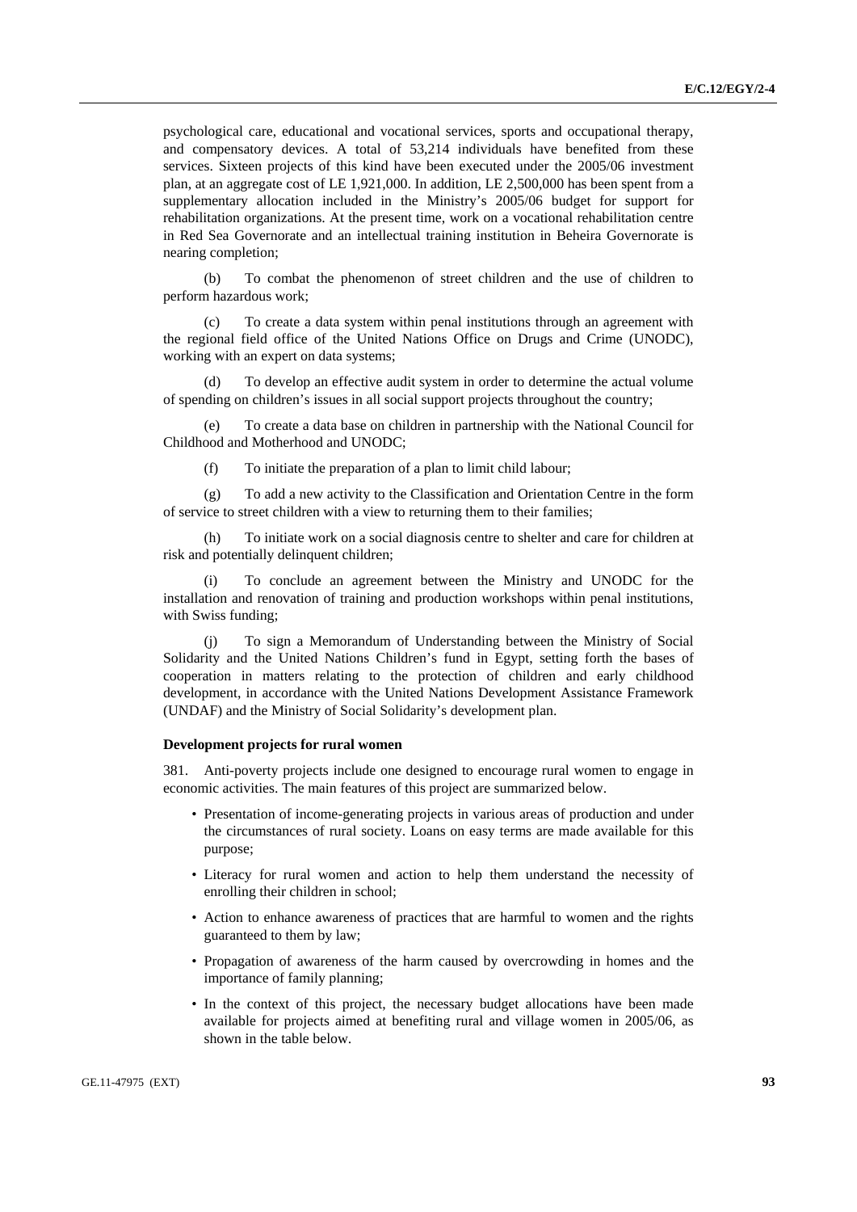psychological care, educational and vocational services, sports and occupational therapy, and compensatory devices. A total of 53,214 individuals have benefited from these services. Sixteen projects of this kind have been executed under the 2005/06 investment plan, at an aggregate cost of LE 1,921,000. In addition, LE 2,500,000 has been spent from a supplementary allocation included in the Ministry's 2005/06 budget for support for rehabilitation organizations. At the present time, work on a vocational rehabilitation centre in Red Sea Governorate and an intellectual training institution in Beheira Governorate is nearing completion;

(b) To combat the phenomenon of street children and the use of children to perform hazardous work;

(c) To create a data system within penal institutions through an agreement with the regional field office of the United Nations Office on Drugs and Crime (UNODC), working with an expert on data systems;

(d) To develop an effective audit system in order to determine the actual volume of spending on children's issues in all social support projects throughout the country;

(e) To create a data base on children in partnership with the National Council for Childhood and Motherhood and UNODC;

(f) To initiate the preparation of a plan to limit child labour;

(g) To add a new activity to the Classification and Orientation Centre in the form of service to street children with a view to returning them to their families;

(h) To initiate work on a social diagnosis centre to shelter and care for children at risk and potentially delinquent children;

(i) To conclude an agreement between the Ministry and UNODC for the installation and renovation of training and production workshops within penal institutions, with Swiss funding;

(j) To sign a Memorandum of Understanding between the Ministry of Social Solidarity and the United Nations Children's fund in Egypt, setting forth the bases of cooperation in matters relating to the protection of children and early childhood development, in accordance with the United Nations Development Assistance Framework (UNDAF) and the Ministry of Social Solidarity's development plan.

**Development projects for rural women**

381. Anti-poverty projects include one designed to encourage rural women to engage in economic activities. The main features of this project are summarized below.

- Presentation of income-generating projects in various areas of production and under the circumstances of rural society. Loans on easy terms are made available for this purpose;
- Literacy for rural women and action to help them understand the necessity of enrolling their children in school;
- Action to enhance awareness of practices that are harmful to women and the rights guaranteed to them by law;
- Propagation of awareness of the harm caused by overcrowding in homes and the importance of family planning;
- In the context of this project, the necessary budget allocations have been made available for projects aimed at benefiting rural and village women in 2005/06, as shown in the table below.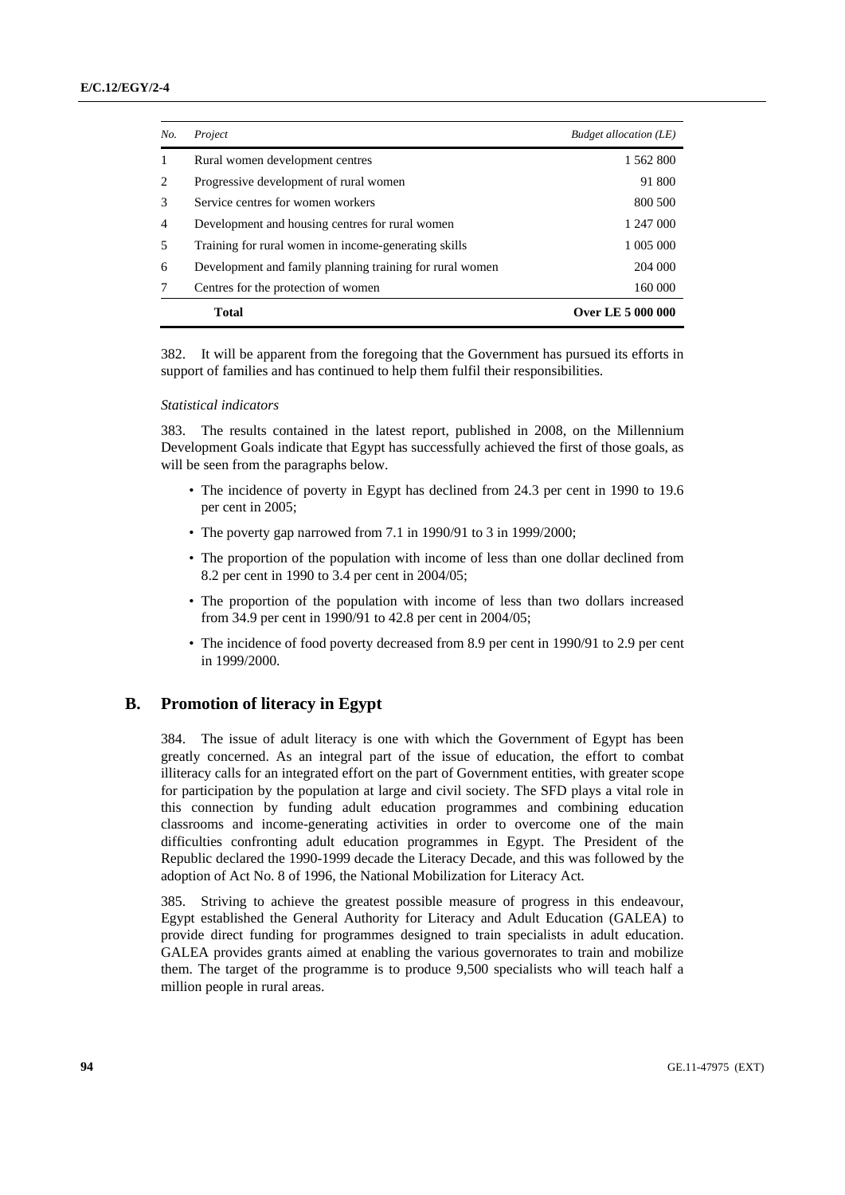| *No.* | *Project* | *Budget allocation (LE)* |
|---|---|---|
| 1 | Rural women development centres | 1 562 800 |
| 2 | Progressive development of rural women | 91 800 |
| 3 | Service centres for women workers | 800 500 |
| 4 | Development and housing centres for rural women | 1 247 000 |
| 5 | Training for rural women in income-generating skills | 1 005 000 |
| 6 | Development and family planning training for rural women | 204 000 |
| 7 | Centres for the protection of women | 160 000 |
| | **Total** | **Over LE 5 000 000** |

382. It will be apparent from the foregoing that the Government has pursued its efforts in support of families and has continued to help them fulfil their responsibilities.

*Statistical indicators*

383. The results contained in the latest report, published in 2008, on the Millennium Development Goals indicate that Egypt has successfully achieved the first of those goals, as will be seen from the paragraphs below.

- The incidence of poverty in Egypt has declined from 24.3 per cent in 1990 to 19.6 per cent in 2005;
- The poverty gap narrowed from 7.1 in 1990/91 to 3 in 1999/2000;
- The proportion of the population with income of less than one dollar declined from 8.2 per cent in 1990 to 3.4 per cent in 2004/05;
- The proportion of the population with income of less than two dollars increased from 34.9 per cent in 1990/91 to 42.8 per cent in 2004/05;
- The incidence of food poverty decreased from 8.9 per cent in 1990/91 to 2.9 per cent in 1999/2000.

## B. Promotion of literacy in Egypt

384. The issue of adult literacy is one with which the Government of Egypt has been greatly concerned. As an integral part of the issue of education, the effort to combat illiteracy calls for an integrated effort on the part of Government entities, with greater scope for participation by the population at large and civil society. The SFD plays a vital role in this connection by funding adult education programmes and combining education classrooms and income-generating activities in order to overcome one of the main difficulties confronting adult education programmes in Egypt. The President of the Republic declared the 1990-1999 decade the Literacy Decade, and this was followed by the adoption of Act No. 8 of 1996, the National Mobilization for Literacy Act.

385. Striving to achieve the greatest possible measure of progress in this endeavour, Egypt established the General Authority for Literacy and Adult Education (GALEA) to provide direct funding for programmes designed to train specialists in adult education. GALEA provides grants aimed at enabling the various governorates to train and mobilize them. The target of the programme is to produce 9,500 specialists who will teach half a million people in rural areas.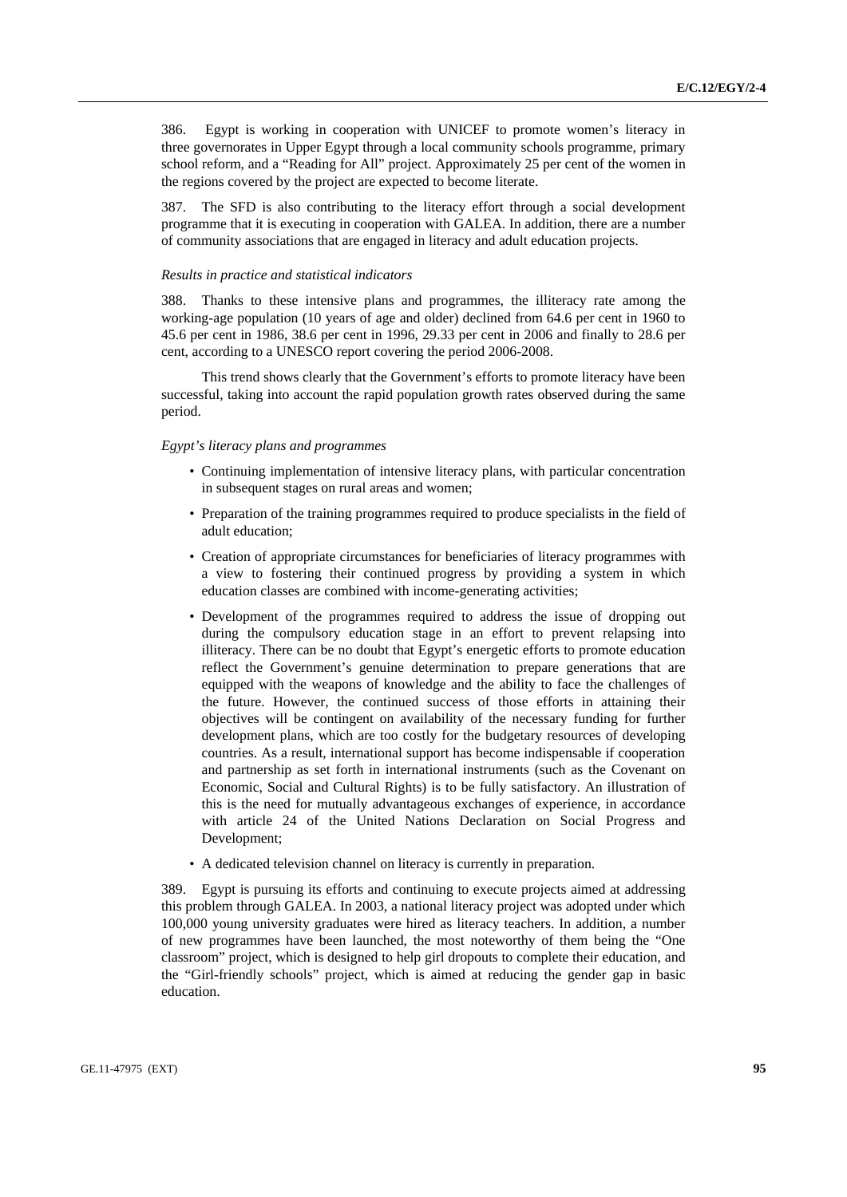386. Egypt is working in cooperation with UNICEF to promote women's literacy in three governorates in Upper Egypt through a local community schools programme, primary school reform, and a "Reading for All" project. Approximately 25 per cent of the women in the regions covered by the project are expected to become literate.

387. The SFD is also contributing to the literacy effort through a social development programme that it is executing in cooperation with GALEA. In addition, there are a number of community associations that are engaged in literacy and adult education projects.

*Results in practice and statistical indicators*

388. Thanks to these intensive plans and programmes, the illiteracy rate among the working-age population (10 years of age and older) declined from 64.6 per cent in 1960 to 45.6 per cent in 1986, 38.6 per cent in 1996, 29.33 per cent in 2006 and finally to 28.6 per cent, according to a UNESCO report covering the period 2006-2008.

This trend shows clearly that the Government's efforts to promote literacy have been successful, taking into account the rapid population growth rates observed during the same period.

*Egypt's literacy plans and programmes*

- Continuing implementation of intensive literacy plans, with particular concentration in subsequent stages on rural areas and women;
- Preparation of the training programmes required to produce specialists in the field of adult education;
- Creation of appropriate circumstances for beneficiaries of literacy programmes with a view to fostering their continued progress by providing a system in which education classes are combined with income-generating activities;
- Development of the programmes required to address the issue of dropping out during the compulsory education stage in an effort to prevent relapsing into illiteracy. There can be no doubt that Egypt's energetic efforts to promote education reflect the Government's genuine determination to prepare generations that are equipped with the weapons of knowledge and the ability to face the challenges of the future. However, the continued success of those efforts in attaining their objectives will be contingent on availability of the necessary funding for further development plans, which are too costly for the budgetary resources of developing countries. As a result, international support has become indispensable if cooperation and partnership as set forth in international instruments (such as the Covenant on Economic, Social and Cultural Rights) is to be fully satisfactory. An illustration of this is the need for mutually advantageous exchanges of experience, in accordance with article 24 of the United Nations Declaration on Social Progress and Development;
- A dedicated television channel on literacy is currently in preparation.

389. Egypt is pursuing its efforts and continuing to execute projects aimed at addressing this problem through GALEA. In 2003, a national literacy project was adopted under which 100,000 young university graduates were hired as literacy teachers. In addition, a number of new programmes have been launched, the most noteworthy of them being the "One classroom" project, which is designed to help girl dropouts to complete their education, and the "Girl-friendly schools" project, which is aimed at reducing the gender gap in basic education.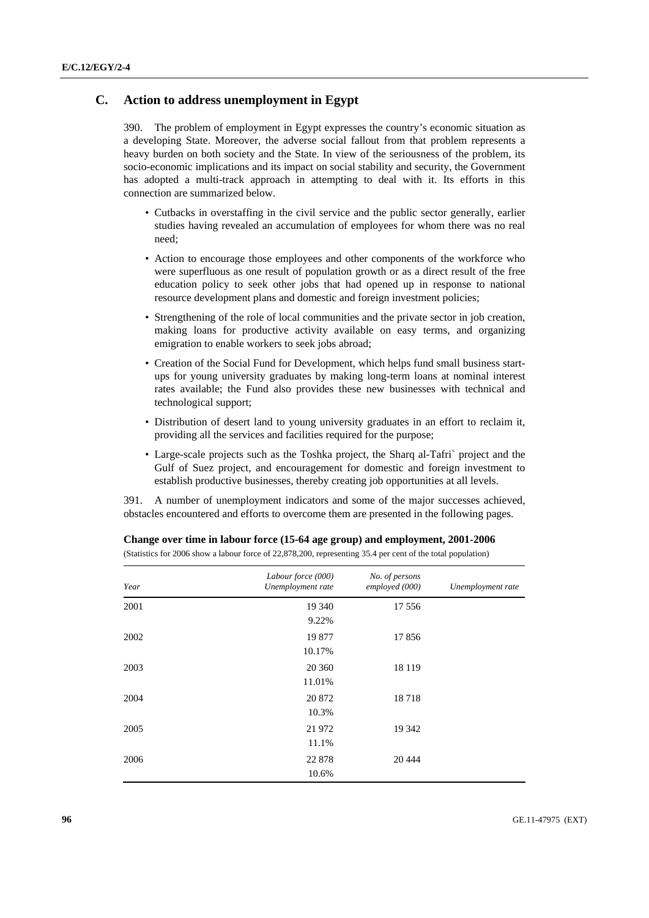## C. Action to address unemployment in Egypt

390. The problem of employment in Egypt expresses the country's economic situation as a developing State. Moreover, the adverse social fallout from that problem represents a heavy burden on both society and the State. In view of the seriousness of the problem, its socio-economic implications and its impact on social stability and security, the Government has adopted a multi-track approach in attempting to deal with it. Its efforts in this connection are summarized below.

- Cutbacks in overstaffing in the civil service and the public sector generally, earlier studies having revealed an accumulation of employees for whom there was no real need;
- Action to encourage those employees and other components of the workforce who were superfluous as one result of population growth or as a direct result of the free education policy to seek other jobs that had opened up in response to national resource development plans and domestic and foreign investment policies;
- Strengthening of the role of local communities and the private sector in job creation, making loans for productive activity available on easy terms, and organizing emigration to enable workers to seek jobs abroad;
- Creation of the Social Fund for Development, which helps fund small business start-ups for young university graduates by making long-term loans at nominal interest rates available; the Fund also provides these new businesses with technical and technological support;
- Distribution of desert land to young university graduates in an effort to reclaim it, providing all the services and facilities required for the purpose;
- Large-scale projects such as the Toshka project, the Sharq al-Tafri` project and the Gulf of Suez project, and encouragement for domestic and foreign investment to establish productive businesses, thereby creating job opportunities at all levels.

391. A number of unemployment indicators and some of the major successes achieved, obstacles encountered and efforts to overcome them are presented in the following pages.

**Change over time in labour force (15-64 age group) and employment, 2001-2006**

(Statistics for 2006 show a labour force of 22,878,200, representing 35.4 per cent of the total population)

| *Year* | *Labour force (000)* *Unemployment rate* | *No. of persons employed (000)* | *Unemployment rate* |
|---|---|---|---|
| 2001 | 19 340 | 17 556 | |
| | 9.22% | | |
| 2002 | 19 877 | 17 856 | |
| | 10.17% | | |
| 2003 | 20 360 | 18 119 | |
| | 11.01% | | |
| 2004 | 20 872 | 18 718 | |
| | 10.3% | | |
| 2005 | 21 972 | 19 342 | |
| | 11.1% | | |
| 2006 | 22 878 | 20 444 | |
| | 10.6% | | |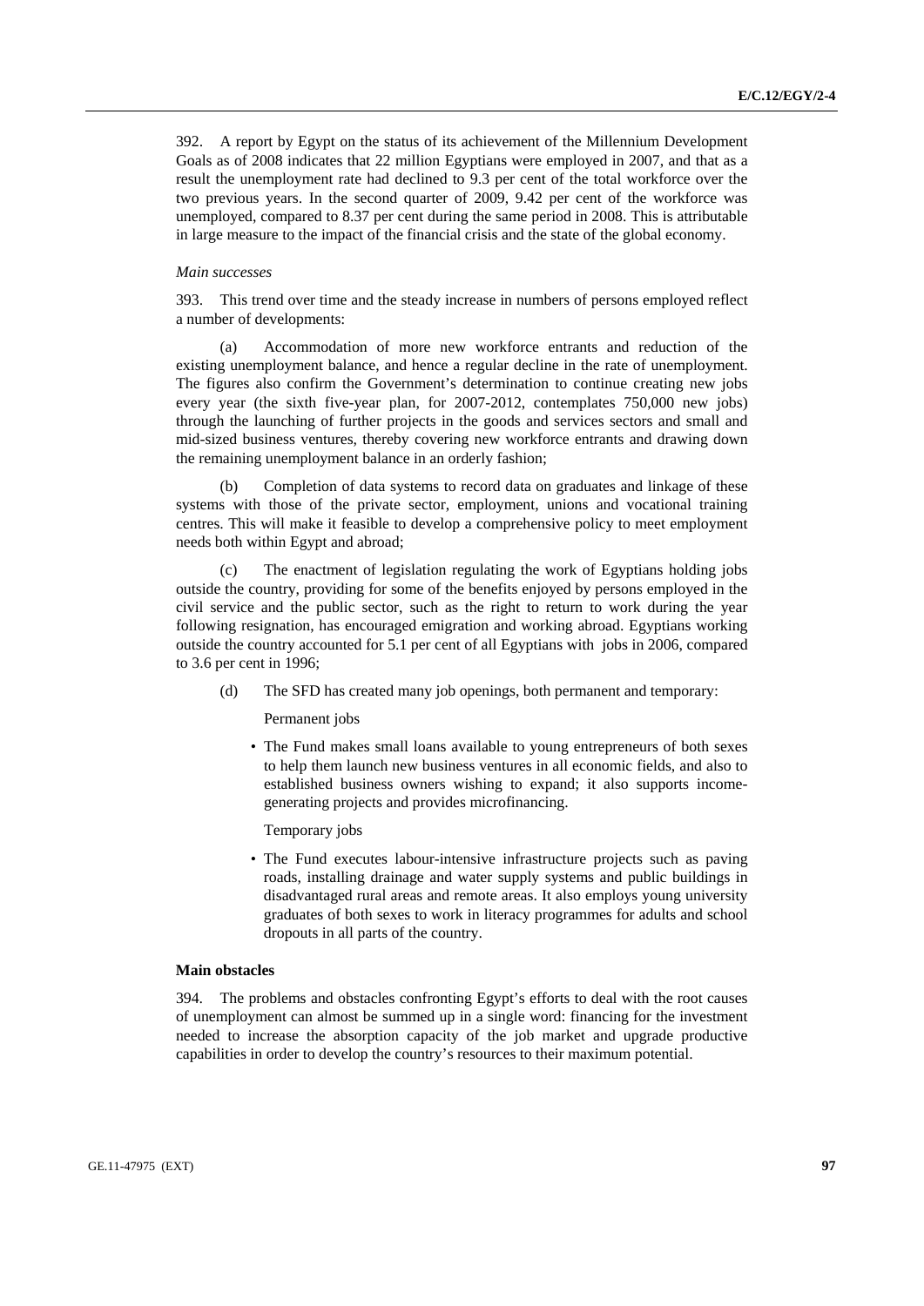392. A report by Egypt on the status of its achievement of the Millennium Development Goals as of 2008 indicates that 22 million Egyptians were employed in 2007, and that as a result the unemployment rate had declined to 9.3 per cent of the total workforce over the two previous years. In the second quarter of 2009, 9.42 per cent of the workforce was unemployed, compared to 8.37 per cent during the same period in 2008. This is attributable in large measure to the impact of the financial crisis and the state of the global economy.

*Main successes*

393. This trend over time and the steady increase in numbers of persons employed reflect a number of developments:

(a) Accommodation of more new workforce entrants and reduction of the existing unemployment balance, and hence a regular decline in the rate of unemployment. The figures also confirm the Government's determination to continue creating new jobs every year (the sixth five-year plan, for 2007-2012, contemplates 750,000 new jobs) through the launching of further projects in the goods and services sectors and small and mid-sized business ventures, thereby covering new workforce entrants and drawing down the remaining unemployment balance in an orderly fashion;

(b) Completion of data systems to record data on graduates and linkage of these systems with those of the private sector, employment, unions and vocational training centres. This will make it feasible to develop a comprehensive policy to meet employment needs both within Egypt and abroad;

(c) The enactment of legislation regulating the work of Egyptians holding jobs outside the country, providing for some of the benefits enjoyed by persons employed in the civil service and the public sector, such as the right to return to work during the year following resignation, has encouraged emigration and working abroad. Egyptians working outside the country accounted for 5.1 per cent of all Egyptians with jobs in 2006, compared to 3.6 per cent in 1996;

(d) The SFD has created many job openings, both permanent and temporary:

Permanent jobs

- The Fund makes small loans available to young entrepreneurs of both sexes to help them launch new business ventures in all economic fields, and also to established business owners wishing to expand; it also supports income-generating projects and provides microfinancing.

Temporary jobs

- The Fund executes labour-intensive infrastructure projects such as paving roads, installing drainage and water supply systems and public buildings in disadvantaged rural areas and remote areas. It also employs young university graduates of both sexes to work in literacy programmes for adults and school dropouts in all parts of the country.

**Main obstacles**

394. The problems and obstacles confronting Egypt's efforts to deal with the root causes of unemployment can almost be summed up in a single word: financing for the investment needed to increase the absorption capacity of the job market and upgrade productive capabilities in order to develop the country's resources to their maximum potential.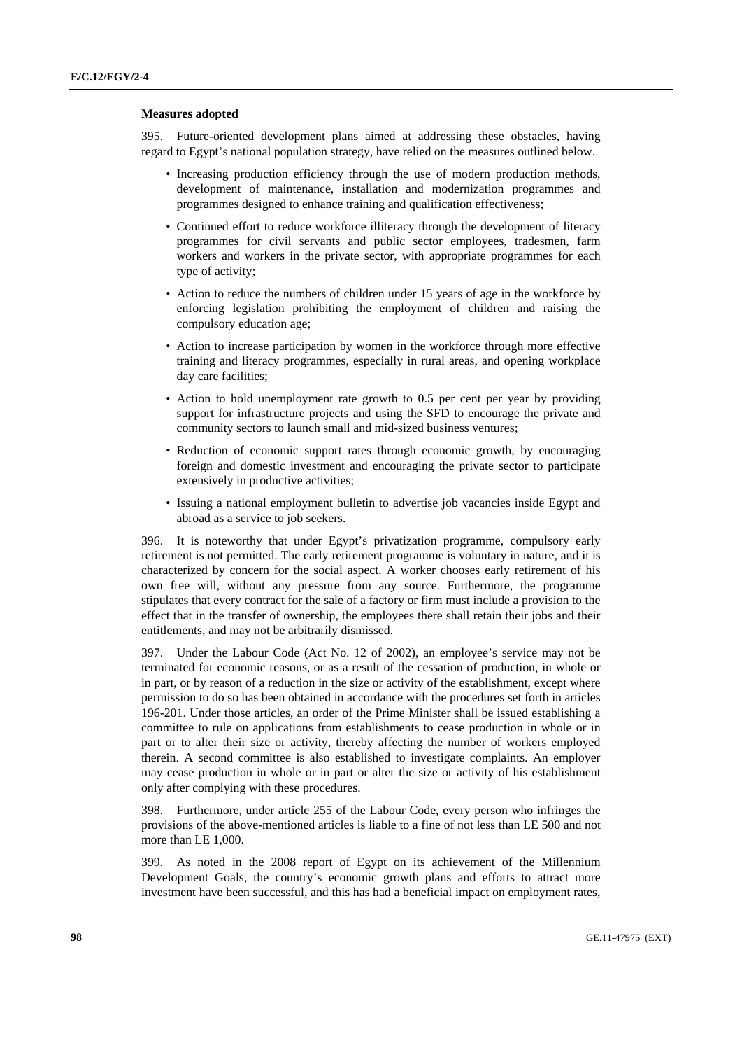**Measures adopted**

395. Future-oriented development plans aimed at addressing these obstacles, having regard to Egypt's national population strategy, have relied on the measures outlined below.

- Increasing production efficiency through the use of modern production methods, development of maintenance, installation and modernization programmes and programmes designed to enhance training and qualification effectiveness;
- Continued effort to reduce workforce illiteracy through the development of literacy programmes for civil servants and public sector employees, tradesmen, farm workers and workers in the private sector, with appropriate programmes for each type of activity;
- Action to reduce the numbers of children under 15 years of age in the workforce by enforcing legislation prohibiting the employment of children and raising the compulsory education age;
- Action to increase participation by women in the workforce through more effective training and literacy programmes, especially in rural areas, and opening workplace day care facilities;
- Action to hold unemployment rate growth to 0.5 per cent per year by providing support for infrastructure projects and using the SFD to encourage the private and community sectors to launch small and mid-sized business ventures;
- Reduction of economic support rates through economic growth, by encouraging foreign and domestic investment and encouraging the private sector to participate extensively in productive activities;
- Issuing a national employment bulletin to advertise job vacancies inside Egypt and abroad as a service to job seekers.

396. It is noteworthy that under Egypt's privatization programme, compulsory early retirement is not permitted. The early retirement programme is voluntary in nature, and it is characterized by concern for the social aspect. A worker chooses early retirement of his own free will, without any pressure from any source. Furthermore, the programme stipulates that every contract for the sale of a factory or firm must include a provision to the effect that in the transfer of ownership, the employees there shall retain their jobs and their entitlements, and may not be arbitrarily dismissed.

397. Under the Labour Code (Act No. 12 of 2002), an employee's service may not be terminated for economic reasons, or as a result of the cessation of production, in whole or in part, or by reason of a reduction in the size or activity of the establishment, except where permission to do so has been obtained in accordance with the procedures set forth in articles 196-201. Under those articles, an order of the Prime Minister shall be issued establishing a committee to rule on applications from establishments to cease production in whole or in part or to alter their size or activity, thereby affecting the number of workers employed therein. A second committee is also established to investigate complaints. An employer may cease production in whole or in part or alter the size or activity of his establishment only after complying with these procedures.

398. Furthermore, under article 255 of the Labour Code, every person who infringes the provisions of the above-mentioned articles is liable to a fine of not less than LE 500 and not more than LE 1,000.

399. As noted in the 2008 report of Egypt on its achievement of the Millennium Development Goals, the country's economic growth plans and efforts to attract more investment have been successful, and this has had a beneficial impact on employment rates,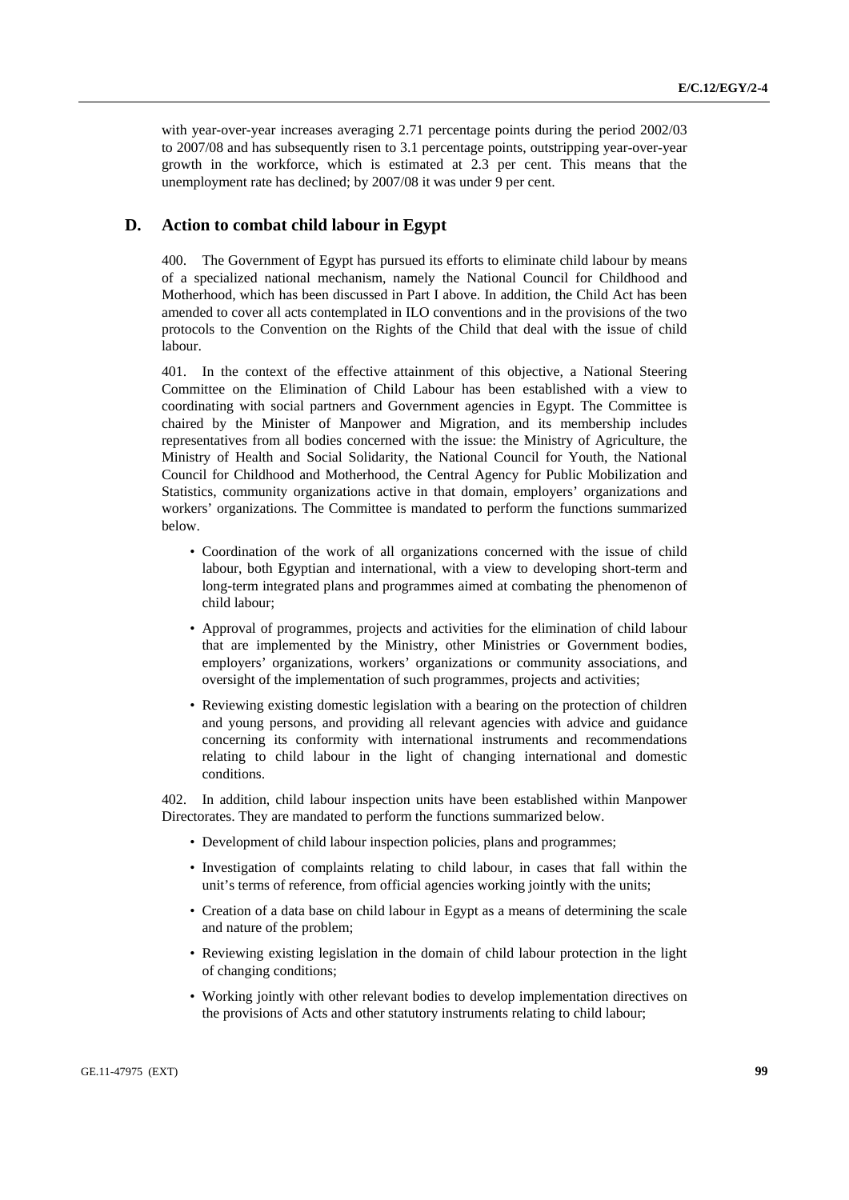with year-over-year increases averaging 2.71 percentage points during the period 2002/03 to 2007/08 and has subsequently risen to 3.1 percentage points, outstripping year-over-year growth in the workforce, which is estimated at 2.3 per cent. This means that the unemployment rate has declined; by 2007/08 it was under 9 per cent.

## D. Action to combat child labour in Egypt

400. The Government of Egypt has pursued its efforts to eliminate child labour by means of a specialized national mechanism, namely the National Council for Childhood and Motherhood, which has been discussed in Part I above. In addition, the Child Act has been amended to cover all acts contemplated in ILO conventions and in the provisions of the two protocols to the Convention on the Rights of the Child that deal with the issue of child labour.

401. In the context of the effective attainment of this objective, a National Steering Committee on the Elimination of Child Labour has been established with a view to coordinating with social partners and Government agencies in Egypt. The Committee is chaired by the Minister of Manpower and Migration, and its membership includes representatives from all bodies concerned with the issue: the Ministry of Agriculture, the Ministry of Health and Social Solidarity, the National Council for Youth, the National Council for Childhood and Motherhood, the Central Agency for Public Mobilization and Statistics, community organizations active in that domain, employers' organizations and workers' organizations. The Committee is mandated to perform the functions summarized below.

- Coordination of the work of all organizations concerned with the issue of child labour, both Egyptian and international, with a view to developing short-term and long-term integrated plans and programmes aimed at combating the phenomenon of child labour;
- Approval of programmes, projects and activities for the elimination of child labour that are implemented by the Ministry, other Ministries or Government bodies, employers' organizations, workers' organizations or community associations, and oversight of the implementation of such programmes, projects and activities;
- Reviewing existing domestic legislation with a bearing on the protection of children and young persons, and providing all relevant agencies with advice and guidance concerning its conformity with international instruments and recommendations relating to child labour in the light of changing international and domestic conditions.

402. In addition, child labour inspection units have been established within Manpower Directorates. They are mandated to perform the functions summarized below.

- Development of child labour inspection policies, plans and programmes;
- Investigation of complaints relating to child labour, in cases that fall within the unit's terms of reference, from official agencies working jointly with the units;
- Creation of a data base on child labour in Egypt as a means of determining the scale and nature of the problem;
- Reviewing existing legislation in the domain of child labour protection in the light of changing conditions;
- Working jointly with other relevant bodies to develop implementation directives on the provisions of Acts and other statutory instruments relating to child labour;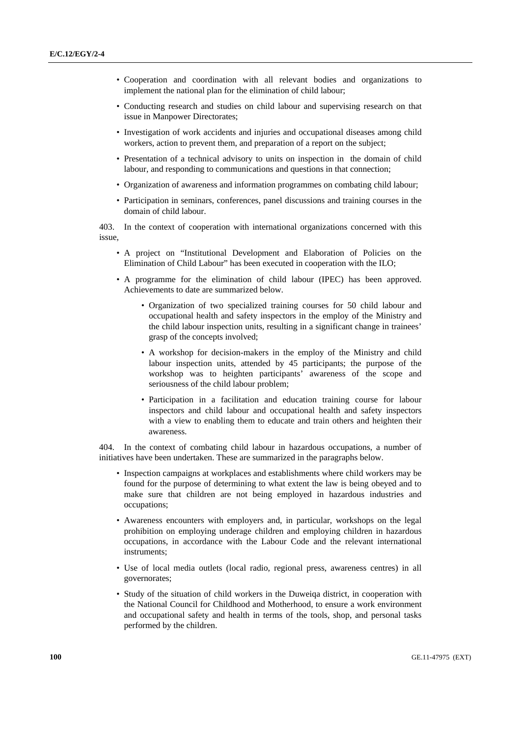- Cooperation and coordination with all relevant bodies and organizations to implement the national plan for the elimination of child labour;
- Conducting research and studies on child labour and supervising research on that issue in Manpower Directorates;
- Investigation of work accidents and injuries and occupational diseases among child workers, action to prevent them, and preparation of a report on the subject;
- Presentation of a technical advisory to units on inspection in the domain of child labour, and responding to communications and questions in that connection;
- Organization of awareness and information programmes on combating child labour;
- Participation in seminars, conferences, panel discussions and training courses in the domain of child labour.

403. In the context of cooperation with international organizations concerned with this issue,

- A project on "Institutional Development and Elaboration of Policies on the Elimination of Child Labour" has been executed in cooperation with the ILO;
- A programme for the elimination of child labour (IPEC) has been approved. Achievements to date are summarized below.
    - Organization of two specialized training courses for 50 child labour and occupational health and safety inspectors in the employ of the Ministry and the child labour inspection units, resulting in a significant change in trainees' grasp of the concepts involved;
    - A workshop for decision-makers in the employ of the Ministry and child labour inspection units, attended by 45 participants; the purpose of the workshop was to heighten participants' awareness of the scope and seriousness of the child labour problem;
    - Participation in a facilitation and education training course for labour inspectors and child labour and occupational health and safety inspectors with a view to enabling them to educate and train others and heighten their awareness.

404. In the context of combating child labour in hazardous occupations, a number of initiatives have been undertaken. These are summarized in the paragraphs below.

- Inspection campaigns at workplaces and establishments where child workers may be found for the purpose of determining to what extent the law is being obeyed and to make sure that children are not being employed in hazardous industries and occupations;
- Awareness encounters with employers and, in particular, workshops on the legal prohibition on employing underage children and employing children in hazardous occupations, in accordance with the Labour Code and the relevant international instruments;
- Use of local media outlets (local radio, regional press, awareness centres) in all governorates;
- Study of the situation of child workers in the Duweiqa district, in cooperation with the National Council for Childhood and Motherhood, to ensure a work environment and occupational safety and health in terms of the tools, shop, and personal tasks performed by the children.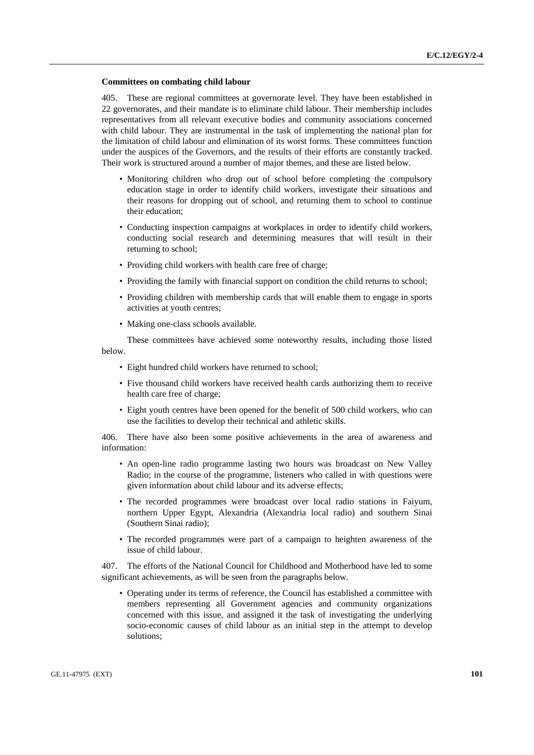**Committees on combating child labour**

405. These are regional committees at governorate level. They have been established in 22 governorates, and their mandate is to eliminate child labour. Their membership includes representatives from all relevant executive bodies and community associations concerned with child labour. They are instrumental in the task of implementing the national plan for the limitation of child labour and elimination of its worst forms. These committees function under the auspices of the Governors, and the results of their efforts are constantly tracked. Their work is structured around a number of major themes, and these are listed below.

- Monitoring children who drop out of school before completing the compulsory education stage in order to identify child workers, investigate their situations and their reasons for dropping out of school, and returning them to school to continue their education;
- Conducting inspection campaigns at workplaces in order to identify child workers, conducting social research and determining measures that will result in their returning to school;
- Providing child workers with health care free of charge;
- Providing the family with financial support on condition the child returns to school;
- Providing children with membership cards that will enable them to engage in sports activities at youth centres;
- Making one-class schools available.

These committees have achieved some noteworthy results, including those listed below.

- Eight hundred child workers have returned to school;
- Five thousand child workers have received health cards authorizing them to receive health care free of charge;
- Eight youth centres have been opened for the benefit of 500 child workers, who can use the facilities to develop their technical and athletic skills.

406. There have also been some positive achievements in the area of awareness and information:

- An open-line radio programme lasting two hours was broadcast on New Valley Radio; in the course of the programme, listeners who called in with questions were given information about child labour and its adverse effects;
- The recorded programmes were broadcast over local radio stations in Faiyum, northern Upper Egypt, Alexandria (Alexandria local radio) and southern Sinai (Southern Sinai radio);
- The recorded programmes were part of a campaign to heighten awareness of the issue of child labour.

407. The efforts of the National Council for Childhood and Motherhood have led to some significant achievements, as will be seen from the paragraphs below.

- Operating under its terms of reference, the Council has established a committee with members representing all Government agencies and community organizations concerned with this issue, and assigned it the task of investigating the underlying socio-economic causes of child labour as an initial step in the attempt to develop solutions;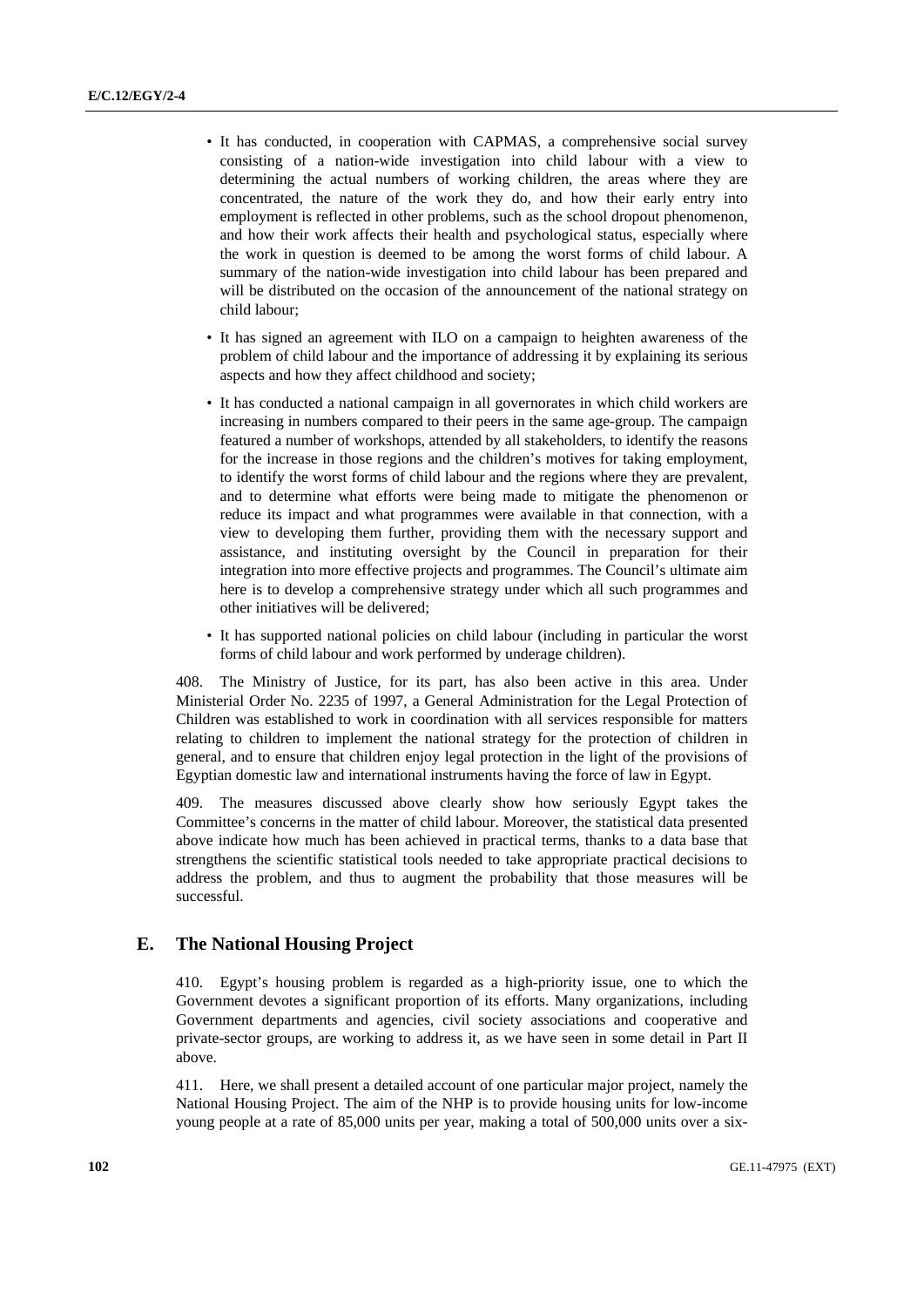- It has conducted, in cooperation with CAPMAS, a comprehensive social survey consisting of a nation-wide investigation into child labour with a view to determining the actual numbers of working children, the areas where they are concentrated, the nature of the work they do, and how their early entry into employment is reflected in other problems, such as the school dropout phenomenon, and how their work affects their health and psychological status, especially where the work in question is deemed to be among the worst forms of child labour. A summary of the nation-wide investigation into child labour has been prepared and will be distributed on the occasion of the announcement of the national strategy on child labour;

- It has signed an agreement with ILO on a campaign to heighten awareness of the problem of child labour and the importance of addressing it by explaining its serious aspects and how they affect childhood and society;

- It has conducted a national campaign in all governorates in which child workers are increasing in numbers compared to their peers in the same age-group. The campaign featured a number of workshops, attended by all stakeholders, to identify the reasons for the increase in those regions and the children's motives for taking employment, to identify the worst forms of child labour and the regions where they are prevalent, and to determine what efforts were being made to mitigate the phenomenon or reduce its impact and what programmes were available in that connection, with a view to developing them further, providing them with the necessary support and assistance, and instituting oversight by the Council in preparation for their integration into more effective projects and programmes. The Council's ultimate aim here is to develop a comprehensive strategy under which all such programmes and other initiatives will be delivered;

- It has supported national policies on child labour (including in particular the worst forms of child labour and work performed by underage children).

408. The Ministry of Justice, for its part, has also been active in this area. Under Ministerial Order No. 2235 of 1997, a General Administration for the Legal Protection of Children was established to work in coordination with all services responsible for matters relating to children to implement the national strategy for the protection of children in general, and to ensure that children enjoy legal protection in the light of the provisions of Egyptian domestic law and international instruments having the force of law in Egypt.

409. The measures discussed above clearly show how seriously Egypt takes the Committee's concerns in the matter of child labour. Moreover, the statistical data presented above indicate how much has been achieved in practical terms, thanks to a data base that strengthens the scientific statistical tools needed to take appropriate practical decisions to address the problem, and thus to augment the probability that those measures will be successful.

## E. The National Housing Project

410. Egypt's housing problem is regarded as a high-priority issue, one to which the Government devotes a significant proportion of its efforts. Many organizations, including Government departments and agencies, civil society associations and cooperative and private-sector groups, are working to address it, as we have seen in some detail in Part II above.

411. Here, we shall present a detailed account of one particular major project, namely the National Housing Project. The aim of the NHP is to provide housing units for low-income young people at a rate of 85,000 units per year, making a total of 500,000 units over a six-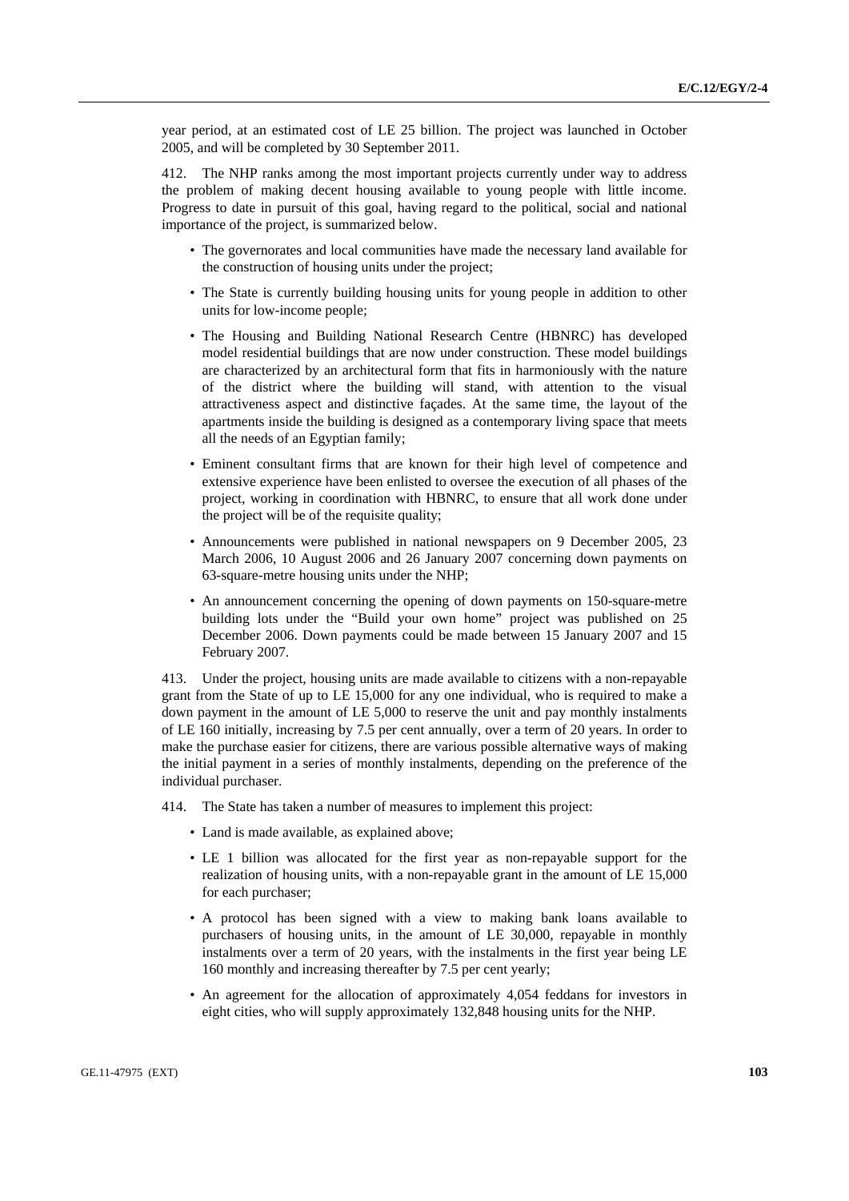year period, at an estimated cost of LE 25 billion. The project was launched in October 2005, and will be completed by 30 September 2011.

412. The NHP ranks among the most important projects currently under way to address the problem of making decent housing available to young people with little income. Progress to date in pursuit of this goal, having regard to the political, social and national importance of the project, is summarized below.

- The governorates and local communities have made the necessary land available for the construction of housing units under the project;
- The State is currently building housing units for young people in addition to other units for low-income people;
- The Housing and Building National Research Centre (HBNRC) has developed model residential buildings that are now under construction. These model buildings are characterized by an architectural form that fits in harmoniously with the nature of the district where the building will stand, with attention to the visual attractiveness aspect and distinctive façades. At the same time, the layout of the apartments inside the building is designed as a contemporary living space that meets all the needs of an Egyptian family;
- Eminent consultant firms that are known for their high level of competence and extensive experience have been enlisted to oversee the execution of all phases of the project, working in coordination with HBNRC, to ensure that all work done under the project will be of the requisite quality;
- Announcements were published in national newspapers on 9 December 2005, 23 March 2006, 10 August 2006 and 26 January 2007 concerning down payments on 63-square-metre housing units under the NHP;
- An announcement concerning the opening of down payments on 150-square-metre building lots under the "Build your own home" project was published on 25 December 2006. Down payments could be made between 15 January 2007 and 15 February 2007.

413. Under the project, housing units are made available to citizens with a non-repayable grant from the State of up to LE 15,000 for any one individual, who is required to make a down payment in the amount of LE 5,000 to reserve the unit and pay monthly instalments of LE 160 initially, increasing by 7.5 per cent annually, over a term of 20 years. In order to make the purchase easier for citizens, there are various possible alternative ways of making the initial payment in a series of monthly instalments, depending on the preference of the individual purchaser.

414. The State has taken a number of measures to implement this project:

- Land is made available, as explained above;
- LE 1 billion was allocated for the first year as non-repayable support for the realization of housing units, with a non-repayable grant in the amount of LE 15,000 for each purchaser;
- A protocol has been signed with a view to making bank loans available to purchasers of housing units, in the amount of LE 30,000, repayable in monthly instalments over a term of 20 years, with the instalments in the first year being LE 160 monthly and increasing thereafter by 7.5 per cent yearly;
- An agreement for the allocation of approximately 4,054 feddans for investors in eight cities, who will supply approximately 132,848 housing units for the NHP.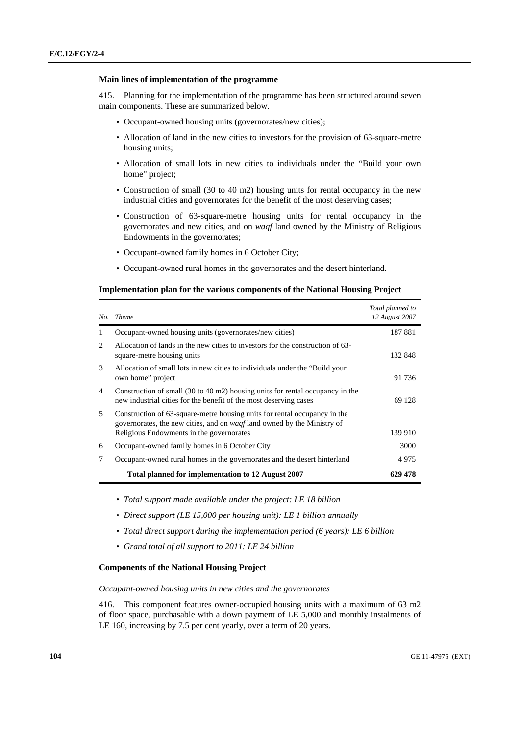### Main lines of implementation of the programme

415. Planning for the implementation of the programme has been structured around seven main components. These are summarized below.

- Occupant-owned housing units (governorates/new cities);
- Allocation of land in the new cities to investors for the provision of 63-square-metre housing units;
- Allocation of small lots in new cities to individuals under the "Build your own home" project;
- Construction of small (30 to 40 m2) housing units for rental occupancy in the new industrial cities and governorates for the benefit of the most deserving cases;
- Construction of 63-square-metre housing units for rental occupancy in the governorates and new cities, and on *waqf* land owned by the Ministry of Religious Endowments in the governorates;
- Occupant-owned family homes in 6 October City;
- Occupant-owned rural homes in the governorates and the desert hinterland.

**Implementation plan for the various components of the National Housing Project**

| *No.* | *Theme* | *Total planned to 12 August 2007* |
|---|---|---|
| 1 | Occupant-owned housing units (governorates/new cities) | 187 881 |
| 2 | Allocation of lands in the new cities to investors for the construction of 63-square-metre housing units | 132 848 |
| 3 | Allocation of small lots in new cities to individuals under the "Build your own home" project | 91 736 |
| 4 | Construction of small (30 to 40 m2) housing units for rental occupancy in the new industrial cities for the benefit of the most deserving cases | 69 128 |
| 5 | Construction of 63-square-metre housing units for rental occupancy in the governorates, the new cities, and on *waqf* land owned by the Ministry of Religious Endowments in the governorates | 139 910 |
| 6 | Occupant-owned family homes in 6 October City | 3000 |
| 7 | Occupant-owned rural homes in the governorates and the desert hinterland | 4 975 |
| | **Total planned for implementation to 12 August 2007** | **629 478** |

- *Total support made available under the project: LE 18 billion*
- *Direct support (LE 15,000 per housing unit): LE 1 billion annually*
- *Total direct support during the implementation period (6 years): LE 6 billion*
- *Grand total of all support to 2011: LE 24 billion*

### Components of the National Housing Project

*Occupant-owned housing units in new cities and the governorates*

416. This component features owner-occupied housing units with a maximum of 63 m2 of floor space, purchasable with a down payment of LE 5,000 and monthly instalments of LE 160, increasing by 7.5 per cent yearly, over a term of 20 years.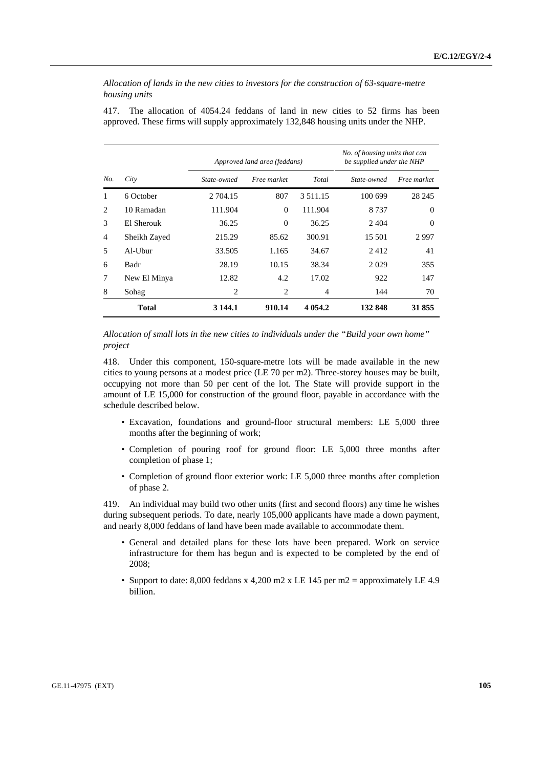*Allocation of lands in the new cities to investors for the construction of 63-square-metre housing units*

417. The allocation of 4054.24 feddans of land in new cities to 52 firms has been approved. These firms will supply approximately 132,848 housing units under the NHP.

| | | *Approved land area (feddans)* | | | *No. of housing units that can be supplied under the NHP* | |
|---|---|---|---|---|---|---|
| *No.* | *City* | *State-owned* | *Free market* | *Total* | *State-owned* | *Free market* |
| 1 | 6 October | 2 704.15 | 807 | 3 511.15 | 100 699 | 28 245 |
| 2 | 10 Ramadan | 111.904 | 0 | 111.904 | 8 737 | 0 |
| 3 | El Sherouk | 36.25 | 0 | 36.25 | 2 404 | 0 |
| 4 | Sheikh Zayed | 215.29 | 85.62 | 300.91 | 15 501 | 2 997 |
| 5 | Al-Ubur | 33.505 | 1.165 | 34.67 | 2 412 | 41 |
| 6 | Badr | 28.19 | 10.15 | 38.34 | 2 029 | 355 |
| 7 | New El Minya | 12.82 | 4.2 | 17.02 | 922 | 147 |
| 8 | Sohag | 2 | 2 | 4 | 144 | 70 |
| | **Total** | **3 144.1** | **910.14** | **4 054.2** | **132 848** | **31 855** |

*Allocation of small lots in the new cities to individuals under the "Build your own home" project*

418. Under this component, 150-square-metre lots will be made available in the new cities to young persons at a modest price (LE 70 per m2). Three-storey houses may be built, occupying not more than 50 per cent of the lot. The State will provide support in the amount of LE 15,000 for construction of the ground floor, payable in accordance with the schedule described below.

- Excavation, foundations and ground-floor structural members: LE 5,000 three months after the beginning of work;
- Completion of pouring roof for ground floor: LE 5,000 three months after completion of phase 1;
- Completion of ground floor exterior work: LE 5,000 three months after completion of phase 2.

419. An individual may build two other units (first and second floors) any time he wishes during subsequent periods. To date, nearly 105,000 applicants have made a down payment, and nearly 8,000 feddans of land have been made available to accommodate them.

- General and detailed plans for these lots have been prepared. Work on service infrastructure for them has begun and is expected to be completed by the end of 2008;
- Support to date: 8,000 feddans x 4,200 m2 x LE 145 per m2 = approximately LE 4.9 billion.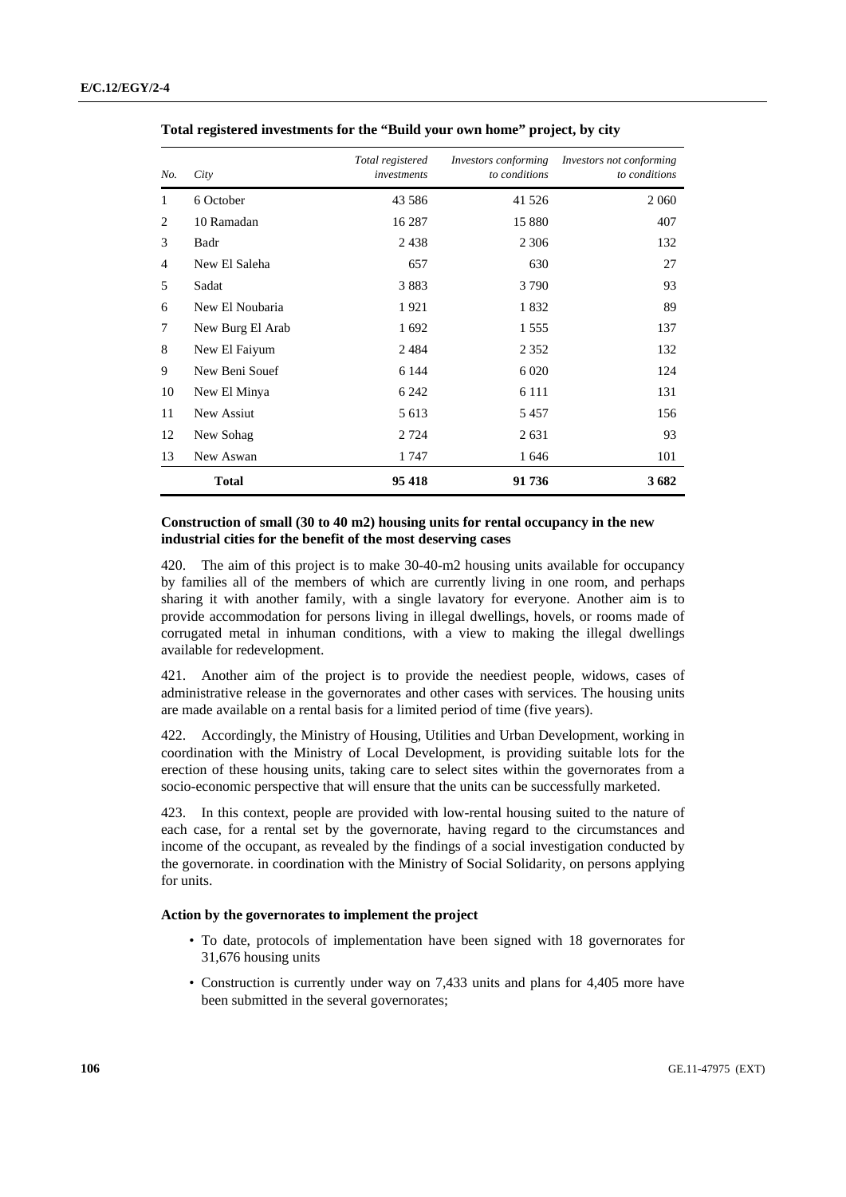**Total registered investments for the "Build your own home" project, by city**

| *No.* | *City* | *Total registered investments* | *Investors conforming to conditions* | *Investors not conforming to conditions* |
|---|---|---|---|---|
| 1 | 6 October | 43 586 | 41 526 | 2 060 |
| 2 | 10 Ramadan | 16 287 | 15 880 | 407 |
| 3 | Badr | 2 438 | 2 306 | 132 |
| 4 | New El Saleha | 657 | 630 | 27 |
| 5 | Sadat | 3 883 | 3 790 | 93 |
| 6 | New El Noubaria | 1 921 | 1 832 | 89 |
| 7 | New Burg El Arab | 1 692 | 1 555 | 137 |
| 8 | New El Faiyum | 2 484 | 2 352 | 132 |
| 9 | New Beni Souef | 6 144 | 6 020 | 124 |
| 10 | New El Minya | 6 242 | 6 111 | 131 |
| 11 | New Assiut | 5 613 | 5 457 | 156 |
| 12 | New Sohag | 2 724 | 2 631 | 93 |
| 13 | New Aswan | 1 747 | 1 646 | 101 |
| | **Total** | **95 418** | **91 736** | **3 682** |

**Construction of small (30 to 40 m2) housing units for rental occupancy in the new industrial cities for the benefit of the most deserving cases**

420. The aim of this project is to make 30-40-m2 housing units available for occupancy by families all of the members of which are currently living in one room, and perhaps sharing it with another family, with a single lavatory for everyone. Another aim is to provide accommodation for persons living in illegal dwellings, hovels, or rooms made of corrugated metal in inhuman conditions, with a view to making the illegal dwellings available for redevelopment.

421. Another aim of the project is to provide the neediest people, widows, cases of administrative release in the governorates and other cases with services. The housing units are made available on a rental basis for a limited period of time (five years).

422. Accordingly, the Ministry of Housing, Utilities and Urban Development, working in coordination with the Ministry of Local Development, is providing suitable lots for the erection of these housing units, taking care to select sites within the governorates from a socio-economic perspective that will ensure that the units can be successfully marketed.

423. In this context, people are provided with low-rental housing suited to the nature of each case, for a rental set by the governorate, having regard to the circumstances and income of the occupant, as revealed by the findings of a social investigation conducted by the governorate. in coordination with the Ministry of Social Solidarity, on persons applying for units.

**Action by the governorates to implement the project**

- To date, protocols of implementation have been signed with 18 governorates for 31,676 housing units
- Construction is currently under way on 7,433 units and plans for 4,405 more have been submitted in the several governorates;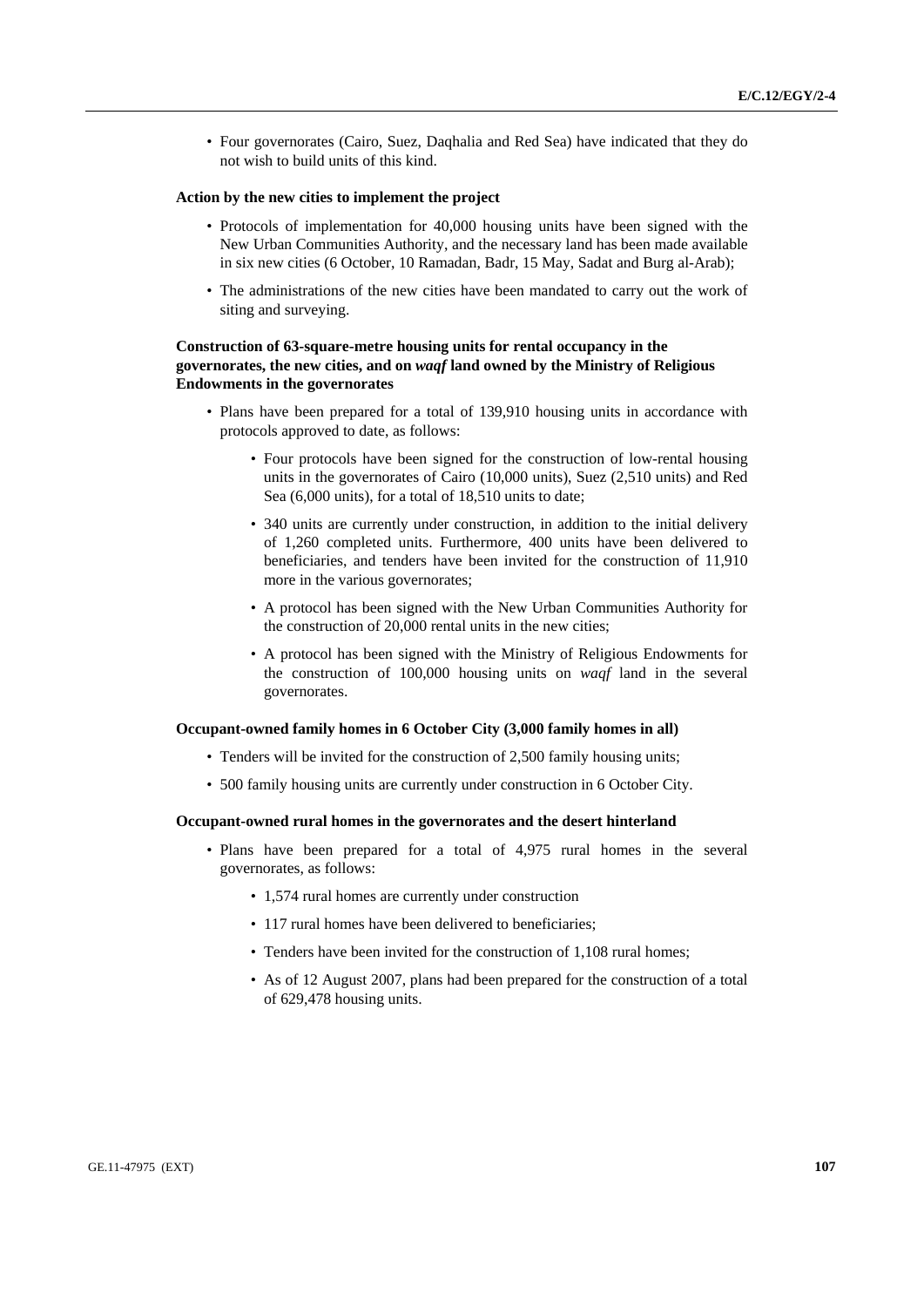- Four governorates (Cairo, Suez, Daqhalia and Red Sea) have indicated that they do not wish to build units of this kind.

**Action by the new cities to implement the project**

- Protocols of implementation for 40,000 housing units have been signed with the New Urban Communities Authority, and the necessary land has been made available in six new cities (6 October, 10 Ramadan, Badr, 15 May, Sadat and Burg al-Arab);
- The administrations of the new cities have been mandated to carry out the work of siting and surveying.

**Construction of 63-square-metre housing units for rental occupancy in the governorates, the new cities, and on *waqf* land owned by the Ministry of Religious Endowments in the governorates**

- Plans have been prepared for a total of 139,910 housing units in accordance with protocols approved to date, as follows:
  - Four protocols have been signed for the construction of low-rental housing units in the governorates of Cairo (10,000 units), Suez (2,510 units) and Red Sea (6,000 units), for a total of 18,510 units to date;
  - 340 units are currently under construction, in addition to the initial delivery of 1,260 completed units. Furthermore, 400 units have been delivered to beneficiaries, and tenders have been invited for the construction of 11,910 more in the various governorates;
  - A protocol has been signed with the New Urban Communities Authority for the construction of 20,000 rental units in the new cities;
  - A protocol has been signed with the Ministry of Religious Endowments for the construction of 100,000 housing units on *waqf* land in the several governorates.

**Occupant-owned family homes in 6 October City (3,000 family homes in all)**

- Tenders will be invited for the construction of 2,500 family housing units;
- 500 family housing units are currently under construction in 6 October City.

**Occupant-owned rural homes in the governorates and the desert hinterland**

- Plans have been prepared for a total of 4,975 rural homes in the several governorates, as follows:
  - 1,574 rural homes are currently under construction
  - 117 rural homes have been delivered to beneficiaries;
  - Tenders have been invited for the construction of 1,108 rural homes;
  - As of 12 August 2007, plans had been prepared for the construction of a total of 629,478 housing units.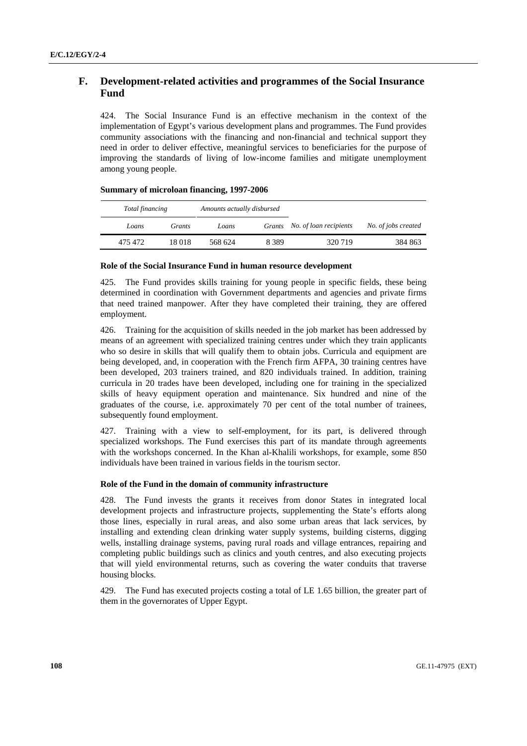## F. Development-related activities and programmes of the Social Insurance Fund

424. The Social Insurance Fund is an effective mechanism in the context of the implementation of Egypt's various development plans and programmes. The Fund provides community associations with the financing and non-financial and technical support they need in order to deliver effective, meaningful services to beneficiaries for the purpose of improving the standards of living of low-income families and mitigate unemployment among young people.

**Summary of microloan financing, 1997-2006**

| *Total financing* | | *Amounts actually disbursed* | | | |
|---|---|---|---|---|---|
| *Loans* | *Grants* | *Loans* | *Grants* | *No. of loan recipients* | *No. of jobs created* |
| 475 472 | 18 018 | 568 624 | 8 389 | 320 719 | 384 863 |

**Role of the Social Insurance Fund in human resource development**

425. The Fund provides skills training for young people in specific fields, these being determined in coordination with Government departments and agencies and private firms that need trained manpower. After they have completed their training, they are offered employment.

426. Training for the acquisition of skills needed in the job market has been addressed by means of an agreement with specialized training centres under which they train applicants who so desire in skills that will qualify them to obtain jobs. Curricula and equipment are being developed, and, in cooperation with the French firm AFPA, 30 training centres have been developed, 203 trainers trained, and 820 individuals trained. In addition, training curricula in 20 trades have been developed, including one for training in the specialized skills of heavy equipment operation and maintenance. Six hundred and nine of the graduates of the course, i.e. approximately 70 per cent of the total number of trainees, subsequently found employment.

427. Training with a view to self-employment, for its part, is delivered through specialized workshops. The Fund exercises this part of its mandate through agreements with the workshops concerned. In the Khan al-Khalili workshops, for example, some 850 individuals have been trained in various fields in the tourism sector.

**Role of the Fund in the domain of community infrastructure**

428. The Fund invests the grants it receives from donor States in integrated local development projects and infrastructure projects, supplementing the State's efforts along those lines, especially in rural areas, and also some urban areas that lack services, by installing and extending clean drinking water supply systems, building cisterns, digging wells, installing drainage systems, paving rural roads and village entrances, repairing and completing public buildings such as clinics and youth centres, and also executing projects that will yield environmental returns, such as covering the water conduits that traverse housing blocks.

429. The Fund has executed projects costing a total of LE 1.65 billion, the greater part of them in the governorates of Upper Egypt.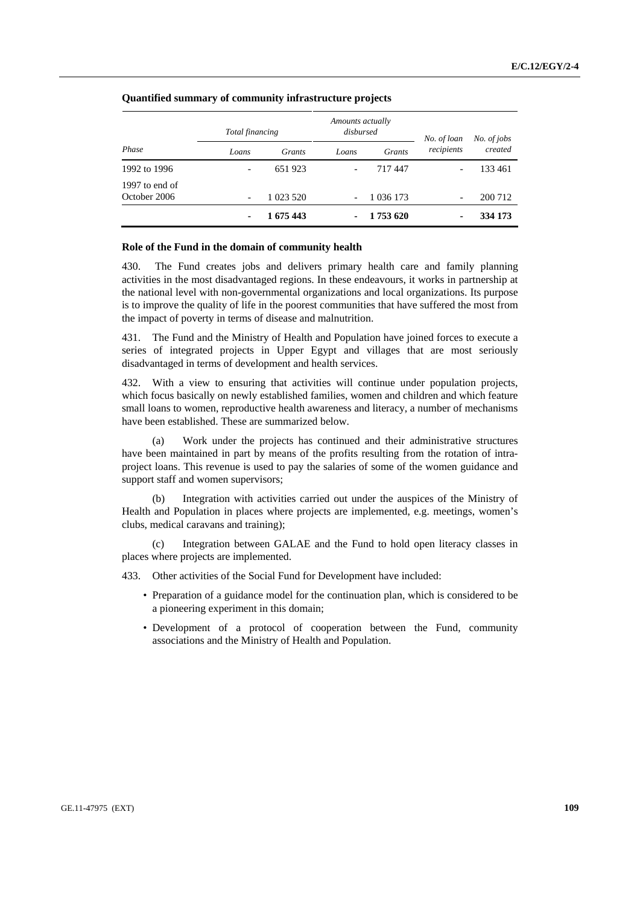**Quantified summary of community infrastructure projects**

| Phase | *Total financing* | | *Amounts actually disbursed* | | *No. of loan recipients* | *No. of jobs created* |
|---|---|---|---|---|---|---|
| | *Loans* | *Grants* | *Loans* | *Grants* | | |
| 1992 to 1996 | - | 651 923 | - | 717 447 | - | 133 461 |
| 1997 to end of October 2006 | - | 1 023 520 | - | 1 036 173 | - | 200 712 |
| | **-** | **1 675 443** | **-** | **1 753 620** | **-** | **334 173** |

**Role of the Fund in the domain of community health**

430. The Fund creates jobs and delivers primary health care and family planning activities in the most disadvantaged regions. In these endeavours, it works in partnership at the national level with non-governmental organizations and local organizations. Its purpose is to improve the quality of life in the poorest communities that have suffered the most from the impact of poverty in terms of disease and malnutrition.

431. The Fund and the Ministry of Health and Population have joined forces to execute a series of integrated projects in Upper Egypt and villages that are most seriously disadvantaged in terms of development and health services.

432. With a view to ensuring that activities will continue under population projects, which focus basically on newly established families, women and children and which feature small loans to women, reproductive health awareness and literacy, a number of mechanisms have been established. These are summarized below.

(a) Work under the projects has continued and their administrative structures have been maintained in part by means of the profits resulting from the rotation of intra-project loans. This revenue is used to pay the salaries of some of the women guidance and support staff and women supervisors;

(b) Integration with activities carried out under the auspices of the Ministry of Health and Population in places where projects are implemented, e.g. meetings, women's clubs, medical caravans and training);

(c) Integration between GALAE and the Fund to hold open literacy classes in places where projects are implemented.

433. Other activities of the Social Fund for Development have included:

- Preparation of a guidance model for the continuation plan, which is considered to be a pioneering experiment in this domain;
- Development of a protocol of cooperation between the Fund, community associations and the Ministry of Health and Population.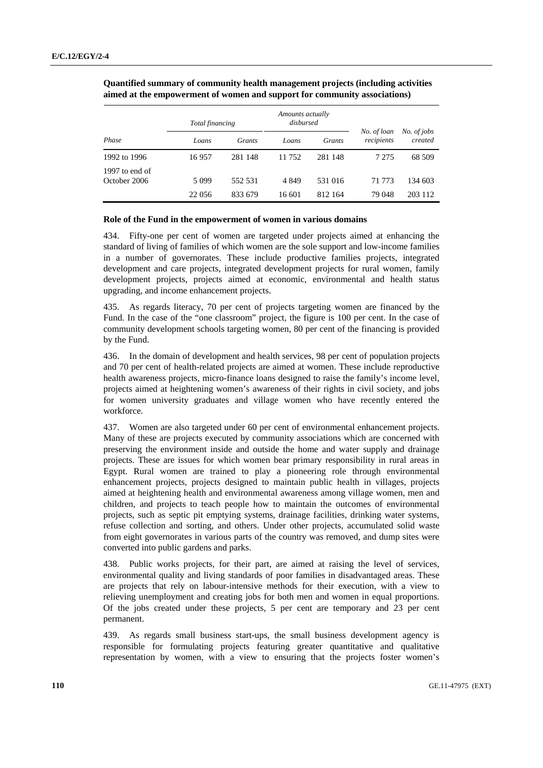**Quantified summary of community health management projects (including activities aimed at the empowerment of women and support for community associations)**

| Phase | *Total financing* | | *Amounts actually disbursed* | | *No. of loan recipients* | *No. of jobs created* |
|---|---|---|---|---|---|---|
| | *Loans* | *Grants* | *Loans* | *Grants* | | |
| 1992 to 1996 | 16 957 | 281 148 | 11 752 | 281 148 | 7 275 | 68 509 |
| 1997 to end of October 2006 | 5 099 | 552 531 | 4 849 | 531 016 | 71 773 | 134 603 |
| | 22 056 | 833 679 | 16 601 | 812 164 | 79 048 | 203 112 |

**Role of the Fund in the empowerment of women in various domains**

434. Fifty-one per cent of women are targeted under projects aimed at enhancing the standard of living of families of which women are the sole support and low-income families in a number of governorates. These include productive families projects, integrated development and care projects, integrated development projects for rural women, family development projects, projects aimed at economic, environmental and health status upgrading, and income enhancement projects.

435. As regards literacy, 70 per cent of projects targeting women are financed by the Fund. In the case of the "one classroom" project, the figure is 100 per cent. In the case of community development schools targeting women, 80 per cent of the financing is provided by the Fund.

436. In the domain of development and health services, 98 per cent of population projects and 70 per cent of health-related projects are aimed at women. These include reproductive health awareness projects, micro-finance loans designed to raise the family's income level, projects aimed at heightening women's awareness of their rights in civil society, and jobs for women university graduates and village women who have recently entered the workforce.

437. Women are also targeted under 60 per cent of environmental enhancement projects. Many of these are projects executed by community associations which are concerned with preserving the environment inside and outside the home and water supply and drainage projects. These are issues for which women bear primary responsibility in rural areas in Egypt. Rural women are trained to play a pioneering role through environmental enhancement projects, projects designed to maintain public health in villages, projects aimed at heightening health and environmental awareness among village women, men and children, and projects to teach people how to maintain the outcomes of environmental projects, such as septic pit emptying systems, drainage facilities, drinking water systems, refuse collection and sorting, and others. Under other projects, accumulated solid waste from eight governorates in various parts of the country was removed, and dump sites were converted into public gardens and parks.

438. Public works projects, for their part, are aimed at raising the level of services, environmental quality and living standards of poor families in disadvantaged areas. These are projects that rely on labour-intensive methods for their execution, with a view to relieving unemployment and creating jobs for both men and women in equal proportions. Of the jobs created under these projects, 5 per cent are temporary and 23 per cent permanent.

439. As regards small business start-ups, the small business development agency is responsible for formulating projects featuring greater quantitative and qualitative representation by women, with a view to ensuring that the projects foster women's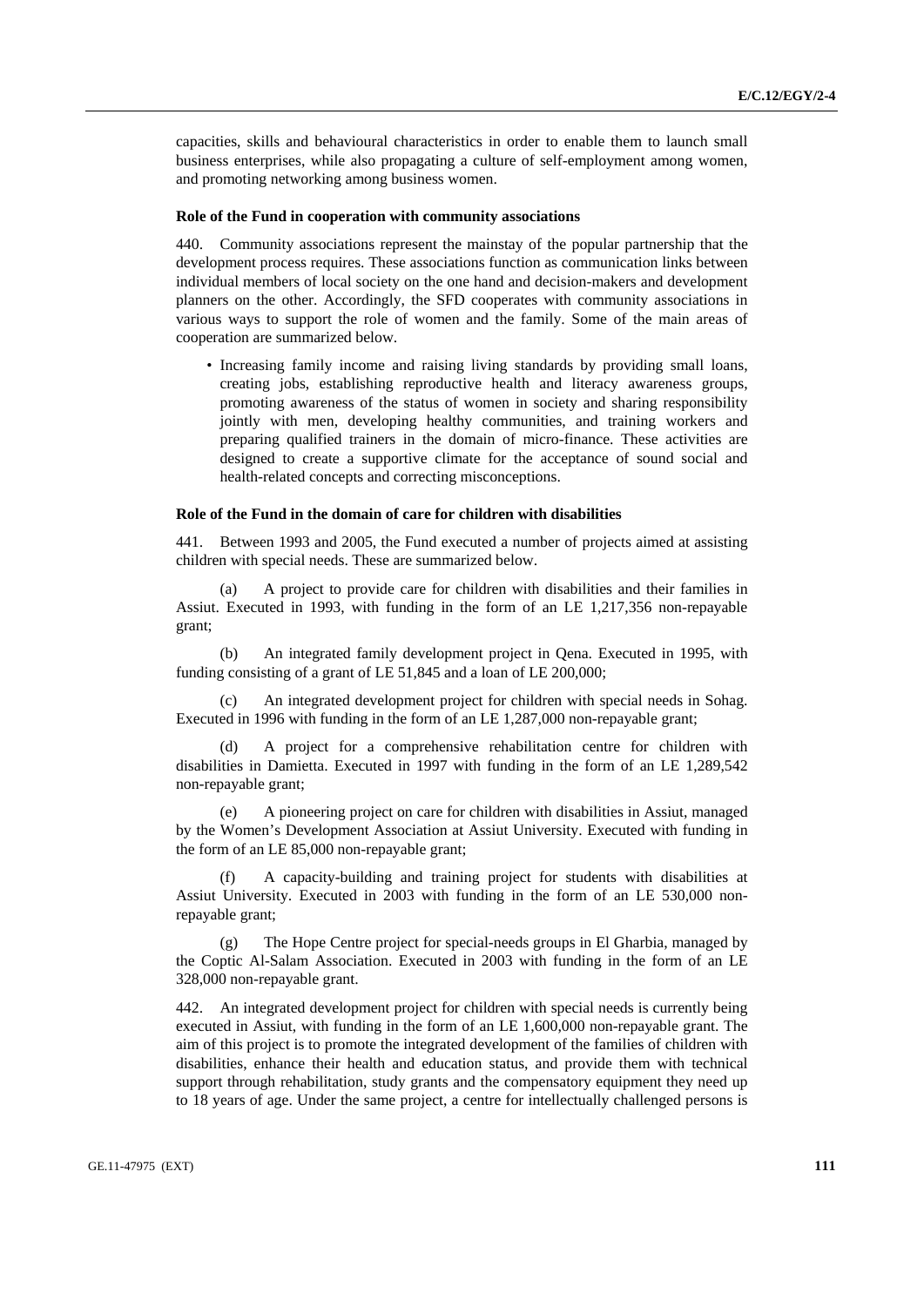capacities, skills and behavioural characteristics in order to enable them to launch small business enterprises, while also propagating a culture of self-employment among women, and promoting networking among business women.

#### Role of the Fund in cooperation with community associations

440. Community associations represent the mainstay of the popular partnership that the development process requires. These associations function as communication links between individual members of local society on the one hand and decision-makers and development planners on the other. Accordingly, the SFD cooperates with community associations in various ways to support the role of women and the family. Some of the main areas of cooperation are summarized below.

- Increasing family income and raising living standards by providing small loans, creating jobs, establishing reproductive health and literacy awareness groups, promoting awareness of the status of women in society and sharing responsibility jointly with men, developing healthy communities, and training workers and preparing qualified trainers in the domain of micro-finance. These activities are designed to create a supportive climate for the acceptance of sound social and health-related concepts and correcting misconceptions.

#### Role of the Fund in the domain of care for children with disabilities

441. Between 1993 and 2005, the Fund executed a number of projects aimed at assisting children with special needs. These are summarized below.

(a) A project to provide care for children with disabilities and their families in Assiut. Executed in 1993, with funding in the form of an LE 1,217,356 non-repayable grant;

(b) An integrated family development project in Qena. Executed in 1995, with funding consisting of a grant of LE 51,845 and a loan of LE 200,000;

(c) An integrated development project for children with special needs in Sohag. Executed in 1996 with funding in the form of an LE 1,287,000 non-repayable grant;

(d) A project for a comprehensive rehabilitation centre for children with disabilities in Damietta. Executed in 1997 with funding in the form of an LE 1,289,542 non-repayable grant;

(e) A pioneering project on care for children with disabilities in Assiut, managed by the Women's Development Association at Assiut University. Executed with funding in the form of an LE 85,000 non-repayable grant;

(f) A capacity-building and training project for students with disabilities at Assiut University. Executed in 2003 with funding in the form of an LE 530,000 non-repayable grant;

(g) The Hope Centre project for special-needs groups in El Gharbia, managed by the Coptic Al-Salam Association. Executed in 2003 with funding in the form of an LE 328,000 non-repayable grant.

442. An integrated development project for children with special needs is currently being executed in Assiut, with funding in the form of an LE 1,600,000 non-repayable grant. The aim of this project is to promote the integrated development of the families of children with disabilities, enhance their health and education status, and provide them with technical support through rehabilitation, study grants and the compensatory equipment they need up to 18 years of age. Under the same project, a centre for intellectually challenged persons is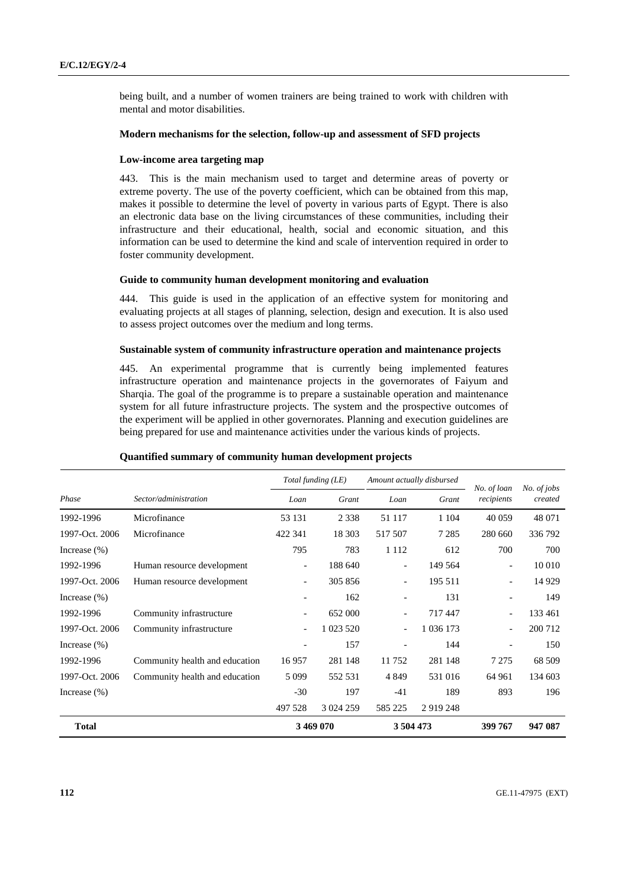being built, and a number of women trainers are being trained to work with children with mental and motor disabilities.

**Modern mechanisms for the selection, follow-up and assessment of SFD projects**

**Low-income area targeting map**

443. This is the main mechanism used to target and determine areas of poverty or extreme poverty. The use of the poverty coefficient, which can be obtained from this map, makes it possible to determine the level of poverty in various parts of Egypt. There is also an electronic data base on the living circumstances of these communities, including their infrastructure and their educational, health, social and economic situation, and this information can be used to determine the kind and scale of intervention required in order to foster community development.

**Guide to community human development monitoring and evaluation**

444. This guide is used in the application of an effective system for monitoring and evaluating projects at all stages of planning, selection, design and execution. It is also used to assess project outcomes over the medium and long terms.

**Sustainable system of community infrastructure operation and maintenance projects**

445. An experimental programme that is currently being implemented features infrastructure operation and maintenance projects in the governorates of Faiyum and Sharqia. The goal of the programme is to prepare a sustainable operation and maintenance system for all future infrastructure projects. The system and the prospective outcomes of the experiment will be applied in other governorates. Planning and execution guidelines are being prepared for use and maintenance activities under the various kinds of projects.

**Quantified summary of community human development projects**

| | | *Total funding (LE)* | | *Amount actually disbursed* | | | |
|---|---|---|---|---|---|---|---|
| *Phase* | *Sector/administration* | *Loan* | *Grant* | *Loan* | *Grant* | *No. of loan recipients* | *No. of jobs created* |
| 1992-1996 | Microfinance | 53 131 | 2 338 | 51 117 | 1 104 | 40 059 | 48 071 |
| 1997-Oct. 2006 | Microfinance | 422 341 | 18 303 | 517 507 | 7 285 | 280 660 | 336 792 |
| Increase (%) | | 795 | 783 | 1 112 | 612 | 700 | 700 |
| 1992-1996 | Human resource development | - | 188 640 | - | 149 564 | - | 10 010 |
| 1997-Oct. 2006 | Human resource development | - | 305 856 | - | 195 511 | - | 14 929 |
| Increase (%) | | - | 162 | - | 131 | - | 149 |
| 1992-1996 | Community infrastructure | - | 652 000 | - | 717 447 | - | 133 461 |
| 1997-Oct. 2006 | Community infrastructure | - | 1 023 520 | - | 1 036 173 | - | 200 712 |
| Increase (%) | | - | 157 | - | 144 | - | 150 |
| 1992-1996 | Community health and education | 16 957 | 281 148 | 11 752 | 281 148 | 7 275 | 68 509 |
| 1997-Oct. 2006 | Community health and education | 5 099 | 552 531 | 4 849 | 531 016 | 64 961 | 134 603 |
| Increase (%) | | -30 | 197 | -41 | 189 | 893 | 196 |
| | | 497 528 | 3 024 259 | 585 225 | 2 919 248 | | |
| **Total** | | **3 469 070** | | **3 504 473** | | **399 767** | **947 087** |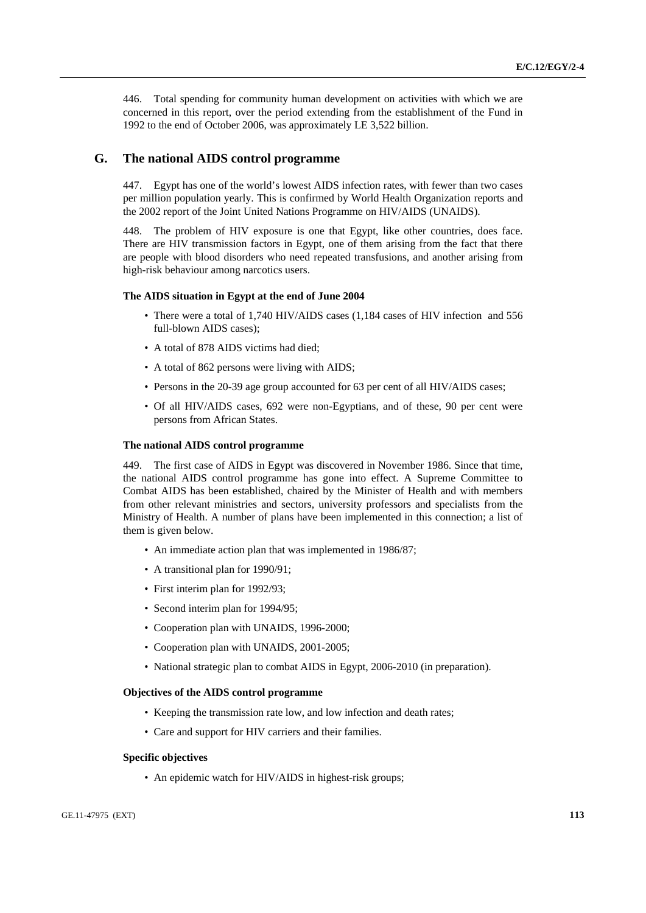446. Total spending for community human development on activities with which we are concerned in this report, over the period extending from the establishment of the Fund in 1992 to the end of October 2006, was approximately LE 3,522 billion.

## G. The national AIDS control programme

447. Egypt has one of the world's lowest AIDS infection rates, with fewer than two cases per million population yearly. This is confirmed by World Health Organization reports and the 2002 report of the Joint United Nations Programme on HIV/AIDS (UNAIDS).

448. The problem of HIV exposure is one that Egypt, like other countries, does face. There are HIV transmission factors in Egypt, one of them arising from the fact that there are people with blood disorders who need repeated transfusions, and another arising from high-risk behaviour among narcotics users.

#### The AIDS situation in Egypt at the end of June 2004

- There were a total of 1,740 HIV/AIDS cases (1,184 cases of HIV infection and 556 full-blown AIDS cases);
- A total of 878 AIDS victims had died;
- A total of 862 persons were living with AIDS;
- Persons in the 20-39 age group accounted for 63 per cent of all HIV/AIDS cases;
- Of all HIV/AIDS cases, 692 were non-Egyptians, and of these, 90 per cent were persons from African States.

#### The national AIDS control programme

449. The first case of AIDS in Egypt was discovered in November 1986. Since that time, the national AIDS control programme has gone into effect. A Supreme Committee to Combat AIDS has been established, chaired by the Minister of Health and with members from other relevant ministries and sectors, university professors and specialists from the Ministry of Health. A number of plans have been implemented in this connection; a list of them is given below.

- An immediate action plan that was implemented in 1986/87;
- A transitional plan for 1990/91;
- First interim plan for 1992/93;
- Second interim plan for 1994/95;
- Cooperation plan with UNAIDS, 1996-2000;
- Cooperation plan with UNAIDS, 2001-2005;
- National strategic plan to combat AIDS in Egypt, 2006-2010 (in preparation).

#### Objectives of the AIDS control programme

- Keeping the transmission rate low, and low infection and death rates;
- Care and support for HIV carriers and their families.

#### Specific objectives

- An epidemic watch for HIV/AIDS in highest-risk groups;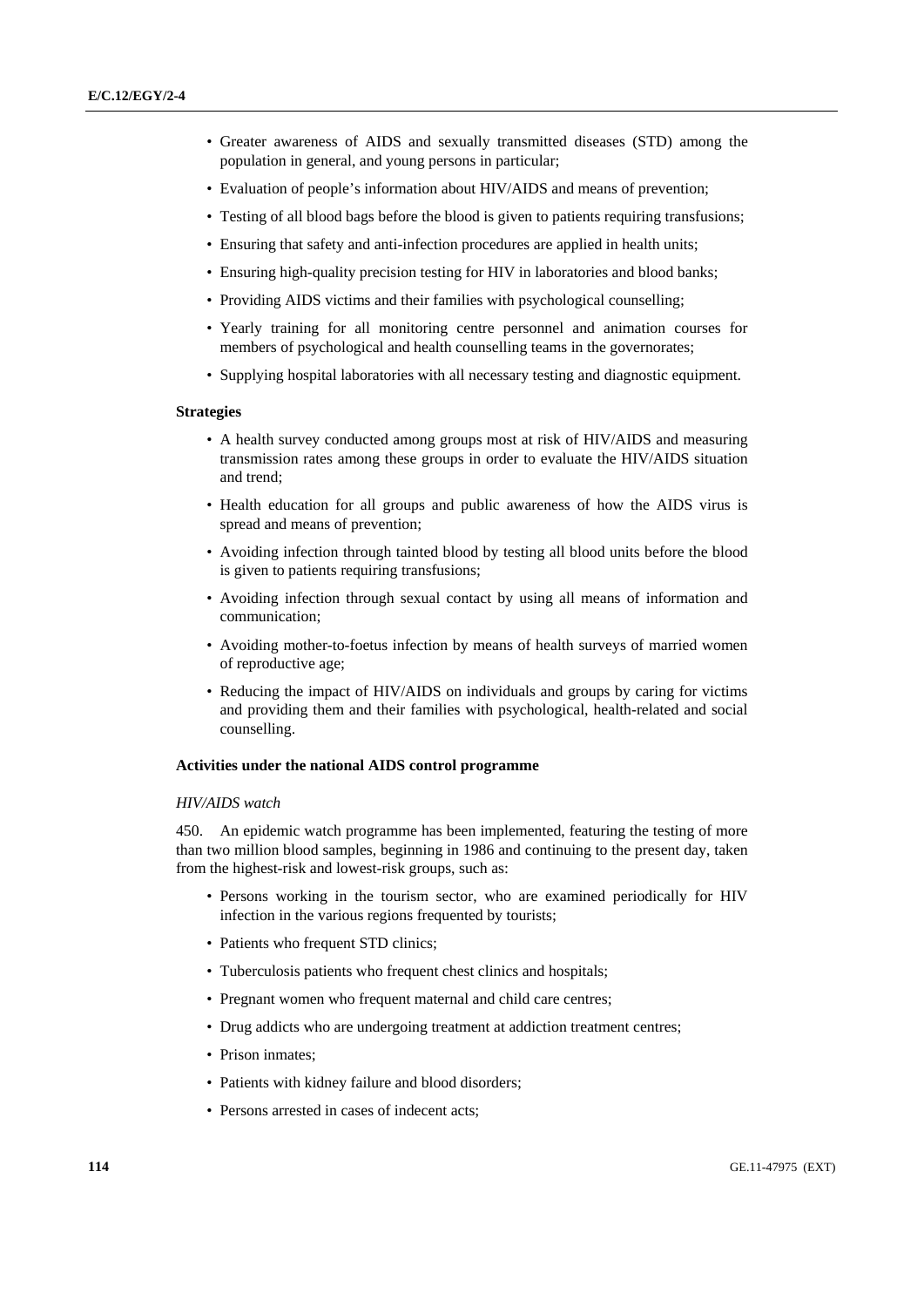- Greater awareness of AIDS and sexually transmitted diseases (STD) among the population in general, and young persons in particular;
- Evaluation of people's information about HIV/AIDS and means of prevention;
- Testing of all blood bags before the blood is given to patients requiring transfusions;
- Ensuring that safety and anti-infection procedures are applied in health units;
- Ensuring high-quality precision testing for HIV in laboratories and blood banks;
- Providing AIDS victims and their families with psychological counselling;
- Yearly training for all monitoring centre personnel and animation courses for members of psychological and health counselling teams in the governorates;
- Supplying hospital laboratories with all necessary testing and diagnostic equipment.

**Strategies**

- A health survey conducted among groups most at risk of HIV/AIDS and measuring transmission rates among these groups in order to evaluate the HIV/AIDS situation and trend;
- Health education for all groups and public awareness of how the AIDS virus is spread and means of prevention;
- Avoiding infection through tainted blood by testing all blood units before the blood is given to patients requiring transfusions;
- Avoiding infection through sexual contact by using all means of information and communication;
- Avoiding mother-to-foetus infection by means of health surveys of married women of reproductive age;
- Reducing the impact of HIV/AIDS on individuals and groups by caring for victims and providing them and their families with psychological, health-related and social counselling.

**Activities under the national AIDS control programme**

*HIV/AIDS watch*

450. An epidemic watch programme has been implemented, featuring the testing of more than two million blood samples, beginning in 1986 and continuing to the present day, taken from the highest-risk and lowest-risk groups, such as:

- Persons working in the tourism sector, who are examined periodically for HIV infection in the various regions frequented by tourists;
- Patients who frequent STD clinics;
- Tuberculosis patients who frequent chest clinics and hospitals;
- Pregnant women who frequent maternal and child care centres;
- Drug addicts who are undergoing treatment at addiction treatment centres;
- Prison inmates;
- Patients with kidney failure and blood disorders;
- Persons arrested in cases of indecent acts;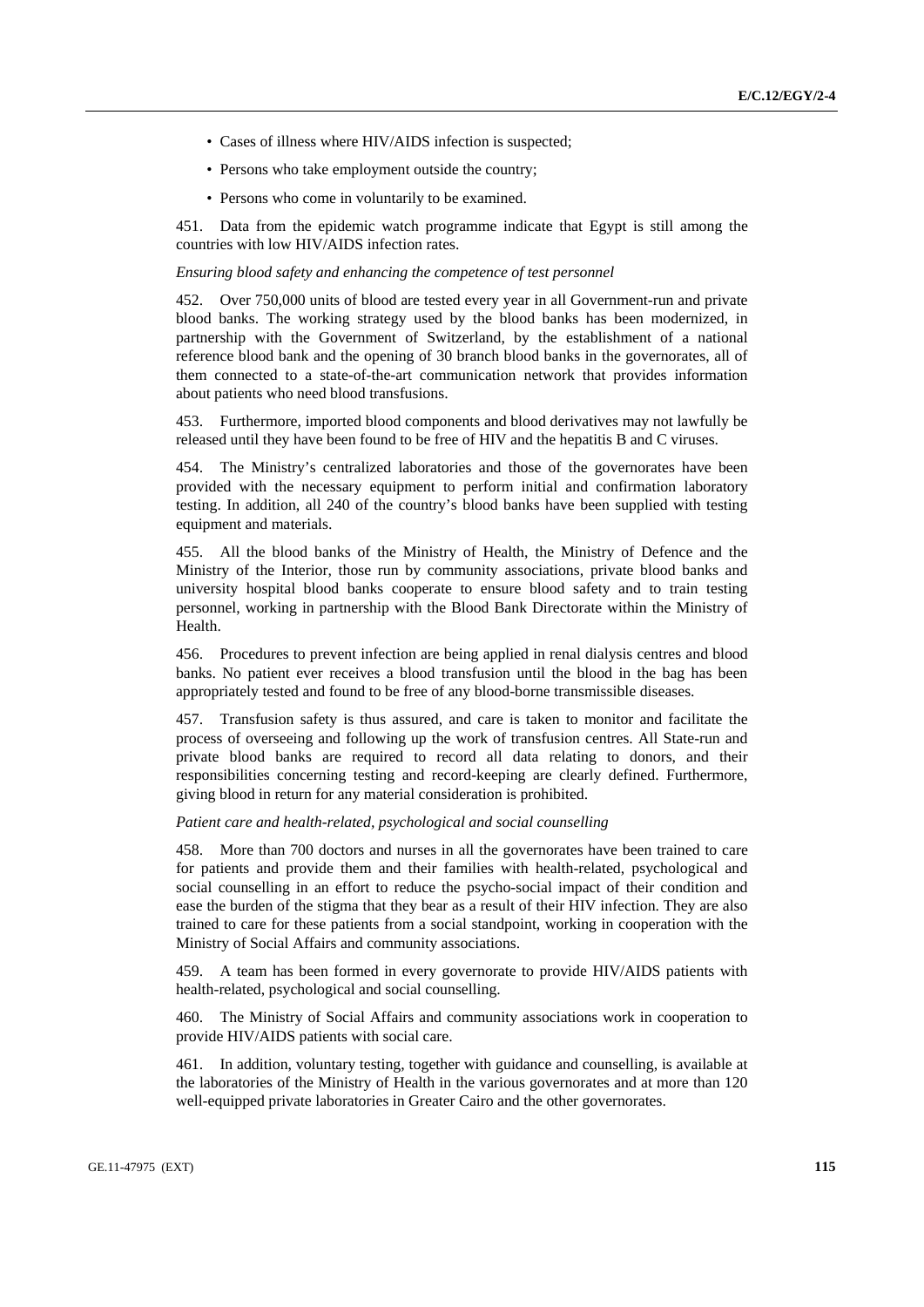- Cases of illness where HIV/AIDS infection is suspected;
- Persons who take employment outside the country;
- Persons who come in voluntarily to be examined.

451. Data from the epidemic watch programme indicate that Egypt is still among the countries with low HIV/AIDS infection rates.

*Ensuring blood safety and enhancing the competence of test personnel*

452. Over 750,000 units of blood are tested every year in all Government-run and private blood banks. The working strategy used by the blood banks has been modernized, in partnership with the Government of Switzerland, by the establishment of a national reference blood bank and the opening of 30 branch blood banks in the governorates, all of them connected to a state-of-the-art communication network that provides information about patients who need blood transfusions.

453. Furthermore, imported blood components and blood derivatives may not lawfully be released until they have been found to be free of HIV and the hepatitis B and C viruses.

454. The Ministry's centralized laboratories and those of the governorates have been provided with the necessary equipment to perform initial and confirmation laboratory testing. In addition, all 240 of the country's blood banks have been supplied with testing equipment and materials.

455. All the blood banks of the Ministry of Health, the Ministry of Defence and the Ministry of the Interior, those run by community associations, private blood banks and university hospital blood banks cooperate to ensure blood safety and to train testing personnel, working in partnership with the Blood Bank Directorate within the Ministry of Health.

456. Procedures to prevent infection are being applied in renal dialysis centres and blood banks. No patient ever receives a blood transfusion until the blood in the bag has been appropriately tested and found to be free of any blood-borne transmissible diseases.

457. Transfusion safety is thus assured, and care is taken to monitor and facilitate the process of overseeing and following up the work of transfusion centres. All State-run and private blood banks are required to record all data relating to donors, and their responsibilities concerning testing and record-keeping are clearly defined. Furthermore, giving blood in return for any material consideration is prohibited.

*Patient care and health-related, psychological and social counselling*

458. More than 700 doctors and nurses in all the governorates have been trained to care for patients and provide them and their families with health-related, psychological and social counselling in an effort to reduce the psycho-social impact of their condition and ease the burden of the stigma that they bear as a result of their HIV infection. They are also trained to care for these patients from a social standpoint, working in cooperation with the Ministry of Social Affairs and community associations.

459. A team has been formed in every governorate to provide HIV/AIDS patients with health-related, psychological and social counselling.

460. The Ministry of Social Affairs and community associations work in cooperation to provide HIV/AIDS patients with social care.

461. In addition, voluntary testing, together with guidance and counselling, is available at the laboratories of the Ministry of Health in the various governorates and at more than 120 well-equipped private laboratories in Greater Cairo and the other governorates.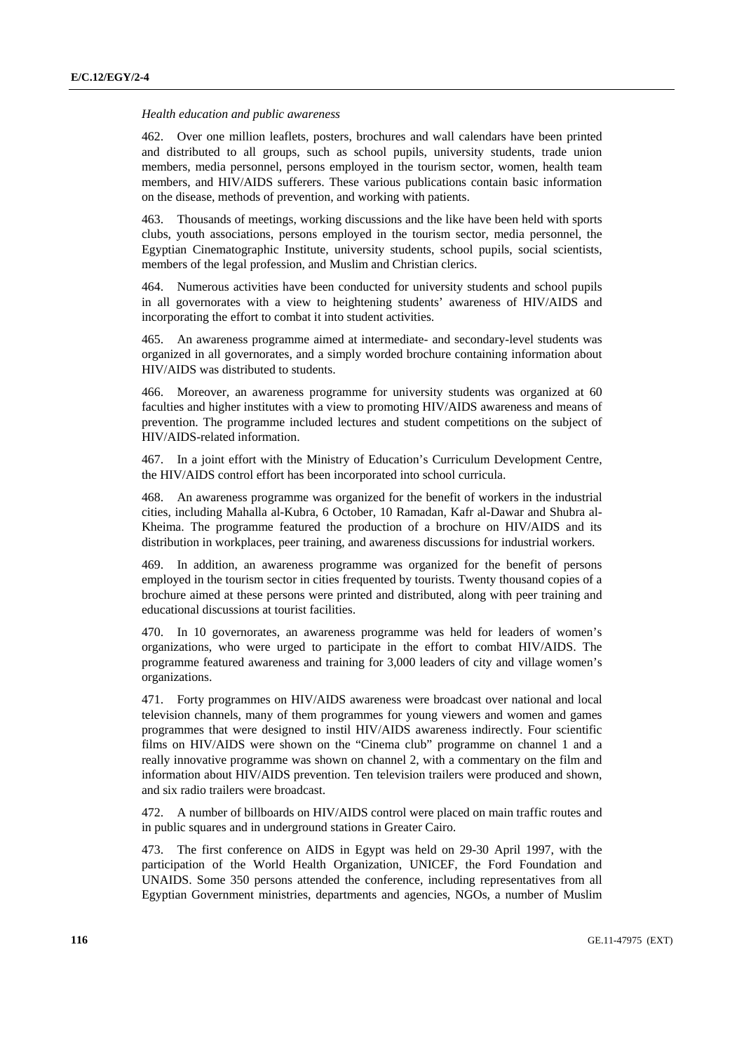*Health education and public awareness*

462. Over one million leaflets, posters, brochures and wall calendars have been printed and distributed to all groups, such as school pupils, university students, trade union members, media personnel, persons employed in the tourism sector, women, health team members, and HIV/AIDS sufferers. These various publications contain basic information on the disease, methods of prevention, and working with patients.

463. Thousands of meetings, working discussions and the like have been held with sports clubs, youth associations, persons employed in the tourism sector, media personnel, the Egyptian Cinematographic Institute, university students, school pupils, social scientists, members of the legal profession, and Muslim and Christian clerics.

464. Numerous activities have been conducted for university students and school pupils in all governorates with a view to heightening students' awareness of HIV/AIDS and incorporating the effort to combat it into student activities.

465. An awareness programme aimed at intermediate- and secondary-level students was organized in all governorates, and a simply worded brochure containing information about HIV/AIDS was distributed to students.

466. Moreover, an awareness programme for university students was organized at 60 faculties and higher institutes with a view to promoting HIV/AIDS awareness and means of prevention. The programme included lectures and student competitions on the subject of HIV/AIDS-related information.

467. In a joint effort with the Ministry of Education's Curriculum Development Centre, the HIV/AIDS control effort has been incorporated into school curricula.

468. An awareness programme was organized for the benefit of workers in the industrial cities, including Mahalla al-Kubra, 6 October, 10 Ramadan, Kafr al-Dawar and Shubra al-Kheima. The programme featured the production of a brochure on HIV/AIDS and its distribution in workplaces, peer training, and awareness discussions for industrial workers.

469. In addition, an awareness programme was organized for the benefit of persons employed in the tourism sector in cities frequented by tourists. Twenty thousand copies of a brochure aimed at these persons were printed and distributed, along with peer training and educational discussions at tourist facilities.

470. In 10 governorates, an awareness programme was held for leaders of women's organizations, who were urged to participate in the effort to combat HIV/AIDS. The programme featured awareness and training for 3,000 leaders of city and village women's organizations.

471. Forty programmes on HIV/AIDS awareness were broadcast over national and local television channels, many of them programmes for young viewers and women and games programmes that were designed to instil HIV/AIDS awareness indirectly. Four scientific films on HIV/AIDS were shown on the "Cinema club" programme on channel 1 and a really innovative programme was shown on channel 2, with a commentary on the film and information about HIV/AIDS prevention. Ten television trailers were produced and shown, and six radio trailers were broadcast.

472. A number of billboards on HIV/AIDS control were placed on main traffic routes and in public squares and in underground stations in Greater Cairo.

473. The first conference on AIDS in Egypt was held on 29-30 April 1997, with the participation of the World Health Organization, UNICEF, the Ford Foundation and UNAIDS. Some 350 persons attended the conference, including representatives from all Egyptian Government ministries, departments and agencies, NGOs, a number of Muslim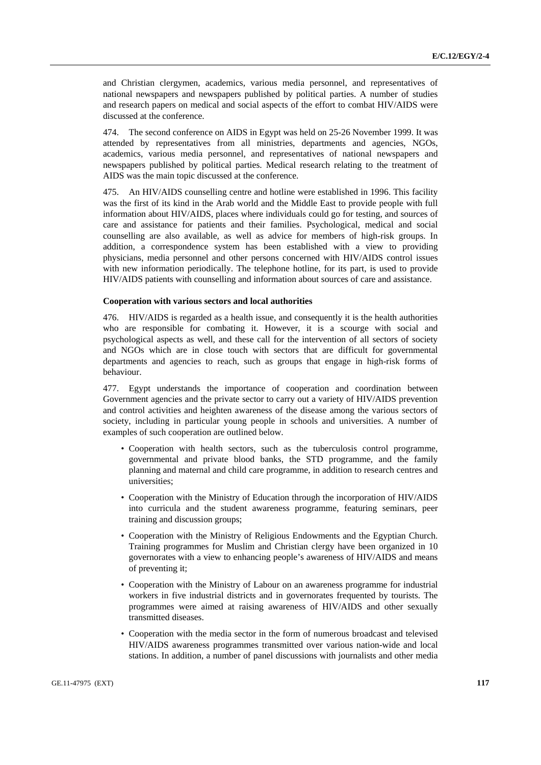and Christian clergymen, academics, various media personnel, and representatives of national newspapers and newspapers published by political parties. A number of studies and research papers on medical and social aspects of the effort to combat HIV/AIDS were discussed at the conference.

474. The second conference on AIDS in Egypt was held on 25-26 November 1999. It was attended by representatives from all ministries, departments and agencies, NGOs, academics, various media personnel, and representatives of national newspapers and newspapers published by political parties. Medical research relating to the treatment of AIDS was the main topic discussed at the conference.

475. An HIV/AIDS counselling centre and hotline were established in 1996. This facility was the first of its kind in the Arab world and the Middle East to provide people with full information about HIV/AIDS, places where individuals could go for testing, and sources of care and assistance for patients and their families. Psychological, medical and social counselling are also available, as well as advice for members of high-risk groups. In addition, a correspondence system has been established with a view to providing physicians, media personnel and other persons concerned with HIV/AIDS control issues with new information periodically. The telephone hotline, for its part, is used to provide HIV/AIDS patients with counselling and information about sources of care and assistance.

**Cooperation with various sectors and local authorities**

476. HIV/AIDS is regarded as a health issue, and consequently it is the health authorities who are responsible for combating it. However, it is a scourge with social and psychological aspects as well, and these call for the intervention of all sectors of society and NGOs which are in close touch with sectors that are difficult for governmental departments and agencies to reach, such as groups that engage in high-risk forms of behaviour.

477. Egypt understands the importance of cooperation and coordination between Government agencies and the private sector to carry out a variety of HIV/AIDS prevention and control activities and heighten awareness of the disease among the various sectors of society, including in particular young people in schools and universities. A number of examples of such cooperation are outlined below.

- Cooperation with health sectors, such as the tuberculosis control programme, governmental and private blood banks, the STD programme, and the family planning and maternal and child care programme, in addition to research centres and universities;
- Cooperation with the Ministry of Education through the incorporation of HIV/AIDS into curricula and the student awareness programme, featuring seminars, peer training and discussion groups;
- Cooperation with the Ministry of Religious Endowments and the Egyptian Church. Training programmes for Muslim and Christian clergy have been organized in 10 governorates with a view to enhancing people's awareness of HIV/AIDS and means of preventing it;
- Cooperation with the Ministry of Labour on an awareness programme for industrial workers in five industrial districts and in governorates frequented by tourists. The programmes were aimed at raising awareness of HIV/AIDS and other sexually transmitted diseases.
- Cooperation with the media sector in the form of numerous broadcast and televised HIV/AIDS awareness programmes transmitted over various nation-wide and local stations. In addition, a number of panel discussions with journalists and other media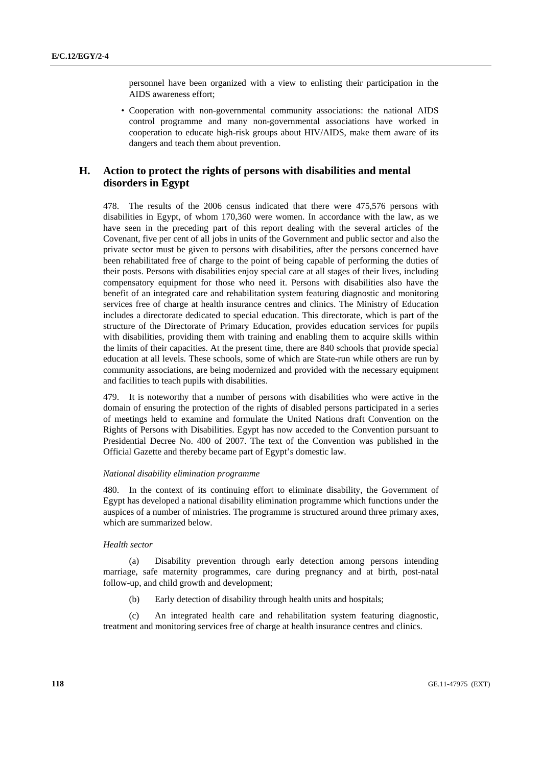personnel have been organized with a view to enlisting their participation in the AIDS awareness effort;

- Cooperation with non-governmental community associations: the national AIDS control programme and many non-governmental associations have worked in cooperation to educate high-risk groups about HIV/AIDS, make them aware of its dangers and teach them about prevention.

## H. Action to protect the rights of persons with disabilities and mental disorders in Egypt

478. The results of the 2006 census indicated that there were 475,576 persons with disabilities in Egypt, of whom 170,360 were women. In accordance with the law, as we have seen in the preceding part of this report dealing with the several articles of the Covenant, five per cent of all jobs in units of the Government and public sector and also the private sector must be given to persons with disabilities, after the persons concerned have been rehabilitated free of charge to the point of being capable of performing the duties of their posts. Persons with disabilities enjoy special care at all stages of their lives, including compensatory equipment for those who need it. Persons with disabilities also have the benefit of an integrated care and rehabilitation system featuring diagnostic and monitoring services free of charge at health insurance centres and clinics. The Ministry of Education includes a directorate dedicated to special education. This directorate, which is part of the structure of the Directorate of Primary Education, provides education services for pupils with disabilities, providing them with training and enabling them to acquire skills within the limits of their capacities. At the present time, there are 840 schools that provide special education at all levels. These schools, some of which are State-run while others are run by community associations, are being modernized and provided with the necessary equipment and facilities to teach pupils with disabilities.

479. It is noteworthy that a number of persons with disabilities who were active in the domain of ensuring the protection of the rights of disabled persons participated in a series of meetings held to examine and formulate the United Nations draft Convention on the Rights of Persons with Disabilities. Egypt has now acceded to the Convention pursuant to Presidential Decree No. 400 of 2007. The text of the Convention was published in the Official Gazette and thereby became part of Egypt's domestic law.

*National disability elimination programme*

480. In the context of its continuing effort to eliminate disability, the Government of Egypt has developed a national disability elimination programme which functions under the auspices of a number of ministries. The programme is structured around three primary axes, which are summarized below.

*Health sector*

(a) Disability prevention through early detection among persons intending marriage, safe maternity programmes, care during pregnancy and at birth, post-natal follow-up, and child growth and development;

(b) Early detection of disability through health units and hospitals;

(c) An integrated health care and rehabilitation system featuring diagnostic, treatment and monitoring services free of charge at health insurance centres and clinics.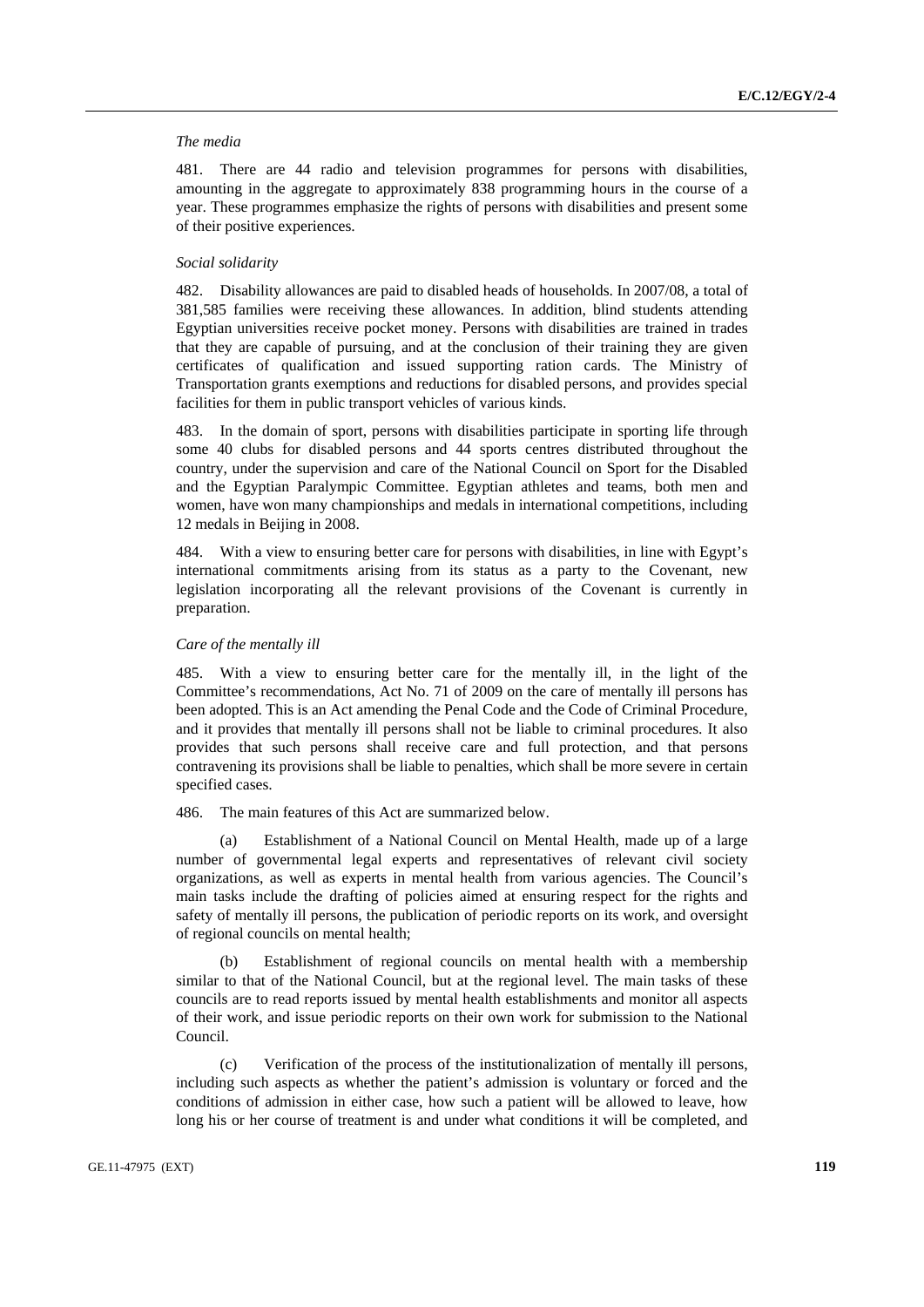*The media*

481. There are 44 radio and television programmes for persons with disabilities, amounting in the aggregate to approximately 838 programming hours in the course of a year. These programmes emphasize the rights of persons with disabilities and present some of their positive experiences.

*Social solidarity*

482. Disability allowances are paid to disabled heads of households. In 2007/08, a total of 381,585 families were receiving these allowances. In addition, blind students attending Egyptian universities receive pocket money. Persons with disabilities are trained in trades that they are capable of pursuing, and at the conclusion of their training they are given certificates of qualification and issued supporting ration cards. The Ministry of Transportation grants exemptions and reductions for disabled persons, and provides special facilities for them in public transport vehicles of various kinds.

483. In the domain of sport, persons with disabilities participate in sporting life through some 40 clubs for disabled persons and 44 sports centres distributed throughout the country, under the supervision and care of the National Council on Sport for the Disabled and the Egyptian Paralympic Committee. Egyptian athletes and teams, both men and women, have won many championships and medals in international competitions, including 12 medals in Beijing in 2008.

484. With a view to ensuring better care for persons with disabilities, in line with Egypt's international commitments arising from its status as a party to the Covenant, new legislation incorporating all the relevant provisions of the Covenant is currently in preparation.

*Care of the mentally ill*

485. With a view to ensuring better care for the mentally ill, in the light of the Committee's recommendations, Act No. 71 of 2009 on the care of mentally ill persons has been adopted. This is an Act amending the Penal Code and the Code of Criminal Procedure, and it provides that mentally ill persons shall not be liable to criminal procedures. It also provides that such persons shall receive care and full protection, and that persons contravening its provisions shall be liable to penalties, which shall be more severe in certain specified cases.

486. The main features of this Act are summarized below.

(a) Establishment of a National Council on Mental Health, made up of a large number of governmental legal experts and representatives of relevant civil society organizations, as well as experts in mental health from various agencies. The Council's main tasks include the drafting of policies aimed at ensuring respect for the rights and safety of mentally ill persons, the publication of periodic reports on its work, and oversight of regional councils on mental health;

(b) Establishment of regional councils on mental health with a membership similar to that of the National Council, but at the regional level. The main tasks of these councils are to read reports issued by mental health establishments and monitor all aspects of their work, and issue periodic reports on their own work for submission to the National Council.

(c) Verification of the process of the institutionalization of mentally ill persons, including such aspects as whether the patient's admission is voluntary or forced and the conditions of admission in either case, how such a patient will be allowed to leave, how long his or her course of treatment is and under what conditions it will be completed, and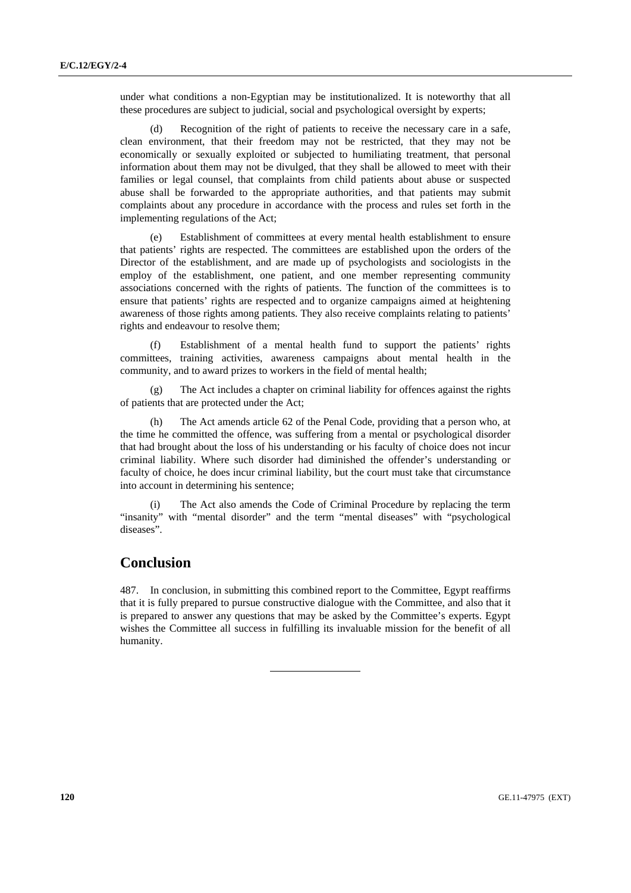under what conditions a non-Egyptian may be institutionalized. It is noteworthy that all these procedures are subject to judicial, social and psychological oversight by experts;

(d) Recognition of the right of patients to receive the necessary care in a safe, clean environment, that their freedom may not be restricted, that they may not be economically or sexually exploited or subjected to humiliating treatment, that personal information about them may not be divulged, that they shall be allowed to meet with their families or legal counsel, that complaints from child patients about abuse or suspected abuse shall be forwarded to the appropriate authorities, and that patients may submit complaints about any procedure in accordance with the process and rules set forth in the implementing regulations of the Act;

(e) Establishment of committees at every mental health establishment to ensure that patients' rights are respected. The committees are established upon the orders of the Director of the establishment, and are made up of psychologists and sociologists in the employ of the establishment, one patient, and one member representing community associations concerned with the rights of patients. The function of the committees is to ensure that patients' rights are respected and to organize campaigns aimed at heightening awareness of those rights among patients. They also receive complaints relating to patients' rights and endeavour to resolve them;

(f) Establishment of a mental health fund to support the patients' rights committees, training activities, awareness campaigns about mental health in the community, and to award prizes to workers in the field of mental health;

(g) The Act includes a chapter on criminal liability for offences against the rights of patients that are protected under the Act;

(h) The Act amends article 62 of the Penal Code, providing that a person who, at the time he committed the offence, was suffering from a mental or psychological disorder that had brought about the loss of his understanding or his faculty of choice does not incur criminal liability. Where such disorder had diminished the offender's understanding or faculty of choice, he does incur criminal liability, but the court must take that circumstance into account in determining his sentence;

(i) The Act also amends the Code of Criminal Procedure by replacing the term "insanity" with "mental disorder" and the term "mental diseases" with "psychological diseases".

## Conclusion

487. In conclusion, in submitting this combined report to the Committee, Egypt reaffirms that it is fully prepared to pursue constructive dialogue with the Committee, and also that it is prepared to answer any questions that may be asked by the Committee's experts. Egypt wishes the Committee all success in fulfilling its invaluable mission for the benefit of all humanity.